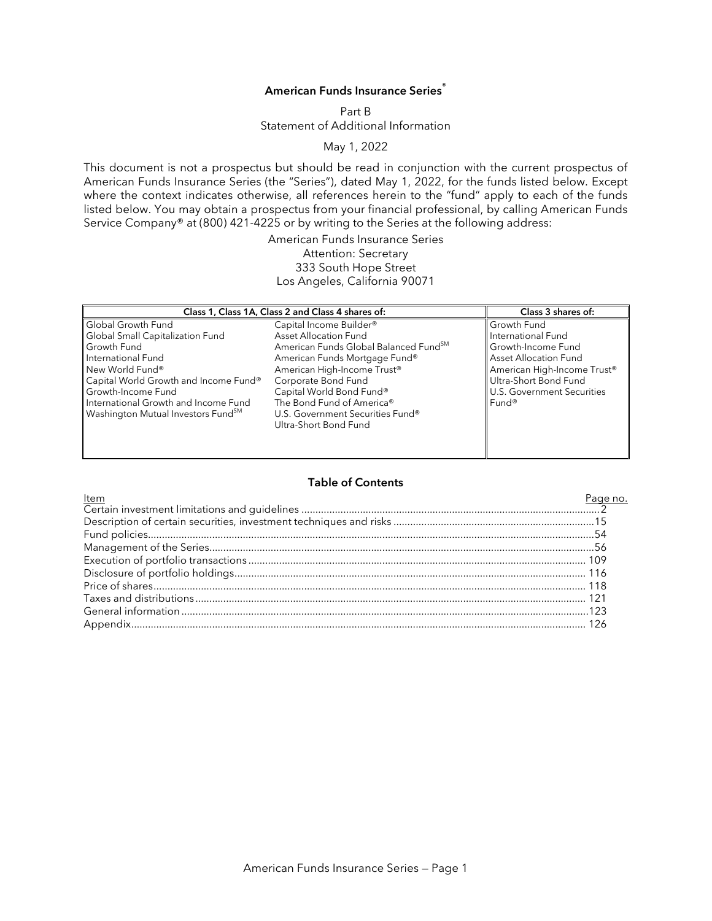# American Funds Insurance Series®

Part B
Statement of Additional Information

May 1, 2022

This document is not a prospectus but should be read in conjunction with the current prospectus of American Funds Insurance Series (the "Series"), dated May 1, 2022, for the funds listed below. Except where the context indicates otherwise, all references herein to the "fund" apply to each of the funds listed below. You may obtain a prospectus from your financial professional, by calling American Funds Service Company® at (800) 421-4225 or by writing to the Series at the following address:

American Funds Insurance Series
Attention: Secretary
333 South Hope Street
Los Angeles, California 90071

| Class 1, Class 1A, Class 2 and Class 4 shares of: | | Class 3 shares of: |
|---|---|---|
| Global Growth Fund | Capital Income Builder® | Growth Fund |
| Global Small Capitalization Fund | Asset Allocation Fund | International Fund |
| Growth Fund | American Funds Global Balanced Fund℠ | Growth-Income Fund |
| International Fund | American Funds Mortgage Fund® | Asset Allocation Fund |
| New World Fund® | American High-Income Trust® | American High-Income Trust® |
| Capital World Growth and Income Fund® | Corporate Bond Fund | Ultra-Short Bond Fund |
| Growth-Income Fund | Capital World Bond Fund® | U.S. Government Securities Fund® |
| International Growth and Income Fund | The Bond Fund of America® | |
| Washington Mutual Investors Fund℠ | U.S. Government Securities Fund® | |
| | Ultra-Short Bond Fund | |

## Table of Contents

| Item | Page no. |
|---|---|
| Certain investment limitations and guidelines | 2 |
| Description of certain securities, investment techniques and risks | 15 |
| Fund policies | 54 |
| Management of the Series | 56 |
| Execution of portfolio transactions | 109 |
| Disclosure of portfolio holdings | 116 |
| Price of shares | 118 |
| Taxes and distributions | 121 |
| General information | 123 |
| Appendix | 126 |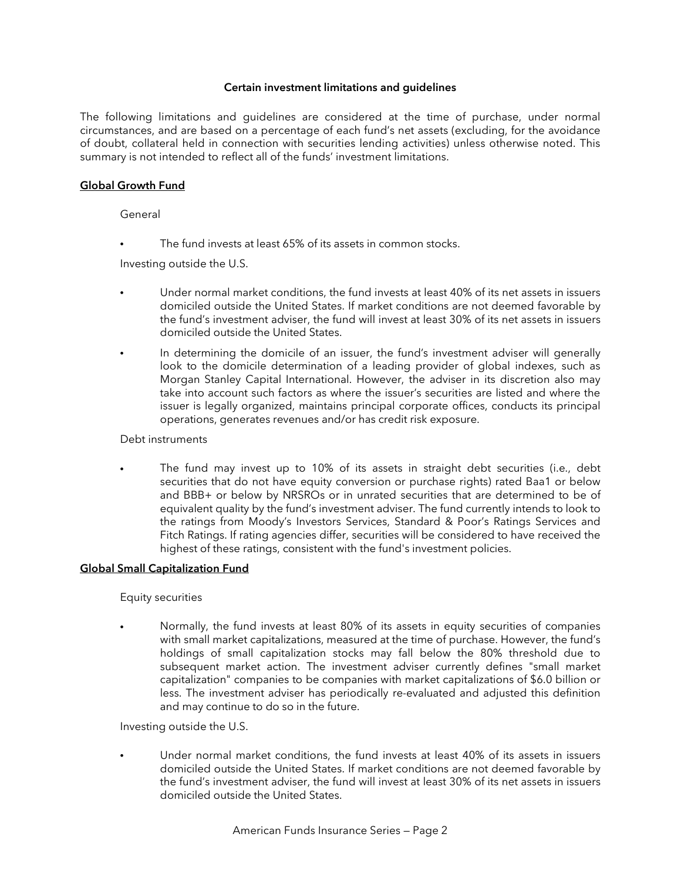### Certain investment limitations and guidelines

The following limitations and guidelines are considered at the time of purchase, under normal circumstances, and are based on a percentage of each fund's net assets (excluding, for the avoidance of doubt, collateral held in connection with securities lending activities) unless otherwise noted. This summary is not intended to reflect all of the funds' investment limitations.

#### Global Growth Fund

General

- The fund invests at least 65% of its assets in common stocks.

Investing outside the U.S.

- Under normal market conditions, the fund invests at least 40% of its net assets in issuers domiciled outside the United States. If market conditions are not deemed favorable by the fund's investment adviser, the fund will invest at least 30% of its net assets in issuers domiciled outside the United States.
- In determining the domicile of an issuer, the fund's investment adviser will generally look to the domicile determination of a leading provider of global indexes, such as Morgan Stanley Capital International. However, the adviser in its discretion also may take into account such factors as where the issuer's securities are listed and where the issuer is legally organized, maintains principal corporate offices, conducts its principal operations, generates revenues and/or has credit risk exposure.

Debt instruments

- The fund may invest up to 10% of its assets in straight debt securities (i.e., debt securities that do not have equity conversion or purchase rights) rated Baa1 or below and BBB+ or below by NRSROs or in unrated securities that are determined to be of equivalent quality by the fund's investment adviser. The fund currently intends to look to the ratings from Moody's Investors Services, Standard & Poor's Ratings Services and Fitch Ratings. If rating agencies differ, securities will be considered to have received the highest of these ratings, consistent with the fund's investment policies.

#### Global Small Capitalization Fund

Equity securities

- Normally, the fund invests at least 80% of its assets in equity securities of companies with small market capitalizations, measured at the time of purchase. However, the fund's holdings of small capitalization stocks may fall below the 80% threshold due to subsequent market action. The investment adviser currently defines "small market capitalization" companies to be companies with market capitalizations of $6.0 billion or less. The investment adviser has periodically re-evaluated and adjusted this definition and may continue to do so in the future.

Investing outside the U.S.

- Under normal market conditions, the fund invests at least 40% of its assets in issuers domiciled outside the United States. If market conditions are not deemed favorable by the fund's investment adviser, the fund will invest at least 30% of its net assets in issuers domiciled outside the United States.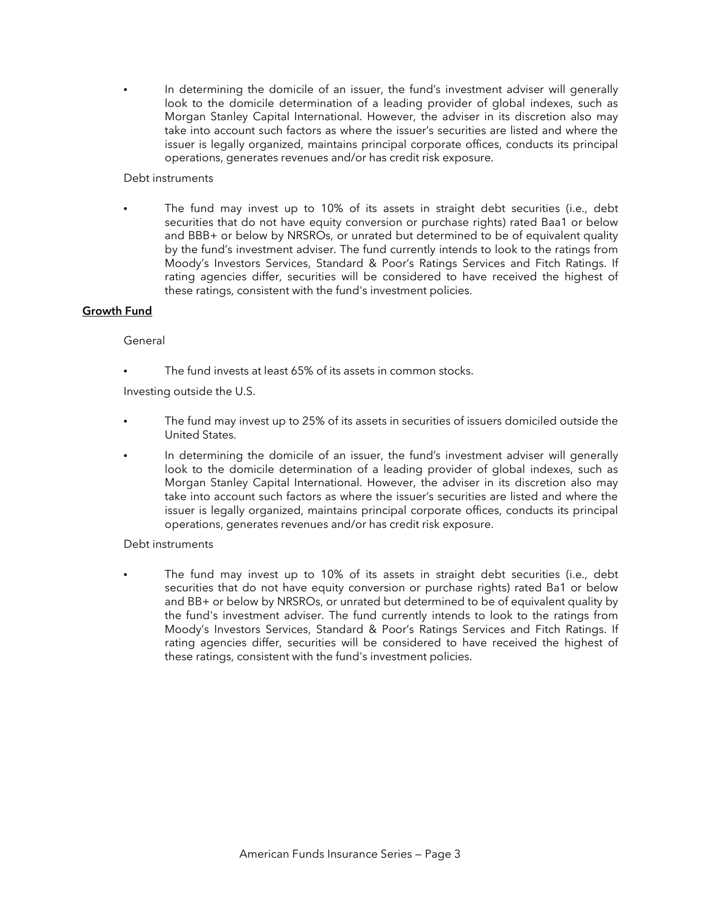- In determining the domicile of an issuer, the fund's investment adviser will generally look to the domicile determination of a leading provider of global indexes, such as Morgan Stanley Capital International. However, the adviser in its discretion also may take into account such factors as where the issuer's securities are listed and where the issuer is legally organized, maintains principal corporate offices, conducts its principal operations, generates revenues and/or has credit risk exposure.

Debt instruments

- The fund may invest up to 10% of its assets in straight debt securities (i.e., debt securities that do not have equity conversion or purchase rights) rated Baa1 or below and BBB+ or below by NRSROs, or unrated but determined to be of equivalent quality by the fund's investment adviser. The fund currently intends to look to the ratings from Moody's Investors Services, Standard & Poor's Ratings Services and Fitch Ratings. If rating agencies differ, securities will be considered to have received the highest of these ratings, consistent with the fund's investment policies.

**Growth Fund**

General

- The fund invests at least 65% of its assets in common stocks.

Investing outside the U.S.

- The fund may invest up to 25% of its assets in securities of issuers domiciled outside the United States.
- In determining the domicile of an issuer, the fund's investment adviser will generally look to the domicile determination of a leading provider of global indexes, such as Morgan Stanley Capital International. However, the adviser in its discretion also may take into account such factors as where the issuer's securities are listed and where the issuer is legally organized, maintains principal corporate offices, conducts its principal operations, generates revenues and/or has credit risk exposure.

Debt instruments

- The fund may invest up to 10% of its assets in straight debt securities (i.e., debt securities that do not have equity conversion or purchase rights) rated Ba1 or below and BB+ or below by NRSROs, or unrated but determined to be of equivalent quality by the fund's investment adviser. The fund currently intends to look to the ratings from Moody's Investors Services, Standard & Poor's Ratings Services and Fitch Ratings. If rating agencies differ, securities will be considered to have received the highest of these ratings, consistent with the fund's investment policies.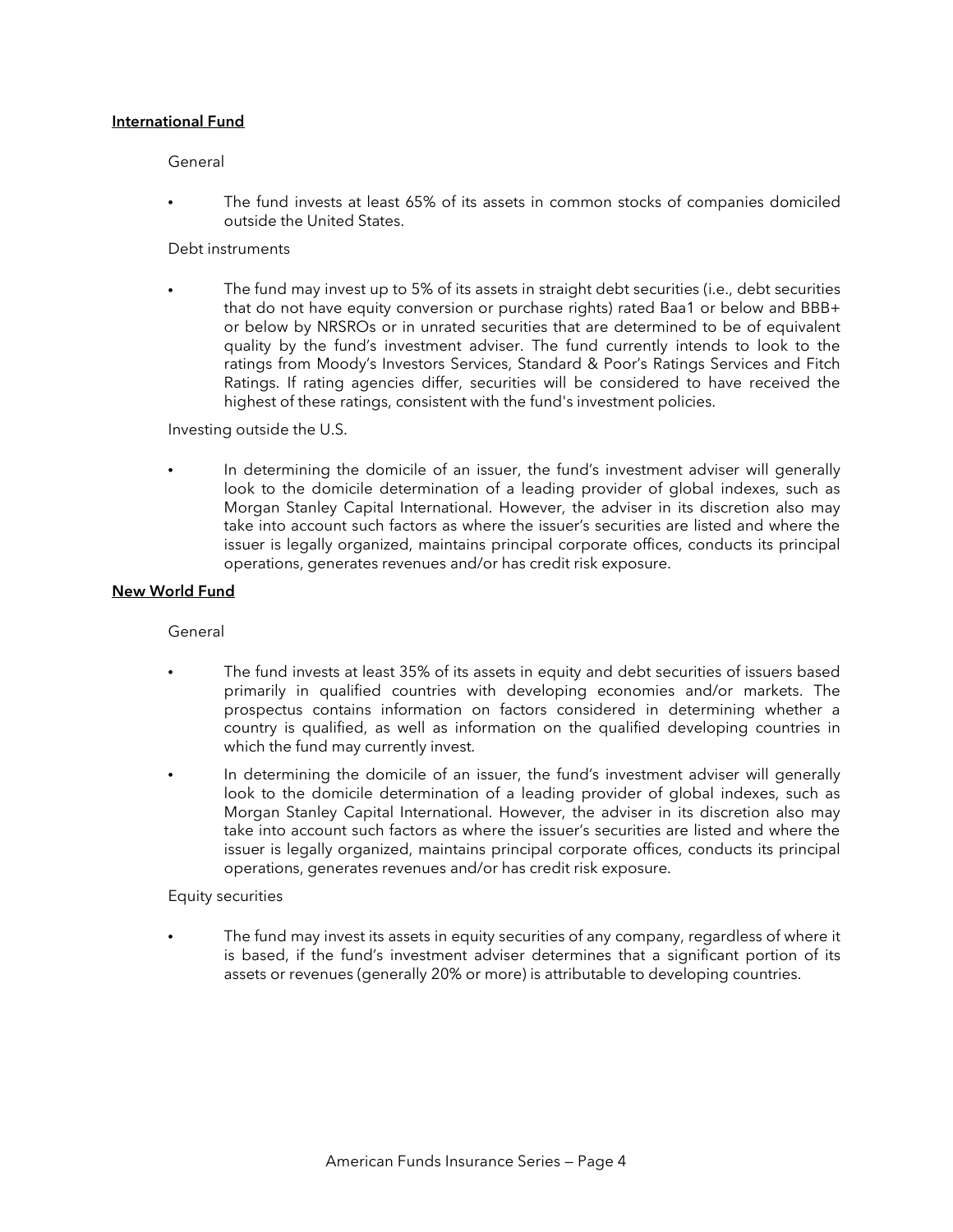**International Fund**

General

- The fund invests at least 65% of its assets in common stocks of companies domiciled outside the United States.

Debt instruments

- The fund may invest up to 5% of its assets in straight debt securities (i.e., debt securities that do not have equity conversion or purchase rights) rated Baa1 or below and BBB+ or below by NRSROs or in unrated securities that are determined to be of equivalent quality by the fund's investment adviser. The fund currently intends to look to the ratings from Moody's Investors Services, Standard & Poor's Ratings Services and Fitch Ratings. If rating agencies differ, securities will be considered to have received the highest of these ratings, consistent with the fund's investment policies.

Investing outside the U.S.

- In determining the domicile of an issuer, the fund's investment adviser will generally look to the domicile determination of a leading provider of global indexes, such as Morgan Stanley Capital International. However, the adviser in its discretion also may take into account such factors as where the issuer's securities are listed and where the issuer is legally organized, maintains principal corporate offices, conducts its principal operations, generates revenues and/or has credit risk exposure.

**New World Fund**

General

- The fund invests at least 35% of its assets in equity and debt securities of issuers based primarily in qualified countries with developing economies and/or markets. The prospectus contains information on factors considered in determining whether a country is qualified, as well as information on the qualified developing countries in which the fund may currently invest.
- In determining the domicile of an issuer, the fund's investment adviser will generally look to the domicile determination of a leading provider of global indexes, such as Morgan Stanley Capital International. However, the adviser in its discretion also may take into account such factors as where the issuer's securities are listed and where the issuer is legally organized, maintains principal corporate offices, conducts its principal operations, generates revenues and/or has credit risk exposure.

Equity securities

- The fund may invest its assets in equity securities of any company, regardless of where it is based, if the fund's investment adviser determines that a significant portion of its assets or revenues (generally 20% or more) is attributable to developing countries.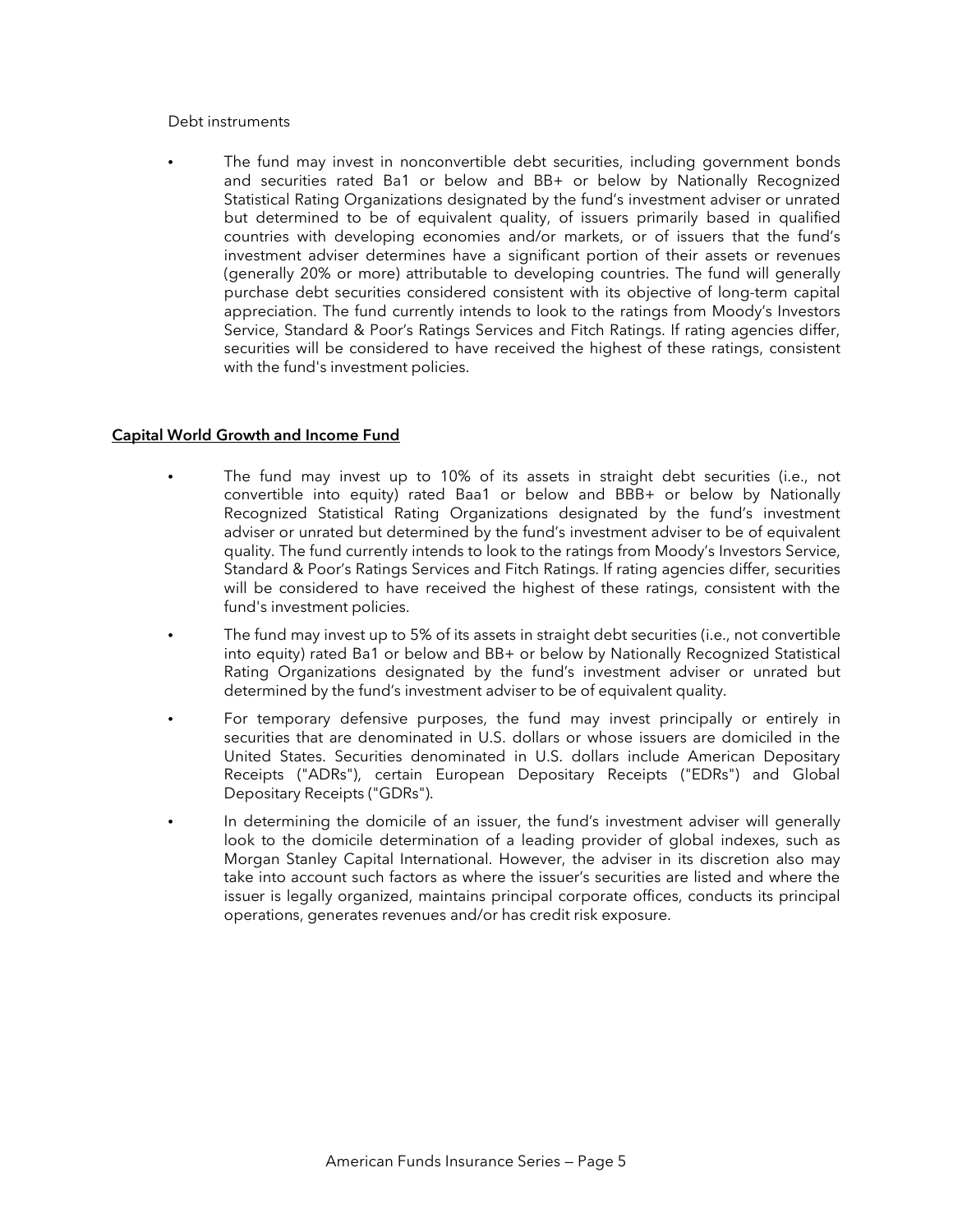Debt instruments

- The fund may invest in nonconvertible debt securities, including government bonds and securities rated Ba1 or below and BB+ or below by Nationally Recognized Statistical Rating Organizations designated by the fund's investment adviser or unrated but determined to be of equivalent quality, of issuers primarily based in qualified countries with developing economies and/or markets, or of issuers that the fund's investment adviser determines have a significant portion of their assets or revenues (generally 20% or more) attributable to developing countries. The fund will generally purchase debt securities considered consistent with its objective of long-term capital appreciation. The fund currently intends to look to the ratings from Moody's Investors Service, Standard & Poor's Ratings Services and Fitch Ratings. If rating agencies differ, securities will be considered to have received the highest of these ratings, consistent with the fund's investment policies.

**Capital World Growth and Income Fund**

- The fund may invest up to 10% of its assets in straight debt securities (i.e., not convertible into equity) rated Baa1 or below and BBB+ or below by Nationally Recognized Statistical Rating Organizations designated by the fund's investment adviser or unrated but determined by the fund's investment adviser to be of equivalent quality. The fund currently intends to look to the ratings from Moody's Investors Service, Standard & Poor's Ratings Services and Fitch Ratings. If rating agencies differ, securities will be considered to have received the highest of these ratings, consistent with the fund's investment policies.
- The fund may invest up to 5% of its assets in straight debt securities (i.e., not convertible into equity) rated Ba1 or below and BB+ or below by Nationally Recognized Statistical Rating Organizations designated by the fund's investment adviser or unrated but determined by the fund's investment adviser to be of equivalent quality.
- For temporary defensive purposes, the fund may invest principally or entirely in securities that are denominated in U.S. dollars or whose issuers are domiciled in the United States. Securities denominated in U.S. dollars include American Depositary Receipts ("ADRs"), certain European Depositary Receipts ("EDRs") and Global Depositary Receipts ("GDRs").
- In determining the domicile of an issuer, the fund's investment adviser will generally look to the domicile determination of a leading provider of global indexes, such as Morgan Stanley Capital International. However, the adviser in its discretion also may take into account such factors as where the issuer's securities are listed and where the issuer is legally organized, maintains principal corporate offices, conducts its principal operations, generates revenues and/or has credit risk exposure.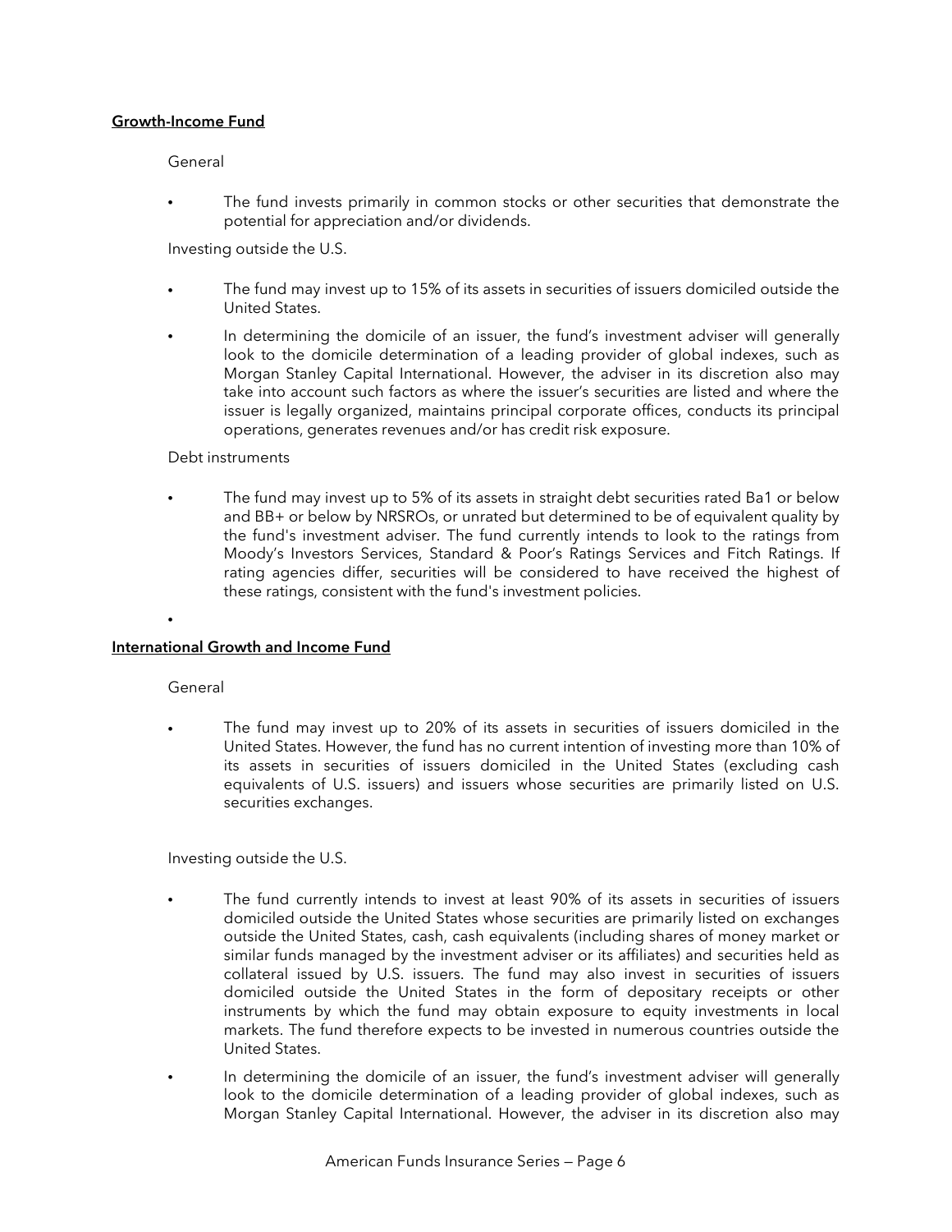**Growth-Income Fund**

General

- The fund invests primarily in common stocks or other securities that demonstrate the potential for appreciation and/or dividends.

Investing outside the U.S.

- The fund may invest up to 15% of its assets in securities of issuers domiciled outside the United States.
- In determining the domicile of an issuer, the fund's investment adviser will generally look to the domicile determination of a leading provider of global indexes, such as Morgan Stanley Capital International. However, the adviser in its discretion also may take into account such factors as where the issuer's securities are listed and where the issuer is legally organized, maintains principal corporate offices, conducts its principal operations, generates revenues and/or has credit risk exposure.

Debt instruments

- The fund may invest up to 5% of its assets in straight debt securities rated Ba1 or below and BB+ or below by NRSROs, or unrated but determined to be of equivalent quality by the fund's investment adviser. The fund currently intends to look to the ratings from Moody's Investors Services, Standard & Poor's Ratings Services and Fitch Ratings. If rating agencies differ, securities will be considered to have received the highest of these ratings, consistent with the fund's investment policies.
- 

**International Growth and Income Fund**

General

- The fund may invest up to 20% of its assets in securities of issuers domiciled in the United States. However, the fund has no current intention of investing more than 10% of its assets in securities of issuers domiciled in the United States (excluding cash equivalents of U.S. issuers) and issuers whose securities are primarily listed on U.S. securities exchanges.

Investing outside the U.S.

- The fund currently intends to invest at least 90% of its assets in securities of issuers domiciled outside the United States whose securities are primarily listed on exchanges outside the United States, cash, cash equivalents (including shares of money market or similar funds managed by the investment adviser or its affiliates) and securities held as collateral issued by U.S. issuers. The fund may also invest in securities of issuers domiciled outside the United States in the form of depositary receipts or other instruments by which the fund may obtain exposure to equity investments in local markets. The fund therefore expects to be invested in numerous countries outside the United States.
- In determining the domicile of an issuer, the fund's investment adviser will generally look to the domicile determination of a leading provider of global indexes, such as Morgan Stanley Capital International. However, the adviser in its discretion also may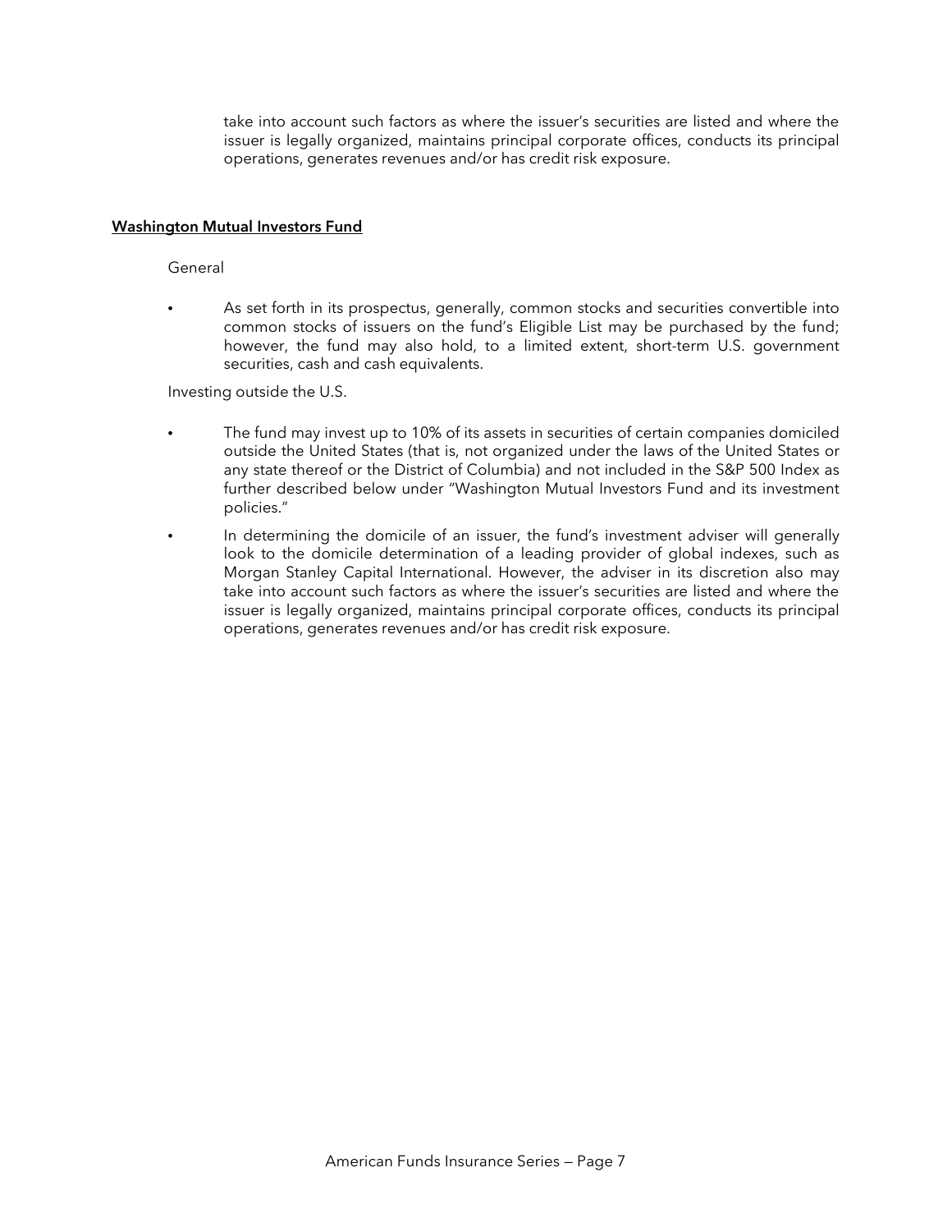take into account such factors as where the issuer's securities are listed and where the issuer is legally organized, maintains principal corporate offices, conducts its principal operations, generates revenues and/or has credit risk exposure.

**Washington Mutual Investors Fund**

General

- As set forth in its prospectus, generally, common stocks and securities convertible into common stocks of issuers on the fund's Eligible List may be purchased by the fund; however, the fund may also hold, to a limited extent, short-term U.S. government securities, cash and cash equivalents.

Investing outside the U.S.

- The fund may invest up to 10% of its assets in securities of certain companies domiciled outside the United States (that is, not organized under the laws of the United States or any state thereof or the District of Columbia) and not included in the S&P 500 Index as further described below under "Washington Mutual Investors Fund and its investment policies."
- In determining the domicile of an issuer, the fund's investment adviser will generally look to the domicile determination of a leading provider of global indexes, such as Morgan Stanley Capital International. However, the adviser in its discretion also may take into account such factors as where the issuer's securities are listed and where the issuer is legally organized, maintains principal corporate offices, conducts its principal operations, generates revenues and/or has credit risk exposure.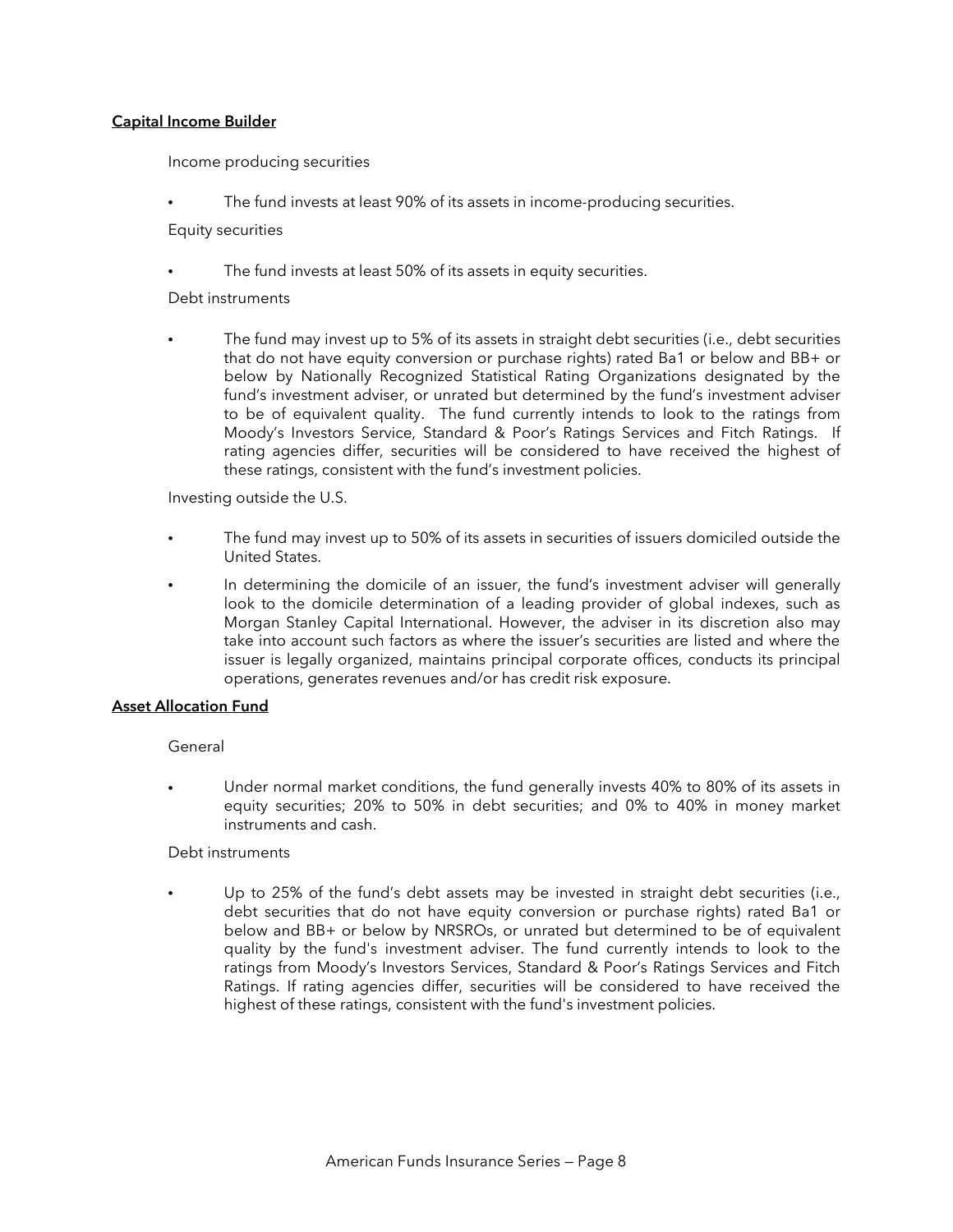**Capital Income Builder**

Income producing securities

- The fund invests at least 90% of its assets in income-producing securities.

Equity securities

- The fund invests at least 50% of its assets in equity securities.

Debt instruments

- The fund may invest up to 5% of its assets in straight debt securities (i.e., debt securities that do not have equity conversion or purchase rights) rated Ba1 or below and BB+ or below by Nationally Recognized Statistical Rating Organizations designated by the fund's investment adviser, or unrated but determined by the fund's investment adviser to be of equivalent quality. The fund currently intends to look to the ratings from Moody's Investors Service, Standard & Poor's Ratings Services and Fitch Ratings. If rating agencies differ, securities will be considered to have received the highest of these ratings, consistent with the fund's investment policies.

Investing outside the U.S.

- The fund may invest up to 50% of its assets in securities of issuers domiciled outside the United States.
- In determining the domicile of an issuer, the fund's investment adviser will generally look to the domicile determination of a leading provider of global indexes, such as Morgan Stanley Capital International. However, the adviser in its discretion also may take into account such factors as where the issuer's securities are listed and where the issuer is legally organized, maintains principal corporate offices, conducts its principal operations, generates revenues and/or has credit risk exposure.

**Asset Allocation Fund**

General

- Under normal market conditions, the fund generally invests 40% to 80% of its assets in equity securities; 20% to 50% in debt securities; and 0% to 40% in money market instruments and cash.

Debt instruments

- Up to 25% of the fund's debt assets may be invested in straight debt securities (i.e., debt securities that do not have equity conversion or purchase rights) rated Ba1 or below and BB+ or below by NRSROs, or unrated but determined to be of equivalent quality by the fund's investment adviser. The fund currently intends to look to the ratings from Moody's Investors Services, Standard & Poor's Ratings Services and Fitch Ratings. If rating agencies differ, securities will be considered to have received the highest of these ratings, consistent with the fund's investment policies.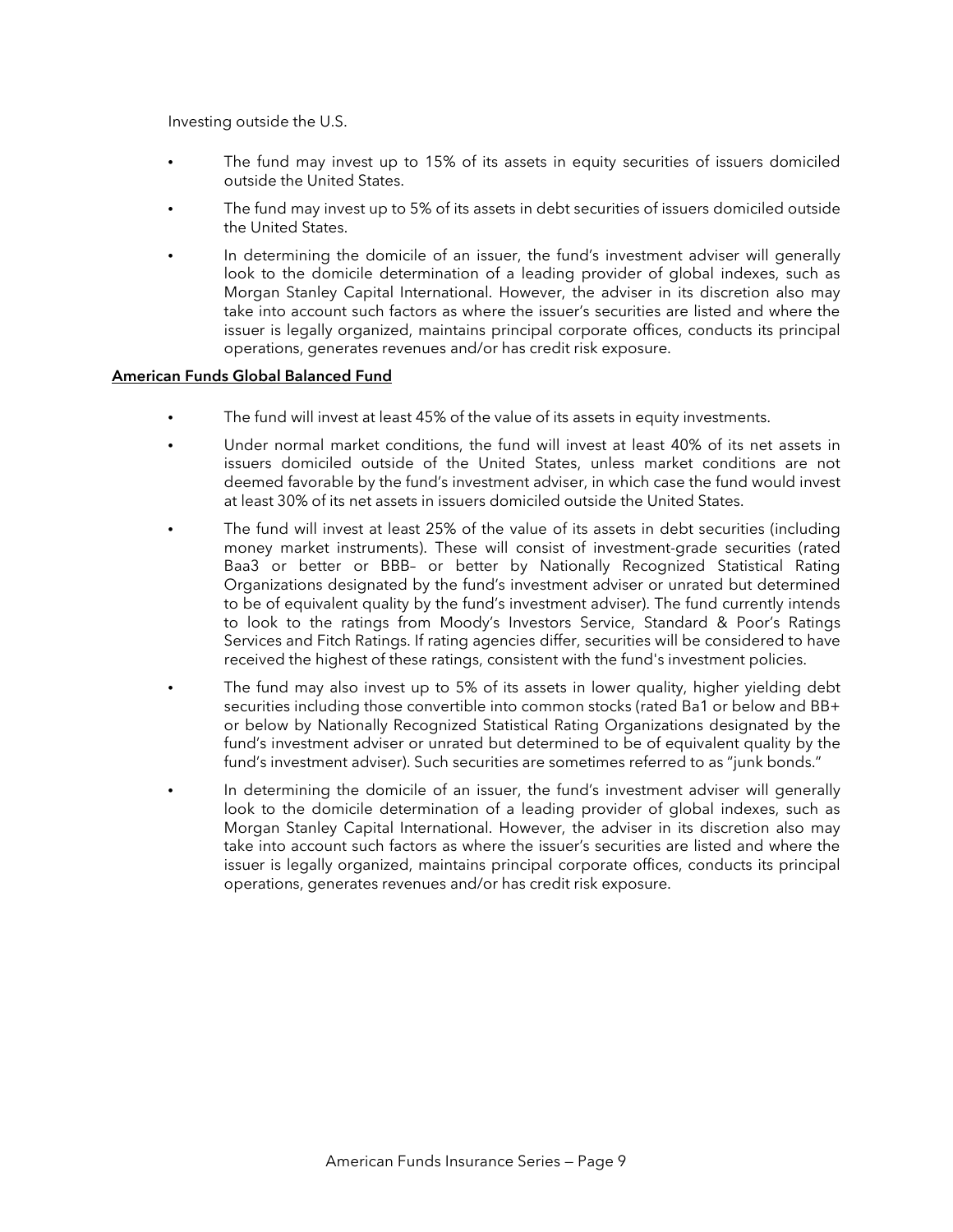Investing outside the U.S.

- The fund may invest up to 15% of its assets in equity securities of issuers domiciled outside the United States.
- The fund may invest up to 5% of its assets in debt securities of issuers domiciled outside the United States.
- In determining the domicile of an issuer, the fund's investment adviser will generally look to the domicile determination of a leading provider of global indexes, such as Morgan Stanley Capital International. However, the adviser in its discretion also may take into account such factors as where the issuer's securities are listed and where the issuer is legally organized, maintains principal corporate offices, conducts its principal operations, generates revenues and/or has credit risk exposure.

**American Funds Global Balanced Fund**

- The fund will invest at least 45% of the value of its assets in equity investments.
- Under normal market conditions, the fund will invest at least 40% of its net assets in issuers domiciled outside of the United States, unless market conditions are not deemed favorable by the fund's investment adviser, in which case the fund would invest at least 30% of its net assets in issuers domiciled outside the United States.
- The fund will invest at least 25% of the value of its assets in debt securities (including money market instruments). These will consist of investment-grade securities (rated Baa3 or better or BBB– or better by Nationally Recognized Statistical Rating Organizations designated by the fund's investment adviser or unrated but determined to be of equivalent quality by the fund's investment adviser). The fund currently intends to look to the ratings from Moody's Investors Service, Standard & Poor's Ratings Services and Fitch Ratings. If rating agencies differ, securities will be considered to have received the highest of these ratings, consistent with the fund's investment policies.
- The fund may also invest up to 5% of its assets in lower quality, higher yielding debt securities including those convertible into common stocks (rated Ba1 or below and BB+ or below by Nationally Recognized Statistical Rating Organizations designated by the fund's investment adviser or unrated but determined to be of equivalent quality by the fund's investment adviser). Such securities are sometimes referred to as "junk bonds."
- In determining the domicile of an issuer, the fund's investment adviser will generally look to the domicile determination of a leading provider of global indexes, such as Morgan Stanley Capital International. However, the adviser in its discretion also may take into account such factors as where the issuer's securities are listed and where the issuer is legally organized, maintains principal corporate offices, conducts its principal operations, generates revenues and/or has credit risk exposure.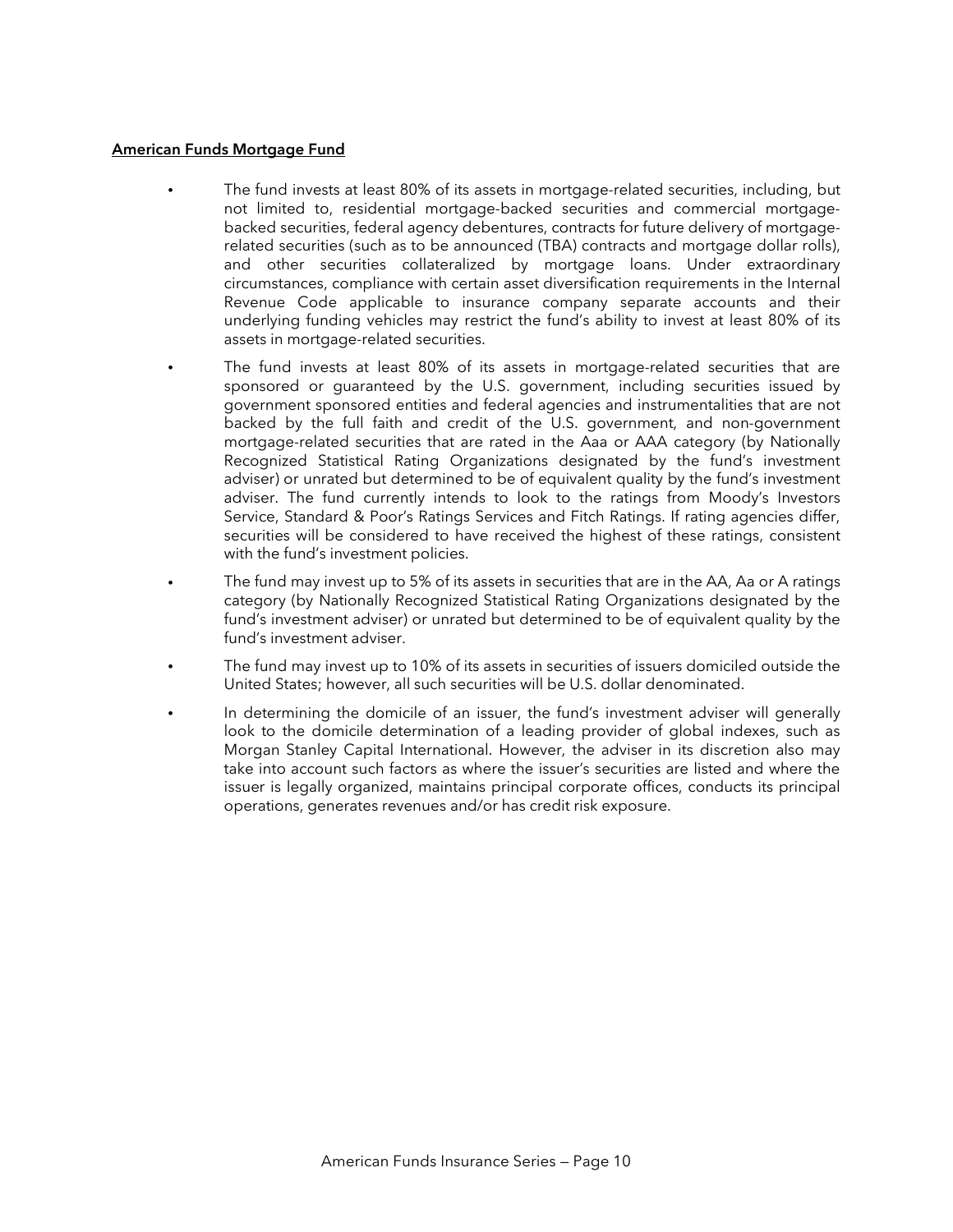**American Funds Mortgage Fund**

- The fund invests at least 80% of its assets in mortgage-related securities, including, but not limited to, residential mortgage-backed securities and commercial mortgage-backed securities, federal agency debentures, contracts for future delivery of mortgage-related securities (such as to be announced (TBA) contracts and mortgage dollar rolls), and other securities collateralized by mortgage loans. Under extraordinary circumstances, compliance with certain asset diversification requirements in the Internal Revenue Code applicable to insurance company separate accounts and their underlying funding vehicles may restrict the fund's ability to invest at least 80% of its assets in mortgage-related securities.
- The fund invests at least 80% of its assets in mortgage-related securities that are sponsored or guaranteed by the U.S. government, including securities issued by government sponsored entities and federal agencies and instrumentalities that are not backed by the full faith and credit of the U.S. government, and non-government mortgage-related securities that are rated in the Aaa or AAA category (by Nationally Recognized Statistical Rating Organizations designated by the fund's investment adviser) or unrated but determined to be of equivalent quality by the fund's investment adviser. The fund currently intends to look to the ratings from Moody's Investors Service, Standard & Poor's Ratings Services and Fitch Ratings. If rating agencies differ, securities will be considered to have received the highest of these ratings, consistent with the fund's investment policies.
- The fund may invest up to 5% of its assets in securities that are in the AA, Aa or A ratings category (by Nationally Recognized Statistical Rating Organizations designated by the fund's investment adviser) or unrated but determined to be of equivalent quality by the fund's investment adviser.
- The fund may invest up to 10% of its assets in securities of issuers domiciled outside the United States; however, all such securities will be U.S. dollar denominated.
- In determining the domicile of an issuer, the fund's investment adviser will generally look to the domicile determination of a leading provider of global indexes, such as Morgan Stanley Capital International. However, the adviser in its discretion also may take into account such factors as where the issuer's securities are listed and where the issuer is legally organized, maintains principal corporate offices, conducts its principal operations, generates revenues and/or has credit risk exposure.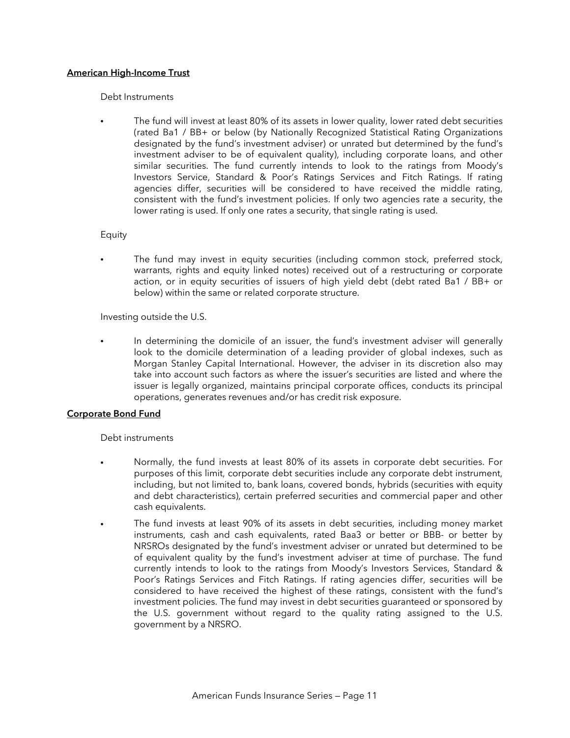**American High-Income Trust**

Debt Instruments

- The fund will invest at least 80% of its assets in lower quality, lower rated debt securities (rated Ba1 / BB+ or below (by Nationally Recognized Statistical Rating Organizations designated by the fund's investment adviser) or unrated but determined by the fund's investment adviser to be of equivalent quality), including corporate loans, and other similar securities. The fund currently intends to look to the ratings from Moody's Investors Service, Standard & Poor's Ratings Services and Fitch Ratings. If rating agencies differ, securities will be considered to have received the middle rating, consistent with the fund's investment policies. If only two agencies rate a security, the lower rating is used. If only one rates a security, that single rating is used.

Equity

- The fund may invest in equity securities (including common stock, preferred stock, warrants, rights and equity linked notes) received out of a restructuring or corporate action, or in equity securities of issuers of high yield debt (debt rated Ba1 / BB+ or below) within the same or related corporate structure.

Investing outside the U.S.

- In determining the domicile of an issuer, the fund's investment adviser will generally look to the domicile determination of a leading provider of global indexes, such as Morgan Stanley Capital International. However, the adviser in its discretion also may take into account such factors as where the issuer's securities are listed and where the issuer is legally organized, maintains principal corporate offices, conducts its principal operations, generates revenues and/or has credit risk exposure.

**Corporate Bond Fund**

Debt instruments

- Normally, the fund invests at least 80% of its assets in corporate debt securities. For purposes of this limit, corporate debt securities include any corporate debt instrument, including, but not limited to, bank loans, covered bonds, hybrids (securities with equity and debt characteristics), certain preferred securities and commercial paper and other cash equivalents.
- The fund invests at least 90% of its assets in debt securities, including money market instruments, cash and cash equivalents, rated Baa3 or better or BBB- or better by NRSROs designated by the fund's investment adviser or unrated but determined to be of equivalent quality by the fund's investment adviser at time of purchase. The fund currently intends to look to the ratings from Moody's Investors Services, Standard & Poor's Ratings Services and Fitch Ratings. If rating agencies differ, securities will be considered to have received the highest of these ratings, consistent with the fund's investment policies. The fund may invest in debt securities guaranteed or sponsored by the U.S. government without regard to the quality rating assigned to the U.S. government by a NRSRO.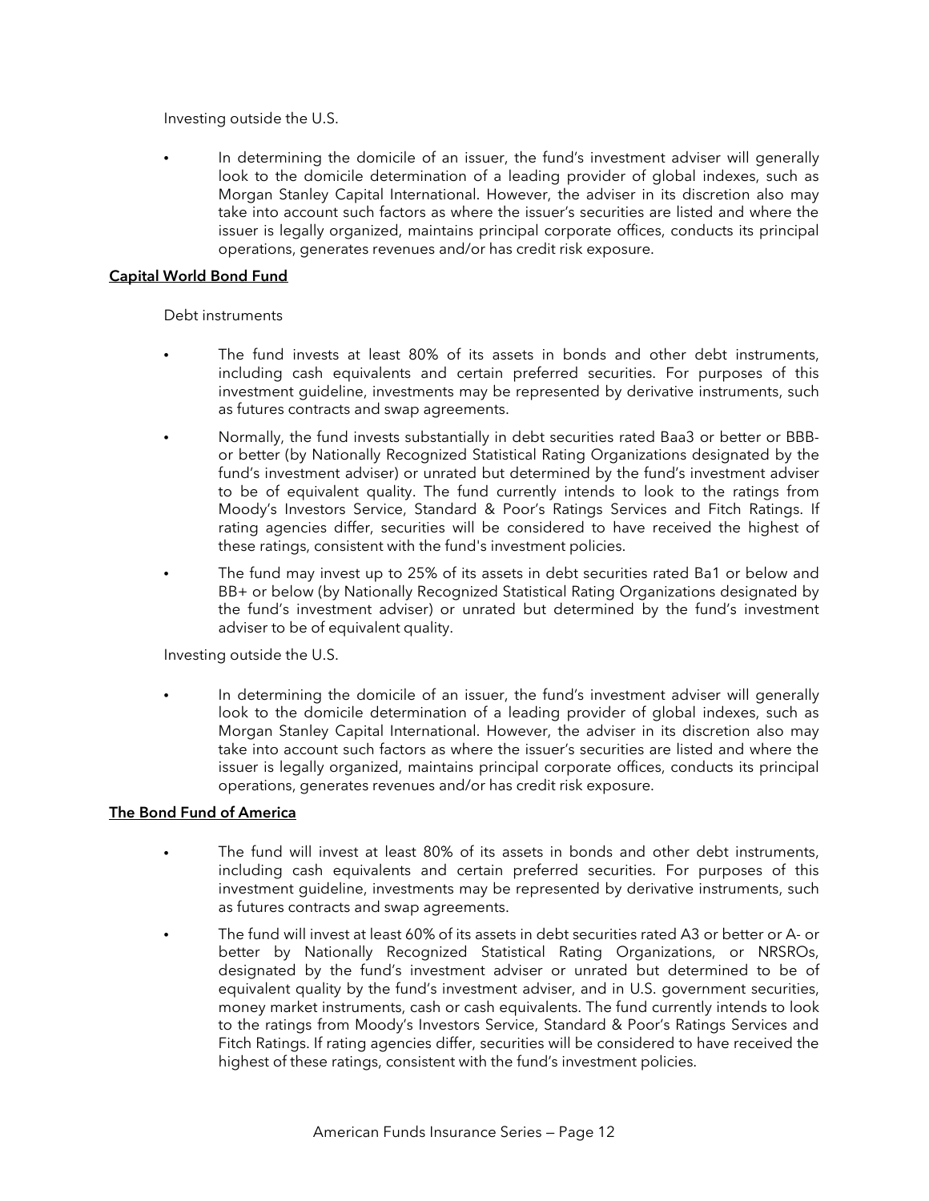Investing outside the U.S.

- In determining the domicile of an issuer, the fund's investment adviser will generally look to the domicile determination of a leading provider of global indexes, such as Morgan Stanley Capital International. However, the adviser in its discretion also may take into account such factors as where the issuer's securities are listed and where the issuer is legally organized, maintains principal corporate offices, conducts its principal operations, generates revenues and/or has credit risk exposure.

**Capital World Bond Fund**

Debt instruments

- The fund invests at least 80% of its assets in bonds and other debt instruments, including cash equivalents and certain preferred securities. For purposes of this investment guideline, investments may be represented by derivative instruments, such as futures contracts and swap agreements.
- Normally, the fund invests substantially in debt securities rated Baa3 or better or BBB- or better (by Nationally Recognized Statistical Rating Organizations designated by the fund's investment adviser) or unrated but determined by the fund's investment adviser to be of equivalent quality. The fund currently intends to look to the ratings from Moody's Investors Service, Standard & Poor's Ratings Services and Fitch Ratings. If rating agencies differ, securities will be considered to have received the highest of these ratings, consistent with the fund's investment policies.
- The fund may invest up to 25% of its assets in debt securities rated Ba1 or below and BB+ or below (by Nationally Recognized Statistical Rating Organizations designated by the fund's investment adviser) or unrated but determined by the fund's investment adviser to be of equivalent quality.

Investing outside the U.S.

- In determining the domicile of an issuer, the fund's investment adviser will generally look to the domicile determination of a leading provider of global indexes, such as Morgan Stanley Capital International. However, the adviser in its discretion also may take into account such factors as where the issuer's securities are listed and where the issuer is legally organized, maintains principal corporate offices, conducts its principal operations, generates revenues and/or has credit risk exposure.

**The Bond Fund of America**

- The fund will invest at least 80% of its assets in bonds and other debt instruments, including cash equivalents and certain preferred securities. For purposes of this investment guideline, investments may be represented by derivative instruments, such as futures contracts and swap agreements.
- The fund will invest at least 60% of its assets in debt securities rated A3 or better or A- or better by Nationally Recognized Statistical Rating Organizations, or NRSROs, designated by the fund's investment adviser or unrated but determined to be of equivalent quality by the fund's investment adviser, and in U.S. government securities, money market instruments, cash or cash equivalents. The fund currently intends to look to the ratings from Moody's Investors Service, Standard & Poor's Ratings Services and Fitch Ratings. If rating agencies differ, securities will be considered to have received the highest of these ratings, consistent with the fund's investment policies.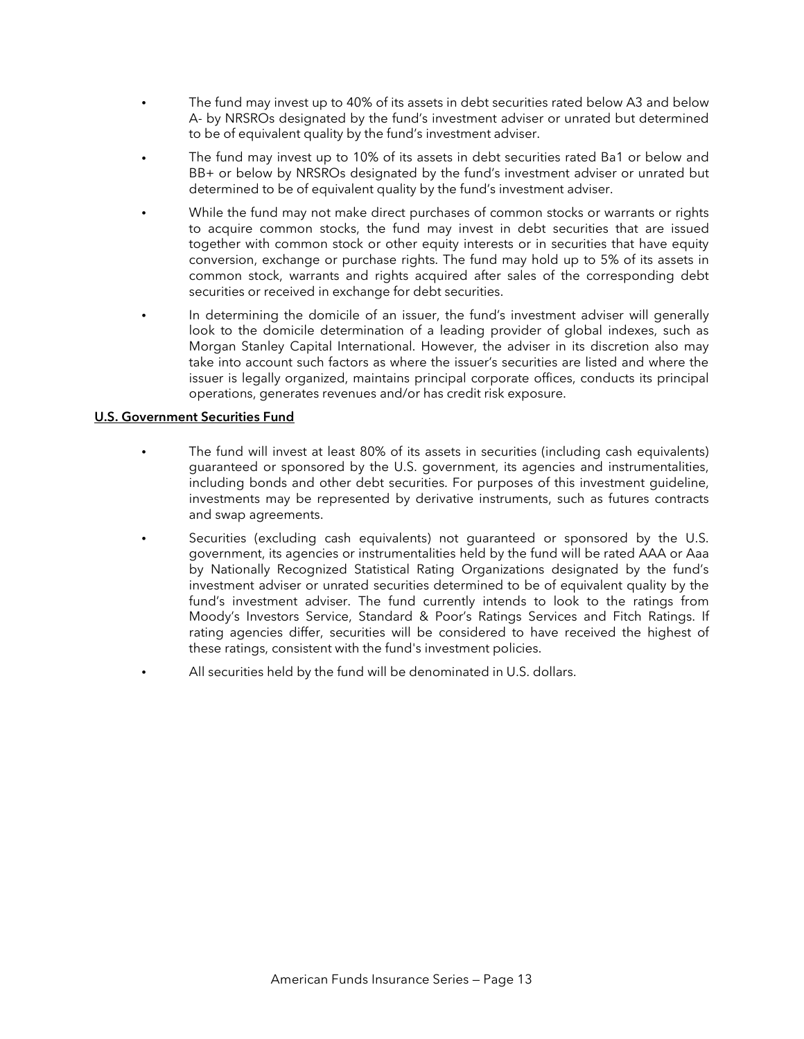- The fund may invest up to 40% of its assets in debt securities rated below A3 and below A- by NRSROs designated by the fund's investment adviser or unrated but determined to be of equivalent quality by the fund's investment adviser.
- The fund may invest up to 10% of its assets in debt securities rated Ba1 or below and BB+ or below by NRSROs designated by the fund's investment adviser or unrated but determined to be of equivalent quality by the fund's investment adviser.
- While the fund may not make direct purchases of common stocks or warrants or rights to acquire common stocks, the fund may invest in debt securities that are issued together with common stock or other equity interests or in securities that have equity conversion, exchange or purchase rights. The fund may hold up to 5% of its assets in common stock, warrants and rights acquired after sales of the corresponding debt securities or received in exchange for debt securities.
- In determining the domicile of an issuer, the fund's investment adviser will generally look to the domicile determination of a leading provider of global indexes, such as Morgan Stanley Capital International. However, the adviser in its discretion also may take into account such factors as where the issuer's securities are listed and where the issuer is legally organized, maintains principal corporate offices, conducts its principal operations, generates revenues and/or has credit risk exposure.

**U.S. Government Securities Fund**

- The fund will invest at least 80% of its assets in securities (including cash equivalents) guaranteed or sponsored by the U.S. government, its agencies and instrumentalities, including bonds and other debt securities. For purposes of this investment guideline, investments may be represented by derivative instruments, such as futures contracts and swap agreements.
- Securities (excluding cash equivalents) not guaranteed or sponsored by the U.S. government, its agencies or instrumentalities held by the fund will be rated AAA or Aaa by Nationally Recognized Statistical Rating Organizations designated by the fund's investment adviser or unrated securities determined to be of equivalent quality by the fund's investment adviser. The fund currently intends to look to the ratings from Moody's Investors Service, Standard & Poor's Ratings Services and Fitch Ratings. If rating agencies differ, securities will be considered to have received the highest of these ratings, consistent with the fund's investment policies.
- All securities held by the fund will be denominated in U.S. dollars.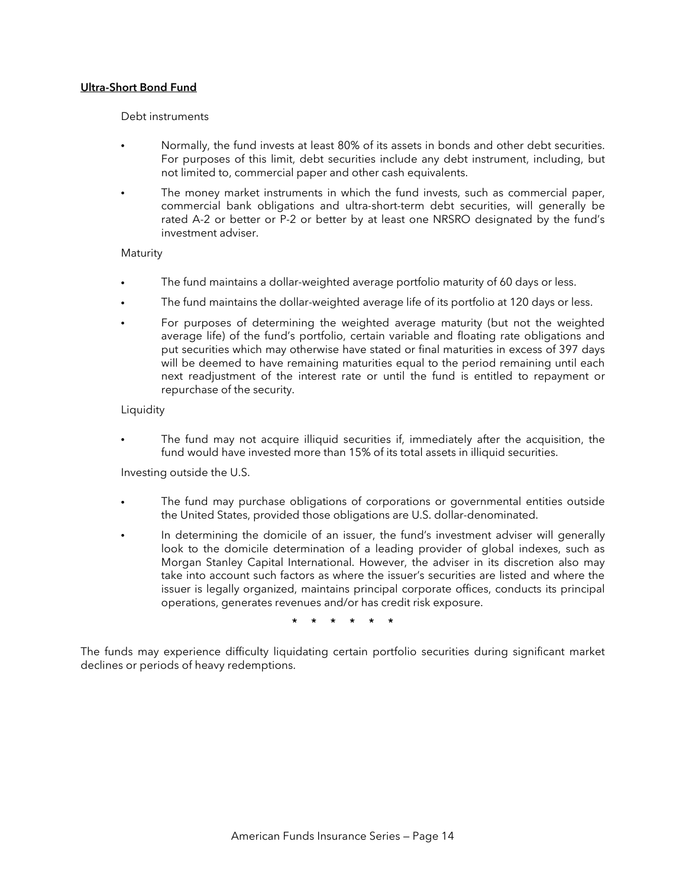**Ultra-Short Bond Fund**

Debt instruments

- Normally, the fund invests at least 80% of its assets in bonds and other debt securities. For purposes of this limit, debt securities include any debt instrument, including, but not limited to, commercial paper and other cash equivalents.
- The money market instruments in which the fund invests, such as commercial paper, commercial bank obligations and ultra-short-term debt securities, will generally be rated A-2 or better or P-2 or better by at least one NRSRO designated by the fund's investment adviser.

Maturity

- The fund maintains a dollar-weighted average portfolio maturity of 60 days or less.
- The fund maintains the dollar-weighted average life of its portfolio at 120 days or less.
- For purposes of determining the weighted average maturity (but not the weighted average life) of the fund's portfolio, certain variable and floating rate obligations and put securities which may otherwise have stated or final maturities in excess of 397 days will be deemed to have remaining maturities equal to the period remaining until each next readjustment of the interest rate or until the fund is entitled to repayment or repurchase of the security.

Liquidity

- The fund may not acquire illiquid securities if, immediately after the acquisition, the fund would have invested more than 15% of its total assets in illiquid securities.

Investing outside the U.S.

- The fund may purchase obligations of corporations or governmental entities outside the United States, provided those obligations are U.S. dollar-denominated.
- In determining the domicile of an issuer, the fund's investment adviser will generally look to the domicile determination of a leading provider of global indexes, such as Morgan Stanley Capital International. However, the adviser in its discretion also may take into account such factors as where the issuer's securities are listed and where the issuer is legally organized, maintains principal corporate offices, conducts its principal operations, generates revenues and/or has credit risk exposure.

\* \* \* \* \* \*

The funds may experience difficulty liquidating certain portfolio securities during significant market declines or periods of heavy redemptions.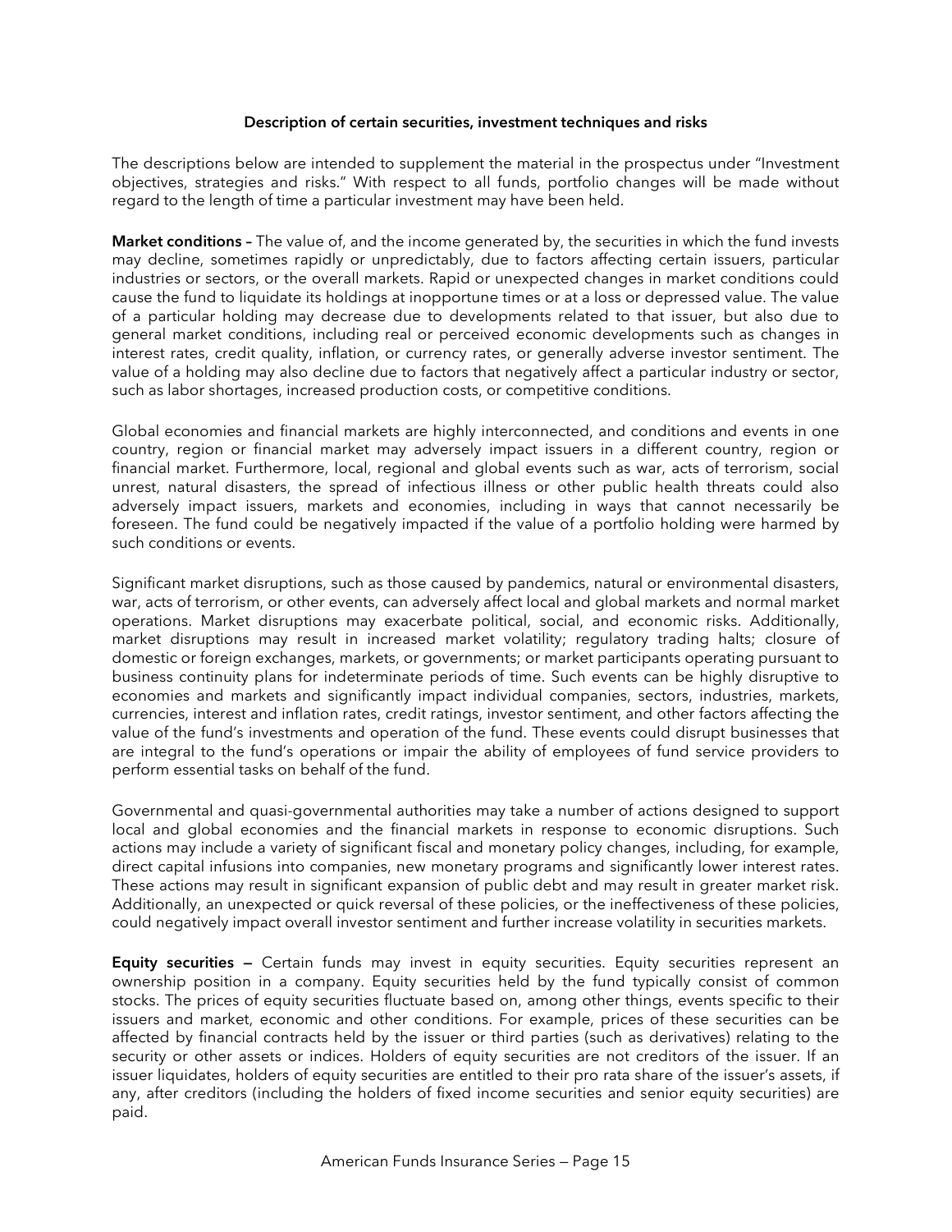## Description of certain securities, investment techniques and risks

The descriptions below are intended to supplement the material in the prospectus under "Investment objectives, strategies and risks." With respect to all funds, portfolio changes will be made without regard to the length of time a particular investment may have been held.

**Market conditions –** The value of, and the income generated by, the securities in which the fund invests may decline, sometimes rapidly or unpredictably, due to factors affecting certain issuers, particular industries or sectors, or the overall markets. Rapid or unexpected changes in market conditions could cause the fund to liquidate its holdings at inopportune times or at a loss or depressed value. The value of a particular holding may decrease due to developments related to that issuer, but also due to general market conditions, including real or perceived economic developments such as changes in interest rates, credit quality, inflation, or currency rates, or generally adverse investor sentiment. The value of a holding may also decline due to factors that negatively affect a particular industry or sector, such as labor shortages, increased production costs, or competitive conditions.

Global economies and financial markets are highly interconnected, and conditions and events in one country, region or financial market may adversely impact issuers in a different country, region or financial market. Furthermore, local, regional and global events such as war, acts of terrorism, social unrest, natural disasters, the spread of infectious illness or other public health threats could also adversely impact issuers, markets and economies, including in ways that cannot necessarily be foreseen. The fund could be negatively impacted if the value of a portfolio holding were harmed by such conditions or events.

Significant market disruptions, such as those caused by pandemics, natural or environmental disasters, war, acts of terrorism, or other events, can adversely affect local and global markets and normal market operations. Market disruptions may exacerbate political, social, and economic risks. Additionally, market disruptions may result in increased market volatility; regulatory trading halts; closure of domestic or foreign exchanges, markets, or governments; or market participants operating pursuant to business continuity plans for indeterminate periods of time. Such events can be highly disruptive to economies and markets and significantly impact individual companies, sectors, industries, markets, currencies, interest and inflation rates, credit ratings, investor sentiment, and other factors affecting the value of the fund's investments and operation of the fund. These events could disrupt businesses that are integral to the fund's operations or impair the ability of employees of fund service providers to perform essential tasks on behalf of the fund.

Governmental and quasi-governmental authorities may take a number of actions designed to support local and global economies and the financial markets in response to economic disruptions. Such actions may include a variety of significant fiscal and monetary policy changes, including, for example, direct capital infusions into companies, new monetary programs and significantly lower interest rates. These actions may result in significant expansion of public debt and may result in greater market risk. Additionally, an unexpected or quick reversal of these policies, or the ineffectiveness of these policies, could negatively impact overall investor sentiment and further increase volatility in securities markets.

**Equity securities —** Certain funds may invest in equity securities. Equity securities represent an ownership position in a company. Equity securities held by the fund typically consist of common stocks. The prices of equity securities fluctuate based on, among other things, events specific to their issuers and market, economic and other conditions. For example, prices of these securities can be affected by financial contracts held by the issuer or third parties (such as derivatives) relating to the security or other assets or indices. Holders of equity securities are not creditors of the issuer. If an issuer liquidates, holders of equity securities are entitled to their pro rata share of the issuer's assets, if any, after creditors (including the holders of fixed income securities and senior equity securities) are paid.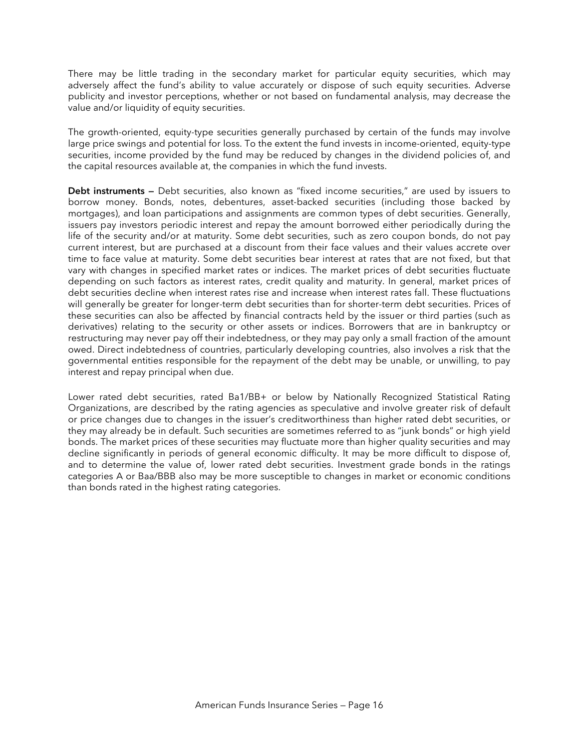There may be little trading in the secondary market for particular equity securities, which may adversely affect the fund's ability to value accurately or dispose of such equity securities. Adverse publicity and investor perceptions, whether or not based on fundamental analysis, may decrease the value and/or liquidity of equity securities.

The growth-oriented, equity-type securities generally purchased by certain of the funds may involve large price swings and potential for loss. To the extent the fund invests in income-oriented, equity-type securities, income provided by the fund may be reduced by changes in the dividend policies of, and the capital resources available at, the companies in which the fund invests.

**Debt instruments —** Debt securities, also known as "fixed income securities," are used by issuers to borrow money. Bonds, notes, debentures, asset-backed securities (including those backed by mortgages), and loan participations and assignments are common types of debt securities. Generally, issuers pay investors periodic interest and repay the amount borrowed either periodically during the life of the security and/or at maturity. Some debt securities, such as zero coupon bonds, do not pay current interest, but are purchased at a discount from their face values and their values accrete over time to face value at maturity. Some debt securities bear interest at rates that are not fixed, but that vary with changes in specified market rates or indices. The market prices of debt securities fluctuate depending on such factors as interest rates, credit quality and maturity. In general, market prices of debt securities decline when interest rates rise and increase when interest rates fall. These fluctuations will generally be greater for longer-term debt securities than for shorter-term debt securities. Prices of these securities can also be affected by financial contracts held by the issuer or third parties (such as derivatives) relating to the security or other assets or indices. Borrowers that are in bankruptcy or restructuring may never pay off their indebtedness, or they may pay only a small fraction of the amount owed. Direct indebtedness of countries, particularly developing countries, also involves a risk that the governmental entities responsible for the repayment of the debt may be unable, or unwilling, to pay interest and repay principal when due.

Lower rated debt securities, rated Ba1/BB+ or below by Nationally Recognized Statistical Rating Organizations, are described by the rating agencies as speculative and involve greater risk of default or price changes due to changes in the issuer's creditworthiness than higher rated debt securities, or they may already be in default. Such securities are sometimes referred to as "junk bonds" or high yield bonds. The market prices of these securities may fluctuate more than higher quality securities and may decline significantly in periods of general economic difficulty. It may be more difficult to dispose of, and to determine the value of, lower rated debt securities. Investment grade bonds in the ratings categories A or Baa/BBB also may be more susceptible to changes in market or economic conditions than bonds rated in the highest rating categories.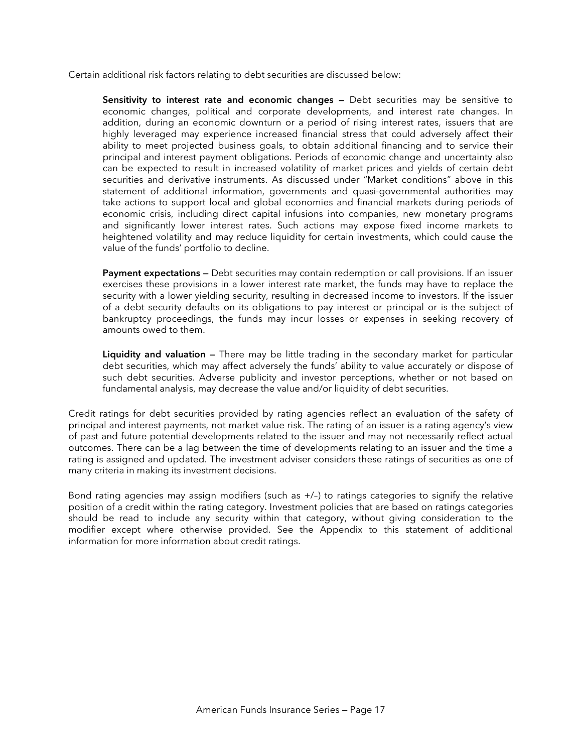Certain additional risk factors relating to debt securities are discussed below:

**Sensitivity to interest rate and economic changes —** Debt securities may be sensitive to economic changes, political and corporate developments, and interest rate changes. In addition, during an economic downturn or a period of rising interest rates, issuers that are highly leveraged may experience increased financial stress that could adversely affect their ability to meet projected business goals, to obtain additional financing and to service their principal and interest payment obligations. Periods of economic change and uncertainty also can be expected to result in increased volatility of market prices and yields of certain debt securities and derivative instruments. As discussed under "Market conditions" above in this statement of additional information, governments and quasi-governmental authorities may take actions to support local and global economies and financial markets during periods of economic crisis, including direct capital infusions into companies, new monetary programs and significantly lower interest rates. Such actions may expose fixed income markets to heightened volatility and may reduce liquidity for certain investments, which could cause the value of the funds' portfolio to decline.

**Payment expectations —** Debt securities may contain redemption or call provisions. If an issuer exercises these provisions in a lower interest rate market, the funds may have to replace the security with a lower yielding security, resulting in decreased income to investors. If the issuer of a debt security defaults on its obligations to pay interest or principal or is the subject of bankruptcy proceedings, the funds may incur losses or expenses in seeking recovery of amounts owed to them.

**Liquidity and valuation —** There may be little trading in the secondary market for particular debt securities, which may affect adversely the funds' ability to value accurately or dispose of such debt securities. Adverse publicity and investor perceptions, whether or not based on fundamental analysis, may decrease the value and/or liquidity of debt securities.

Credit ratings for debt securities provided by rating agencies reflect an evaluation of the safety of principal and interest payments, not market value risk. The rating of an issuer is a rating agency's view of past and future potential developments related to the issuer and may not necessarily reflect actual outcomes. There can be a lag between the time of developments relating to an issuer and the time a rating is assigned and updated. The investment adviser considers these ratings of securities as one of many criteria in making its investment decisions.

Bond rating agencies may assign modifiers (such as +/–) to ratings categories to signify the relative position of a credit within the rating category. Investment policies that are based on ratings categories should be read to include any security within that category, without giving consideration to the modifier except where otherwise provided. See the Appendix to this statement of additional information for more information about credit ratings.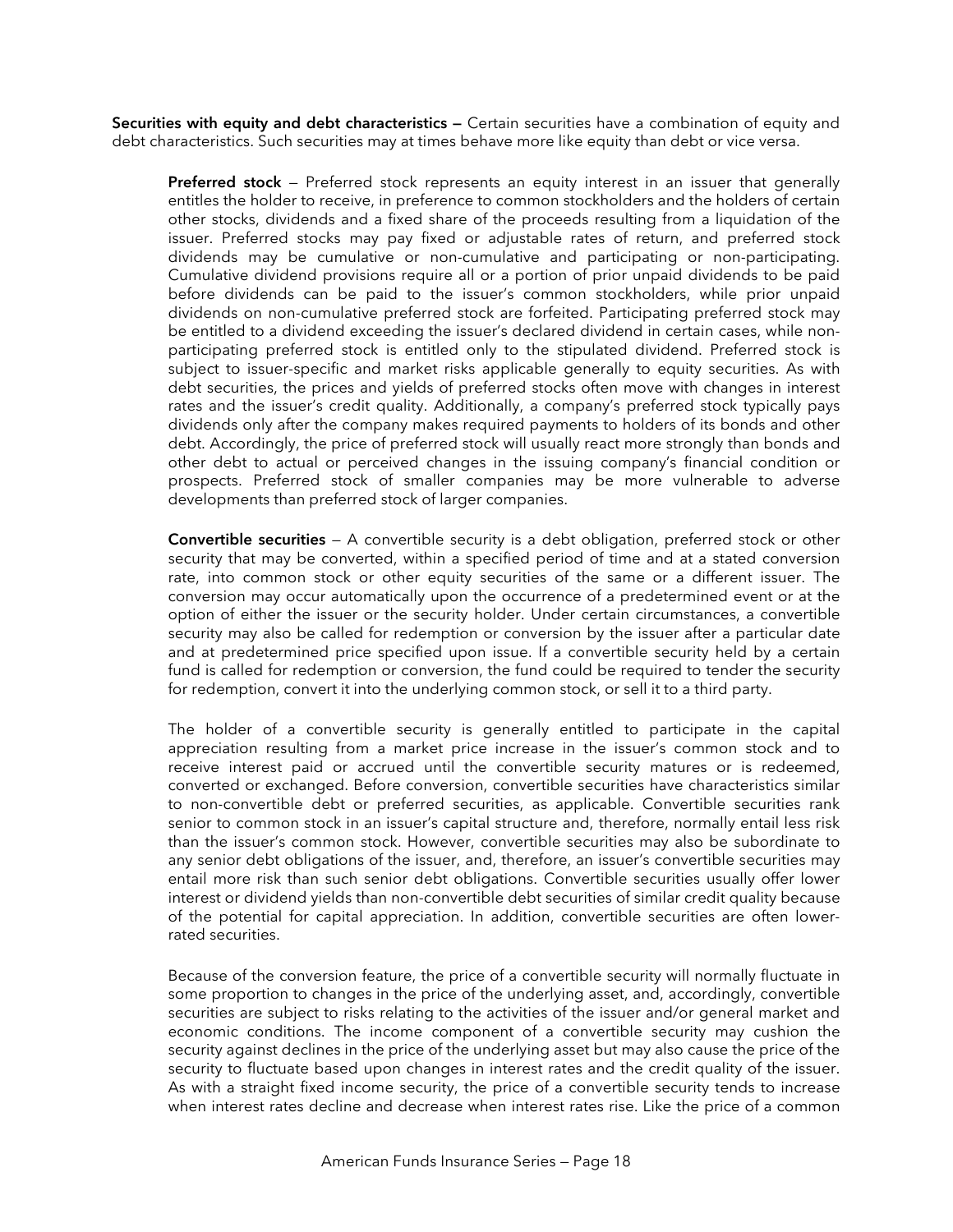**Securities with equity and debt characteristics —** Certain securities have a combination of equity and debt characteristics. Such securities may at times behave more like equity than debt or vice versa.

**Preferred stock** — Preferred stock represents an equity interest in an issuer that generally entitles the holder to receive, in preference to common stockholders and the holders of certain other stocks, dividends and a fixed share of the proceeds resulting from a liquidation of the issuer. Preferred stocks may pay fixed or adjustable rates of return, and preferred stock dividends may be cumulative or non-cumulative and participating or non-participating. Cumulative dividend provisions require all or a portion of prior unpaid dividends to be paid before dividends can be paid to the issuer's common stockholders, while prior unpaid dividends on non-cumulative preferred stock are forfeited. Participating preferred stock may be entitled to a dividend exceeding the issuer's declared dividend in certain cases, while non-participating preferred stock is entitled only to the stipulated dividend. Preferred stock is subject to issuer-specific and market risks applicable generally to equity securities. As with debt securities, the prices and yields of preferred stocks often move with changes in interest rates and the issuer's credit quality. Additionally, a company's preferred stock typically pays dividends only after the company makes required payments to holders of its bonds and other debt. Accordingly, the price of preferred stock will usually react more strongly than bonds and other debt to actual or perceived changes in the issuing company's financial condition or prospects. Preferred stock of smaller companies may be more vulnerable to adverse developments than preferred stock of larger companies.

**Convertible securities** — A convertible security is a debt obligation, preferred stock or other security that may be converted, within a specified period of time and at a stated conversion rate, into common stock or other equity securities of the same or a different issuer. The conversion may occur automatically upon the occurrence of a predetermined event or at the option of either the issuer or the security holder. Under certain circumstances, a convertible security may also be called for redemption or conversion by the issuer after a particular date and at predetermined price specified upon issue. If a convertible security held by a certain fund is called for redemption or conversion, the fund could be required to tender the security for redemption, convert it into the underlying common stock, or sell it to a third party.

The holder of a convertible security is generally entitled to participate in the capital appreciation resulting from a market price increase in the issuer's common stock and to receive interest paid or accrued until the convertible security matures or is redeemed, converted or exchanged. Before conversion, convertible securities have characteristics similar to non-convertible debt or preferred securities, as applicable. Convertible securities rank senior to common stock in an issuer's capital structure and, therefore, normally entail less risk than the issuer's common stock. However, convertible securities may also be subordinate to any senior debt obligations of the issuer, and, therefore, an issuer's convertible securities may entail more risk than such senior debt obligations. Convertible securities usually offer lower interest or dividend yields than non-convertible debt securities of similar credit quality because of the potential for capital appreciation. In addition, convertible securities are often lower-rated securities.

Because of the conversion feature, the price of a convertible security will normally fluctuate in some proportion to changes in the price of the underlying asset, and, accordingly, convertible securities are subject to risks relating to the activities of the issuer and/or general market and economic conditions. The income component of a convertible security may cushion the security against declines in the price of the underlying asset but may also cause the price of the security to fluctuate based upon changes in interest rates and the credit quality of the issuer. As with a straight fixed income security, the price of a convertible security tends to increase when interest rates decline and decrease when interest rates rise. Like the price of a common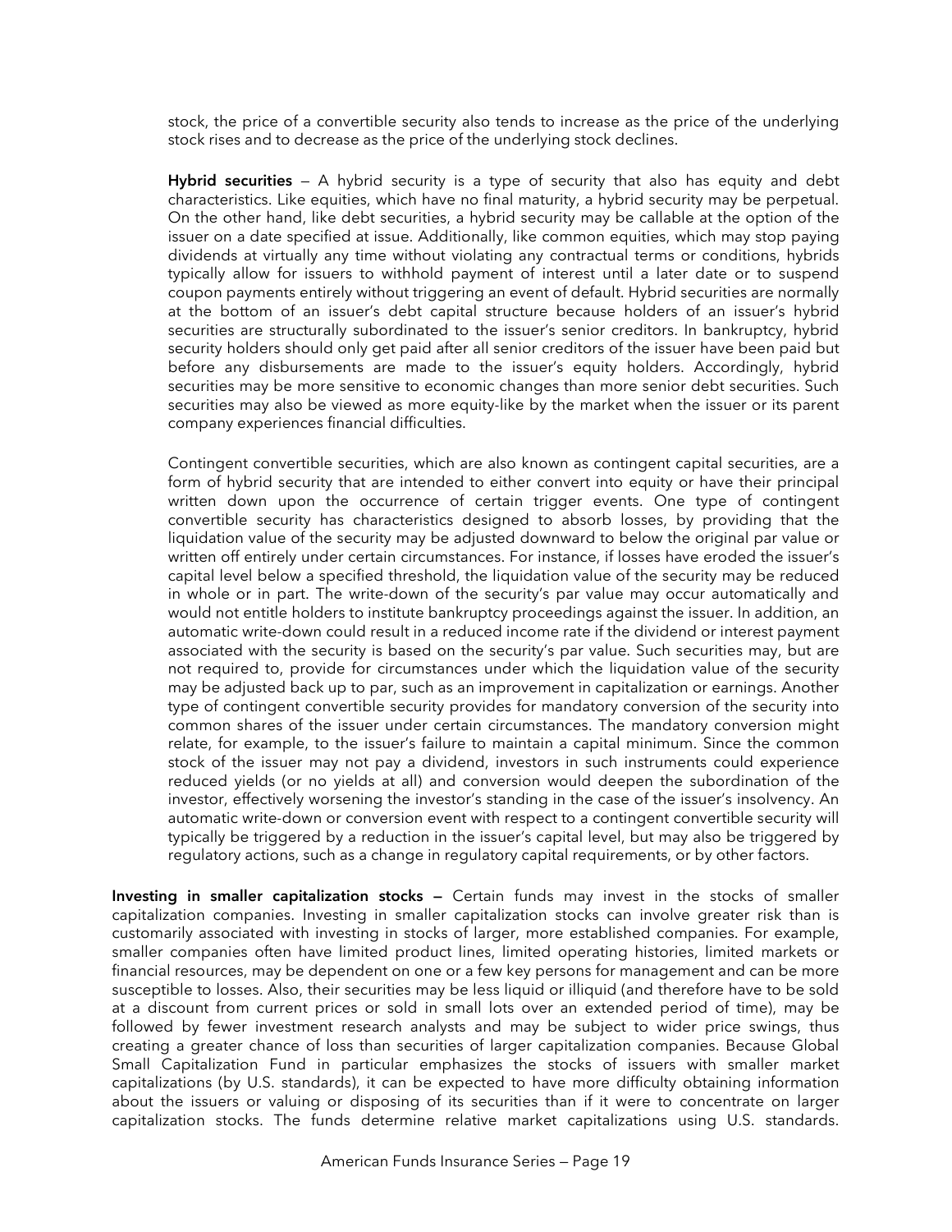stock, the price of a convertible security also tends to increase as the price of the underlying stock rises and to decrease as the price of the underlying stock declines.

**Hybrid securities** — A hybrid security is a type of security that also has equity and debt characteristics. Like equities, which have no final maturity, a hybrid security may be perpetual. On the other hand, like debt securities, a hybrid security may be callable at the option of the issuer on a date specified at issue. Additionally, like common equities, which may stop paying dividends at virtually any time without violating any contractual terms or conditions, hybrids typically allow for issuers to withhold payment of interest until a later date or to suspend coupon payments entirely without triggering an event of default. Hybrid securities are normally at the bottom of an issuer's debt capital structure because holders of an issuer's hybrid securities are structurally subordinated to the issuer's senior creditors. In bankruptcy, hybrid security holders should only get paid after all senior creditors of the issuer have been paid but before any disbursements are made to the issuer's equity holders. Accordingly, hybrid securities may be more sensitive to economic changes than more senior debt securities. Such securities may also be viewed as more equity-like by the market when the issuer or its parent company experiences financial difficulties.

Contingent convertible securities, which are also known as contingent capital securities, are a form of hybrid security that are intended to either convert into equity or have their principal written down upon the occurrence of certain trigger events. One type of contingent convertible security has characteristics designed to absorb losses, by providing that the liquidation value of the security may be adjusted downward to below the original par value or written off entirely under certain circumstances. For instance, if losses have eroded the issuer's capital level below a specified threshold, the liquidation value of the security may be reduced in whole or in part. The write-down of the security's par value may occur automatically and would not entitle holders to institute bankruptcy proceedings against the issuer. In addition, an automatic write-down could result in a reduced income rate if the dividend or interest payment associated with the security is based on the security's par value. Such securities may, but are not required to, provide for circumstances under which the liquidation value of the security may be adjusted back up to par, such as an improvement in capitalization or earnings. Another type of contingent convertible security provides for mandatory conversion of the security into common shares of the issuer under certain circumstances. The mandatory conversion might relate, for example, to the issuer's failure to maintain a capital minimum. Since the common stock of the issuer may not pay a dividend, investors in such instruments could experience reduced yields (or no yields at all) and conversion would deepen the subordination of the investor, effectively worsening the investor's standing in the case of the issuer's insolvency. An automatic write-down or conversion event with respect to a contingent convertible security will typically be triggered by a reduction in the issuer's capital level, but may also be triggered by regulatory actions, such as a change in regulatory capital requirements, or by other factors.

**Investing in smaller capitalization stocks —** Certain funds may invest in the stocks of smaller capitalization companies. Investing in smaller capitalization stocks can involve greater risk than is customarily associated with investing in stocks of larger, more established companies. For example, smaller companies often have limited product lines, limited operating histories, limited markets or financial resources, may be dependent on one or a few key persons for management and can be more susceptible to losses. Also, their securities may be less liquid or illiquid (and therefore have to be sold at a discount from current prices or sold in small lots over an extended period of time), may be followed by fewer investment research analysts and may be subject to wider price swings, thus creating a greater chance of loss than securities of larger capitalization companies. Because Global Small Capitalization Fund in particular emphasizes the stocks of issuers with smaller market capitalizations (by U.S. standards), it can be expected to have more difficulty obtaining information about the issuers or valuing or disposing of its securities than if it were to concentrate on larger capitalization stocks. The funds determine relative market capitalizations using U.S. standards.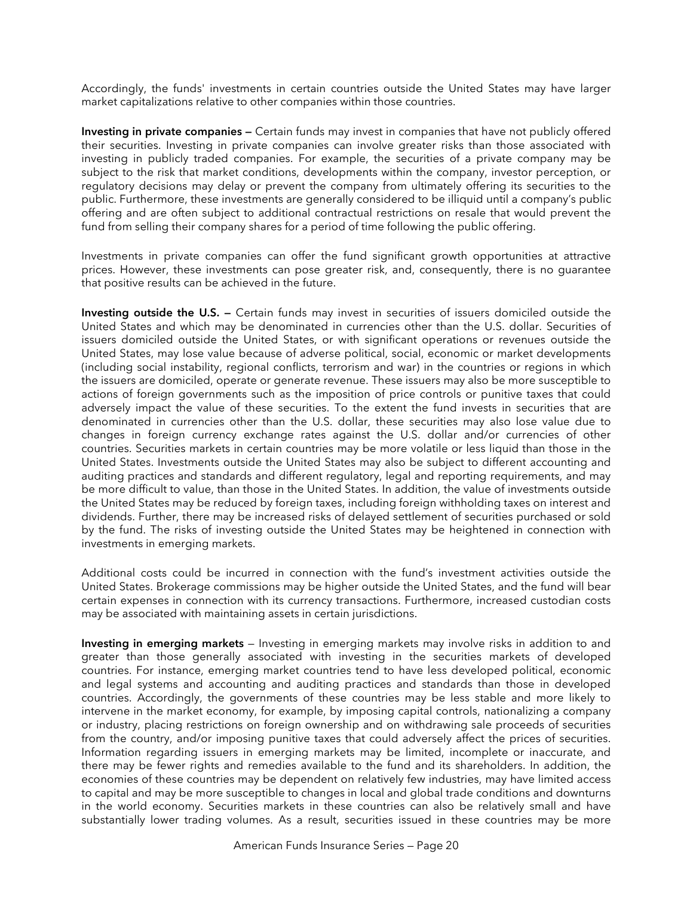Accordingly, the funds' investments in certain countries outside the United States may have larger market capitalizations relative to other companies within those countries.

**Investing in private companies —** Certain funds may invest in companies that have not publicly offered their securities. Investing in private companies can involve greater risks than those associated with investing in publicly traded companies. For example, the securities of a private company may be subject to the risk that market conditions, developments within the company, investor perception, or regulatory decisions may delay or prevent the company from ultimately offering its securities to the public. Furthermore, these investments are generally considered to be illiquid until a company's public offering and are often subject to additional contractual restrictions on resale that would prevent the fund from selling their company shares for a period of time following the public offering.

Investments in private companies can offer the fund significant growth opportunities at attractive prices. However, these investments can pose greater risk, and, consequently, there is no guarantee that positive results can be achieved in the future.

**Investing outside the U.S. —** Certain funds may invest in securities of issuers domiciled outside the United States and which may be denominated in currencies other than the U.S. dollar. Securities of issuers domiciled outside the United States, or with significant operations or revenues outside the United States, may lose value because of adverse political, social, economic or market developments (including social instability, regional conflicts, terrorism and war) in the countries or regions in which the issuers are domiciled, operate or generate revenue. These issuers may also be more susceptible to actions of foreign governments such as the imposition of price controls or punitive taxes that could adversely impact the value of these securities. To the extent the fund invests in securities that are denominated in currencies other than the U.S. dollar, these securities may also lose value due to changes in foreign currency exchange rates against the U.S. dollar and/or currencies of other countries. Securities markets in certain countries may be more volatile or less liquid than those in the United States. Investments outside the United States may also be subject to different accounting and auditing practices and standards and different regulatory, legal and reporting requirements, and may be more difficult to value, than those in the United States. In addition, the value of investments outside the United States may be reduced by foreign taxes, including foreign withholding taxes on interest and dividends. Further, there may be increased risks of delayed settlement of securities purchased or sold by the fund. The risks of investing outside the United States may be heightened in connection with investments in emerging markets.

Additional costs could be incurred in connection with the fund's investment activities outside the United States. Brokerage commissions may be higher outside the United States, and the fund will bear certain expenses in connection with its currency transactions. Furthermore, increased custodian costs may be associated with maintaining assets in certain jurisdictions.

**Investing in emerging markets** — Investing in emerging markets may involve risks in addition to and greater than those generally associated with investing in the securities markets of developed countries. For instance, emerging market countries tend to have less developed political, economic and legal systems and accounting and auditing practices and standards than those in developed countries. Accordingly, the governments of these countries may be less stable and more likely to intervene in the market economy, for example, by imposing capital controls, nationalizing a company or industry, placing restrictions on foreign ownership and on withdrawing sale proceeds of securities from the country, and/or imposing punitive taxes that could adversely affect the prices of securities. Information regarding issuers in emerging markets may be limited, incomplete or inaccurate, and there may be fewer rights and remedies available to the fund and its shareholders. In addition, the economies of these countries may be dependent on relatively few industries, may have limited access to capital and may be more susceptible to changes in local and global trade conditions and downturns in the world economy. Securities markets in these countries can also be relatively small and have substantially lower trading volumes. As a result, securities issued in these countries may be more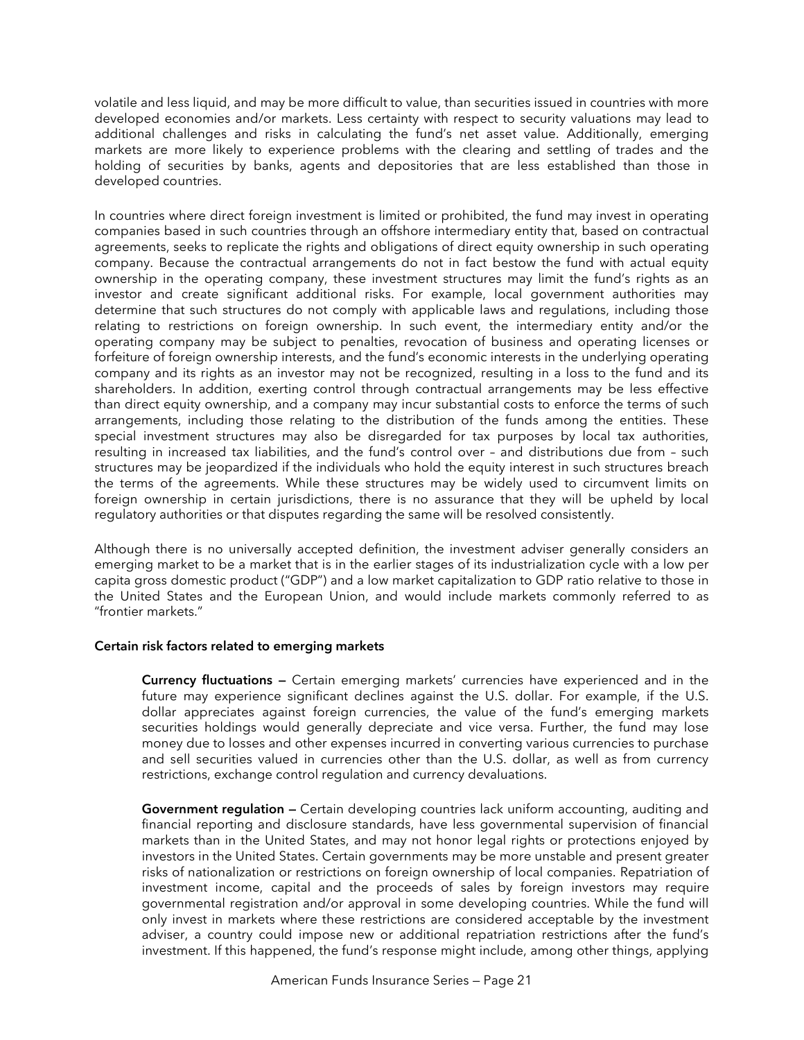volatile and less liquid, and may be more difficult to value, than securities issued in countries with more developed economies and/or markets. Less certainty with respect to security valuations may lead to additional challenges and risks in calculating the fund's net asset value. Additionally, emerging markets are more likely to experience problems with the clearing and settling of trades and the holding of securities by banks, agents and depositories that are less established than those in developed countries.

In countries where direct foreign investment is limited or prohibited, the fund may invest in operating companies based in such countries through an offshore intermediary entity that, based on contractual agreements, seeks to replicate the rights and obligations of direct equity ownership in such operating company. Because the contractual arrangements do not in fact bestow the fund with actual equity ownership in the operating company, these investment structures may limit the fund's rights as an investor and create significant additional risks. For example, local government authorities may determine that such structures do not comply with applicable laws and regulations, including those relating to restrictions on foreign ownership. In such event, the intermediary entity and/or the operating company may be subject to penalties, revocation of business and operating licenses or forfeiture of foreign ownership interests, and the fund's economic interests in the underlying operating company and its rights as an investor may not be recognized, resulting in a loss to the fund and its shareholders. In addition, exerting control through contractual arrangements may be less effective than direct equity ownership, and a company may incur substantial costs to enforce the terms of such arrangements, including those relating to the distribution of the funds among the entities. These special investment structures may also be disregarded for tax purposes by local tax authorities, resulting in increased tax liabilities, and the fund's control over – and distributions due from – such structures may be jeopardized if the individuals who hold the equity interest in such structures breach the terms of the agreements. While these structures may be widely used to circumvent limits on foreign ownership in certain jurisdictions, there is no assurance that they will be upheld by local regulatory authorities or that disputes regarding the same will be resolved consistently.

Although there is no universally accepted definition, the investment adviser generally considers an emerging market to be a market that is in the earlier stages of its industrialization cycle with a low per capita gross domestic product ("GDP") and a low market capitalization to GDP ratio relative to those in the United States and the European Union, and would include markets commonly referred to as "frontier markets."

**Certain risk factors related to emerging markets**

**Currency fluctuations —** Certain emerging markets' currencies have experienced and in the future may experience significant declines against the U.S. dollar. For example, if the U.S. dollar appreciates against foreign currencies, the value of the fund's emerging markets securities holdings would generally depreciate and vice versa. Further, the fund may lose money due to losses and other expenses incurred in converting various currencies to purchase and sell securities valued in currencies other than the U.S. dollar, as well as from currency restrictions, exchange control regulation and currency devaluations.

**Government regulation —** Certain developing countries lack uniform accounting, auditing and financial reporting and disclosure standards, have less governmental supervision of financial markets than in the United States, and may not honor legal rights or protections enjoyed by investors in the United States. Certain governments may be more unstable and present greater risks of nationalization or restrictions on foreign ownership of local companies. Repatriation of investment income, capital and the proceeds of sales by foreign investors may require governmental registration and/or approval in some developing countries. While the fund will only invest in markets where these restrictions are considered acceptable by the investment adviser, a country could impose new or additional repatriation restrictions after the fund's investment. If this happened, the fund's response might include, among other things, applying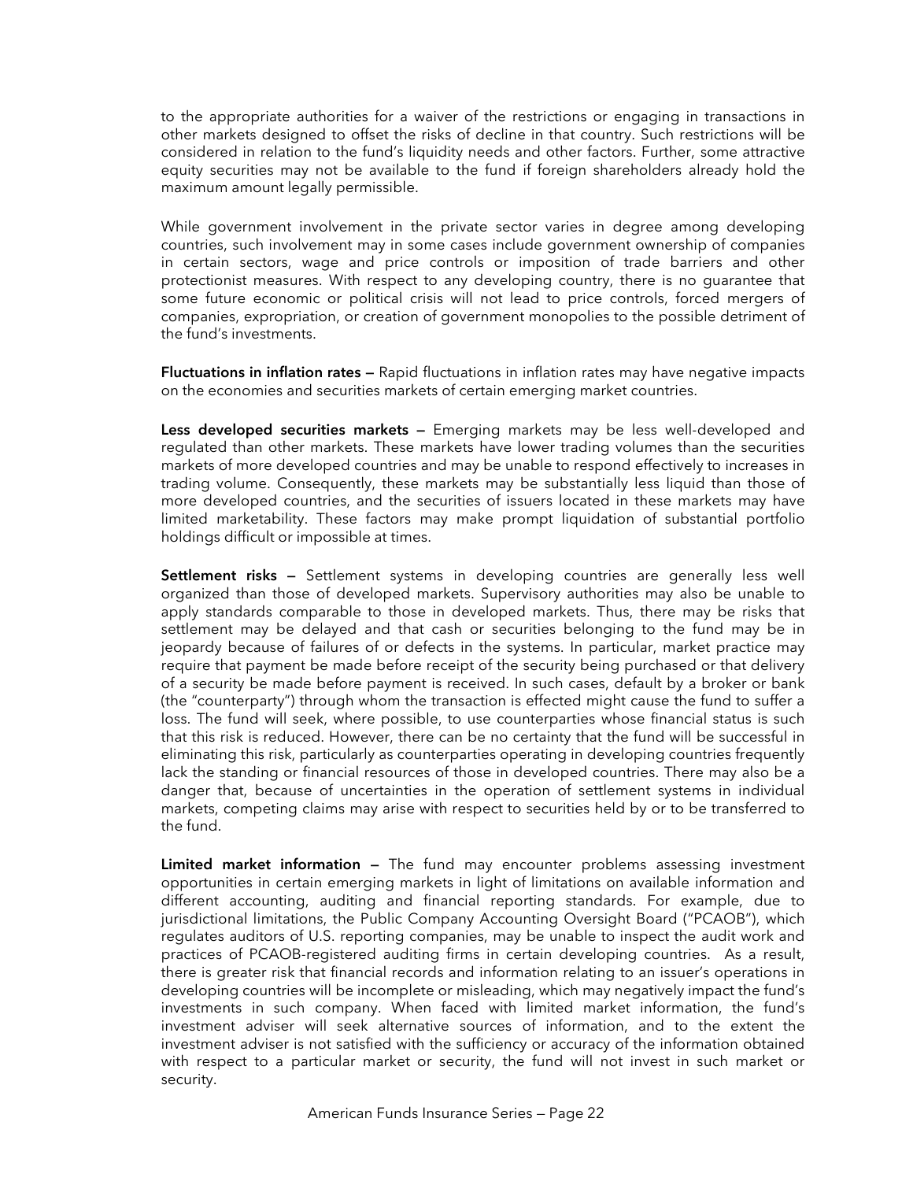to the appropriate authorities for a waiver of the restrictions or engaging in transactions in other markets designed to offset the risks of decline in that country. Such restrictions will be considered in relation to the fund's liquidity needs and other factors. Further, some attractive equity securities may not be available to the fund if foreign shareholders already hold the maximum amount legally permissible.

While government involvement in the private sector varies in degree among developing countries, such involvement may in some cases include government ownership of companies in certain sectors, wage and price controls or imposition of trade barriers and other protectionist measures. With respect to any developing country, there is no guarantee that some future economic or political crisis will not lead to price controls, forced mergers of companies, expropriation, or creation of government monopolies to the possible detriment of the fund's investments.

**Fluctuations in inflation rates —** Rapid fluctuations in inflation rates may have negative impacts on the economies and securities markets of certain emerging market countries.

**Less developed securities markets —** Emerging markets may be less well-developed and regulated than other markets. These markets have lower trading volumes than the securities markets of more developed countries and may be unable to respond effectively to increases in trading volume. Consequently, these markets may be substantially less liquid than those of more developed countries, and the securities of issuers located in these markets may have limited marketability. These factors may make prompt liquidation of substantial portfolio holdings difficult or impossible at times.

**Settlement risks —** Settlement systems in developing countries are generally less well organized than those of developed markets. Supervisory authorities may also be unable to apply standards comparable to those in developed markets. Thus, there may be risks that settlement may be delayed and that cash or securities belonging to the fund may be in jeopardy because of failures of or defects in the systems. In particular, market practice may require that payment be made before receipt of the security being purchased or that delivery of a security be made before payment is received. In such cases, default by a broker or bank (the "counterparty") through whom the transaction is effected might cause the fund to suffer a loss. The fund will seek, where possible, to use counterparties whose financial status is such that this risk is reduced. However, there can be no certainty that the fund will be successful in eliminating this risk, particularly as counterparties operating in developing countries frequently lack the standing or financial resources of those in developed countries. There may also be a danger that, because of uncertainties in the operation of settlement systems in individual markets, competing claims may arise with respect to securities held by or to be transferred to the fund.

**Limited market information —** The fund may encounter problems assessing investment opportunities in certain emerging markets in light of limitations on available information and different accounting, auditing and financial reporting standards. For example, due to jurisdictional limitations, the Public Company Accounting Oversight Board ("PCAOB"), which regulates auditors of U.S. reporting companies, may be unable to inspect the audit work and practices of PCAOB-registered auditing firms in certain developing countries. As a result, there is greater risk that financial records and information relating to an issuer's operations in developing countries will be incomplete or misleading, which may negatively impact the fund's investments in such company. When faced with limited market information, the fund's investment adviser will seek alternative sources of information, and to the extent the investment adviser is not satisfied with the sufficiency or accuracy of the information obtained with respect to a particular market or security, the fund will not invest in such market or security.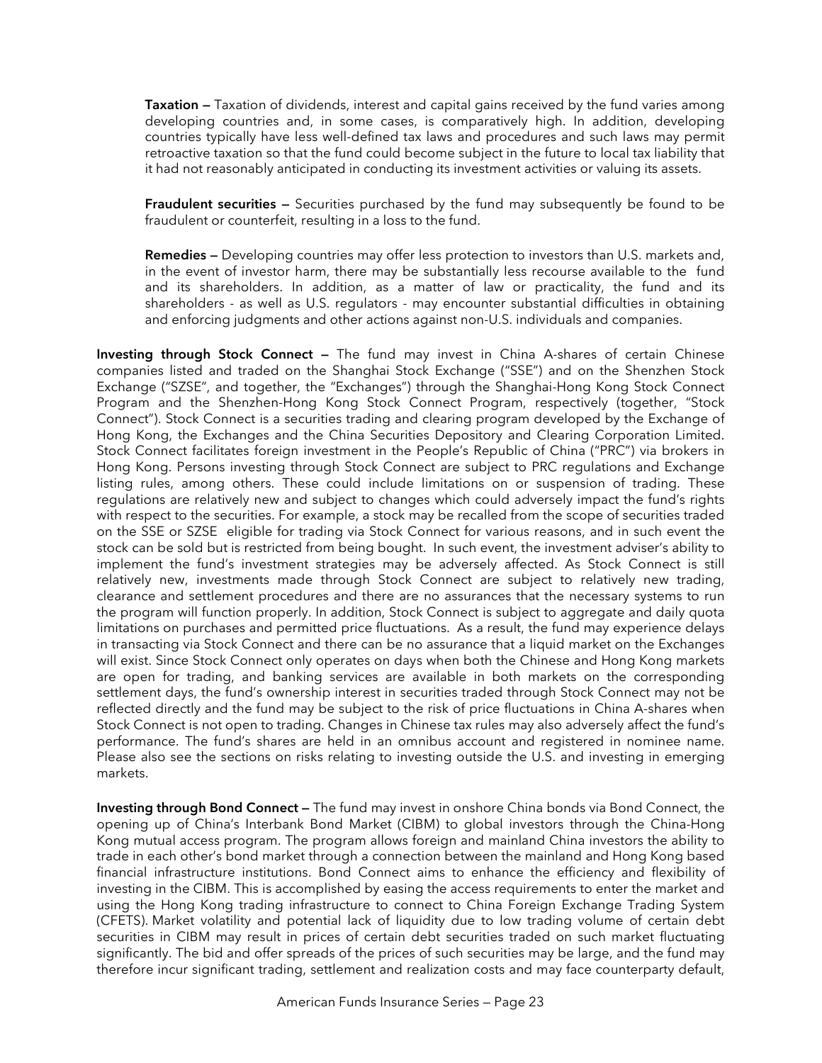**Taxation —** Taxation of dividends, interest and capital gains received by the fund varies among developing countries and, in some cases, is comparatively high. In addition, developing countries typically have less well-defined tax laws and procedures and such laws may permit retroactive taxation so that the fund could become subject in the future to local tax liability that it had not reasonably anticipated in conducting its investment activities or valuing its assets.

**Fraudulent securities —** Securities purchased by the fund may subsequently be found to be fraudulent or counterfeit, resulting in a loss to the fund.

**Remedies —** Developing countries may offer less protection to investors than U.S. markets and, in the event of investor harm, there may be substantially less recourse available to the fund and its shareholders. In addition, as a matter of law or practicality, the fund and its shareholders - as well as U.S. regulators - may encounter substantial difficulties in obtaining and enforcing judgments and other actions against non-U.S. individuals and companies.

**Investing through Stock Connect —** The fund may invest in China A-shares of certain Chinese companies listed and traded on the Shanghai Stock Exchange ("SSE") and on the Shenzhen Stock Exchange ("SZSE", and together, the "Exchanges") through the Shanghai-Hong Kong Stock Connect Program and the Shenzhen-Hong Kong Stock Connect Program, respectively (together, "Stock Connect"). Stock Connect is a securities trading and clearing program developed by the Exchange of Hong Kong, the Exchanges and the China Securities Depository and Clearing Corporation Limited. Stock Connect facilitates foreign investment in the People's Republic of China ("PRC") via brokers in Hong Kong. Persons investing through Stock Connect are subject to PRC regulations and Exchange listing rules, among others. These could include limitations on or suspension of trading. These regulations are relatively new and subject to changes which could adversely impact the fund's rights with respect to the securities. For example, a stock may be recalled from the scope of securities traded on the SSE or SZSE eligible for trading via Stock Connect for various reasons, and in such event the stock can be sold but is restricted from being bought. In such event, the investment adviser's ability to implement the fund's investment strategies may be adversely affected. As Stock Connect is still relatively new, investments made through Stock Connect are subject to relatively new trading, clearance and settlement procedures and there are no assurances that the necessary systems to run the program will function properly. In addition, Stock Connect is subject to aggregate and daily quota limitations on purchases and permitted price fluctuations. As a result, the fund may experience delays in transacting via Stock Connect and there can be no assurance that a liquid market on the Exchanges will exist. Since Stock Connect only operates on days when both the Chinese and Hong Kong markets are open for trading, and banking services are available in both markets on the corresponding settlement days, the fund's ownership interest in securities traded through Stock Connect may not be reflected directly and the fund may be subject to the risk of price fluctuations in China A-shares when Stock Connect is not open to trading. Changes in Chinese tax rules may also adversely affect the fund's performance. The fund's shares are held in an omnibus account and registered in nominee name. Please also see the sections on risks relating to investing outside the U.S. and investing in emerging markets.

**Investing through Bond Connect —** The fund may invest in onshore China bonds via Bond Connect, the opening up of China's Interbank Bond Market (CIBM) to global investors through the China-Hong Kong mutual access program. The program allows foreign and mainland China investors the ability to trade in each other's bond market through a connection between the mainland and Hong Kong based financial infrastructure institutions. Bond Connect aims to enhance the efficiency and flexibility of investing in the CIBM. This is accomplished by easing the access requirements to enter the market and using the Hong Kong trading infrastructure to connect to China Foreign Exchange Trading System (CFETS). Market volatility and potential lack of liquidity due to low trading volume of certain debt securities in CIBM may result in prices of certain debt securities traded on such market fluctuating significantly. The bid and offer spreads of the prices of such securities may be large, and the fund may therefore incur significant trading, settlement and realization costs and may face counterparty default,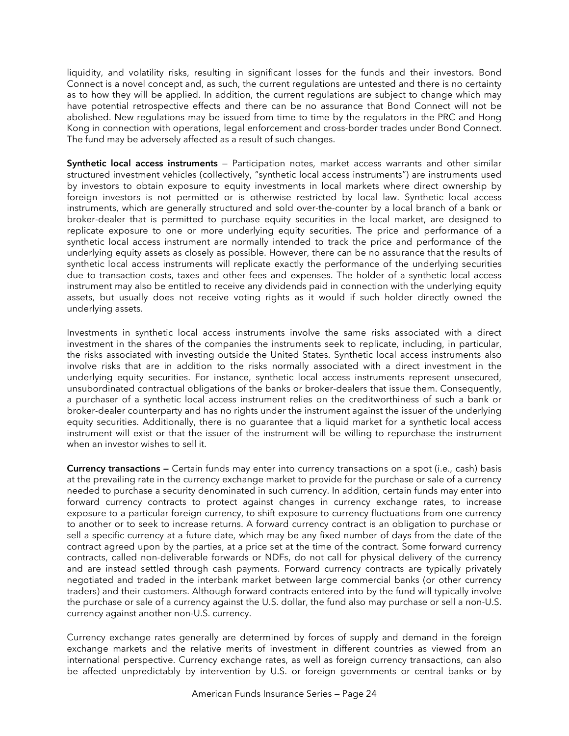liquidity, and volatility risks, resulting in significant losses for the funds and their investors. Bond Connect is a novel concept and, as such, the current regulations are untested and there is no certainty as to how they will be applied. In addition, the current regulations are subject to change which may have potential retrospective effects and there can be no assurance that Bond Connect will not be abolished. New regulations may be issued from time to time by the regulators in the PRC and Hong Kong in connection with operations, legal enforcement and cross-border trades under Bond Connect. The fund may be adversely affected as a result of such changes.

**Synthetic local access instruments** — Participation notes, market access warrants and other similar structured investment vehicles (collectively, "synthetic local access instruments") are instruments used by investors to obtain exposure to equity investments in local markets where direct ownership by foreign investors is not permitted or is otherwise restricted by local law. Synthetic local access instruments, which are generally structured and sold over-the-counter by a local branch of a bank or broker-dealer that is permitted to purchase equity securities in the local market, are designed to replicate exposure to one or more underlying equity securities. The price and performance of a synthetic local access instrument are normally intended to track the price and performance of the underlying equity assets as closely as possible. However, there can be no assurance that the results of synthetic local access instruments will replicate exactly the performance of the underlying securities due to transaction costs, taxes and other fees and expenses. The holder of a synthetic local access instrument may also be entitled to receive any dividends paid in connection with the underlying equity assets, but usually does not receive voting rights as it would if such holder directly owned the underlying assets.

Investments in synthetic local access instruments involve the same risks associated with a direct investment in the shares of the companies the instruments seek to replicate, including, in particular, the risks associated with investing outside the United States. Synthetic local access instruments also involve risks that are in addition to the risks normally associated with a direct investment in the underlying equity securities. For instance, synthetic local access instruments represent unsecured, unsubordinated contractual obligations of the banks or broker-dealers that issue them. Consequently, a purchaser of a synthetic local access instrument relies on the creditworthiness of such a bank or broker-dealer counterparty and has no rights under the instrument against the issuer of the underlying equity securities. Additionally, there is no guarantee that a liquid market for a synthetic local access instrument will exist or that the issuer of the instrument will be willing to repurchase the instrument when an investor wishes to sell it.

**Currency transactions —** Certain funds may enter into currency transactions on a spot (i.e., cash) basis at the prevailing rate in the currency exchange market to provide for the purchase or sale of a currency needed to purchase a security denominated in such currency. In addition, certain funds may enter into forward currency contracts to protect against changes in currency exchange rates, to increase exposure to a particular foreign currency, to shift exposure to currency fluctuations from one currency to another or to seek to increase returns. A forward currency contract is an obligation to purchase or sell a specific currency at a future date, which may be any fixed number of days from the date of the contract agreed upon by the parties, at a price set at the time of the contract. Some forward currency contracts, called non-deliverable forwards or NDFs, do not call for physical delivery of the currency and are instead settled through cash payments. Forward currency contracts are typically privately negotiated and traded in the interbank market between large commercial banks (or other currency traders) and their customers. Although forward contracts entered into by the fund will typically involve the purchase or sale of a currency against the U.S. dollar, the fund also may purchase or sell a non-U.S. currency against another non-U.S. currency.

Currency exchange rates generally are determined by forces of supply and demand in the foreign exchange markets and the relative merits of investment in different countries as viewed from an international perspective. Currency exchange rates, as well as foreign currency transactions, can also be affected unpredictably by intervention by U.S. or foreign governments or central banks or by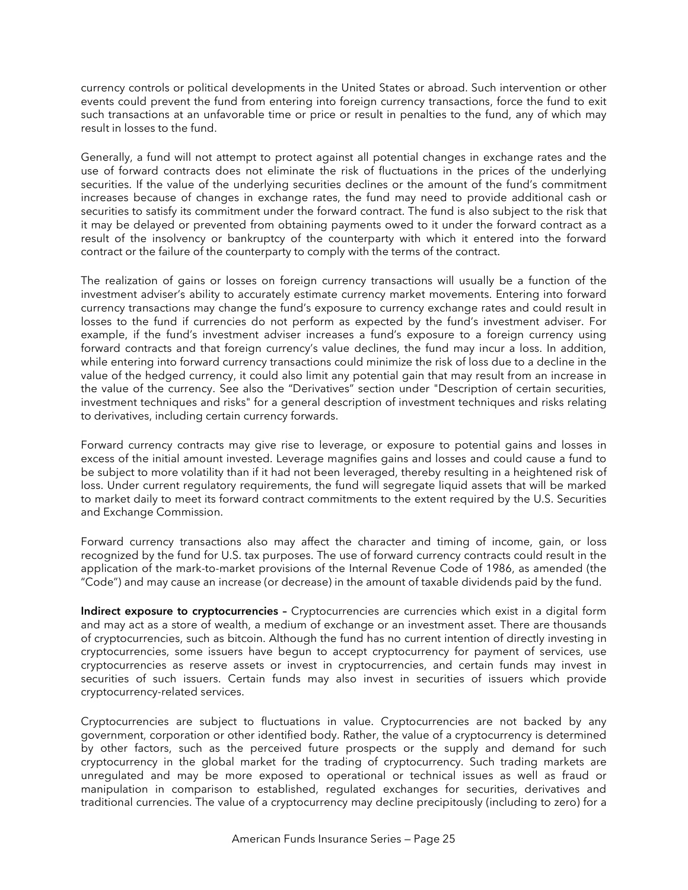currency controls or political developments in the United States or abroad. Such intervention or other events could prevent the fund from entering into foreign currency transactions, force the fund to exit such transactions at an unfavorable time or price or result in penalties to the fund, any of which may result in losses to the fund.

Generally, a fund will not attempt to protect against all potential changes in exchange rates and the use of forward contracts does not eliminate the risk of fluctuations in the prices of the underlying securities. If the value of the underlying securities declines or the amount of the fund's commitment increases because of changes in exchange rates, the fund may need to provide additional cash or securities to satisfy its commitment under the forward contract. The fund is also subject to the risk that it may be delayed or prevented from obtaining payments owed to it under the forward contract as a result of the insolvency or bankruptcy of the counterparty with which it entered into the forward contract or the failure of the counterparty to comply with the terms of the contract.

The realization of gains or losses on foreign currency transactions will usually be a function of the investment adviser's ability to accurately estimate currency market movements. Entering into forward currency transactions may change the fund's exposure to currency exchange rates and could result in losses to the fund if currencies do not perform as expected by the fund's investment adviser. For example, if the fund's investment adviser increases a fund's exposure to a foreign currency using forward contracts and that foreign currency's value declines, the fund may incur a loss. In addition, while entering into forward currency transactions could minimize the risk of loss due to a decline in the value of the hedged currency, it could also limit any potential gain that may result from an increase in the value of the currency. See also the "Derivatives" section under "Description of certain securities, investment techniques and risks" for a general description of investment techniques and risks relating to derivatives, including certain currency forwards.

Forward currency contracts may give rise to leverage, or exposure to potential gains and losses in excess of the initial amount invested. Leverage magnifies gains and losses and could cause a fund to be subject to more volatility than if it had not been leveraged, thereby resulting in a heightened risk of loss. Under current regulatory requirements, the fund will segregate liquid assets that will be marked to market daily to meet its forward contract commitments to the extent required by the U.S. Securities and Exchange Commission.

Forward currency transactions also may affect the character and timing of income, gain, or loss recognized by the fund for U.S. tax purposes. The use of forward currency contracts could result in the application of the mark-to-market provisions of the Internal Revenue Code of 1986, as amended (the "Code") and may cause an increase (or decrease) in the amount of taxable dividends paid by the fund.

**Indirect exposure to cryptocurrencies –** Cryptocurrencies are currencies which exist in a digital form and may act as a store of wealth, a medium of exchange or an investment asset. There are thousands of cryptocurrencies, such as bitcoin. Although the fund has no current intention of directly investing in cryptocurrencies, some issuers have begun to accept cryptocurrency for payment of services, use cryptocurrencies as reserve assets or invest in cryptocurrencies, and certain funds may invest in securities of such issuers. Certain funds may also invest in securities of issuers which provide cryptocurrency-related services.

Cryptocurrencies are subject to fluctuations in value. Cryptocurrencies are not backed by any government, corporation or other identified body. Rather, the value of a cryptocurrency is determined by other factors, such as the perceived future prospects or the supply and demand for such cryptocurrency in the global market for the trading of cryptocurrency. Such trading markets are unregulated and may be more exposed to operational or technical issues as well as fraud or manipulation in comparison to established, regulated exchanges for securities, derivatives and traditional currencies. The value of a cryptocurrency may decline precipitously (including to zero) for a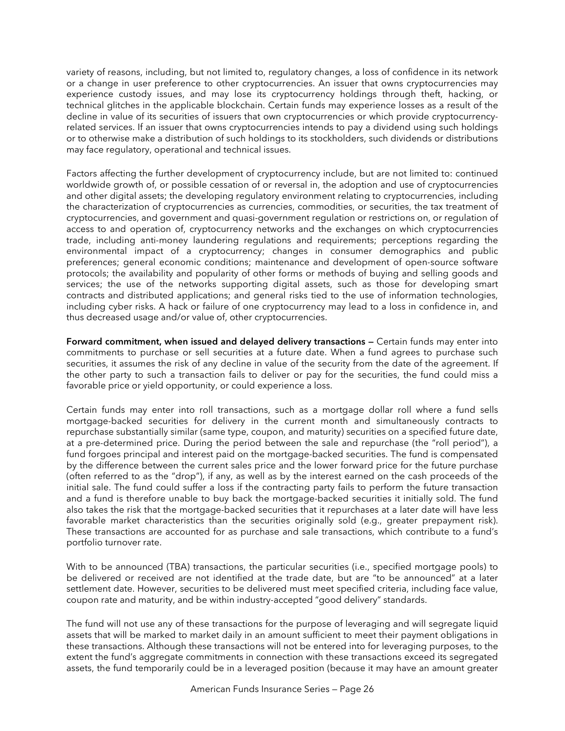variety of reasons, including, but not limited to, regulatory changes, a loss of confidence in its network or a change in user preference to other cryptocurrencies. An issuer that owns cryptocurrencies may experience custody issues, and may lose its cryptocurrency holdings through theft, hacking, or technical glitches in the applicable blockchain. Certain funds may experience losses as a result of the decline in value of its securities of issuers that own cryptocurrencies or which provide cryptocurrency-related services. If an issuer that owns cryptocurrencies intends to pay a dividend using such holdings or to otherwise make a distribution of such holdings to its stockholders, such dividends or distributions may face regulatory, operational and technical issues.

Factors affecting the further development of cryptocurrency include, but are not limited to: continued worldwide growth of, or possible cessation of or reversal in, the adoption and use of cryptocurrencies and other digital assets; the developing regulatory environment relating to cryptocurrencies, including the characterization of cryptocurrencies as currencies, commodities, or securities, the tax treatment of cryptocurrencies, and government and quasi-government regulation or restrictions on, or regulation of access to and operation of, cryptocurrency networks and the exchanges on which cryptocurrencies trade, including anti-money laundering regulations and requirements; perceptions regarding the environmental impact of a cryptocurrency; changes in consumer demographics and public preferences; general economic conditions; maintenance and development of open-source software protocols; the availability and popularity of other forms or methods of buying and selling goods and services; the use of the networks supporting digital assets, such as those for developing smart contracts and distributed applications; and general risks tied to the use of information technologies, including cyber risks. A hack or failure of one cryptocurrency may lead to a loss in confidence in, and thus decreased usage and/or value of, other cryptocurrencies.

**Forward commitment, when issued and delayed delivery transactions —** Certain funds may enter into commitments to purchase or sell securities at a future date. When a fund agrees to purchase such securities, it assumes the risk of any decline in value of the security from the date of the agreement. If the other party to such a transaction fails to deliver or pay for the securities, the fund could miss a favorable price or yield opportunity, or could experience a loss.

Certain funds may enter into roll transactions, such as a mortgage dollar roll where a fund sells mortgage-backed securities for delivery in the current month and simultaneously contracts to repurchase substantially similar (same type, coupon, and maturity) securities on a specified future date, at a pre-determined price. During the period between the sale and repurchase (the "roll period"), a fund forgoes principal and interest paid on the mortgage-backed securities. The fund is compensated by the difference between the current sales price and the lower forward price for the future purchase (often referred to as the "drop"), if any, as well as by the interest earned on the cash proceeds of the initial sale. The fund could suffer a loss if the contracting party fails to perform the future transaction and a fund is therefore unable to buy back the mortgage-backed securities it initially sold. The fund also takes the risk that the mortgage-backed securities that it repurchases at a later date will have less favorable market characteristics than the securities originally sold (e.g., greater prepayment risk). These transactions are accounted for as purchase and sale transactions, which contribute to a fund's portfolio turnover rate.

With to be announced (TBA) transactions, the particular securities (i.e., specified mortgage pools) to be delivered or received are not identified at the trade date, but are "to be announced" at a later settlement date. However, securities to be delivered must meet specified criteria, including face value, coupon rate and maturity, and be within industry-accepted "good delivery" standards.

The fund will not use any of these transactions for the purpose of leveraging and will segregate liquid assets that will be marked to market daily in an amount sufficient to meet their payment obligations in these transactions. Although these transactions will not be entered into for leveraging purposes, to the extent the fund's aggregate commitments in connection with these transactions exceed its segregated assets, the fund temporarily could be in a leveraged position (because it may have an amount greater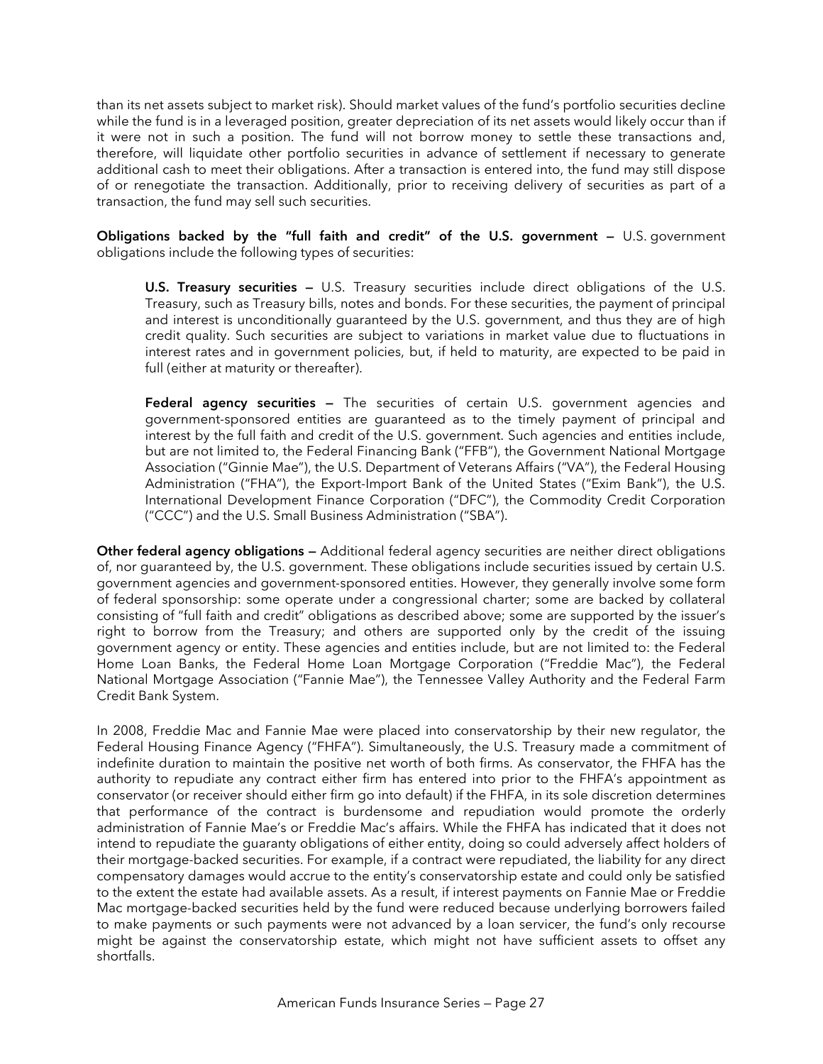than its net assets subject to market risk). Should market values of the fund's portfolio securities decline while the fund is in a leveraged position, greater depreciation of its net assets would likely occur than if it were not in such a position. The fund will not borrow money to settle these transactions and, therefore, will liquidate other portfolio securities in advance of settlement if necessary to generate additional cash to meet their obligations. After a transaction is entered into, the fund may still dispose of or renegotiate the transaction. Additionally, prior to receiving delivery of securities as part of a transaction, the fund may sell such securities.

**Obligations backed by the "full faith and credit" of the U.S. government —** U.S. government obligations include the following types of securities:

> **U.S. Treasury securities —** U.S. Treasury securities include direct obligations of the U.S. Treasury, such as Treasury bills, notes and bonds. For these securities, the payment of principal and interest is unconditionally guaranteed by the U.S. government, and thus they are of high credit quality. Such securities are subject to variations in market value due to fluctuations in interest rates and in government policies, but, if held to maturity, are expected to be paid in full (either at maturity or thereafter).
>
> **Federal agency securities —** The securities of certain U.S. government agencies and government-sponsored entities are guaranteed as to the timely payment of principal and interest by the full faith and credit of the U.S. government. Such agencies and entities include, but are not limited to, the Federal Financing Bank ("FFB"), the Government National Mortgage Association ("Ginnie Mae"), the U.S. Department of Veterans Affairs ("VA"), the Federal Housing Administration ("FHA"), the Export-Import Bank of the United States ("Exim Bank"), the U.S. International Development Finance Corporation ("DFC"), the Commodity Credit Corporation ("CCC") and the U.S. Small Business Administration ("SBA").

**Other federal agency obligations —** Additional federal agency securities are neither direct obligations of, nor guaranteed by, the U.S. government. These obligations include securities issued by certain U.S. government agencies and government-sponsored entities. However, they generally involve some form of federal sponsorship: some operate under a congressional charter; some are backed by collateral consisting of "full faith and credit" obligations as described above; some are supported by the issuer's right to borrow from the Treasury; and others are supported only by the credit of the issuing government agency or entity. These agencies and entities include, but are not limited to: the Federal Home Loan Banks, the Federal Home Loan Mortgage Corporation ("Freddie Mac"), the Federal National Mortgage Association ("Fannie Mae"), the Tennessee Valley Authority and the Federal Farm Credit Bank System.

In 2008, Freddie Mac and Fannie Mae were placed into conservatorship by their new regulator, the Federal Housing Finance Agency ("FHFA"). Simultaneously, the U.S. Treasury made a commitment of indefinite duration to maintain the positive net worth of both firms. As conservator, the FHFA has the authority to repudiate any contract either firm has entered into prior to the FHFA's appointment as conservator (or receiver should either firm go into default) if the FHFA, in its sole discretion determines that performance of the contract is burdensome and repudiation would promote the orderly administration of Fannie Mae's or Freddie Mac's affairs. While the FHFA has indicated that it does not intend to repudiate the guaranty obligations of either entity, doing so could adversely affect holders of their mortgage-backed securities. For example, if a contract were repudiated, the liability for any direct compensatory damages would accrue to the entity's conservatorship estate and could only be satisfied to the extent the estate had available assets. As a result, if interest payments on Fannie Mae or Freddie Mac mortgage-backed securities held by the fund were reduced because underlying borrowers failed to make payments or such payments were not advanced by a loan servicer, the fund's only recourse might be against the conservatorship estate, which might not have sufficient assets to offset any shortfalls.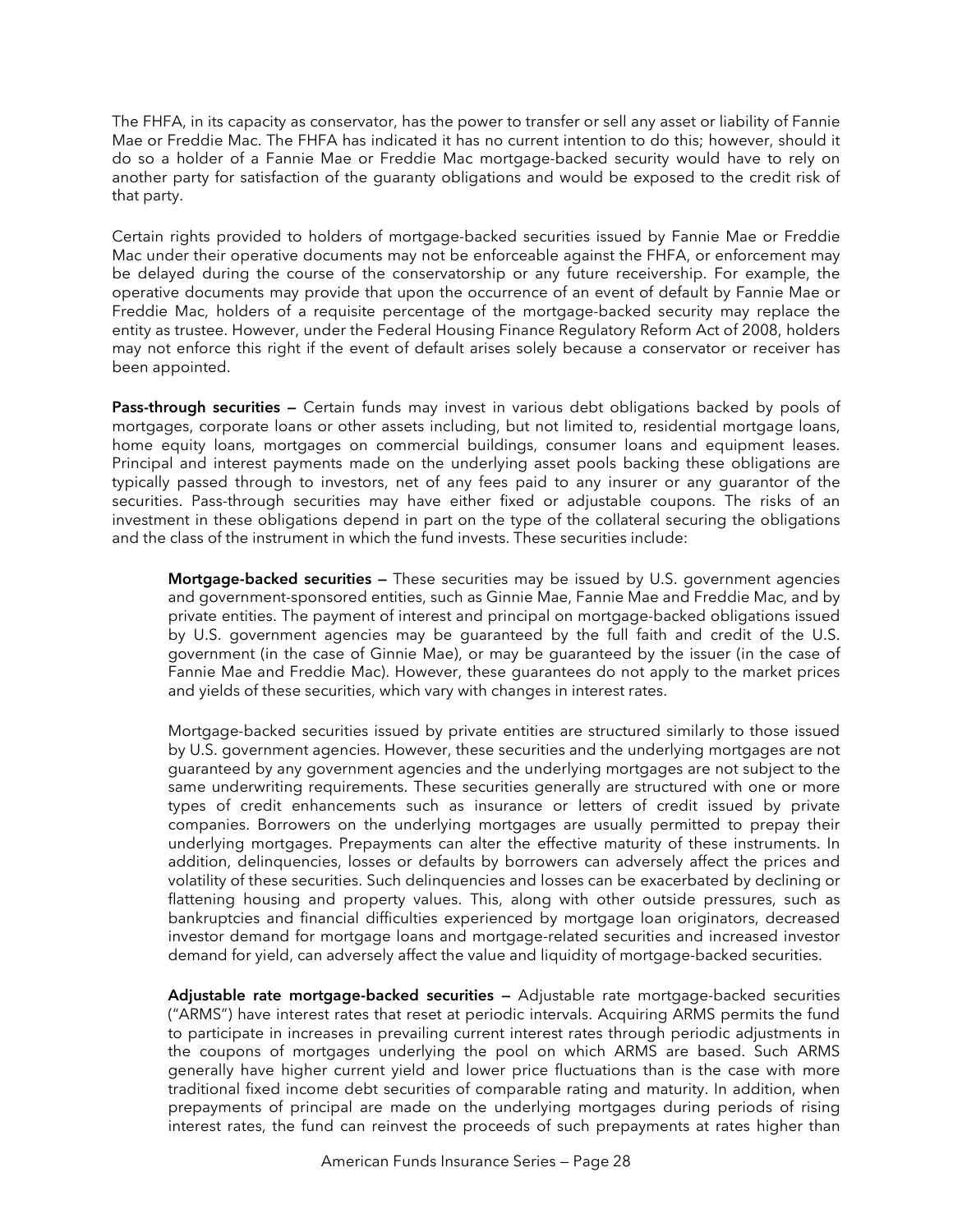The FHFA, in its capacity as conservator, has the power to transfer or sell any asset or liability of Fannie Mae or Freddie Mac. The FHFA has indicated it has no current intention to do this; however, should it do so a holder of a Fannie Mae or Freddie Mac mortgage-backed security would have to rely on another party for satisfaction of the guaranty obligations and would be exposed to the credit risk of that party.

Certain rights provided to holders of mortgage-backed securities issued by Fannie Mae or Freddie Mac under their operative documents may not be enforceable against the FHFA, or enforcement may be delayed during the course of the conservatorship or any future receivership. For example, the operative documents may provide that upon the occurrence of an event of default by Fannie Mae or Freddie Mac, holders of a requisite percentage of the mortgage-backed security may replace the entity as trustee. However, under the Federal Housing Finance Regulatory Reform Act of 2008, holders may not enforce this right if the event of default arises solely because a conservator or receiver has been appointed.

**Pass-through securities —** Certain funds may invest in various debt obligations backed by pools of mortgages, corporate loans or other assets including, but not limited to, residential mortgage loans, home equity loans, mortgages on commercial buildings, consumer loans and equipment leases. Principal and interest payments made on the underlying asset pools backing these obligations are typically passed through to investors, net of any fees paid to any insurer or any guarantor of the securities. Pass-through securities may have either fixed or adjustable coupons. The risks of an investment in these obligations depend in part on the type of the collateral securing the obligations and the class of the instrument in which the fund invests. These securities include:

**Mortgage-backed securities —** These securities may be issued by U.S. government agencies and government-sponsored entities, such as Ginnie Mae, Fannie Mae and Freddie Mac, and by private entities. The payment of interest and principal on mortgage-backed obligations issued by U.S. government agencies may be guaranteed by the full faith and credit of the U.S. government (in the case of Ginnie Mae), or may be guaranteed by the issuer (in the case of Fannie Mae and Freddie Mac). However, these guarantees do not apply to the market prices and yields of these securities, which vary with changes in interest rates.

Mortgage-backed securities issued by private entities are structured similarly to those issued by U.S. government agencies. However, these securities and the underlying mortgages are not guaranteed by any government agencies and the underlying mortgages are not subject to the same underwriting requirements. These securities generally are structured with one or more types of credit enhancements such as insurance or letters of credit issued by private companies. Borrowers on the underlying mortgages are usually permitted to prepay their underlying mortgages. Prepayments can alter the effective maturity of these instruments. In addition, delinquencies, losses or defaults by borrowers can adversely affect the prices and volatility of these securities. Such delinquencies and losses can be exacerbated by declining or flattening housing and property values. This, along with other outside pressures, such as bankruptcies and financial difficulties experienced by mortgage loan originators, decreased investor demand for mortgage loans and mortgage-related securities and increased investor demand for yield, can adversely affect the value and liquidity of mortgage-backed securities.

**Adjustable rate mortgage-backed securities —** Adjustable rate mortgage-backed securities ("ARMS") have interest rates that reset at periodic intervals. Acquiring ARMS permits the fund to participate in increases in prevailing current interest rates through periodic adjustments in the coupons of mortgages underlying the pool on which ARMS are based. Such ARMS generally have higher current yield and lower price fluctuations than is the case with more traditional fixed income debt securities of comparable rating and maturity. In addition, when prepayments of principal are made on the underlying mortgages during periods of rising interest rates, the fund can reinvest the proceeds of such prepayments at rates higher than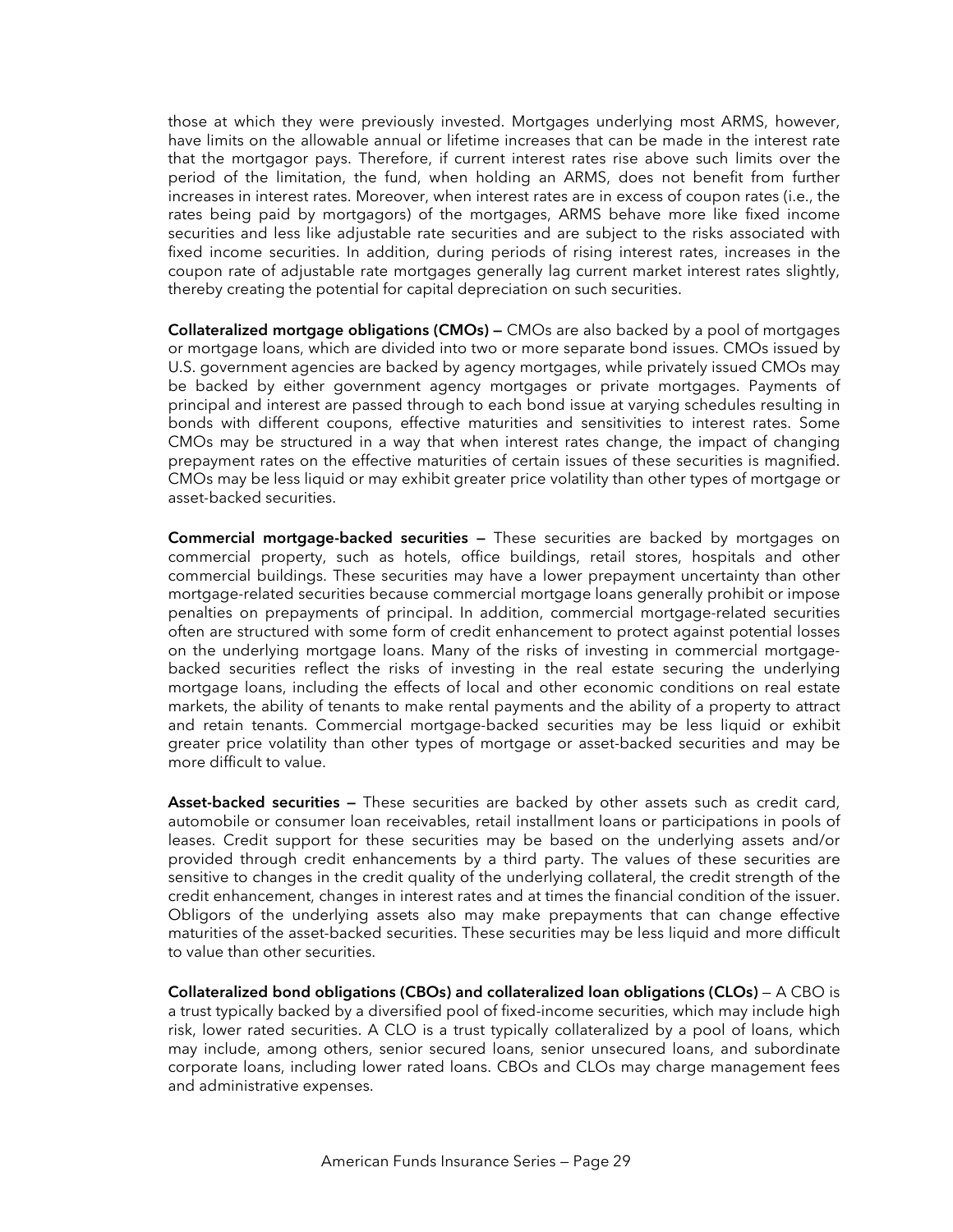those at which they were previously invested. Mortgages underlying most ARMS, however, have limits on the allowable annual or lifetime increases that can be made in the interest rate that the mortgagor pays. Therefore, if current interest rates rise above such limits over the period of the limitation, the fund, when holding an ARMS, does not benefit from further increases in interest rates. Moreover, when interest rates are in excess of coupon rates (i.e., the rates being paid by mortgagors) of the mortgages, ARMS behave more like fixed income securities and less like adjustable rate securities and are subject to the risks associated with fixed income securities. In addition, during periods of rising interest rates, increases in the coupon rate of adjustable rate mortgages generally lag current market interest rates slightly, thereby creating the potential for capital depreciation on such securities.

**Collateralized mortgage obligations (CMOs) —** CMOs are also backed by a pool of mortgages or mortgage loans, which are divided into two or more separate bond issues. CMOs issued by U.S. government agencies are backed by agency mortgages, while privately issued CMOs may be backed by either government agency mortgages or private mortgages. Payments of principal and interest are passed through to each bond issue at varying schedules resulting in bonds with different coupons, effective maturities and sensitivities to interest rates. Some CMOs may be structured in a way that when interest rates change, the impact of changing prepayment rates on the effective maturities of certain issues of these securities is magnified. CMOs may be less liquid or may exhibit greater price volatility than other types of mortgage or asset-backed securities.

**Commercial mortgage-backed securities —** These securities are backed by mortgages on commercial property, such as hotels, office buildings, retail stores, hospitals and other commercial buildings. These securities may have a lower prepayment uncertainty than other mortgage-related securities because commercial mortgage loans generally prohibit or impose penalties on prepayments of principal. In addition, commercial mortgage-related securities often are structured with some form of credit enhancement to protect against potential losses on the underlying mortgage loans. Many of the risks of investing in commercial mortgage-backed securities reflect the risks of investing in the real estate securing the underlying mortgage loans, including the effects of local and other economic conditions on real estate markets, the ability of tenants to make rental payments and the ability of a property to attract and retain tenants. Commercial mortgage-backed securities may be less liquid or exhibit greater price volatility than other types of mortgage or asset-backed securities and may be more difficult to value.

**Asset-backed securities —** These securities are backed by other assets such as credit card, automobile or consumer loan receivables, retail installment loans or participations in pools of leases. Credit support for these securities may be based on the underlying assets and/or provided through credit enhancements by a third party. The values of these securities are sensitive to changes in the credit quality of the underlying collateral, the credit strength of the credit enhancement, changes in interest rates and at times the financial condition of the issuer. Obligors of the underlying assets also may make prepayments that can change effective maturities of the asset-backed securities. These securities may be less liquid and more difficult to value than other securities.

**Collateralized bond obligations (CBOs) and collateralized loan obligations (CLOs)** — A CBO is a trust typically backed by a diversified pool of fixed-income securities, which may include high risk, lower rated securities. A CLO is a trust typically collateralized by a pool of loans, which may include, among others, senior secured loans, senior unsecured loans, and subordinate corporate loans, including lower rated loans. CBOs and CLOs may charge management fees and administrative expenses.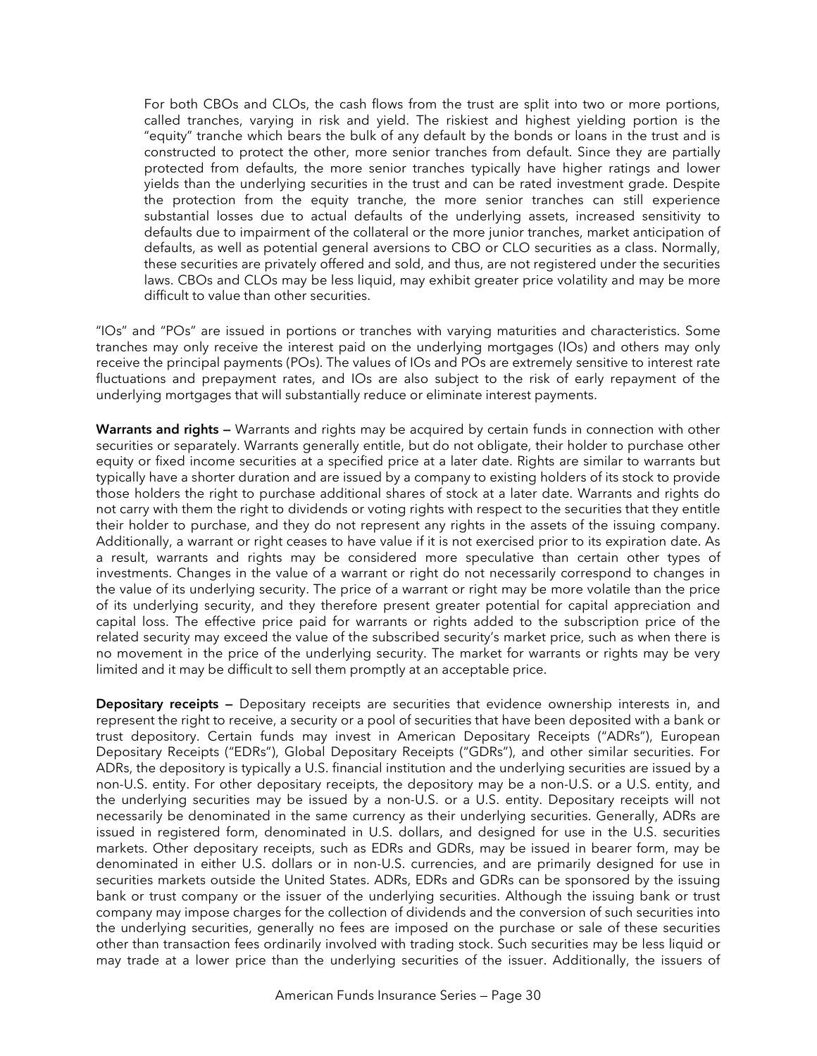For both CBOs and CLOs, the cash flows from the trust are split into two or more portions, called tranches, varying in risk and yield. The riskiest and highest yielding portion is the "equity" tranche which bears the bulk of any default by the bonds or loans in the trust and is constructed to protect the other, more senior tranches from default. Since they are partially protected from defaults, the more senior tranches typically have higher ratings and lower yields than the underlying securities in the trust and can be rated investment grade. Despite the protection from the equity tranche, the more senior tranches can still experience substantial losses due to actual defaults of the underlying assets, increased sensitivity to defaults due to impairment of the collateral or the more junior tranches, market anticipation of defaults, as well as potential general aversions to CBO or CLO securities as a class. Normally, these securities are privately offered and sold, and thus, are not registered under the securities laws. CBOs and CLOs may be less liquid, may exhibit greater price volatility and may be more difficult to value than other securities.

"IOs" and "POs" are issued in portions or tranches with varying maturities and characteristics. Some tranches may only receive the interest paid on the underlying mortgages (IOs) and others may only receive the principal payments (POs). The values of IOs and POs are extremely sensitive to interest rate fluctuations and prepayment rates, and IOs are also subject to the risk of early repayment of the underlying mortgages that will substantially reduce or eliminate interest payments.

**Warrants and rights —** Warrants and rights may be acquired by certain funds in connection with other securities or separately. Warrants generally entitle, but do not obligate, their holder to purchase other equity or fixed income securities at a specified price at a later date. Rights are similar to warrants but typically have a shorter duration and are issued by a company to existing holders of its stock to provide those holders the right to purchase additional shares of stock at a later date. Warrants and rights do not carry with them the right to dividends or voting rights with respect to the securities that they entitle their holder to purchase, and they do not represent any rights in the assets of the issuing company. Additionally, a warrant or right ceases to have value if it is not exercised prior to its expiration date. As a result, warrants and rights may be considered more speculative than certain other types of investments. Changes in the value of a warrant or right do not necessarily correspond to changes in the value of its underlying security. The price of a warrant or right may be more volatile than the price of its underlying security, and they therefore present greater potential for capital appreciation and capital loss. The effective price paid for warrants or rights added to the subscription price of the related security may exceed the value of the subscribed security's market price, such as when there is no movement in the price of the underlying security. The market for warrants or rights may be very limited and it may be difficult to sell them promptly at an acceptable price.

**Depositary receipts —** Depositary receipts are securities that evidence ownership interests in, and represent the right to receive, a security or a pool of securities that have been deposited with a bank or trust depository. Certain funds may invest in American Depositary Receipts ("ADRs"), European Depositary Receipts ("EDRs"), Global Depositary Receipts ("GDRs"), and other similar securities. For ADRs, the depository is typically a U.S. financial institution and the underlying securities are issued by a non-U.S. entity. For other depositary receipts, the depository may be a non-U.S. or a U.S. entity, and the underlying securities may be issued by a non-U.S. or a U.S. entity. Depositary receipts will not necessarily be denominated in the same currency as their underlying securities. Generally, ADRs are issued in registered form, denominated in U.S. dollars, and designed for use in the U.S. securities markets. Other depositary receipts, such as EDRs and GDRs, may be issued in bearer form, may be denominated in either U.S. dollars or in non-U.S. currencies, and are primarily designed for use in securities markets outside the United States. ADRs, EDRs and GDRs can be sponsored by the issuing bank or trust company or the issuer of the underlying securities. Although the issuing bank or trust company may impose charges for the collection of dividends and the conversion of such securities into the underlying securities, generally no fees are imposed on the purchase or sale of these securities other than transaction fees ordinarily involved with trading stock. Such securities may be less liquid or may trade at a lower price than the underlying securities of the issuer. Additionally, the issuers of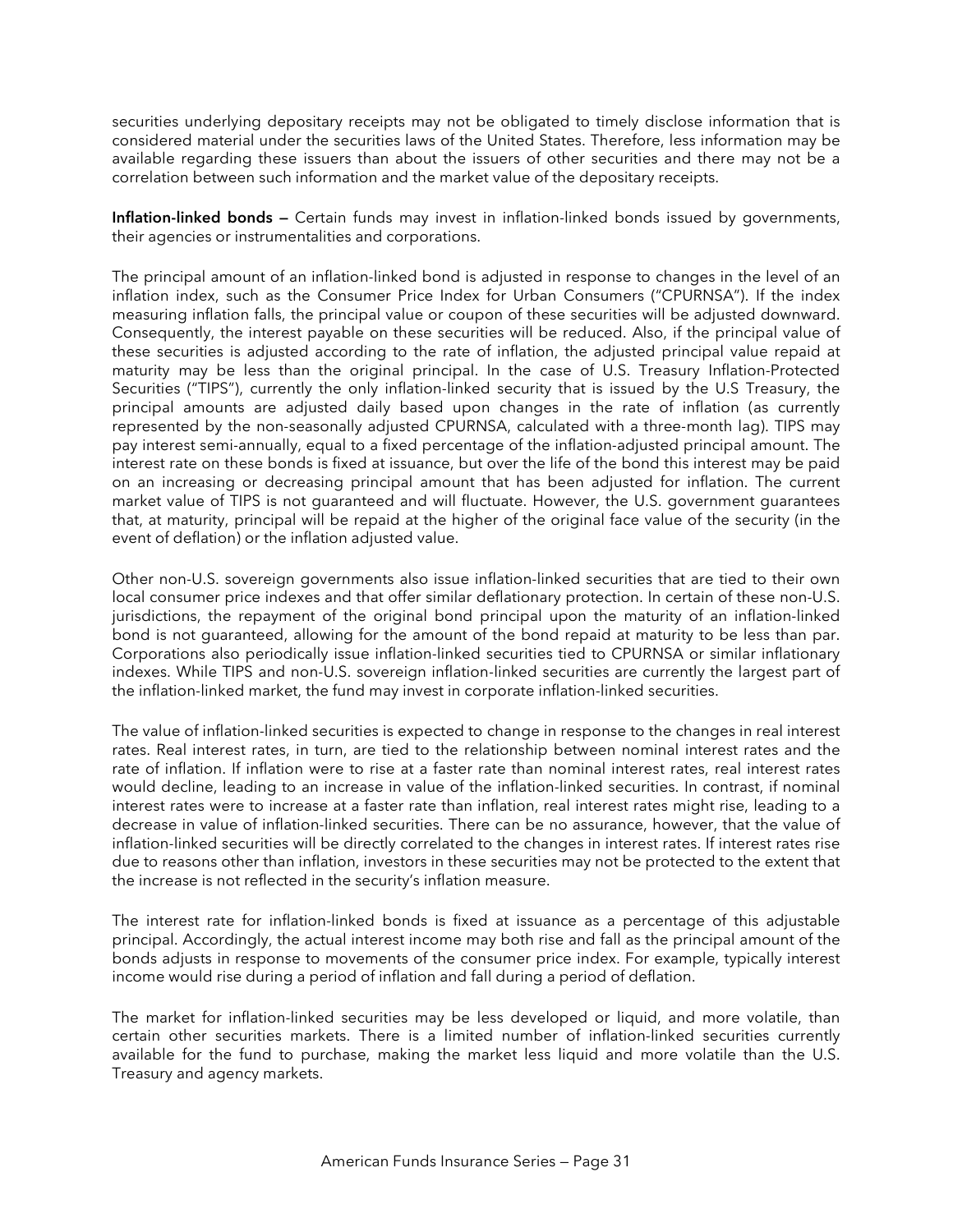securities underlying depositary receipts may not be obligated to timely disclose information that is considered material under the securities laws of the United States. Therefore, less information may be available regarding these issuers than about the issuers of other securities and there may not be a correlation between such information and the market value of the depositary receipts.

**Inflation-linked bonds —** Certain funds may invest in inflation-linked bonds issued by governments, their agencies or instrumentalities and corporations.

The principal amount of an inflation-linked bond is adjusted in response to changes in the level of an inflation index, such as the Consumer Price Index for Urban Consumers ("CPURNSA"). If the index measuring inflation falls, the principal value or coupon of these securities will be adjusted downward. Consequently, the interest payable on these securities will be reduced. Also, if the principal value of these securities is adjusted according to the rate of inflation, the adjusted principal value repaid at maturity may be less than the original principal. In the case of U.S. Treasury Inflation-Protected Securities ("TIPS"), currently the only inflation-linked security that is issued by the U.S Treasury, the principal amounts are adjusted daily based upon changes in the rate of inflation (as currently represented by the non-seasonally adjusted CPURNSA, calculated with a three-month lag). TIPS may pay interest semi-annually, equal to a fixed percentage of the inflation-adjusted principal amount. The interest rate on these bonds is fixed at issuance, but over the life of the bond this interest may be paid on an increasing or decreasing principal amount that has been adjusted for inflation. The current market value of TIPS is not guaranteed and will fluctuate. However, the U.S. government guarantees that, at maturity, principal will be repaid at the higher of the original face value of the security (in the event of deflation) or the inflation adjusted value.

Other non-U.S. sovereign governments also issue inflation-linked securities that are tied to their own local consumer price indexes and that offer similar deflationary protection. In certain of these non-U.S. jurisdictions, the repayment of the original bond principal upon the maturity of an inflation-linked bond is not guaranteed, allowing for the amount of the bond repaid at maturity to be less than par. Corporations also periodically issue inflation-linked securities tied to CPURNSA or similar inflationary indexes. While TIPS and non-U.S. sovereign inflation-linked securities are currently the largest part of the inflation-linked market, the fund may invest in corporate inflation-linked securities.

The value of inflation-linked securities is expected to change in response to the changes in real interest rates. Real interest rates, in turn, are tied to the relationship between nominal interest rates and the rate of inflation. If inflation were to rise at a faster rate than nominal interest rates, real interest rates would decline, leading to an increase in value of the inflation-linked securities. In contrast, if nominal interest rates were to increase at a faster rate than inflation, real interest rates might rise, leading to a decrease in value of inflation-linked securities. There can be no assurance, however, that the value of inflation-linked securities will be directly correlated to the changes in interest rates. If interest rates rise due to reasons other than inflation, investors in these securities may not be protected to the extent that the increase is not reflected in the security's inflation measure.

The interest rate for inflation-linked bonds is fixed at issuance as a percentage of this adjustable principal. Accordingly, the actual interest income may both rise and fall as the principal amount of the bonds adjusts in response to movements of the consumer price index. For example, typically interest income would rise during a period of inflation and fall during a period of deflation.

The market for inflation-linked securities may be less developed or liquid, and more volatile, than certain other securities markets. There is a limited number of inflation-linked securities currently available for the fund to purchase, making the market less liquid and more volatile than the U.S. Treasury and agency markets.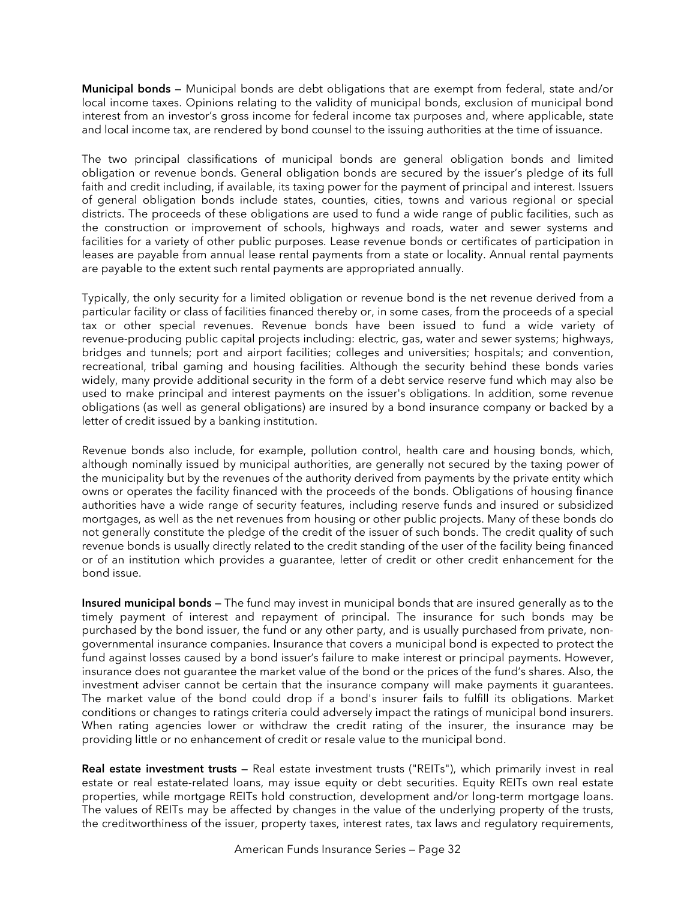**Municipal bonds —** Municipal bonds are debt obligations that are exempt from federal, state and/or local income taxes. Opinions relating to the validity of municipal bonds, exclusion of municipal bond interest from an investor's gross income for federal income tax purposes and, where applicable, state and local income tax, are rendered by bond counsel to the issuing authorities at the time of issuance.

The two principal classifications of municipal bonds are general obligation bonds and limited obligation or revenue bonds. General obligation bonds are secured by the issuer's pledge of its full faith and credit including, if available, its taxing power for the payment of principal and interest. Issuers of general obligation bonds include states, counties, cities, towns and various regional or special districts. The proceeds of these obligations are used to fund a wide range of public facilities, such as the construction or improvement of schools, highways and roads, water and sewer systems and facilities for a variety of other public purposes. Lease revenue bonds or certificates of participation in leases are payable from annual lease rental payments from a state or locality. Annual rental payments are payable to the extent such rental payments are appropriated annually.

Typically, the only security for a limited obligation or revenue bond is the net revenue derived from a particular facility or class of facilities financed thereby or, in some cases, from the proceeds of a special tax or other special revenues. Revenue bonds have been issued to fund a wide variety of revenue-producing public capital projects including: electric, gas, water and sewer systems; highways, bridges and tunnels; port and airport facilities; colleges and universities; hospitals; and convention, recreational, tribal gaming and housing facilities. Although the security behind these bonds varies widely, many provide additional security in the form of a debt service reserve fund which may also be used to make principal and interest payments on the issuer's obligations. In addition, some revenue obligations (as well as general obligations) are insured by a bond insurance company or backed by a letter of credit issued by a banking institution.

Revenue bonds also include, for example, pollution control, health care and housing bonds, which, although nominally issued by municipal authorities, are generally not secured by the taxing power of the municipality but by the revenues of the authority derived from payments by the private entity which owns or operates the facility financed with the proceeds of the bonds. Obligations of housing finance authorities have a wide range of security features, including reserve funds and insured or subsidized mortgages, as well as the net revenues from housing or other public projects. Many of these bonds do not generally constitute the pledge of the credit of the issuer of such bonds. The credit quality of such revenue bonds is usually directly related to the credit standing of the user of the facility being financed or of an institution which provides a guarantee, letter of credit or other credit enhancement for the bond issue.

**Insured municipal bonds —** The fund may invest in municipal bonds that are insured generally as to the timely payment of interest and repayment of principal. The insurance for such bonds may be purchased by the bond issuer, the fund or any other party, and is usually purchased from private, non-governmental insurance companies. Insurance that covers a municipal bond is expected to protect the fund against losses caused by a bond issuer's failure to make interest or principal payments. However, insurance does not guarantee the market value of the bond or the prices of the fund's shares. Also, the investment adviser cannot be certain that the insurance company will make payments it guarantees. The market value of the bond could drop if a bond's insurer fails to fulfill its obligations. Market conditions or changes to ratings criteria could adversely impact the ratings of municipal bond insurers. When rating agencies lower or withdraw the credit rating of the insurer, the insurance may be providing little or no enhancement of credit or resale value to the municipal bond.

**Real estate investment trusts —** Real estate investment trusts ("REITs"), which primarily invest in real estate or real estate-related loans, may issue equity or debt securities. Equity REITs own real estate properties, while mortgage REITs hold construction, development and/or long-term mortgage loans. The values of REITs may be affected by changes in the value of the underlying property of the trusts, the creditworthiness of the issuer, property taxes, interest rates, tax laws and regulatory requirements,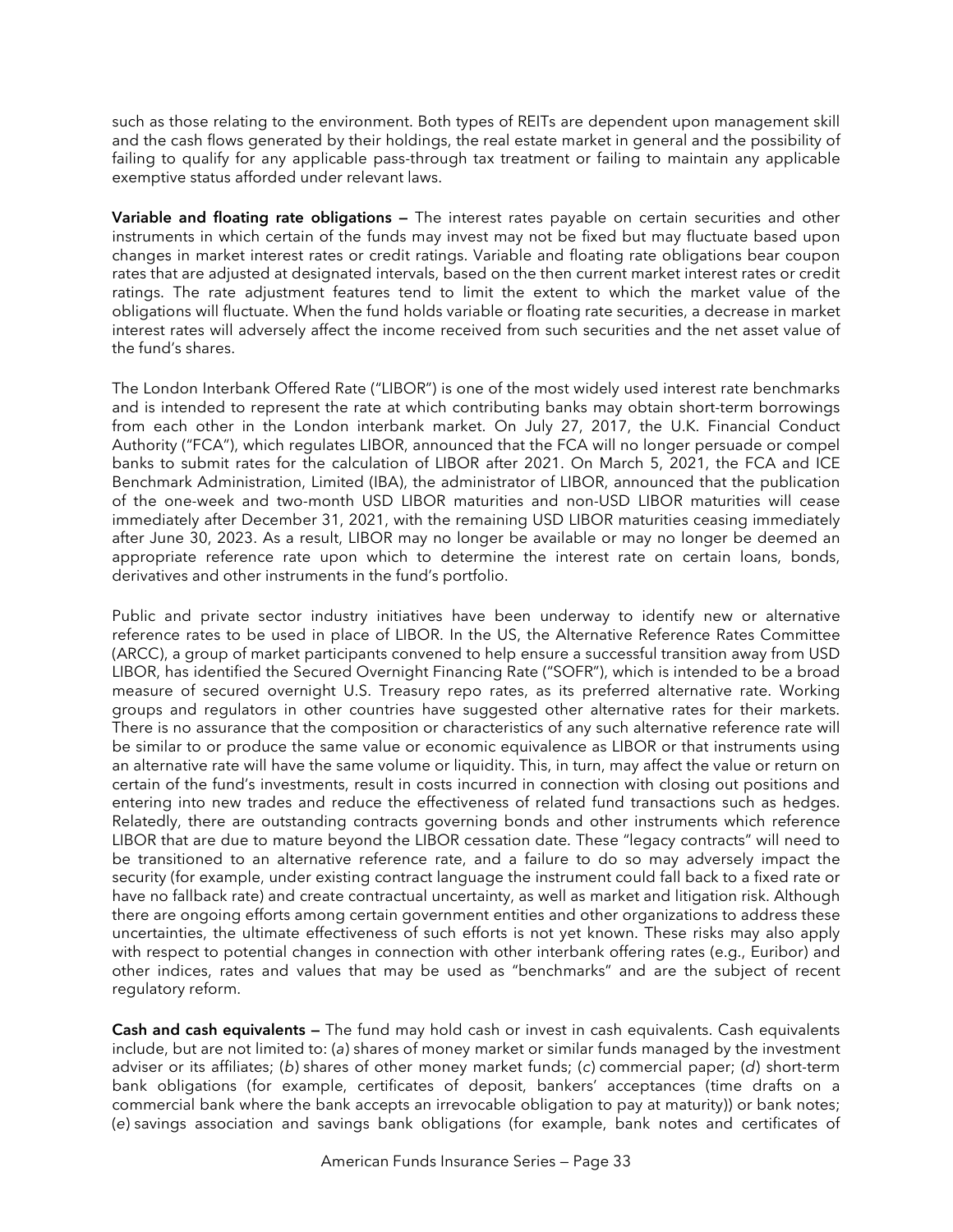such as those relating to the environment. Both types of REITs are dependent upon management skill and the cash flows generated by their holdings, the real estate market in general and the possibility of failing to qualify for any applicable pass-through tax treatment or failing to maintain any applicable exemptive status afforded under relevant laws.

**Variable and floating rate obligations —** The interest rates payable on certain securities and other instruments in which certain of the funds may invest may not be fixed but may fluctuate based upon changes in market interest rates or credit ratings. Variable and floating rate obligations bear coupon rates that are adjusted at designated intervals, based on the then current market interest rates or credit ratings. The rate adjustment features tend to limit the extent to which the market value of the obligations will fluctuate. When the fund holds variable or floating rate securities, a decrease in market interest rates will adversely affect the income received from such securities and the net asset value of the fund's shares.

The London Interbank Offered Rate ("LIBOR") is one of the most widely used interest rate benchmarks and is intended to represent the rate at which contributing banks may obtain short-term borrowings from each other in the London interbank market. On July 27, 2017, the U.K. Financial Conduct Authority ("FCA"), which regulates LIBOR, announced that the FCA will no longer persuade or compel banks to submit rates for the calculation of LIBOR after 2021. On March 5, 2021, the FCA and ICE Benchmark Administration, Limited (IBA), the administrator of LIBOR, announced that the publication of the one-week and two-month USD LIBOR maturities and non-USD LIBOR maturities will cease immediately after December 31, 2021, with the remaining USD LIBOR maturities ceasing immediately after June 30, 2023. As a result, LIBOR may no longer be available or may no longer be deemed an appropriate reference rate upon which to determine the interest rate on certain loans, bonds, derivatives and other instruments in the fund's portfolio.

Public and private sector industry initiatives have been underway to identify new or alternative reference rates to be used in place of LIBOR. In the US, the Alternative Reference Rates Committee (ARCC), a group of market participants convened to help ensure a successful transition away from USD LIBOR, has identified the Secured Overnight Financing Rate ("SOFR"), which is intended to be a broad measure of secured overnight U.S. Treasury repo rates, as its preferred alternative rate. Working groups and regulators in other countries have suggested other alternative rates for their markets. There is no assurance that the composition or characteristics of any such alternative reference rate will be similar to or produce the same value or economic equivalence as LIBOR or that instruments using an alternative rate will have the same volume or liquidity. This, in turn, may affect the value or return on certain of the fund's investments, result in costs incurred in connection with closing out positions and entering into new trades and reduce the effectiveness of related fund transactions such as hedges. Relatedly, there are outstanding contracts governing bonds and other instruments which reference LIBOR that are due to mature beyond the LIBOR cessation date. These "legacy contracts" will need to be transitioned to an alternative reference rate, and a failure to do so may adversely impact the security (for example, under existing contract language the instrument could fall back to a fixed rate or have no fallback rate) and create contractual uncertainty, as well as market and litigation risk. Although there are ongoing efforts among certain government entities and other organizations to address these uncertainties, the ultimate effectiveness of such efforts is not yet known. These risks may also apply with respect to potential changes in connection with other interbank offering rates (e.g., Euribor) and other indices, rates and values that may be used as "benchmarks" and are the subject of recent regulatory reform.

**Cash and cash equivalents —** The fund may hold cash or invest in cash equivalents. Cash equivalents include, but are not limited to: (*a*) shares of money market or similar funds managed by the investment adviser or its affiliates; (*b*) shares of other money market funds; (*c*) commercial paper; (*d*) short-term bank obligations (for example, certificates of deposit, bankers' acceptances (time drafts on a commercial bank where the bank accepts an irrevocable obligation to pay at maturity)) or bank notes; (*e*) savings association and savings bank obligations (for example, bank notes and certificates of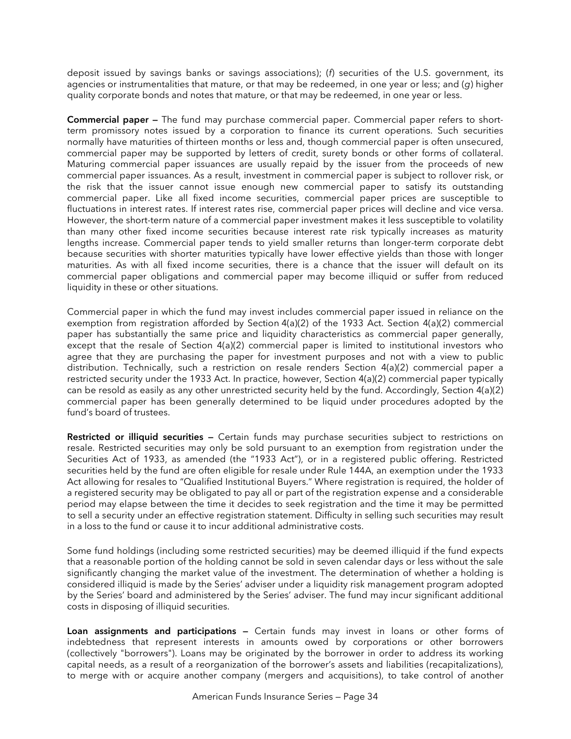deposit issued by savings banks or savings associations); (*f*) securities of the U.S. government, its agencies or instrumentalities that mature, or that may be redeemed, in one year or less; and (*g*) higher quality corporate bonds and notes that mature, or that may be redeemed, in one year or less.

**Commercial paper —** The fund may purchase commercial paper. Commercial paper refers to short-term promissory notes issued by a corporation to finance its current operations. Such securities normally have maturities of thirteen months or less and, though commercial paper is often unsecured, commercial paper may be supported by letters of credit, surety bonds or other forms of collateral. Maturing commercial paper issuances are usually repaid by the issuer from the proceeds of new commercial paper issuances. As a result, investment in commercial paper is subject to rollover risk, or the risk that the issuer cannot issue enough new commercial paper to satisfy its outstanding commercial paper. Like all fixed income securities, commercial paper prices are susceptible to fluctuations in interest rates. If interest rates rise, commercial paper prices will decline and vice versa. However, the short-term nature of a commercial paper investment makes it less susceptible to volatility than many other fixed income securities because interest rate risk typically increases as maturity lengths increase. Commercial paper tends to yield smaller returns than longer-term corporate debt because securities with shorter maturities typically have lower effective yields than those with longer maturities. As with all fixed income securities, there is a chance that the issuer will default on its commercial paper obligations and commercial paper may become illiquid or suffer from reduced liquidity in these or other situations.

Commercial paper in which the fund may invest includes commercial paper issued in reliance on the exemption from registration afforded by Section 4(a)(2) of the 1933 Act. Section 4(a)(2) commercial paper has substantially the same price and liquidity characteristics as commercial paper generally, except that the resale of Section 4(a)(2) commercial paper is limited to institutional investors who agree that they are purchasing the paper for investment purposes and not with a view to public distribution. Technically, such a restriction on resale renders Section 4(a)(2) commercial paper a restricted security under the 1933 Act. In practice, however, Section 4(a)(2) commercial paper typically can be resold as easily as any other unrestricted security held by the fund. Accordingly, Section 4(a)(2) commercial paper has been generally determined to be liquid under procedures adopted by the fund's board of trustees.

**Restricted or illiquid securities —** Certain funds may purchase securities subject to restrictions on resale. Restricted securities may only be sold pursuant to an exemption from registration under the Securities Act of 1933, as amended (the "1933 Act"), or in a registered public offering. Restricted securities held by the fund are often eligible for resale under Rule 144A, an exemption under the 1933 Act allowing for resales to "Qualified Institutional Buyers." Where registration is required, the holder of a registered security may be obligated to pay all or part of the registration expense and a considerable period may elapse between the time it decides to seek registration and the time it may be permitted to sell a security under an effective registration statement. Difficulty in selling such securities may result in a loss to the fund or cause it to incur additional administrative costs.

Some fund holdings (including some restricted securities) may be deemed illiquid if the fund expects that a reasonable portion of the holding cannot be sold in seven calendar days or less without the sale significantly changing the market value of the investment. The determination of whether a holding is considered illiquid is made by the Series' adviser under a liquidity risk management program adopted by the Series' board and administered by the Series' adviser. The fund may incur significant additional costs in disposing of illiquid securities.

**Loan assignments and participations —** Certain funds may invest in loans or other forms of indebtedness that represent interests in amounts owed by corporations or other borrowers (collectively "borrowers"). Loans may be originated by the borrower in order to address its working capital needs, as a result of a reorganization of the borrower's assets and liabilities (recapitalizations), to merge with or acquire another company (mergers and acquisitions), to take control of another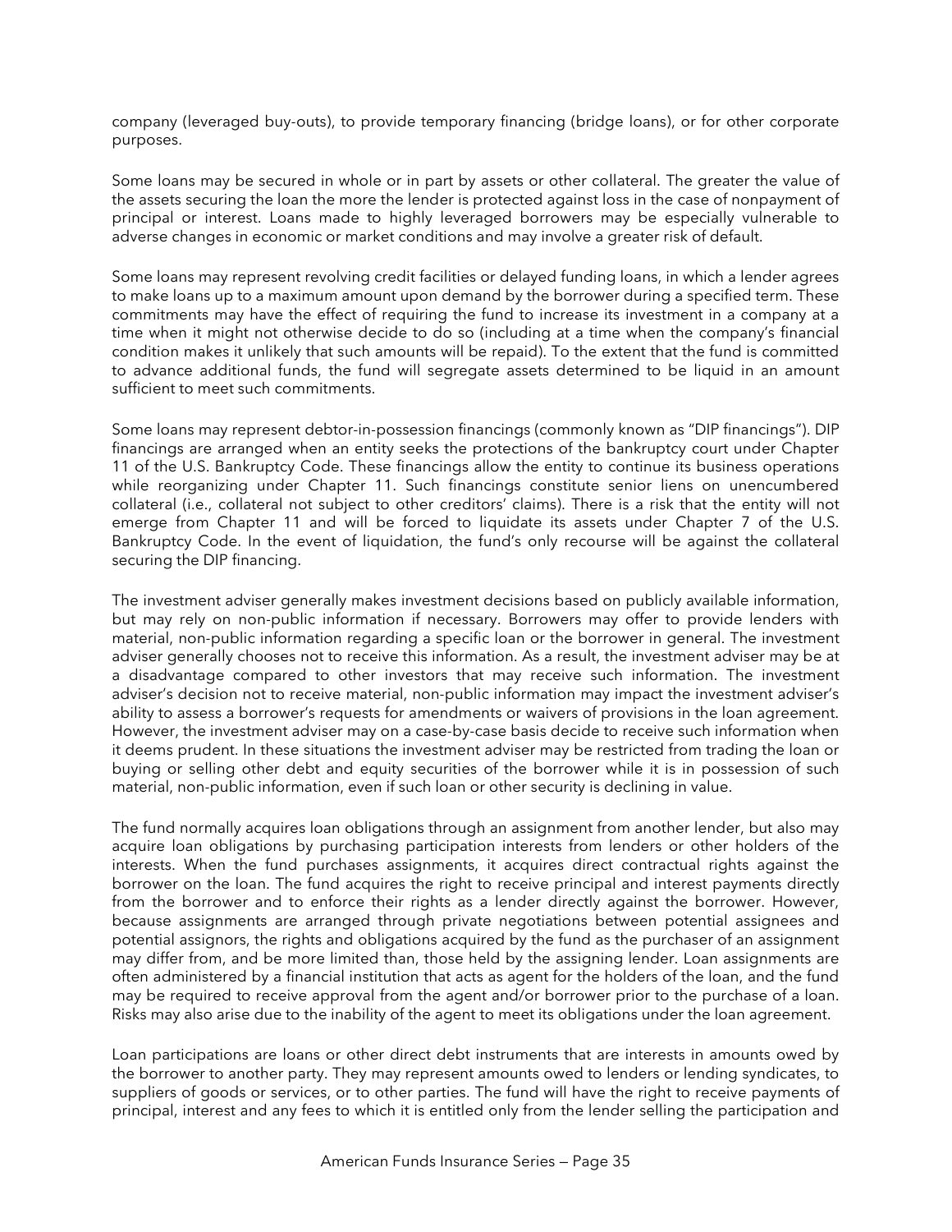company (leveraged buy-outs), to provide temporary financing (bridge loans), or for other corporate purposes.

Some loans may be secured in whole or in part by assets or other collateral. The greater the value of the assets securing the loan the more the lender is protected against loss in the case of nonpayment of principal or interest. Loans made to highly leveraged borrowers may be especially vulnerable to adverse changes in economic or market conditions and may involve a greater risk of default.

Some loans may represent revolving credit facilities or delayed funding loans, in which a lender agrees to make loans up to a maximum amount upon demand by the borrower during a specified term. These commitments may have the effect of requiring the fund to increase its investment in a company at a time when it might not otherwise decide to do so (including at a time when the company's financial condition makes it unlikely that such amounts will be repaid). To the extent that the fund is committed to advance additional funds, the fund will segregate assets determined to be liquid in an amount sufficient to meet such commitments.

Some loans may represent debtor-in-possession financings (commonly known as "DIP financings"). DIP financings are arranged when an entity seeks the protections of the bankruptcy court under Chapter 11 of the U.S. Bankruptcy Code. These financings allow the entity to continue its business operations while reorganizing under Chapter 11. Such financings constitute senior liens on unencumbered collateral (i.e., collateral not subject to other creditors' claims). There is a risk that the entity will not emerge from Chapter 11 and will be forced to liquidate its assets under Chapter 7 of the U.S. Bankruptcy Code. In the event of liquidation, the fund's only recourse will be against the collateral securing the DIP financing.

The investment adviser generally makes investment decisions based on publicly available information, but may rely on non-public information if necessary. Borrowers may offer to provide lenders with material, non-public information regarding a specific loan or the borrower in general. The investment adviser generally chooses not to receive this information. As a result, the investment adviser may be at a disadvantage compared to other investors that may receive such information. The investment adviser's decision not to receive material, non-public information may impact the investment adviser's ability to assess a borrower's requests for amendments or waivers of provisions in the loan agreement. However, the investment adviser may on a case-by-case basis decide to receive such information when it deems prudent. In these situations the investment adviser may be restricted from trading the loan or buying or selling other debt and equity securities of the borrower while it is in possession of such material, non-public information, even if such loan or other security is declining in value.

The fund normally acquires loan obligations through an assignment from another lender, but also may acquire loan obligations by purchasing participation interests from lenders or other holders of the interests. When the fund purchases assignments, it acquires direct contractual rights against the borrower on the loan. The fund acquires the right to receive principal and interest payments directly from the borrower and to enforce their rights as a lender directly against the borrower. However, because assignments are arranged through private negotiations between potential assignees and potential assignors, the rights and obligations acquired by the fund as the purchaser of an assignment may differ from, and be more limited than, those held by the assigning lender. Loan assignments are often administered by a financial institution that acts as agent for the holders of the loan, and the fund may be required to receive approval from the agent and/or borrower prior to the purchase of a loan. Risks may also arise due to the inability of the agent to meet its obligations under the loan agreement.

Loan participations are loans or other direct debt instruments that are interests in amounts owed by the borrower to another party. They may represent amounts owed to lenders or lending syndicates, to suppliers of goods or services, or to other parties. The fund will have the right to receive payments of principal, interest and any fees to which it is entitled only from the lender selling the participation and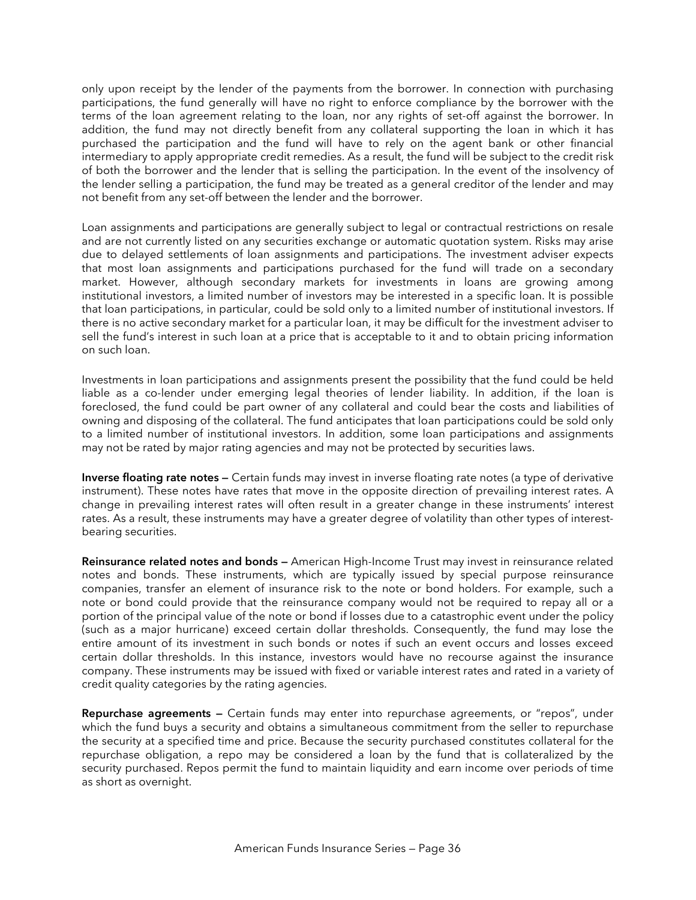only upon receipt by the lender of the payments from the borrower. In connection with purchasing participations, the fund generally will have no right to enforce compliance by the borrower with the terms of the loan agreement relating to the loan, nor any rights of set-off against the borrower. In addition, the fund may not directly benefit from any collateral supporting the loan in which it has purchased the participation and the fund will have to rely on the agent bank or other financial intermediary to apply appropriate credit remedies. As a result, the fund will be subject to the credit risk of both the borrower and the lender that is selling the participation. In the event of the insolvency of the lender selling a participation, the fund may be treated as a general creditor of the lender and may not benefit from any set-off between the lender and the borrower.

Loan assignments and participations are generally subject to legal or contractual restrictions on resale and are not currently listed on any securities exchange or automatic quotation system. Risks may arise due to delayed settlements of loan assignments and participations. The investment adviser expects that most loan assignments and participations purchased for the fund will trade on a secondary market. However, although secondary markets for investments in loans are growing among institutional investors, a limited number of investors may be interested in a specific loan. It is possible that loan participations, in particular, could be sold only to a limited number of institutional investors. If there is no active secondary market for a particular loan, it may be difficult for the investment adviser to sell the fund's interest in such loan at a price that is acceptable to it and to obtain pricing information on such loan.

Investments in loan participations and assignments present the possibility that the fund could be held liable as a co-lender under emerging legal theories of lender liability. In addition, if the loan is foreclosed, the fund could be part owner of any collateral and could bear the costs and liabilities of owning and disposing of the collateral. The fund anticipates that loan participations could be sold only to a limited number of institutional investors. In addition, some loan participations and assignments may not be rated by major rating agencies and may not be protected by securities laws.

**Inverse floating rate notes —** Certain funds may invest in inverse floating rate notes (a type of derivative instrument). These notes have rates that move in the opposite direction of prevailing interest rates. A change in prevailing interest rates will often result in a greater change in these instruments' interest rates. As a result, these instruments may have a greater degree of volatility than other types of interest-bearing securities.

**Reinsurance related notes and bonds —** American High-Income Trust may invest in reinsurance related notes and bonds. These instruments, which are typically issued by special purpose reinsurance companies, transfer an element of insurance risk to the note or bond holders. For example, such a note or bond could provide that the reinsurance company would not be required to repay all or a portion of the principal value of the note or bond if losses due to a catastrophic event under the policy (such as a major hurricane) exceed certain dollar thresholds. Consequently, the fund may lose the entire amount of its investment in such bonds or notes if such an event occurs and losses exceed certain dollar thresholds. In this instance, investors would have no recourse against the insurance company. These instruments may be issued with fixed or variable interest rates and rated in a variety of credit quality categories by the rating agencies.

**Repurchase agreements —** Certain funds may enter into repurchase agreements, or "repos", under which the fund buys a security and obtains a simultaneous commitment from the seller to repurchase the security at a specified time and price. Because the security purchased constitutes collateral for the repurchase obligation, a repo may be considered a loan by the fund that is collateralized by the security purchased. Repos permit the fund to maintain liquidity and earn income over periods of time as short as overnight.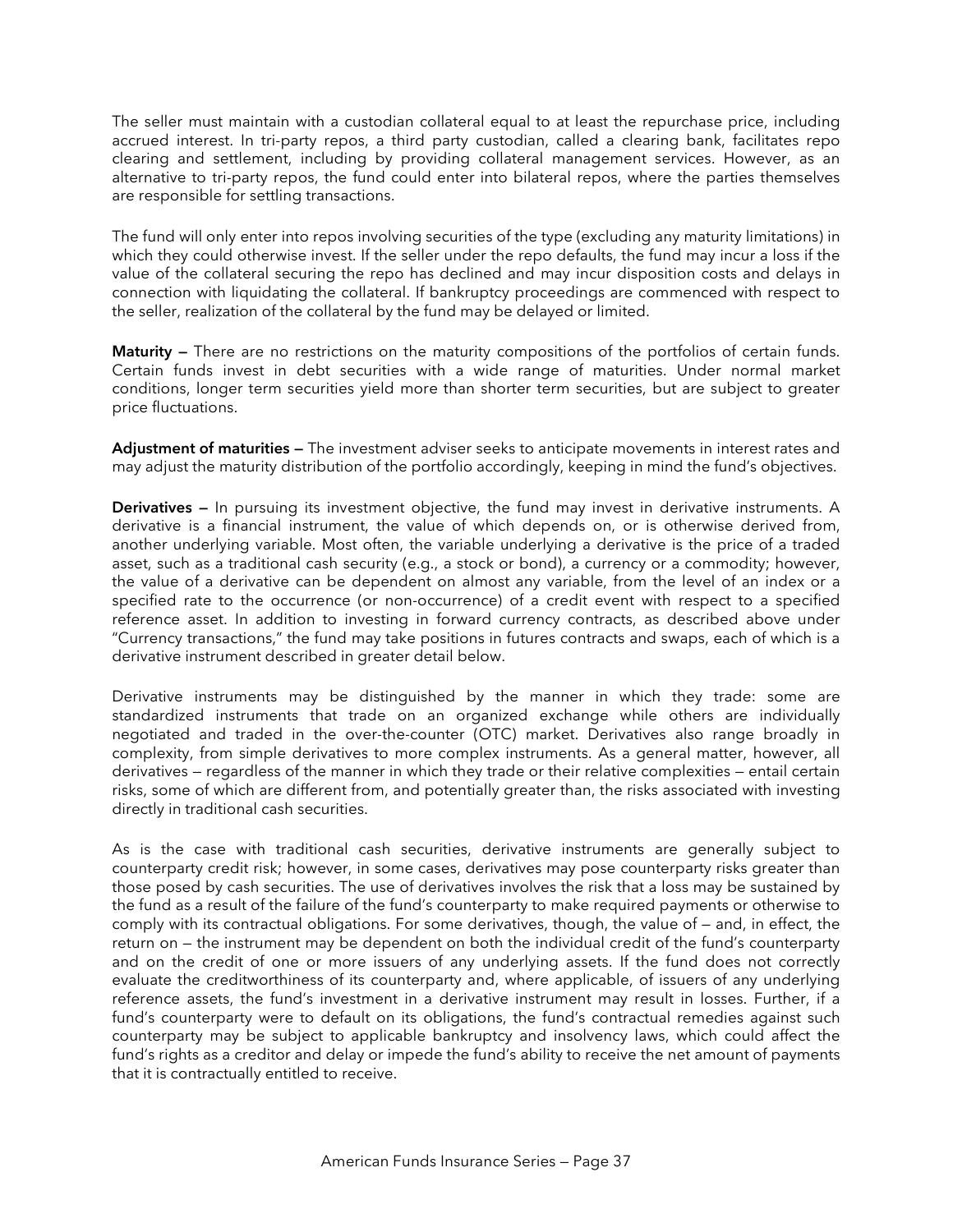The seller must maintain with a custodian collateral equal to at least the repurchase price, including accrued interest. In tri-party repos, a third party custodian, called a clearing bank, facilitates repo clearing and settlement, including by providing collateral management services. However, as an alternative to tri-party repos, the fund could enter into bilateral repos, where the parties themselves are responsible for settling transactions.

The fund will only enter into repos involving securities of the type (excluding any maturity limitations) in which they could otherwise invest. If the seller under the repo defaults, the fund may incur a loss if the value of the collateral securing the repo has declined and may incur disposition costs and delays in connection with liquidating the collateral. If bankruptcy proceedings are commenced with respect to the seller, realization of the collateral by the fund may be delayed or limited.

**Maturity —** There are no restrictions on the maturity compositions of the portfolios of certain funds. Certain funds invest in debt securities with a wide range of maturities. Under normal market conditions, longer term securities yield more than shorter term securities, but are subject to greater price fluctuations.

**Adjustment of maturities —** The investment adviser seeks to anticipate movements in interest rates and may adjust the maturity distribution of the portfolio accordingly, keeping in mind the fund's objectives.

**Derivatives —** In pursuing its investment objective, the fund may invest in derivative instruments. A derivative is a financial instrument, the value of which depends on, or is otherwise derived from, another underlying variable. Most often, the variable underlying a derivative is the price of a traded asset, such as a traditional cash security (e.g., a stock or bond), a currency or a commodity; however, the value of a derivative can be dependent on almost any variable, from the level of an index or a specified rate to the occurrence (or non-occurrence) of a credit event with respect to a specified reference asset. In addition to investing in forward currency contracts, as described above under "Currency transactions," the fund may take positions in futures contracts and swaps, each of which is a derivative instrument described in greater detail below.

Derivative instruments may be distinguished by the manner in which they trade: some are standardized instruments that trade on an organized exchange while others are individually negotiated and traded in the over-the-counter (OTC) market. Derivatives also range broadly in complexity, from simple derivatives to more complex instruments. As a general matter, however, all derivatives — regardless of the manner in which they trade or their relative complexities — entail certain risks, some of which are different from, and potentially greater than, the risks associated with investing directly in traditional cash securities.

As is the case with traditional cash securities, derivative instruments are generally subject to counterparty credit risk; however, in some cases, derivatives may pose counterparty risks greater than those posed by cash securities. The use of derivatives involves the risk that a loss may be sustained by the fund as a result of the failure of the fund's counterparty to make required payments or otherwise to comply with its contractual obligations. For some derivatives, though, the value of — and, in effect, the return on — the instrument may be dependent on both the individual credit of the fund's counterparty and on the credit of one or more issuers of any underlying assets. If the fund does not correctly evaluate the creditworthiness of its counterparty and, where applicable, of issuers of any underlying reference assets, the fund's investment in a derivative instrument may result in losses. Further, if a fund's counterparty were to default on its obligations, the fund's contractual remedies against such counterparty may be subject to applicable bankruptcy and insolvency laws, which could affect the fund's rights as a creditor and delay or impede the fund's ability to receive the net amount of payments that it is contractually entitled to receive.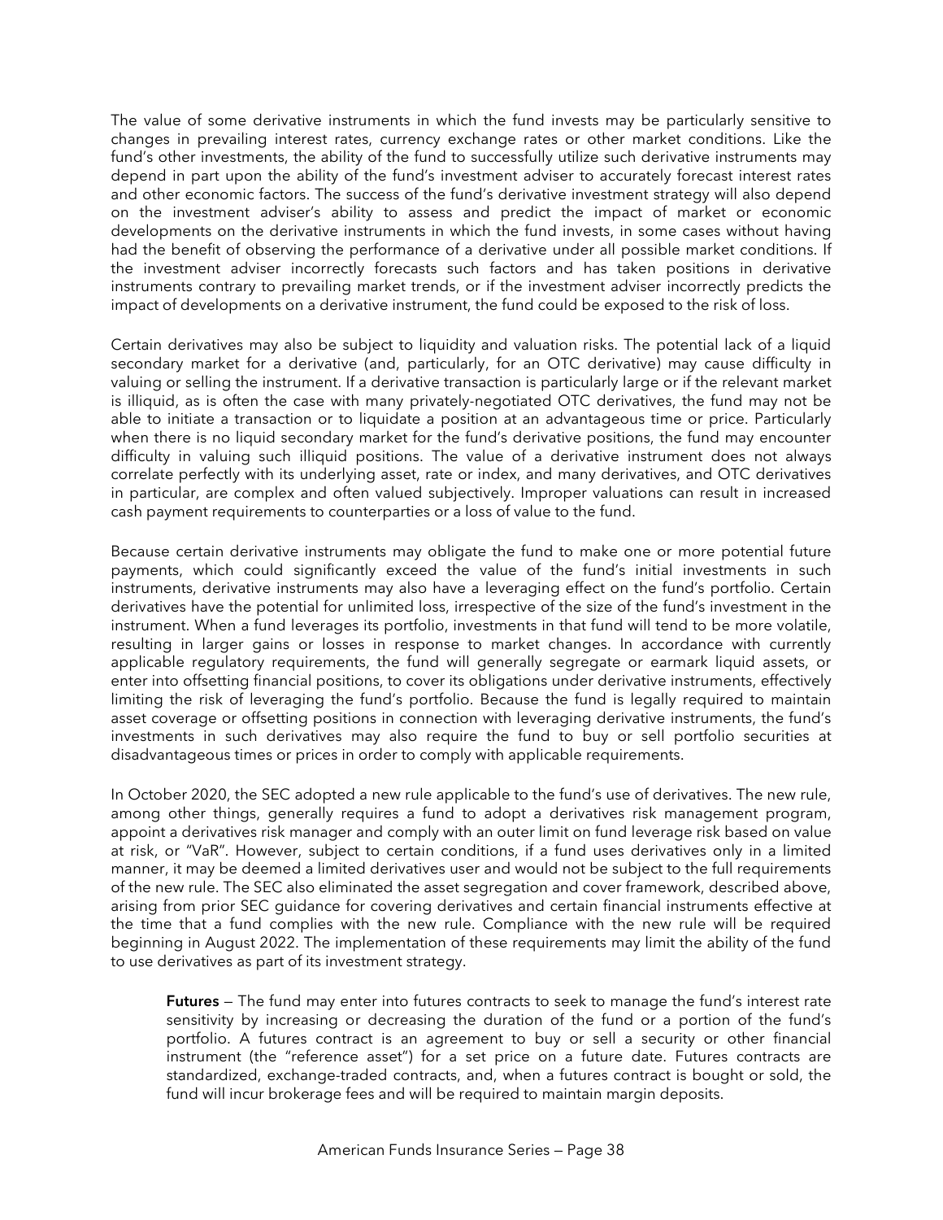The value of some derivative instruments in which the fund invests may be particularly sensitive to changes in prevailing interest rates, currency exchange rates or other market conditions. Like the fund's other investments, the ability of the fund to successfully utilize such derivative instruments may depend in part upon the ability of the fund's investment adviser to accurately forecast interest rates and other economic factors. The success of the fund's derivative investment strategy will also depend on the investment adviser's ability to assess and predict the impact of market or economic developments on the derivative instruments in which the fund invests, in some cases without having had the benefit of observing the performance of a derivative under all possible market conditions. If the investment adviser incorrectly forecasts such factors and has taken positions in derivative instruments contrary to prevailing market trends, or if the investment adviser incorrectly predicts the impact of developments on a derivative instrument, the fund could be exposed to the risk of loss.

Certain derivatives may also be subject to liquidity and valuation risks. The potential lack of a liquid secondary market for a derivative (and, particularly, for an OTC derivative) may cause difficulty in valuing or selling the instrument. If a derivative transaction is particularly large or if the relevant market is illiquid, as is often the case with many privately-negotiated OTC derivatives, the fund may not be able to initiate a transaction or to liquidate a position at an advantageous time or price. Particularly when there is no liquid secondary market for the fund's derivative positions, the fund may encounter difficulty in valuing such illiquid positions. The value of a derivative instrument does not always correlate perfectly with its underlying asset, rate or index, and many derivatives, and OTC derivatives in particular, are complex and often valued subjectively. Improper valuations can result in increased cash payment requirements to counterparties or a loss of value to the fund.

Because certain derivative instruments may obligate the fund to make one or more potential future payments, which could significantly exceed the value of the fund's initial investments in such instruments, derivative instruments may also have a leveraging effect on the fund's portfolio. Certain derivatives have the potential for unlimited loss, irrespective of the size of the fund's investment in the instrument. When a fund leverages its portfolio, investments in that fund will tend to be more volatile, resulting in larger gains or losses in response to market changes. In accordance with currently applicable regulatory requirements, the fund will generally segregate or earmark liquid assets, or enter into offsetting financial positions, to cover its obligations under derivative instruments, effectively limiting the risk of leveraging the fund's portfolio. Because the fund is legally required to maintain asset coverage or offsetting positions in connection with leveraging derivative instruments, the fund's investments in such derivatives may also require the fund to buy or sell portfolio securities at disadvantageous times or prices in order to comply with applicable requirements.

In October 2020, the SEC adopted a new rule applicable to the fund's use of derivatives. The new rule, among other things, generally requires a fund to adopt a derivatives risk management program, appoint a derivatives risk manager and comply with an outer limit on fund leverage risk based on value at risk, or "VaR". However, subject to certain conditions, if a fund uses derivatives only in a limited manner, it may be deemed a limited derivatives user and would not be subject to the full requirements of the new rule. The SEC also eliminated the asset segregation and cover framework, described above, arising from prior SEC guidance for covering derivatives and certain financial instruments effective at the time that a fund complies with the new rule. Compliance with the new rule will be required beginning in August 2022. The implementation of these requirements may limit the ability of the fund to use derivatives as part of its investment strategy.

**Futures** — The fund may enter into futures contracts to seek to manage the fund's interest rate sensitivity by increasing or decreasing the duration of the fund or a portion of the fund's portfolio. A futures contract is an agreement to buy or sell a security or other financial instrument (the "reference asset") for a set price on a future date. Futures contracts are standardized, exchange-traded contracts, and, when a futures contract is bought or sold, the fund will incur brokerage fees and will be required to maintain margin deposits.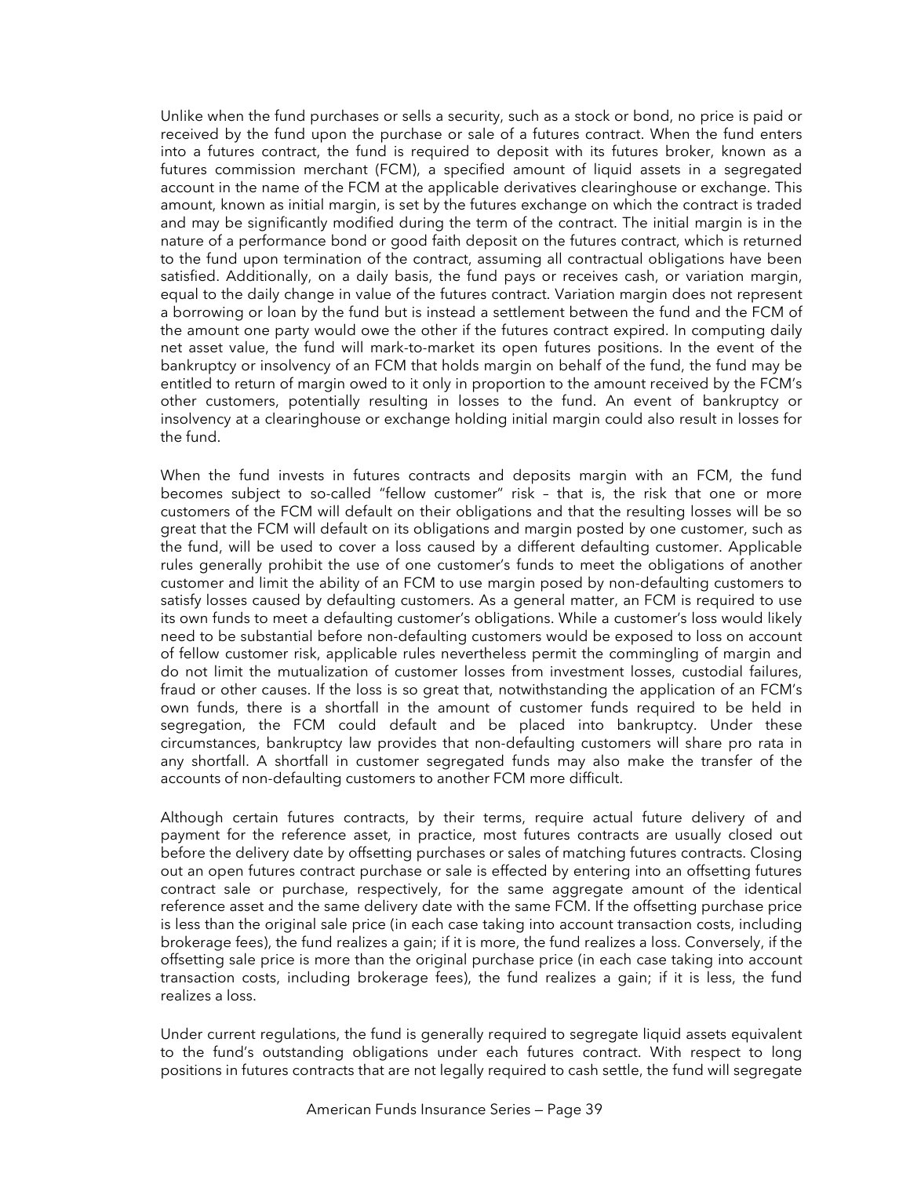Unlike when the fund purchases or sells a security, such as a stock or bond, no price is paid or received by the fund upon the purchase or sale of a futures contract. When the fund enters into a futures contract, the fund is required to deposit with its futures broker, known as a futures commission merchant (FCM), a specified amount of liquid assets in a segregated account in the name of the FCM at the applicable derivatives clearinghouse or exchange. This amount, known as initial margin, is set by the futures exchange on which the contract is traded and may be significantly modified during the term of the contract. The initial margin is in the nature of a performance bond or good faith deposit on the futures contract, which is returned to the fund upon termination of the contract, assuming all contractual obligations have been satisfied. Additionally, on a daily basis, the fund pays or receives cash, or variation margin, equal to the daily change in value of the futures contract. Variation margin does not represent a borrowing or loan by the fund but is instead a settlement between the fund and the FCM of the amount one party would owe the other if the futures contract expired. In computing daily net asset value, the fund will mark-to-market its open futures positions. In the event of the bankruptcy or insolvency of an FCM that holds margin on behalf of the fund, the fund may be entitled to return of margin owed to it only in proportion to the amount received by the FCM's other customers, potentially resulting in losses to the fund. An event of bankruptcy or insolvency at a clearinghouse or exchange holding initial margin could also result in losses for the fund.

When the fund invests in futures contracts and deposits margin with an FCM, the fund becomes subject to so-called "fellow customer" risk – that is, the risk that one or more customers of the FCM will default on their obligations and that the resulting losses will be so great that the FCM will default on its obligations and margin posted by one customer, such as the fund, will be used to cover a loss caused by a different defaulting customer. Applicable rules generally prohibit the use of one customer's funds to meet the obligations of another customer and limit the ability of an FCM to use margin posed by non-defaulting customers to satisfy losses caused by defaulting customers. As a general matter, an FCM is required to use its own funds to meet a defaulting customer's obligations. While a customer's loss would likely need to be substantial before non-defaulting customers would be exposed to loss on account of fellow customer risk, applicable rules nevertheless permit the commingling of margin and do not limit the mutualization of customer losses from investment losses, custodial failures, fraud or other causes. If the loss is so great that, notwithstanding the application of an FCM's own funds, there is a shortfall in the amount of customer funds required to be held in segregation, the FCM could default and be placed into bankruptcy. Under these circumstances, bankruptcy law provides that non-defaulting customers will share pro rata in any shortfall. A shortfall in customer segregated funds may also make the transfer of the accounts of non-defaulting customers to another FCM more difficult.

Although certain futures contracts, by their terms, require actual future delivery of and payment for the reference asset, in practice, most futures contracts are usually closed out before the delivery date by offsetting purchases or sales of matching futures contracts. Closing out an open futures contract purchase or sale is effected by entering into an offsetting futures contract sale or purchase, respectively, for the same aggregate amount of the identical reference asset and the same delivery date with the same FCM. If the offsetting purchase price is less than the original sale price (in each case taking into account transaction costs, including brokerage fees), the fund realizes a gain; if it is more, the fund realizes a loss. Conversely, if the offsetting sale price is more than the original purchase price (in each case taking into account transaction costs, including brokerage fees), the fund realizes a gain; if it is less, the fund realizes a loss.

Under current regulations, the fund is generally required to segregate liquid assets equivalent to the fund's outstanding obligations under each futures contract. With respect to long positions in futures contracts that are not legally required to cash settle, the fund will segregate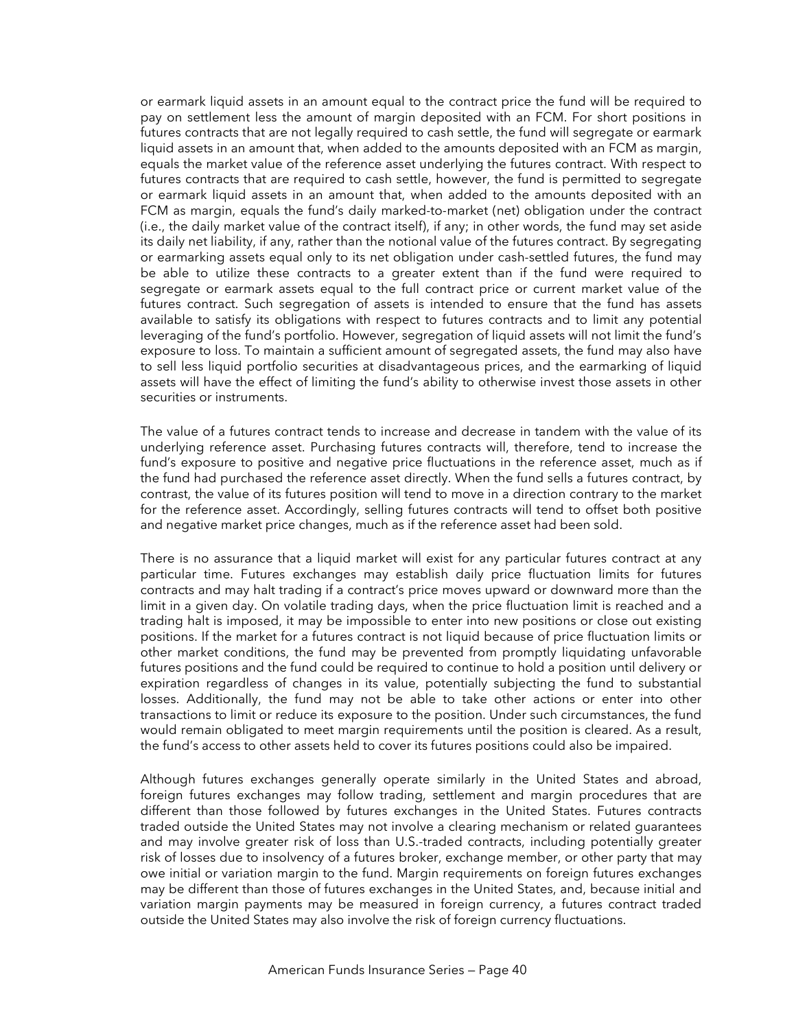or earmark liquid assets in an amount equal to the contract price the fund will be required to pay on settlement less the amount of margin deposited with an FCM. For short positions in futures contracts that are not legally required to cash settle, the fund will segregate or earmark liquid assets in an amount that, when added to the amounts deposited with an FCM as margin, equals the market value of the reference asset underlying the futures contract. With respect to futures contracts that are required to cash settle, however, the fund is permitted to segregate or earmark liquid assets in an amount that, when added to the amounts deposited with an FCM as margin, equals the fund's daily marked-to-market (net) obligation under the contract (i.e., the daily market value of the contract itself), if any; in other words, the fund may set aside its daily net liability, if any, rather than the notional value of the futures contract. By segregating or earmarking assets equal only to its net obligation under cash-settled futures, the fund may be able to utilize these contracts to a greater extent than if the fund were required to segregate or earmark assets equal to the full contract price or current market value of the futures contract. Such segregation of assets is intended to ensure that the fund has assets available to satisfy its obligations with respect to futures contracts and to limit any potential leveraging of the fund's portfolio. However, segregation of liquid assets will not limit the fund's exposure to loss. To maintain a sufficient amount of segregated assets, the fund may also have to sell less liquid portfolio securities at disadvantageous prices, and the earmarking of liquid assets will have the effect of limiting the fund's ability to otherwise invest those assets in other securities or instruments.

The value of a futures contract tends to increase and decrease in tandem with the value of its underlying reference asset. Purchasing futures contracts will, therefore, tend to increase the fund's exposure to positive and negative price fluctuations in the reference asset, much as if the fund had purchased the reference asset directly. When the fund sells a futures contract, by contrast, the value of its futures position will tend to move in a direction contrary to the market for the reference asset. Accordingly, selling futures contracts will tend to offset both positive and negative market price changes, much as if the reference asset had been sold.

There is no assurance that a liquid market will exist for any particular futures contract at any particular time. Futures exchanges may establish daily price fluctuation limits for futures contracts and may halt trading if a contract's price moves upward or downward more than the limit in a given day. On volatile trading days, when the price fluctuation limit is reached and a trading halt is imposed, it may be impossible to enter into new positions or close out existing positions. If the market for a futures contract is not liquid because of price fluctuation limits or other market conditions, the fund may be prevented from promptly liquidating unfavorable futures positions and the fund could be required to continue to hold a position until delivery or expiration regardless of changes in its value, potentially subjecting the fund to substantial losses. Additionally, the fund may not be able to take other actions or enter into other transactions to limit or reduce its exposure to the position. Under such circumstances, the fund would remain obligated to meet margin requirements until the position is cleared. As a result, the fund's access to other assets held to cover its futures positions could also be impaired.

Although futures exchanges generally operate similarly in the United States and abroad, foreign futures exchanges may follow trading, settlement and margin procedures that are different than those followed by futures exchanges in the United States. Futures contracts traded outside the United States may not involve a clearing mechanism or related guarantees and may involve greater risk of loss than U.S.-traded contracts, including potentially greater risk of losses due to insolvency of a futures broker, exchange member, or other party that may owe initial or variation margin to the fund. Margin requirements on foreign futures exchanges may be different than those of futures exchanges in the United States, and, because initial and variation margin payments may be measured in foreign currency, a futures contract traded outside the United States may also involve the risk of foreign currency fluctuations.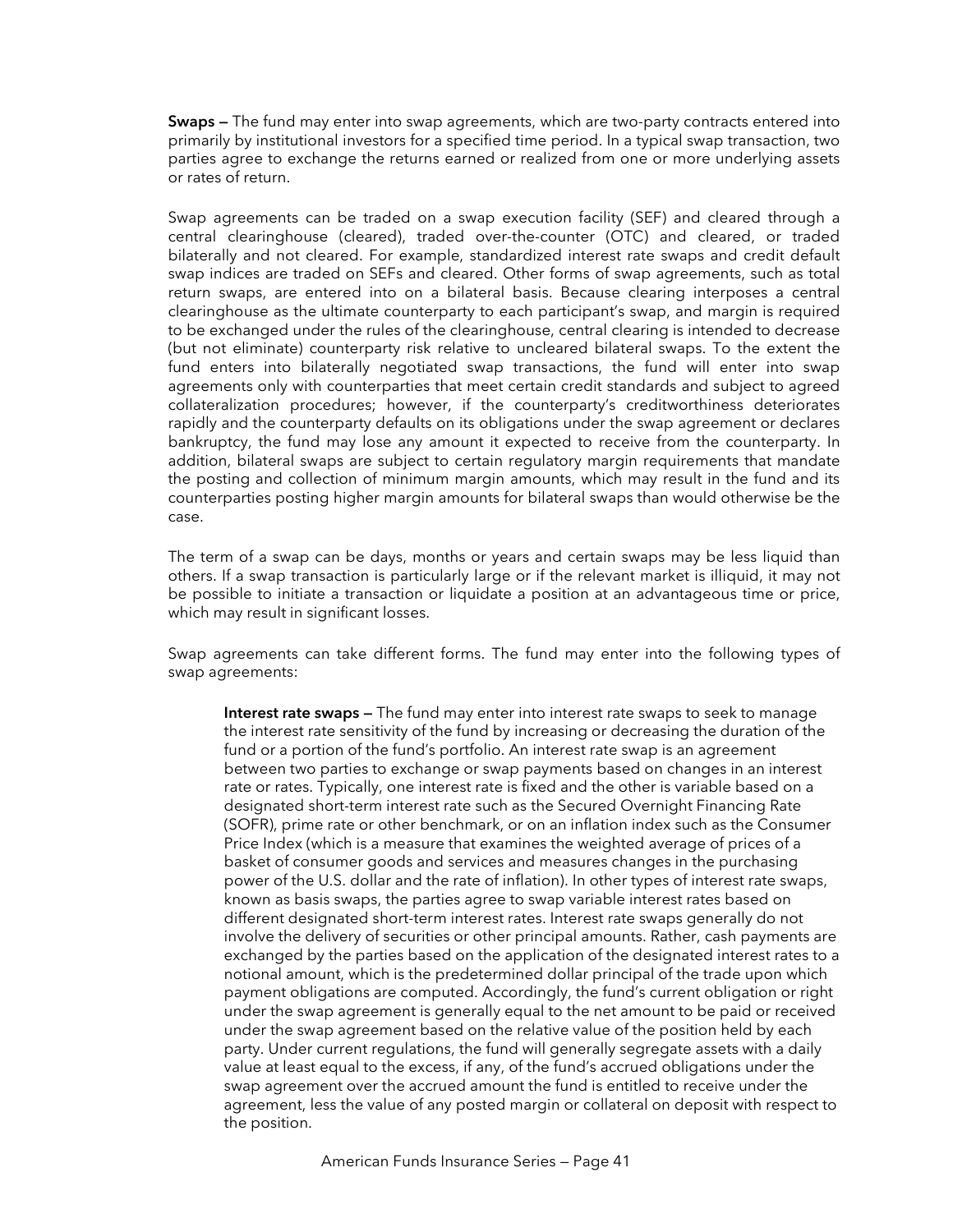**Swaps —** The fund may enter into swap agreements, which are two-party contracts entered into primarily by institutional investors for a specified time period. In a typical swap transaction, two parties agree to exchange the returns earned or realized from one or more underlying assets or rates of return.

Swap agreements can be traded on a swap execution facility (SEF) and cleared through a central clearinghouse (cleared), traded over-the-counter (OTC) and cleared, or traded bilaterally and not cleared. For example, standardized interest rate swaps and credit default swap indices are traded on SEFs and cleared. Other forms of swap agreements, such as total return swaps, are entered into on a bilateral basis. Because clearing interposes a central clearinghouse as the ultimate counterparty to each participant's swap, and margin is required to be exchanged under the rules of the clearinghouse, central clearing is intended to decrease (but not eliminate) counterparty risk relative to uncleared bilateral swaps. To the extent the fund enters into bilaterally negotiated swap transactions, the fund will enter into swap agreements only with counterparties that meet certain credit standards and subject to agreed collateralization procedures; however, if the counterparty's creditworthiness deteriorates rapidly and the counterparty defaults on its obligations under the swap agreement or declares bankruptcy, the fund may lose any amount it expected to receive from the counterparty. In addition, bilateral swaps are subject to certain regulatory margin requirements that mandate the posting and collection of minimum margin amounts, which may result in the fund and its counterparties posting higher margin amounts for bilateral swaps than would otherwise be the case.

The term of a swap can be days, months or years and certain swaps may be less liquid than others. If a swap transaction is particularly large or if the relevant market is illiquid, it may not be possible to initiate a transaction or liquidate a position at an advantageous time or price, which may result in significant losses.

Swap agreements can take different forms. The fund may enter into the following types of swap agreements:

> **Interest rate swaps —** The fund may enter into interest rate swaps to seek to manage the interest rate sensitivity of the fund by increasing or decreasing the duration of the fund or a portion of the fund's portfolio. An interest rate swap is an agreement between two parties to exchange or swap payments based on changes in an interest rate or rates. Typically, one interest rate is fixed and the other is variable based on a designated short-term interest rate such as the Secured Overnight Financing Rate (SOFR), prime rate or other benchmark, or on an inflation index such as the Consumer Price Index (which is a measure that examines the weighted average of prices of a basket of consumer goods and services and measures changes in the purchasing power of the U.S. dollar and the rate of inflation). In other types of interest rate swaps, known as basis swaps, the parties agree to swap variable interest rates based on different designated short-term interest rates. Interest rate swaps generally do not involve the delivery of securities or other principal amounts. Rather, cash payments are exchanged by the parties based on the application of the designated interest rates to a notional amount, which is the predetermined dollar principal of the trade upon which payment obligations are computed. Accordingly, the fund's current obligation or right under the swap agreement is generally equal to the net amount to be paid or received under the swap agreement based on the relative value of the position held by each party. Under current regulations, the fund will generally segregate assets with a daily value at least equal to the excess, if any, of the fund's accrued obligations under the swap agreement over the accrued amount the fund is entitled to receive under the agreement, less the value of any posted margin or collateral on deposit with respect to the position.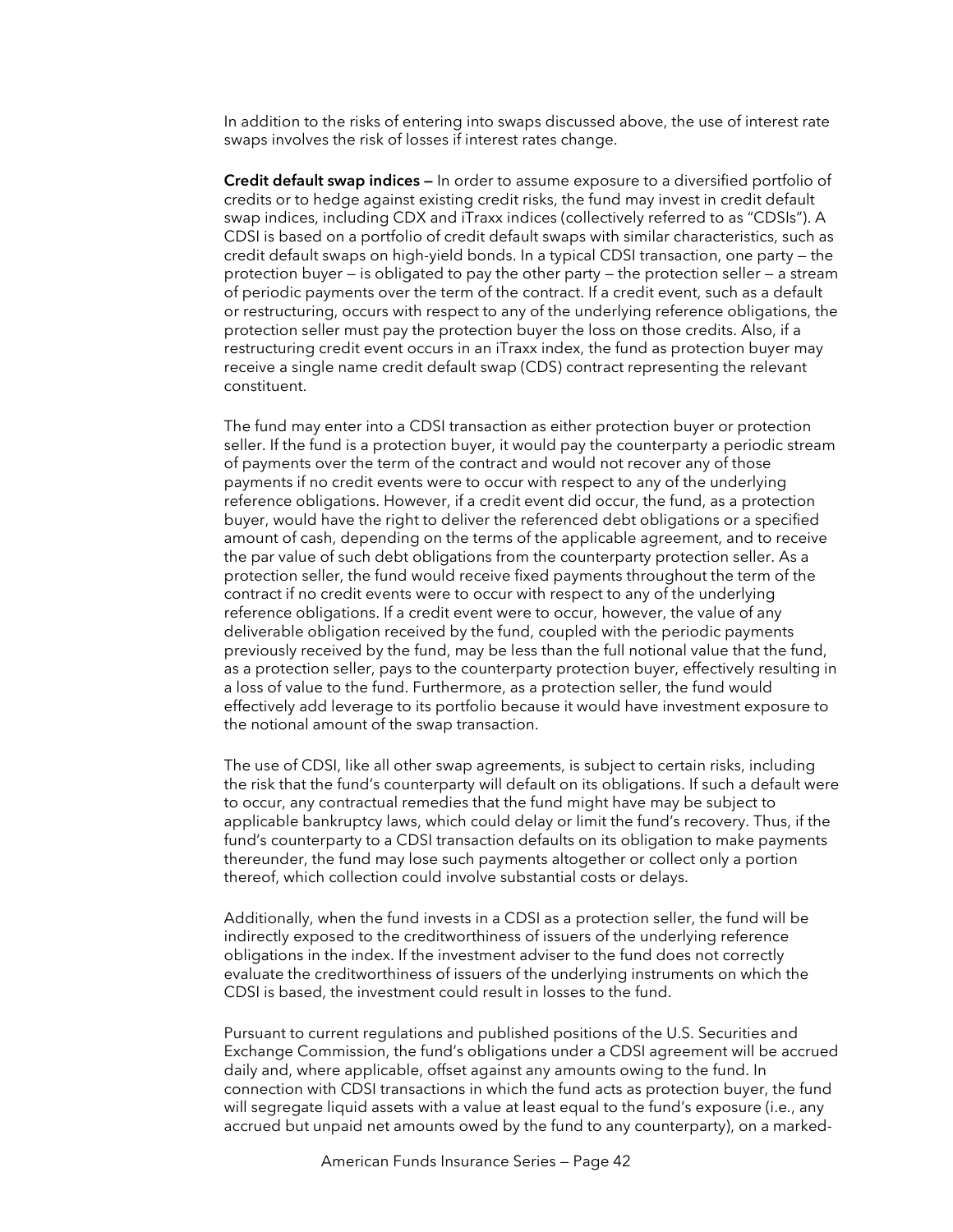In addition to the risks of entering into swaps discussed above, the use of interest rate swaps involves the risk of losses if interest rates change.

**Credit default swap indices —** In order to assume exposure to a diversified portfolio of credits or to hedge against existing credit risks, the fund may invest in credit default swap indices, including CDX and iTraxx indices (collectively referred to as "CDSIs"). A CDSI is based on a portfolio of credit default swaps with similar characteristics, such as credit default swaps on high-yield bonds. In a typical CDSI transaction, one party — the protection buyer — is obligated to pay the other party — the protection seller — a stream of periodic payments over the term of the contract. If a credit event, such as a default or restructuring, occurs with respect to any of the underlying reference obligations, the protection seller must pay the protection buyer the loss on those credits. Also, if a restructuring credit event occurs in an iTraxx index, the fund as protection buyer may receive a single name credit default swap (CDS) contract representing the relevant constituent.

The fund may enter into a CDSI transaction as either protection buyer or protection seller. If the fund is a protection buyer, it would pay the counterparty a periodic stream of payments over the term of the contract and would not recover any of those payments if no credit events were to occur with respect to any of the underlying reference obligations. However, if a credit event did occur, the fund, as a protection buyer, would have the right to deliver the referenced debt obligations or a specified amount of cash, depending on the terms of the applicable agreement, and to receive the par value of such debt obligations from the counterparty protection seller. As a protection seller, the fund would receive fixed payments throughout the term of the contract if no credit events were to occur with respect to any of the underlying reference obligations. If a credit event were to occur, however, the value of any deliverable obligation received by the fund, coupled with the periodic payments previously received by the fund, may be less than the full notional value that the fund, as a protection seller, pays to the counterparty protection buyer, effectively resulting in a loss of value to the fund. Furthermore, as a protection seller, the fund would effectively add leverage to its portfolio because it would have investment exposure to the notional amount of the swap transaction.

The use of CDSI, like all other swap agreements, is subject to certain risks, including the risk that the fund's counterparty will default on its obligations. If such a default were to occur, any contractual remedies that the fund might have may be subject to applicable bankruptcy laws, which could delay or limit the fund's recovery. Thus, if the fund's counterparty to a CDSI transaction defaults on its obligation to make payments thereunder, the fund may lose such payments altogether or collect only a portion thereof, which collection could involve substantial costs or delays.

Additionally, when the fund invests in a CDSI as a protection seller, the fund will be indirectly exposed to the creditworthiness of issuers of the underlying reference obligations in the index. If the investment adviser to the fund does not correctly evaluate the creditworthiness of issuers of the underlying instruments on which the CDSI is based, the investment could result in losses to the fund.

Pursuant to current regulations and published positions of the U.S. Securities and Exchange Commission, the fund's obligations under a CDSI agreement will be accrued daily and, where applicable, offset against any amounts owing to the fund. In connection with CDSI transactions in which the fund acts as protection buyer, the fund will segregate liquid assets with a value at least equal to the fund's exposure (i.e., any accrued but unpaid net amounts owed by the fund to any counterparty), on a marked-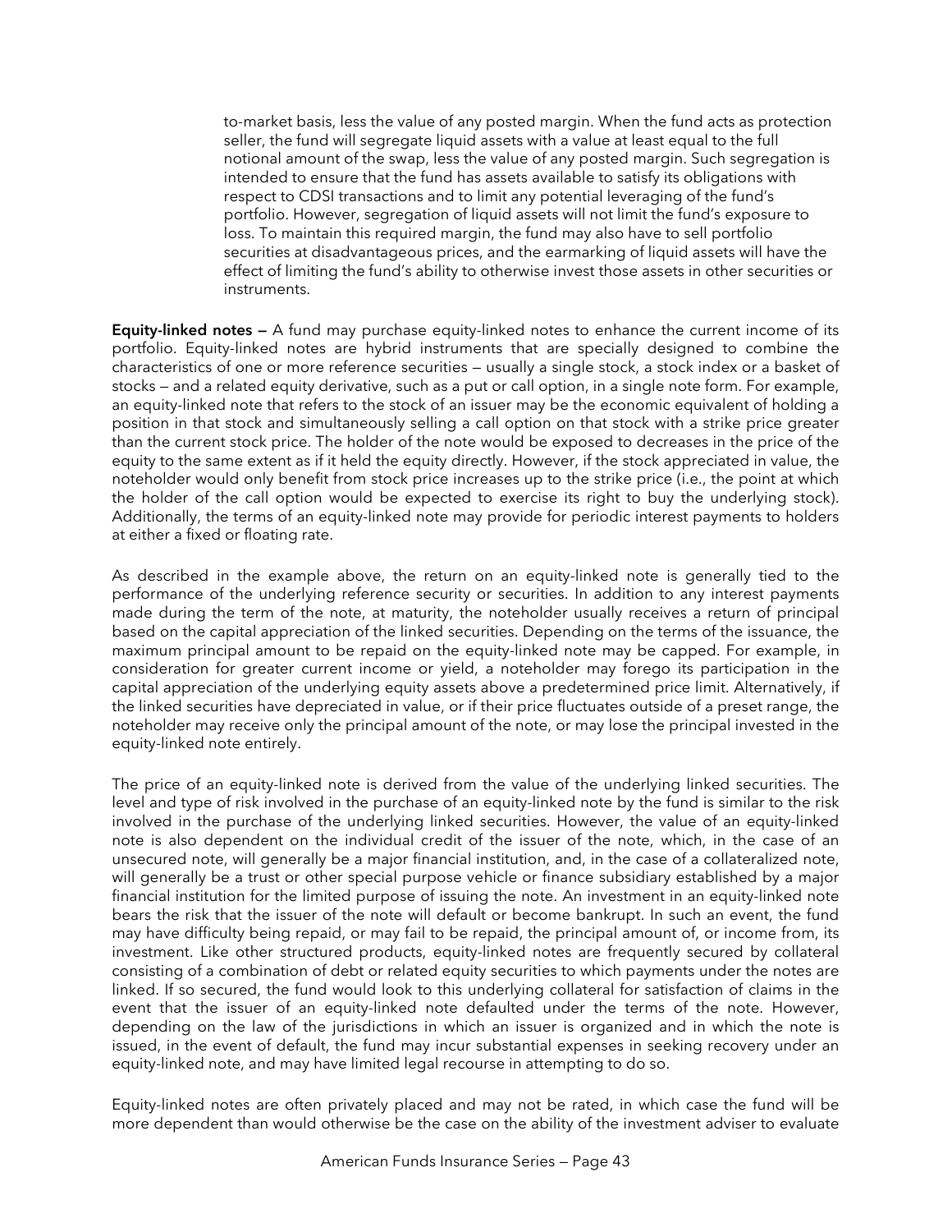to-market basis, less the value of any posted margin. When the fund acts as protection seller, the fund will segregate liquid assets with a value at least equal to the full notional amount of the swap, less the value of any posted margin. Such segregation is intended to ensure that the fund has assets available to satisfy its obligations with respect to CDSI transactions and to limit any potential leveraging of the fund's portfolio. However, segregation of liquid assets will not limit the fund's exposure to loss. To maintain this required margin, the fund may also have to sell portfolio securities at disadvantageous prices, and the earmarking of liquid assets will have the effect of limiting the fund's ability to otherwise invest those assets in other securities or instruments.

**Equity-linked notes —** A fund may purchase equity-linked notes to enhance the current income of its portfolio. Equity-linked notes are hybrid instruments that are specially designed to combine the characteristics of one or more reference securities — usually a single stock, a stock index or a basket of stocks — and a related equity derivative, such as a put or call option, in a single note form. For example, an equity-linked note that refers to the stock of an issuer may be the economic equivalent of holding a position in that stock and simultaneously selling a call option on that stock with a strike price greater than the current stock price. The holder of the note would be exposed to decreases in the price of the equity to the same extent as if it held the equity directly. However, if the stock appreciated in value, the noteholder would only benefit from stock price increases up to the strike price (i.e., the point at which the holder of the call option would be expected to exercise its right to buy the underlying stock). Additionally, the terms of an equity-linked note may provide for periodic interest payments to holders at either a fixed or floating rate.

As described in the example above, the return on an equity-linked note is generally tied to the performance of the underlying reference security or securities. In addition to any interest payments made during the term of the note, at maturity, the noteholder usually receives a return of principal based on the capital appreciation of the linked securities. Depending on the terms of the issuance, the maximum principal amount to be repaid on the equity-linked note may be capped. For example, in consideration for greater current income or yield, a noteholder may forego its participation in the capital appreciation of the underlying equity assets above a predetermined price limit. Alternatively, if the linked securities have depreciated in value, or if their price fluctuates outside of a preset range, the noteholder may receive only the principal amount of the note, or may lose the principal invested in the equity-linked note entirely.

The price of an equity-linked note is derived from the value of the underlying linked securities. The level and type of risk involved in the purchase of an equity-linked note by the fund is similar to the risk involved in the purchase of the underlying linked securities. However, the value of an equity-linked note is also dependent on the individual credit of the issuer of the note, which, in the case of an unsecured note, will generally be a major financial institution, and, in the case of a collateralized note, will generally be a trust or other special purpose vehicle or finance subsidiary established by a major financial institution for the limited purpose of issuing the note. An investment in an equity-linked note bears the risk that the issuer of the note will default or become bankrupt. In such an event, the fund may have difficulty being repaid, or may fail to be repaid, the principal amount of, or income from, its investment. Like other structured products, equity-linked notes are frequently secured by collateral consisting of a combination of debt or related equity securities to which payments under the notes are linked. If so secured, the fund would look to this underlying collateral for satisfaction of claims in the event that the issuer of an equity-linked note defaulted under the terms of the note. However, depending on the law of the jurisdictions in which an issuer is organized and in which the note is issued, in the event of default, the fund may incur substantial expenses in seeking recovery under an equity-linked note, and may have limited legal recourse in attempting to do so.

Equity-linked notes are often privately placed and may not be rated, in which case the fund will be more dependent than would otherwise be the case on the ability of the investment adviser to evaluate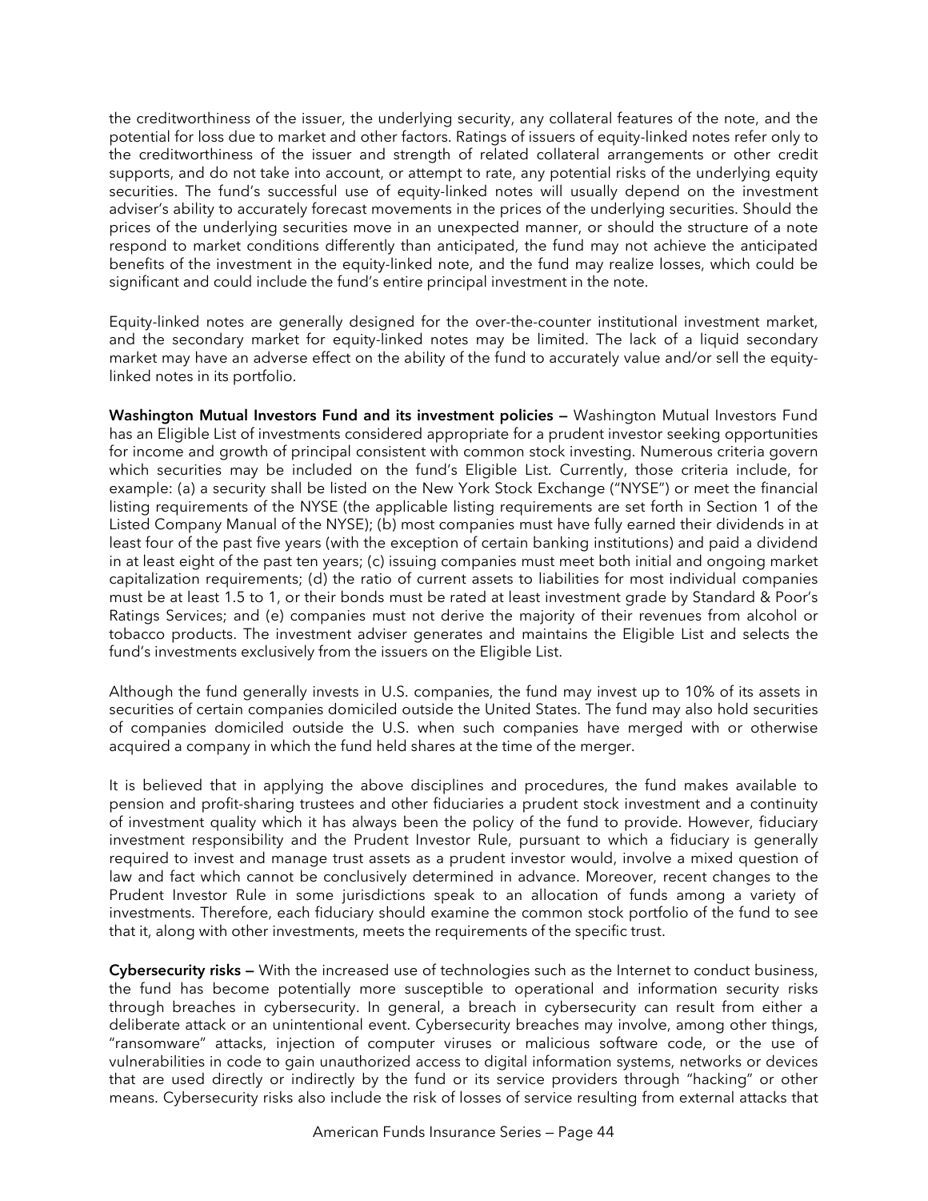the creditworthiness of the issuer, the underlying security, any collateral features of the note, and the potential for loss due to market and other factors. Ratings of issuers of equity-linked notes refer only to the creditworthiness of the issuer and strength of related collateral arrangements or other credit supports, and do not take into account, or attempt to rate, any potential risks of the underlying equity securities. The fund's successful use of equity-linked notes will usually depend on the investment adviser's ability to accurately forecast movements in the prices of the underlying securities. Should the prices of the underlying securities move in an unexpected manner, or should the structure of a note respond to market conditions differently than anticipated, the fund may not achieve the anticipated benefits of the investment in the equity-linked note, and the fund may realize losses, which could be significant and could include the fund's entire principal investment in the note.

Equity-linked notes are generally designed for the over-the-counter institutional investment market, and the secondary market for equity-linked notes may be limited. The lack of a liquid secondary market may have an adverse effect on the ability of the fund to accurately value and/or sell the equity-linked notes in its portfolio.

**Washington Mutual Investors Fund and its investment policies —** Washington Mutual Investors Fund has an Eligible List of investments considered appropriate for a prudent investor seeking opportunities for income and growth of principal consistent with common stock investing. Numerous criteria govern which securities may be included on the fund's Eligible List. Currently, those criteria include, for example: (a) a security shall be listed on the New York Stock Exchange ("NYSE") or meet the financial listing requirements of the NYSE (the applicable listing requirements are set forth in Section 1 of the Listed Company Manual of the NYSE); (b) most companies must have fully earned their dividends in at least four of the past five years (with the exception of certain banking institutions) and paid a dividend in at least eight of the past ten years; (c) issuing companies must meet both initial and ongoing market capitalization requirements; (d) the ratio of current assets to liabilities for most individual companies must be at least 1.5 to 1, or their bonds must be rated at least investment grade by Standard & Poor's Ratings Services; and (e) companies must not derive the majority of their revenues from alcohol or tobacco products. The investment adviser generates and maintains the Eligible List and selects the fund's investments exclusively from the issuers on the Eligible List.

Although the fund generally invests in U.S. companies, the fund may invest up to 10% of its assets in securities of certain companies domiciled outside the United States. The fund may also hold securities of companies domiciled outside the U.S. when such companies have merged with or otherwise acquired a company in which the fund held shares at the time of the merger.

It is believed that in applying the above disciplines and procedures, the fund makes available to pension and profit-sharing trustees and other fiduciaries a prudent stock investment and a continuity of investment quality which it has always been the policy of the fund to provide. However, fiduciary investment responsibility and the Prudent Investor Rule, pursuant to which a fiduciary is generally required to invest and manage trust assets as a prudent investor would, involve a mixed question of law and fact which cannot be conclusively determined in advance. Moreover, recent changes to the Prudent Investor Rule in some jurisdictions speak to an allocation of funds among a variety of investments. Therefore, each fiduciary should examine the common stock portfolio of the fund to see that it, along with other investments, meets the requirements of the specific trust.

**Cybersecurity risks —** With the increased use of technologies such as the Internet to conduct business, the fund has become potentially more susceptible to operational and information security risks through breaches in cybersecurity. In general, a breach in cybersecurity can result from either a deliberate attack or an unintentional event. Cybersecurity breaches may involve, among other things, "ransomware" attacks, injection of computer viruses or malicious software code, or the use of vulnerabilities in code to gain unauthorized access to digital information systems, networks or devices that are used directly or indirectly by the fund or its service providers through "hacking" or other means. Cybersecurity risks also include the risk of losses of service resulting from external attacks that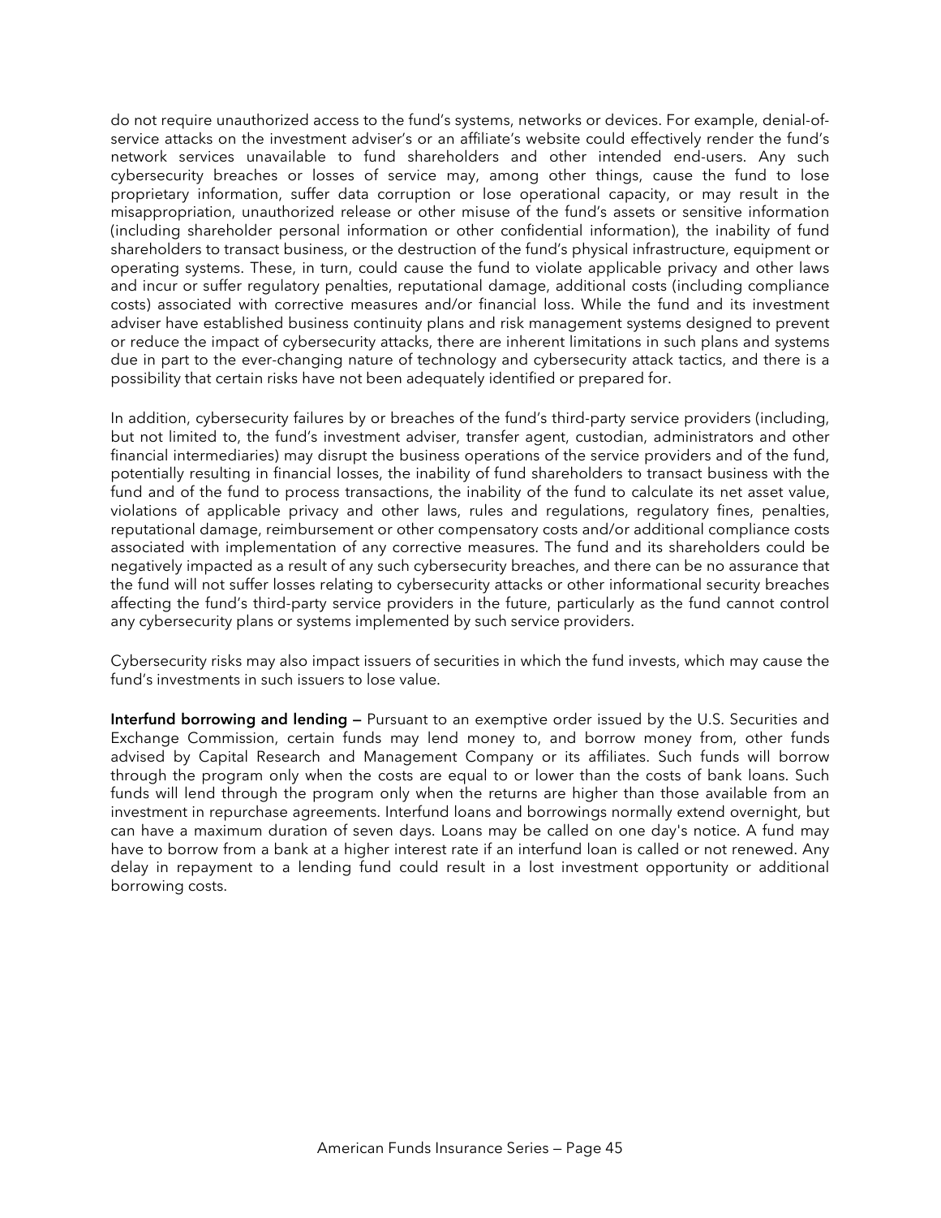do not require unauthorized access to the fund's systems, networks or devices. For example, denial-of-service attacks on the investment adviser's or an affiliate's website could effectively render the fund's network services unavailable to fund shareholders and other intended end-users. Any such cybersecurity breaches or losses of service may, among other things, cause the fund to lose proprietary information, suffer data corruption or lose operational capacity, or may result in the misappropriation, unauthorized release or other misuse of the fund's assets or sensitive information (including shareholder personal information or other confidential information), the inability of fund shareholders to transact business, or the destruction of the fund's physical infrastructure, equipment or operating systems. These, in turn, could cause the fund to violate applicable privacy and other laws and incur or suffer regulatory penalties, reputational damage, additional costs (including compliance costs) associated with corrective measures and/or financial loss. While the fund and its investment adviser have established business continuity plans and risk management systems designed to prevent or reduce the impact of cybersecurity attacks, there are inherent limitations in such plans and systems due in part to the ever-changing nature of technology and cybersecurity attack tactics, and there is a possibility that certain risks have not been adequately identified or prepared for.

In addition, cybersecurity failures by or breaches of the fund's third-party service providers (including, but not limited to, the fund's investment adviser, transfer agent, custodian, administrators and other financial intermediaries) may disrupt the business operations of the service providers and of the fund, potentially resulting in financial losses, the inability of fund shareholders to transact business with the fund and of the fund to process transactions, the inability of the fund to calculate its net asset value, violations of applicable privacy and other laws, rules and regulations, regulatory fines, penalties, reputational damage, reimbursement or other compensatory costs and/or additional compliance costs associated with implementation of any corrective measures. The fund and its shareholders could be negatively impacted as a result of any such cybersecurity breaches, and there can be no assurance that the fund will not suffer losses relating to cybersecurity attacks or other informational security breaches affecting the fund's third-party service providers in the future, particularly as the fund cannot control any cybersecurity plans or systems implemented by such service providers.

Cybersecurity risks may also impact issuers of securities in which the fund invests, which may cause the fund's investments in such issuers to lose value.

**Interfund borrowing and lending —** Pursuant to an exemptive order issued by the U.S. Securities and Exchange Commission, certain funds may lend money to, and borrow money from, other funds advised by Capital Research and Management Company or its affiliates. Such funds will borrow through the program only when the costs are equal to or lower than the costs of bank loans. Such funds will lend through the program only when the returns are higher than those available from an investment in repurchase agreements. Interfund loans and borrowings normally extend overnight, but can have a maximum duration of seven days. Loans may be called on one day's notice. A fund may have to borrow from a bank at a higher interest rate if an interfund loan is called or not renewed. Any delay in repayment to a lending fund could result in a lost investment opportunity or additional borrowing costs.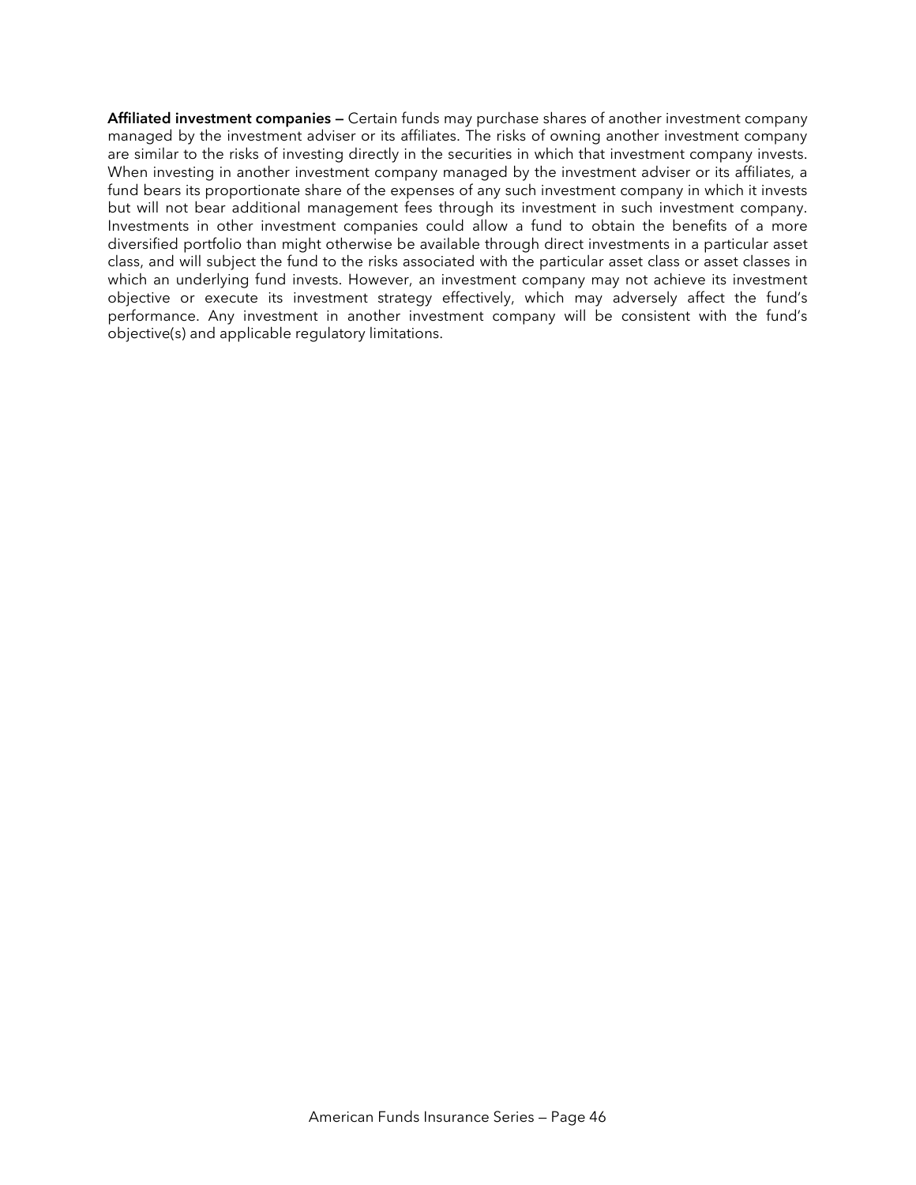**Affiliated investment companies —** Certain funds may purchase shares of another investment company managed by the investment adviser or its affiliates. The risks of owning another investment company are similar to the risks of investing directly in the securities in which that investment company invests. When investing in another investment company managed by the investment adviser or its affiliates, a fund bears its proportionate share of the expenses of any such investment company in which it invests but will not bear additional management fees through its investment in such investment company. Investments in other investment companies could allow a fund to obtain the benefits of a more diversified portfolio than might otherwise be available through direct investments in a particular asset class, and will subject the fund to the risks associated with the particular asset class or asset classes in which an underlying fund invests. However, an investment company may not achieve its investment objective or execute its investment strategy effectively, which may adversely affect the fund's performance. Any investment in another investment company will be consistent with the fund's objective(s) and applicable regulatory limitations.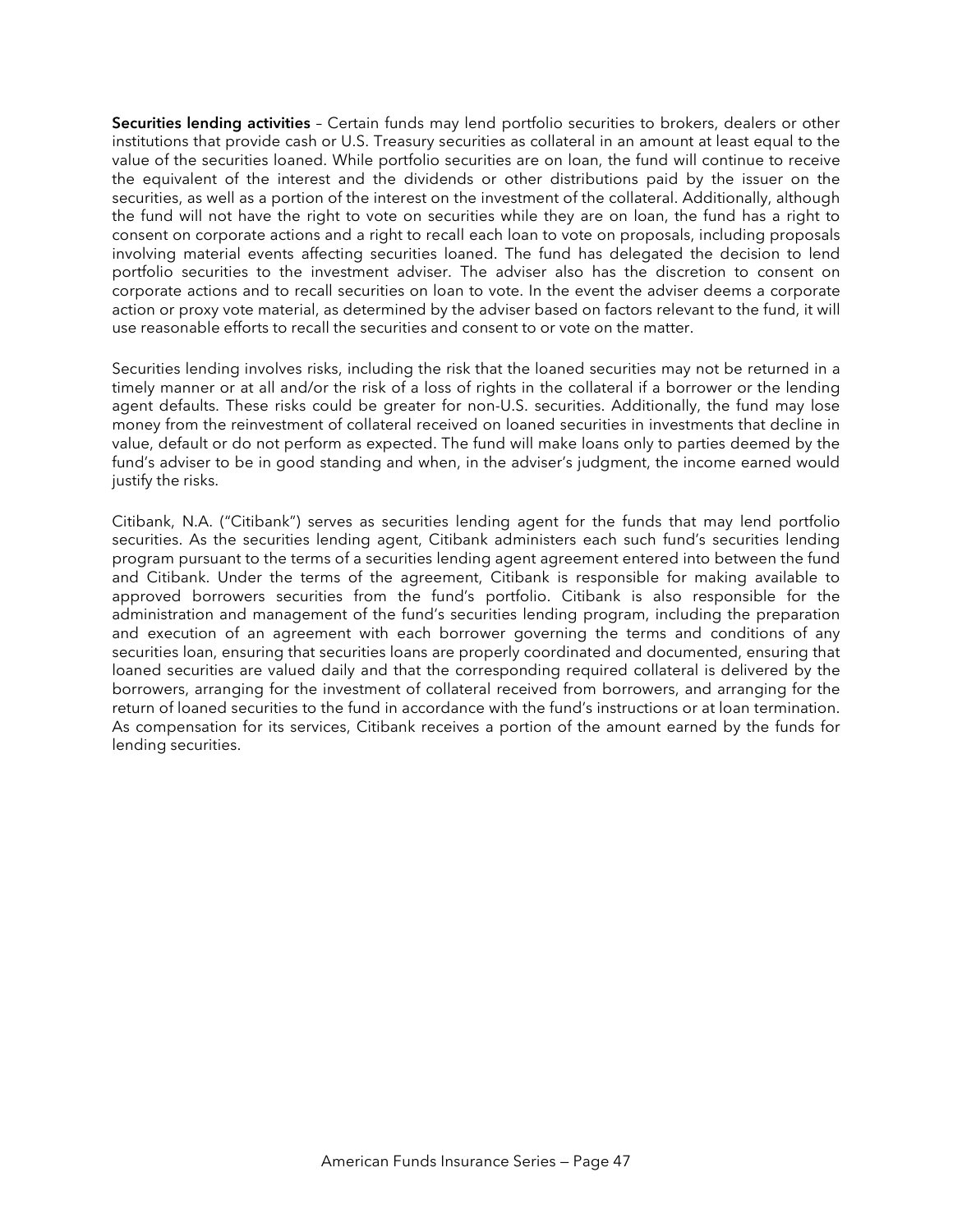**Securities lending activities** – Certain funds may lend portfolio securities to brokers, dealers or other institutions that provide cash or U.S. Treasury securities as collateral in an amount at least equal to the value of the securities loaned. While portfolio securities are on loan, the fund will continue to receive the equivalent of the interest and the dividends or other distributions paid by the issuer on the securities, as well as a portion of the interest on the investment of the collateral. Additionally, although the fund will not have the right to vote on securities while they are on loan, the fund has a right to consent on corporate actions and a right to recall each loan to vote on proposals, including proposals involving material events affecting securities loaned. The fund has delegated the decision to lend portfolio securities to the investment adviser. The adviser also has the discretion to consent on corporate actions and to recall securities on loan to vote. In the event the adviser deems a corporate action or proxy vote material, as determined by the adviser based on factors relevant to the fund, it will use reasonable efforts to recall the securities and consent to or vote on the matter.

Securities lending involves risks, including the risk that the loaned securities may not be returned in a timely manner or at all and/or the risk of a loss of rights in the collateral if a borrower or the lending agent defaults. These risks could be greater for non-U.S. securities. Additionally, the fund may lose money from the reinvestment of collateral received on loaned securities in investments that decline in value, default or do not perform as expected. The fund will make loans only to parties deemed by the fund's adviser to be in good standing and when, in the adviser's judgment, the income earned would justify the risks.

Citibank, N.A. ("Citibank") serves as securities lending agent for the funds that may lend portfolio securities. As the securities lending agent, Citibank administers each such fund's securities lending program pursuant to the terms of a securities lending agent agreement entered into between the fund and Citibank. Under the terms of the agreement, Citibank is responsible for making available to approved borrowers securities from the fund's portfolio. Citibank is also responsible for the administration and management of the fund's securities lending program, including the preparation and execution of an agreement with each borrower governing the terms and conditions of any securities loan, ensuring that securities loans are properly coordinated and documented, ensuring that loaned securities are valued daily and that the corresponding required collateral is delivered by the borrowers, arranging for the investment of collateral received from borrowers, and arranging for the return of loaned securities to the fund in accordance with the fund's instructions or at loan termination. As compensation for its services, Citibank receives a portion of the amount earned by the funds for lending securities.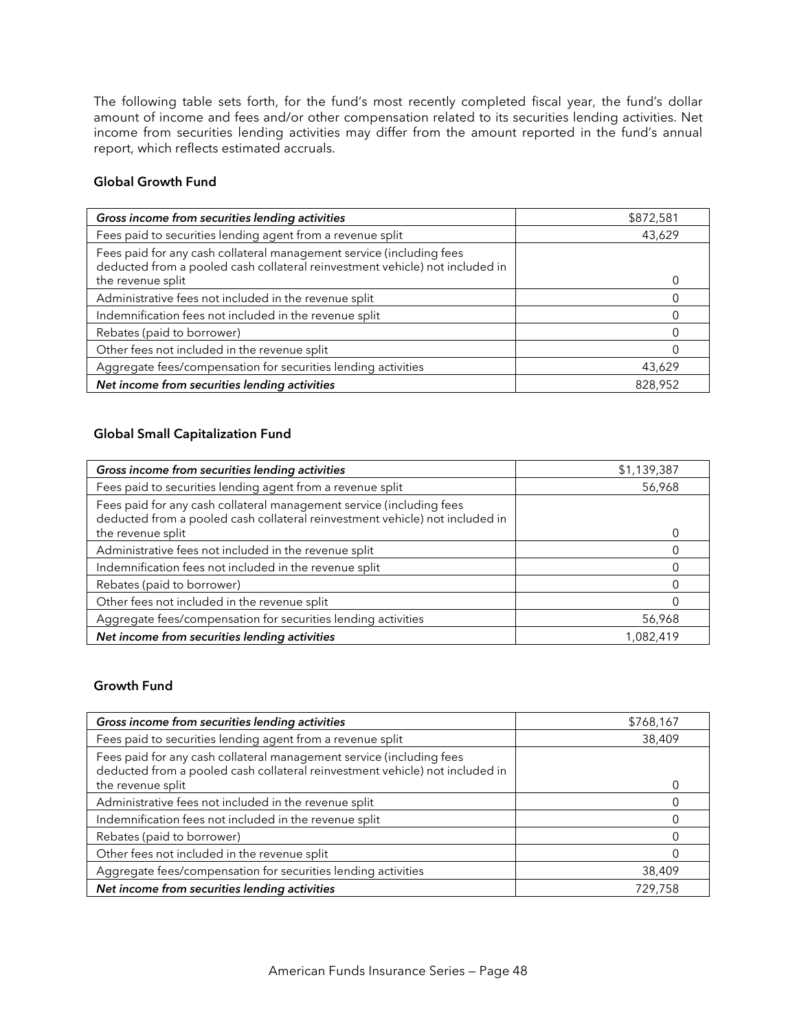The following table sets forth, for the fund's most recently completed fiscal year, the fund's dollar amount of income and fees and/or other compensation related to its securities lending activities. Net income from securities lending activities may differ from the amount reported in the fund's annual report, which reflects estimated accruals.

### Global Growth Fund

| *Gross income from securities lending activities* | $872,581 |
|---|---:|
| Fees paid to securities lending agent from a revenue split | 43,629 |
| Fees paid for any cash collateral management service (including fees deducted from a pooled cash collateral reinvestment vehicle) not included in the revenue split | 0 |
| Administrative fees not included in the revenue split | 0 |
| Indemnification fees not included in the revenue split | 0 |
| Rebates (paid to borrower) | 0 |
| Other fees not included in the revenue split | 0 |
| Aggregate fees/compensation for securities lending activities | 43,629 |
| *Net income from securities lending activities* | 828,952 |

### Global Small Capitalization Fund

| *Gross income from securities lending activities* | $1,139,387 |
|---|---:|
| Fees paid to securities lending agent from a revenue split | 56,968 |
| Fees paid for any cash collateral management service (including fees deducted from a pooled cash collateral reinvestment vehicle) not included in the revenue split | 0 |
| Administrative fees not included in the revenue split | 0 |
| Indemnification fees not included in the revenue split | 0 |
| Rebates (paid to borrower) | 0 |
| Other fees not included in the revenue split | 0 |
| Aggregate fees/compensation for securities lending activities | 56,968 |
| *Net income from securities lending activities* | 1,082,419 |

### Growth Fund

| *Gross income from securities lending activities* | $768,167 |
|---|---:|
| Fees paid to securities lending agent from a revenue split | 38,409 |
| Fees paid for any cash collateral management service (including fees deducted from a pooled cash collateral reinvestment vehicle) not included in the revenue split | 0 |
| Administrative fees not included in the revenue split | 0 |
| Indemnification fees not included in the revenue split | 0 |
| Rebates (paid to borrower) | 0 |
| Other fees not included in the revenue split | 0 |
| Aggregate fees/compensation for securities lending activities | 38,409 |
| *Net income from securities lending activities* | 729,758 |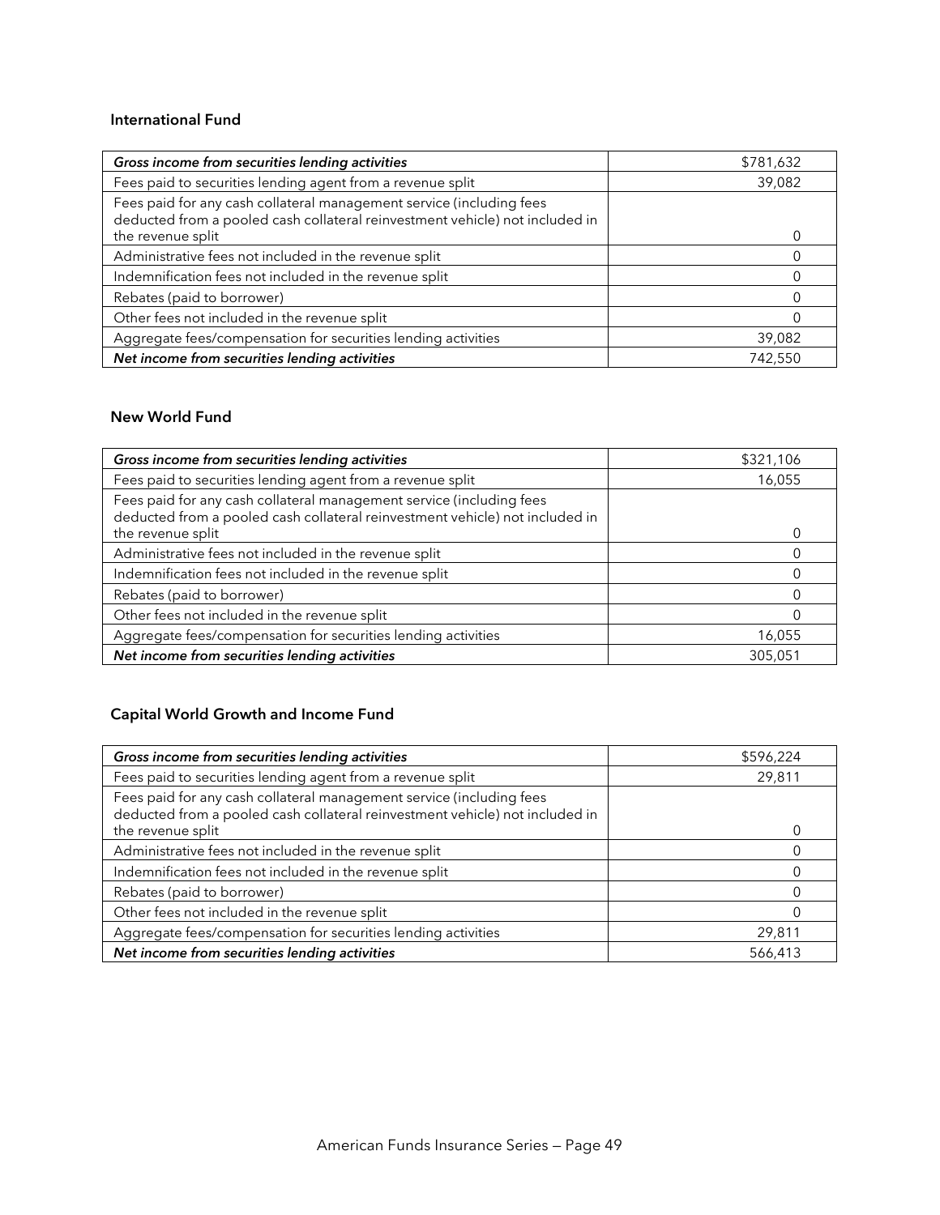### International Fund

| *Gross income from securities lending activities* | $781,632 |
|---|---|
| Fees paid to securities lending agent from a revenue split | 39,082 |
| Fees paid for any cash collateral management service (including fees deducted from a pooled cash collateral reinvestment vehicle) not included in the revenue split | 0 |
| Administrative fees not included in the revenue split | 0 |
| Indemnification fees not included in the revenue split | 0 |
| Rebates (paid to borrower) | 0 |
| Other fees not included in the revenue split | 0 |
| Aggregate fees/compensation for securities lending activities | 39,082 |
| *Net income from securities lending activities* | 742,550 |

### New World Fund

| *Gross income from securities lending activities* | $321,106 |
|---|---|
| Fees paid to securities lending agent from a revenue split | 16,055 |
| Fees paid for any cash collateral management service (including fees deducted from a pooled cash collateral reinvestment vehicle) not included in the revenue split | 0 |
| Administrative fees not included in the revenue split | 0 |
| Indemnification fees not included in the revenue split | 0 |
| Rebates (paid to borrower) | 0 |
| Other fees not included in the revenue split | 0 |
| Aggregate fees/compensation for securities lending activities | 16,055 |
| *Net income from securities lending activities* | 305,051 |

### Capital World Growth and Income Fund

| *Gross income from securities lending activities* | $596,224 |
|---|---|
| Fees paid to securities lending agent from a revenue split | 29,811 |
| Fees paid for any cash collateral management service (including fees deducted from a pooled cash collateral reinvestment vehicle) not included in the revenue split | 0 |
| Administrative fees not included in the revenue split | 0 |
| Indemnification fees not included in the revenue split | 0 |
| Rebates (paid to borrower) | 0 |
| Other fees not included in the revenue split | 0 |
| Aggregate fees/compensation for securities lending activities | 29,811 |
| *Net income from securities lending activities* | 566,413 |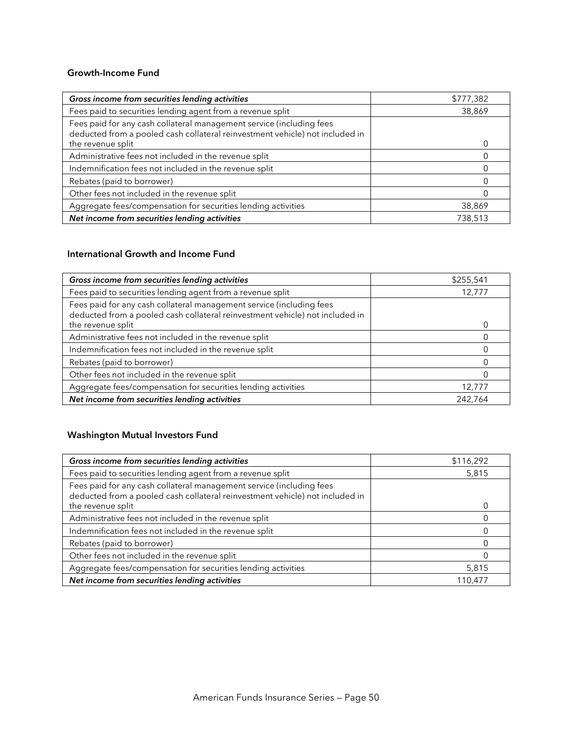### Growth-Income Fund

| ***Gross income from securities lending activities*** | $777,382 |
|---|---|
| Fees paid to securities lending agent from a revenue split | 38,869 |
| Fees paid for any cash collateral management service (including fees deducted from a pooled cash collateral reinvestment vehicle) not included in the revenue split | 0 |
| Administrative fees not included in the revenue split | 0 |
| Indemnification fees not included in the revenue split | 0 |
| Rebates (paid to borrower) | 0 |
| Other fees not included in the revenue split | 0 |
| Aggregate fees/compensation for securities lending activities | 38,869 |
| ***Net income from securities lending activities*** | 738,513 |

### International Growth and Income Fund

| ***Gross income from securities lending activities*** | $255,541 |
|---|---|
| Fees paid to securities lending agent from a revenue split | 12,777 |
| Fees paid for any cash collateral management service (including fees deducted from a pooled cash collateral reinvestment vehicle) not included in the revenue split | 0 |
| Administrative fees not included in the revenue split | 0 |
| Indemnification fees not included in the revenue split | 0 |
| Rebates (paid to borrower) | 0 |
| Other fees not included in the revenue split | 0 |
| Aggregate fees/compensation for securities lending activities | 12,777 |
| ***Net income from securities lending activities*** | 242,764 |

### Washington Mutual Investors Fund

| ***Gross income from securities lending activities*** | $116,292 |
|---|---|
| Fees paid to securities lending agent from a revenue split | 5,815 |
| Fees paid for any cash collateral management service (including fees deducted from a pooled cash collateral reinvestment vehicle) not included in the revenue split | 0 |
| Administrative fees not included in the revenue split | 0 |
| Indemnification fees not included in the revenue split | 0 |
| Rebates (paid to borrower) | 0 |
| Other fees not included in the revenue split | 0 |
| Aggregate fees/compensation for securities lending activities | 5,815 |
| ***Net income from securities lending activities*** | 110,477 |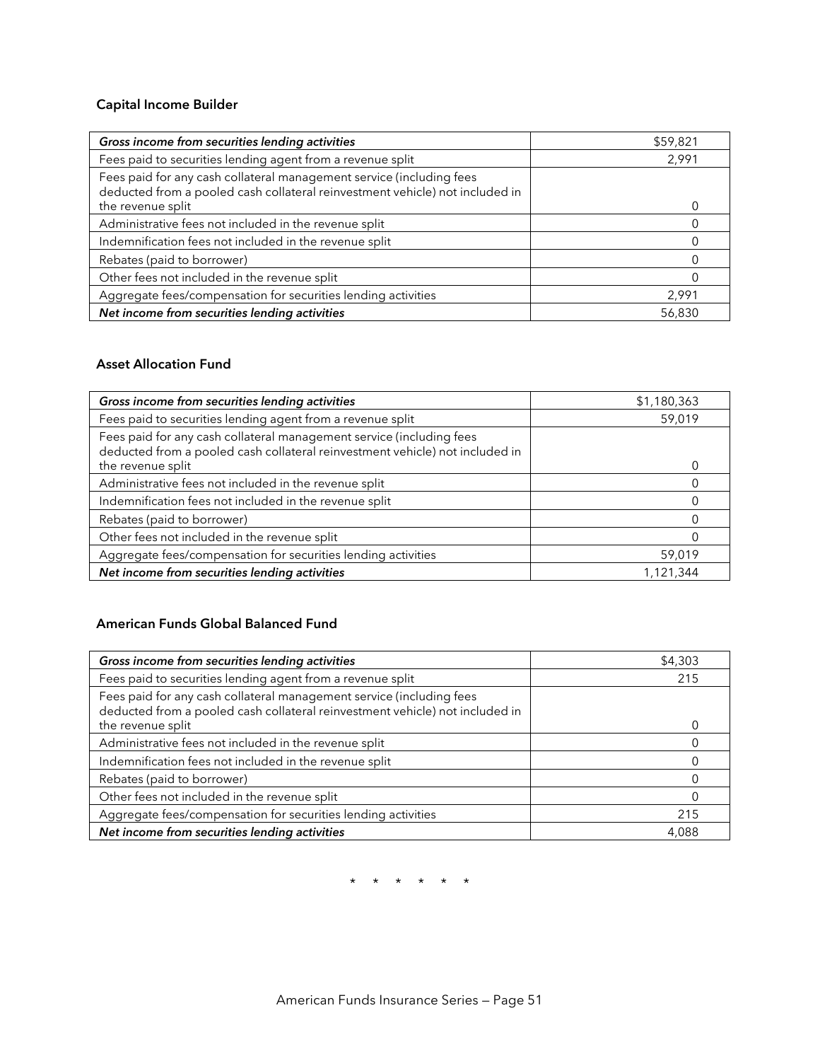### Capital Income Builder

| *Gross income from securities lending activities* | $59,821 |
|---|---|
| Fees paid to securities lending agent from a revenue split | 2,991 |
| Fees paid for any cash collateral management service (including fees deducted from a pooled cash collateral reinvestment vehicle) not included in the revenue split | 0 |
| Administrative fees not included in the revenue split | 0 |
| Indemnification fees not included in the revenue split | 0 |
| Rebates (paid to borrower) | 0 |
| Other fees not included in the revenue split | 0 |
| Aggregate fees/compensation for securities lending activities | 2,991 |
| *Net income from securities lending activities* | 56,830 |

### Asset Allocation Fund

| *Gross income from securities lending activities* | $1,180,363 |
|---|---|
| Fees paid to securities lending agent from a revenue split | 59,019 |
| Fees paid for any cash collateral management service (including fees deducted from a pooled cash collateral reinvestment vehicle) not included in the revenue split | 0 |
| Administrative fees not included in the revenue split | 0 |
| Indemnification fees not included in the revenue split | 0 |
| Rebates (paid to borrower) | 0 |
| Other fees not included in the revenue split | 0 |
| Aggregate fees/compensation for securities lending activities | 59,019 |
| *Net income from securities lending activities* | 1,121,344 |

### American Funds Global Balanced Fund

| *Gross income from securities lending activities* | $4,303 |
|---|---|
| Fees paid to securities lending agent from a revenue split | 215 |
| Fees paid for any cash collateral management service (including fees deducted from a pooled cash collateral reinvestment vehicle) not included in the revenue split | 0 |
| Administrative fees not included in the revenue split | 0 |
| Indemnification fees not included in the revenue split | 0 |
| Rebates (paid to borrower) | 0 |
| Other fees not included in the revenue split | 0 |
| Aggregate fees/compensation for securities lending activities | 215 |
| *Net income from securities lending activities* | 4,088 |

\* \* \* \* \* \*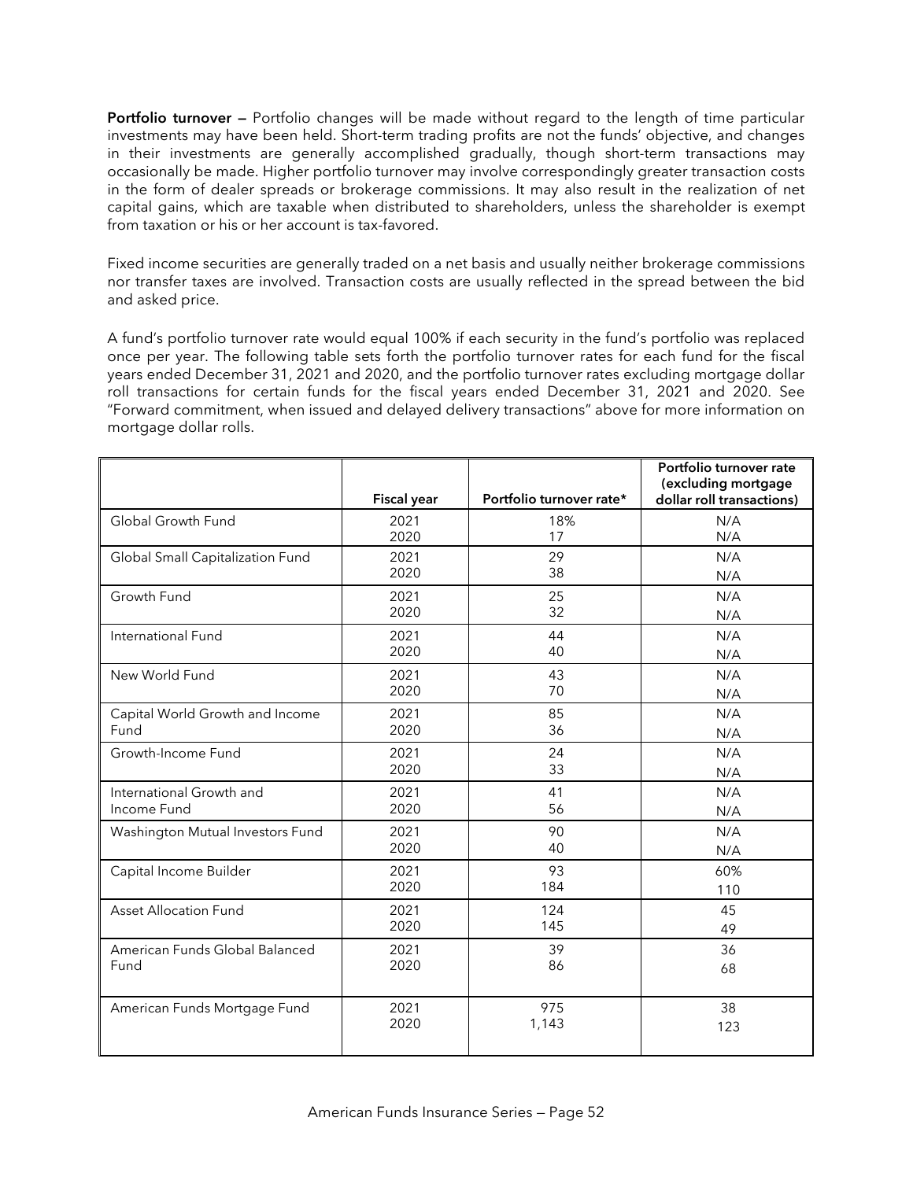**Portfolio turnover —** Portfolio changes will be made without regard to the length of time particular investments may have been held. Short-term trading profits are not the funds' objective, and changes in their investments are generally accomplished gradually, though short-term transactions may occasionally be made. Higher portfolio turnover may involve correspondingly greater transaction costs in the form of dealer spreads or brokerage commissions. It may also result in the realization of net capital gains, which are taxable when distributed to shareholders, unless the shareholder is exempt from taxation or his or her account is tax-favored.

Fixed income securities are generally traded on a net basis and usually neither brokerage commissions nor transfer taxes are involved. Transaction costs are usually reflected in the spread between the bid and asked price.

A fund's portfolio turnover rate would equal 100% if each security in the fund's portfolio was replaced once per year. The following table sets forth the portfolio turnover rates for each fund for the fiscal years ended December 31, 2021 and 2020, and the portfolio turnover rates excluding mortgage dollar roll transactions for certain funds for the fiscal years ended December 31, 2021 and 2020. See "Forward commitment, when issued and delayed delivery transactions" above for more information on mortgage dollar rolls.

| | Fiscal year | Portfolio turnover rate* | Portfolio turnover rate (excluding mortgage dollar roll transactions) |
|---|---|---|---|
| Global Growth Fund | 2021 | 18% | N/A |
| | 2020 | 17 | N/A |
| Global Small Capitalization Fund | 2021 | 29 | N/A |
| | 2020 | 38 | N/A |
| Growth Fund | 2021 | 25 | N/A |
| | 2020 | 32 | N/A |
| International Fund | 2021 | 44 | N/A |
| | 2020 | 40 | N/A |
| New World Fund | 2021 | 43 | N/A |
| | 2020 | 70 | N/A |
| Capital World Growth and Income Fund | 2021 | 85 | N/A |
| | 2020 | 36 | N/A |
| Growth-Income Fund | 2021 | 24 | N/A |
| | 2020 | 33 | N/A |
| International Growth and Income Fund | 2021 | 41 | N/A |
| | 2020 | 56 | N/A |
| Washington Mutual Investors Fund | 2021 | 90 | N/A |
| | 2020 | 40 | N/A |
| Capital Income Builder | 2021 | 93 | 60% |
| | 2020 | 184 | 110 |
| Asset Allocation Fund | 2021 | 124 | 45 |
| | 2020 | 145 | 49 |
| American Funds Global Balanced Fund | 2021 | 39 | 36 |
| | 2020 | 86 | 68 |
| American Funds Mortgage Fund | 2021 | 975 | 38 |
| | 2020 | 1,143 | 123 |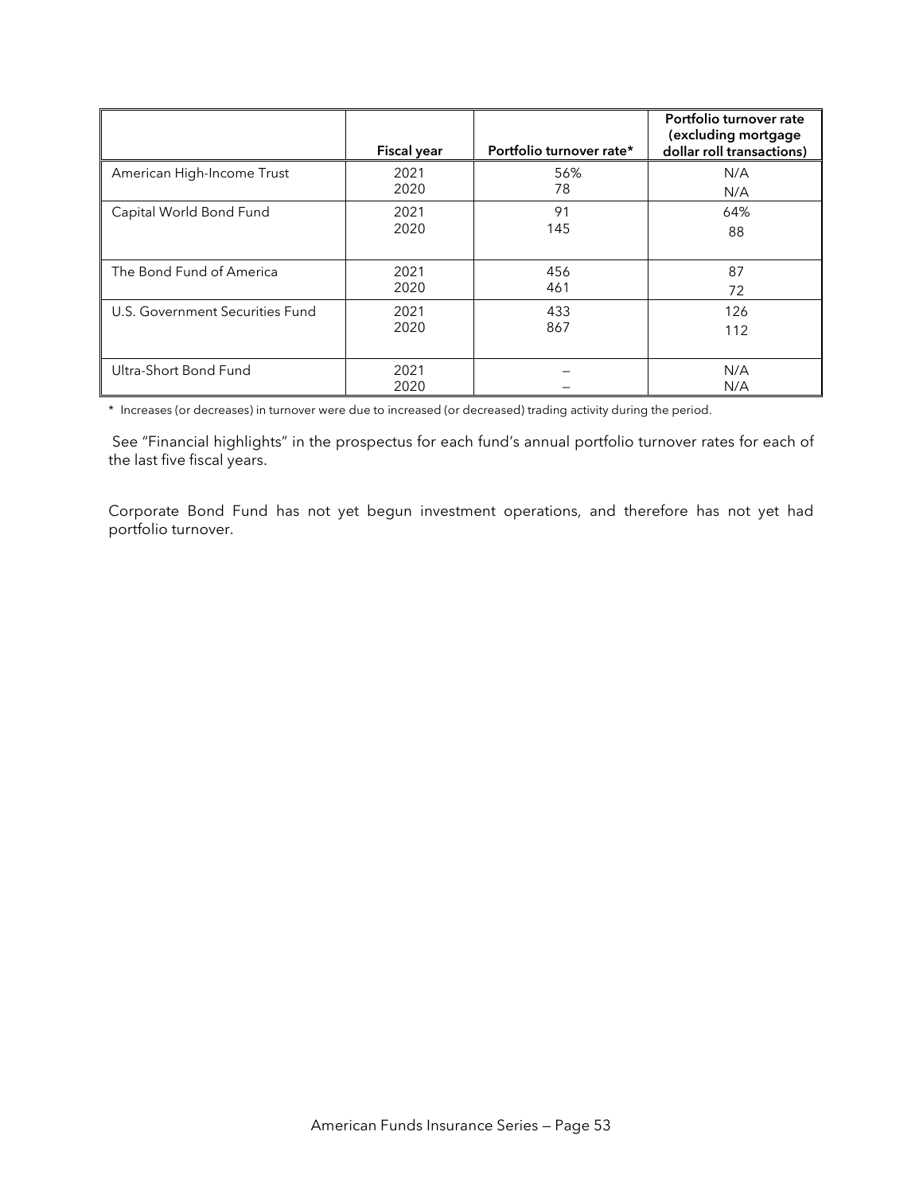| | Fiscal year | Portfolio turnover rate* | Portfolio turnover rate (excluding mortgage dollar roll transactions) |
|---|---|---|---|
| American High-Income Trust | 2021<br>2020 | 56%<br>78 | N/A<br>N/A |
| Capital World Bond Fund | 2021<br>2020 | 91<br>145 | 64%<br>88 |
| The Bond Fund of America | 2021<br>2020 | 456<br>461 | 87<br>72 |
| U.S. Government Securities Fund | 2021<br>2020 | 433<br>867 | 126<br>112 |
| Ultra-Short Bond Fund | 2021<br>2020 | –<br>– | N/A<br>N/A |

* Increases (or decreases) in turnover were due to increased (or decreased) trading activity during the period.

See "Financial highlights" in the prospectus for each fund's annual portfolio turnover rates for each of the last five fiscal years.

Corporate Bond Fund has not yet begun investment operations, and therefore has not yet had portfolio turnover.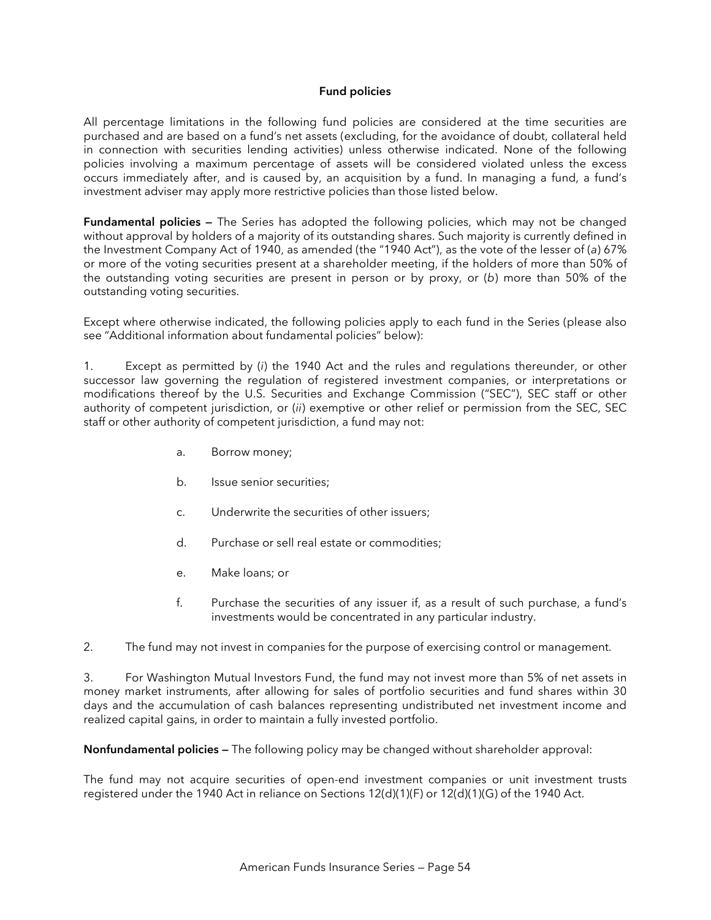## Fund policies

All percentage limitations in the following fund policies are considered at the time securities are purchased and are based on a fund's net assets (excluding, for the avoidance of doubt, collateral held in connection with securities lending activities) unless otherwise indicated. None of the following policies involving a maximum percentage of assets will be considered violated unless the excess occurs immediately after, and is caused by, an acquisition by a fund. In managing a fund, a fund's investment adviser may apply more restrictive policies than those listed below.

**Fundamental policies —** The Series has adopted the following policies, which may not be changed without approval by holders of a majority of its outstanding shares. Such majority is currently defined in the Investment Company Act of 1940, as amended (the "1940 Act"), as the vote of the lesser of (*a*) 67% or more of the voting securities present at a shareholder meeting, if the holders of more than 50% of the outstanding voting securities are present in person or by proxy, or (*b*) more than 50% of the outstanding voting securities.

Except where otherwise indicated, the following policies apply to each fund in the Series (please also see "Additional information about fundamental policies" below):

1. Except as permitted by (*i*) the 1940 Act and the rules and regulations thereunder, or other successor law governing the regulation of registered investment companies, or interpretations or modifications thereof by the U.S. Securities and Exchange Commission ("SEC"), SEC staff or other authority of competent jurisdiction, or (*ii*) exemptive or other relief or permission from the SEC, SEC staff or other authority of competent jurisdiction, a fund may not:

   a. Borrow money;

   b. Issue senior securities;

   c. Underwrite the securities of other issuers;

   d. Purchase or sell real estate or commodities;

   e. Make loans; or

   f. Purchase the securities of any issuer if, as a result of such purchase, a fund's investments would be concentrated in any particular industry.

2. The fund may not invest in companies for the purpose of exercising control or management.

3. For Washington Mutual Investors Fund, the fund may not invest more than 5% of net assets in money market instruments, after allowing for sales of portfolio securities and fund shares within 30 days and the accumulation of cash balances representing undistributed net investment income and realized capital gains, in order to maintain a fully invested portfolio.

**Nonfundamental policies —** The following policy may be changed without shareholder approval:

The fund may not acquire securities of open-end investment companies or unit investment trusts registered under the 1940 Act in reliance on Sections 12(d)(1)(F) or 12(d)(1)(G) of the 1940 Act.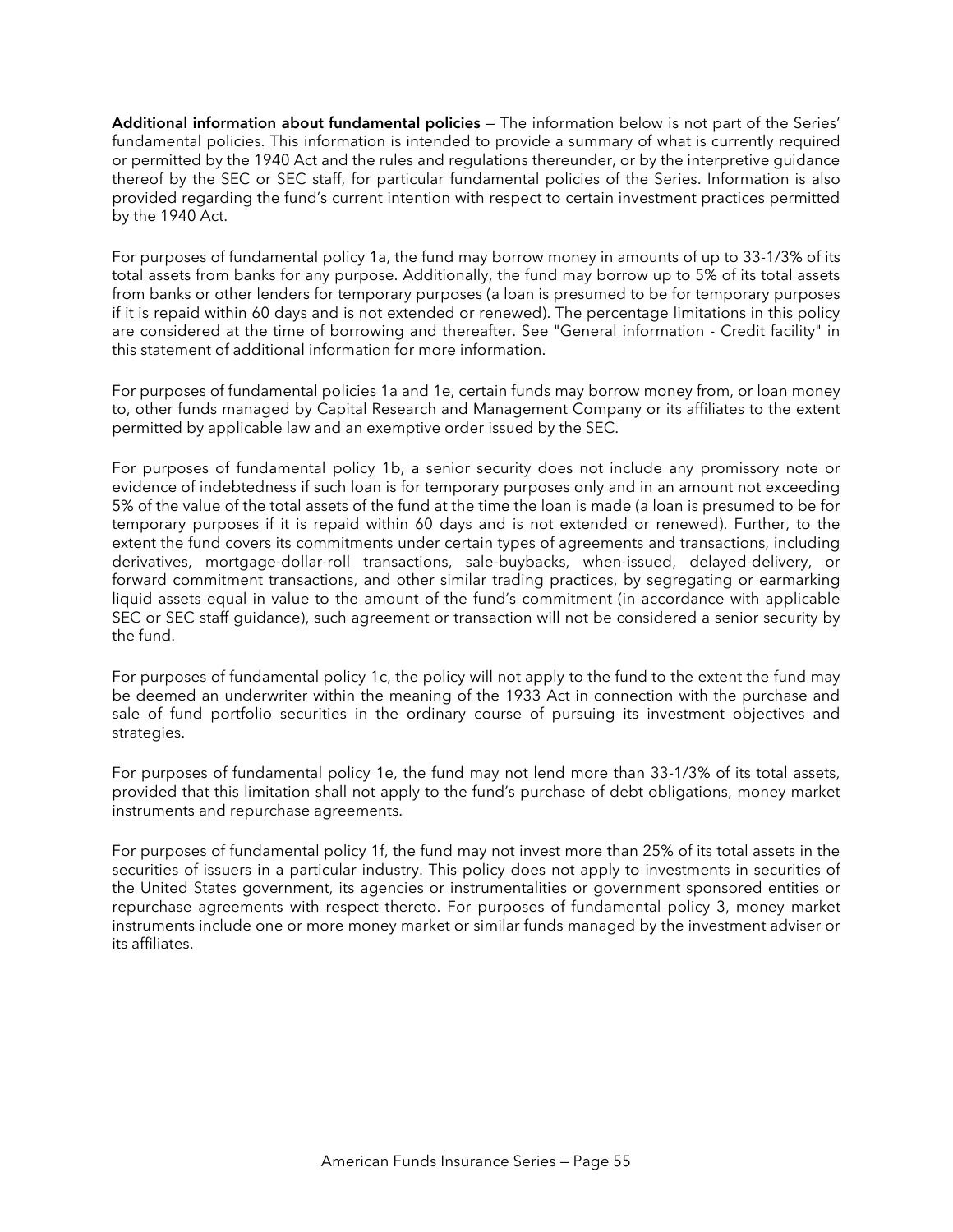**Additional information about fundamental policies** — The information below is not part of the Series' fundamental policies. This information is intended to provide a summary of what is currently required or permitted by the 1940 Act and the rules and regulations thereunder, or by the interpretive guidance thereof by the SEC or SEC staff, for particular fundamental policies of the Series. Information is also provided regarding the fund's current intention with respect to certain investment practices permitted by the 1940 Act.

For purposes of fundamental policy 1a, the fund may borrow money in amounts of up to 33-1/3% of its total assets from banks for any purpose. Additionally, the fund may borrow up to 5% of its total assets from banks or other lenders for temporary purposes (a loan is presumed to be for temporary purposes if it is repaid within 60 days and is not extended or renewed). The percentage limitations in this policy are considered at the time of borrowing and thereafter. See "General information - Credit facility" in this statement of additional information for more information.

For purposes of fundamental policies 1a and 1e, certain funds may borrow money from, or loan money to, other funds managed by Capital Research and Management Company or its affiliates to the extent permitted by applicable law and an exemptive order issued by the SEC.

For purposes of fundamental policy 1b, a senior security does not include any promissory note or evidence of indebtedness if such loan is for temporary purposes only and in an amount not exceeding 5% of the value of the total assets of the fund at the time the loan is made (a loan is presumed to be for temporary purposes if it is repaid within 60 days and is not extended or renewed). Further, to the extent the fund covers its commitments under certain types of agreements and transactions, including derivatives, mortgage-dollar-roll transactions, sale-buybacks, when-issued, delayed-delivery, or forward commitment transactions, and other similar trading practices, by segregating or earmarking liquid assets equal in value to the amount of the fund's commitment (in accordance with applicable SEC or SEC staff guidance), such agreement or transaction will not be considered a senior security by the fund.

For purposes of fundamental policy 1c, the policy will not apply to the fund to the extent the fund may be deemed an underwriter within the meaning of the 1933 Act in connection with the purchase and sale of fund portfolio securities in the ordinary course of pursuing its investment objectives and strategies.

For purposes of fundamental policy 1e, the fund may not lend more than 33-1/3% of its total assets, provided that this limitation shall not apply to the fund's purchase of debt obligations, money market instruments and repurchase agreements.

For purposes of fundamental policy 1f, the fund may not invest more than 25% of its total assets in the securities of issuers in a particular industry. This policy does not apply to investments in securities of the United States government, its agencies or instrumentalities or government sponsored entities or repurchase agreements with respect thereto. For purposes of fundamental policy 3, money market instruments include one or more money market or similar funds managed by the investment adviser or its affiliates.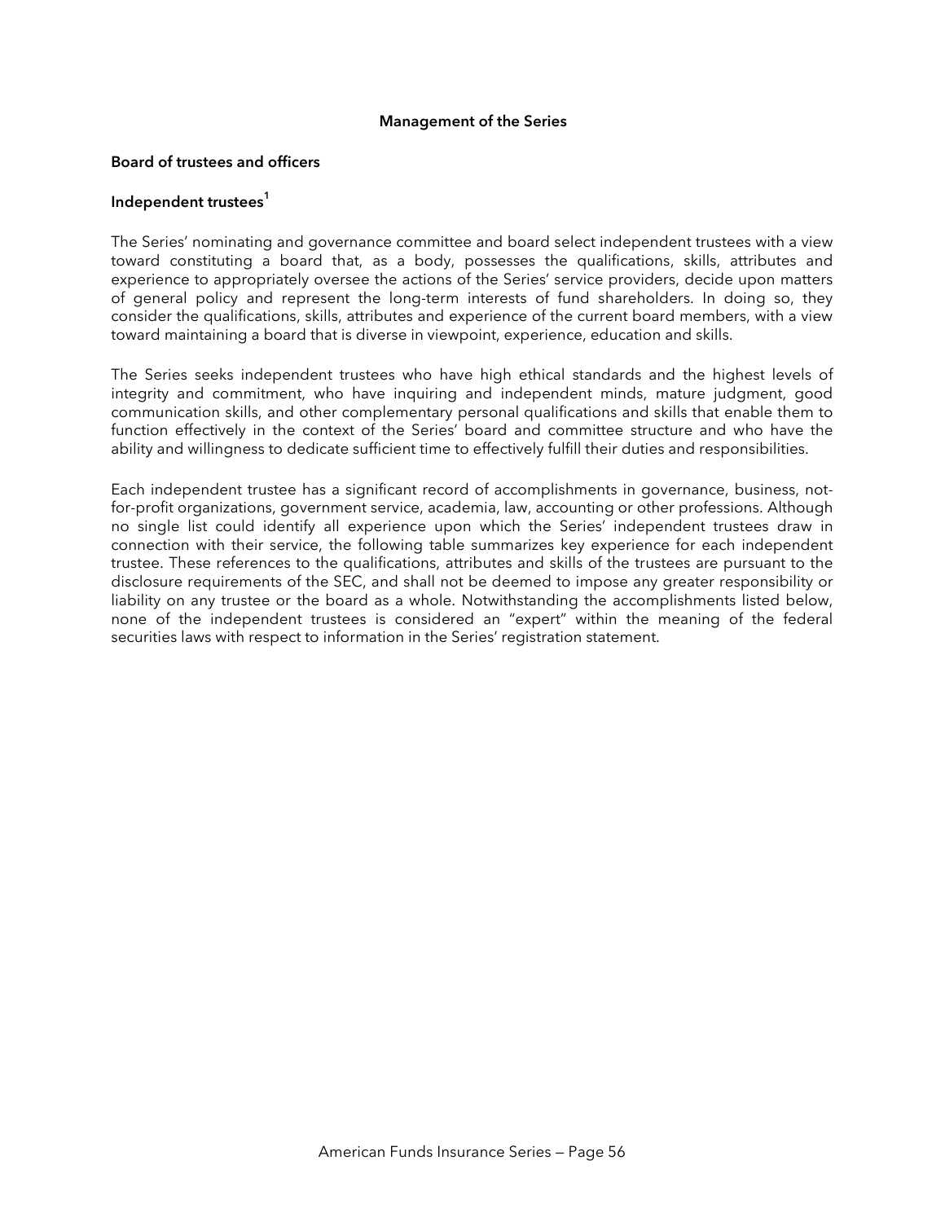## Management of the Series

### Board of trustees and officers

### Independent trustees[1]

The Series' nominating and governance committee and board select independent trustees with a view toward constituting a board that, as a body, possesses the qualifications, skills, attributes and experience to appropriately oversee the actions of the Series' service providers, decide upon matters of general policy and represent the long-term interests of fund shareholders. In doing so, they consider the qualifications, skills, attributes and experience of the current board members, with a view toward maintaining a board that is diverse in viewpoint, experience, education and skills.

The Series seeks independent trustees who have high ethical standards and the highest levels of integrity and commitment, who have inquiring and independent minds, mature judgment, good communication skills, and other complementary personal qualifications and skills that enable them to function effectively in the context of the Series' board and committee structure and who have the ability and willingness to dedicate sufficient time to effectively fulfill their duties and responsibilities.

Each independent trustee has a significant record of accomplishments in governance, business, not-for-profit organizations, government service, academia, law, accounting or other professions. Although no single list could identify all experience upon which the Series' independent trustees draw in connection with their service, the following table summarizes key experience for each independent trustee. These references to the qualifications, attributes and skills of the trustees are pursuant to the disclosure requirements of the SEC, and shall not be deemed to impose any greater responsibility or liability on any trustee or the board as a whole. Notwithstanding the accomplishments listed below, none of the independent trustees is considered an "expert" within the meaning of the federal securities laws with respect to information in the Series' registration statement.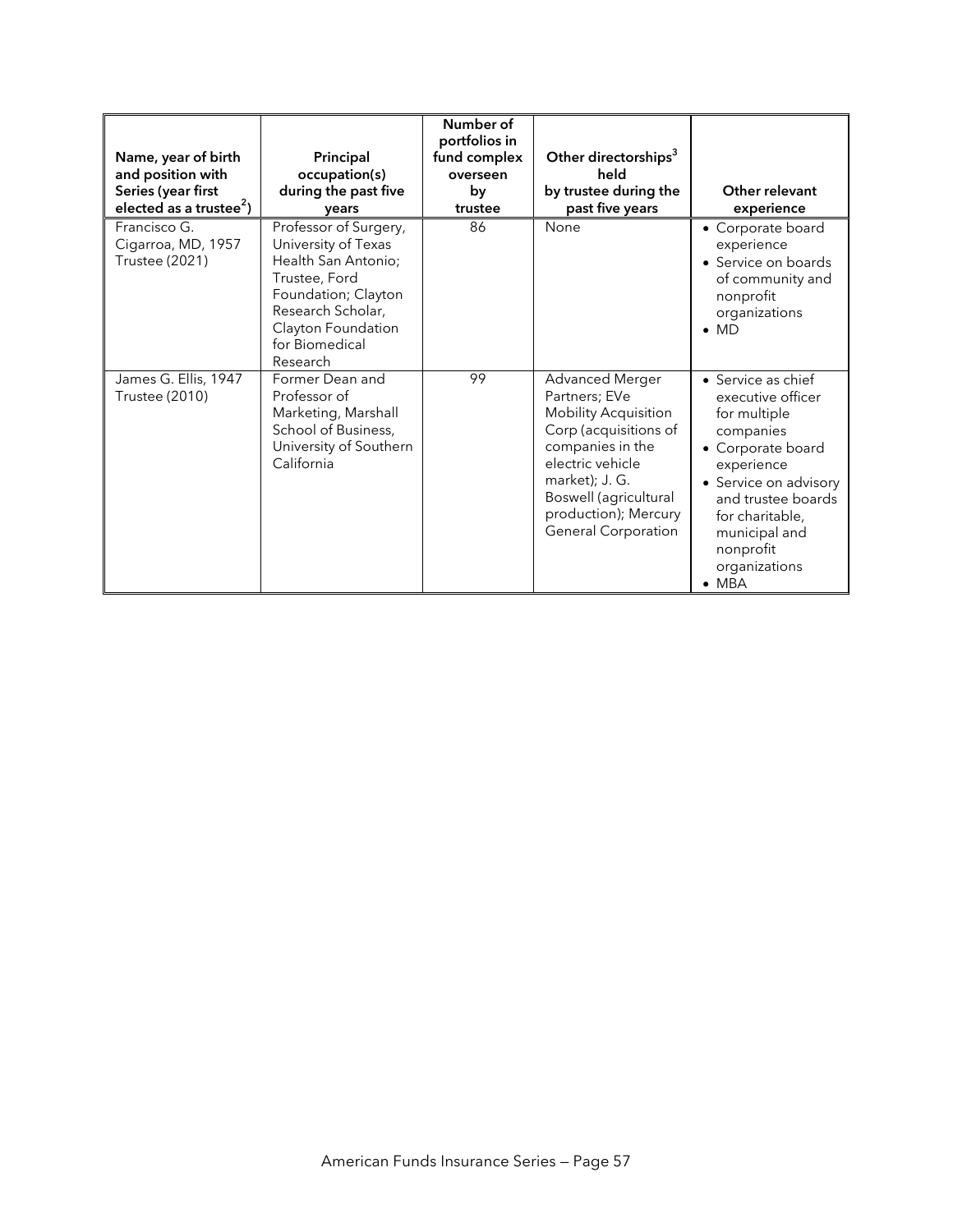| Name, year of birth and position with Series (year first elected as a trustee[2]) | Principal occupation(s) during the past five years | Number of portfolios in fund complex overseen by trustee | Other directorships[3] held by trustee during the past five years | Other relevant experience |
|---|---|---|---|---|
| Francisco G. Cigarroa, MD, 1957 Trustee (2021) | Professor of Surgery, University of Texas Health San Antonio; Trustee, Ford Foundation; Clayton Research Scholar, Clayton Foundation for Biomedical Research | 86 | None | • Corporate board experience<br>• Service on boards of community and nonprofit organizations<br>• MD |
| James G. Ellis, 1947 Trustee (2010) | Former Dean and Professor of Marketing, Marshall School of Business, University of Southern California | 99 | Advanced Merger Partners; EVe Mobility Acquisition Corp (acquisitions of companies in the electric vehicle market); J. G. Boswell (agricultural production); Mercury General Corporation | • Service as chief executive officer for multiple companies<br>• Corporate board experience<br>• Service on advisory and trustee boards for charitable, municipal and nonprofit organizations<br>• MBA |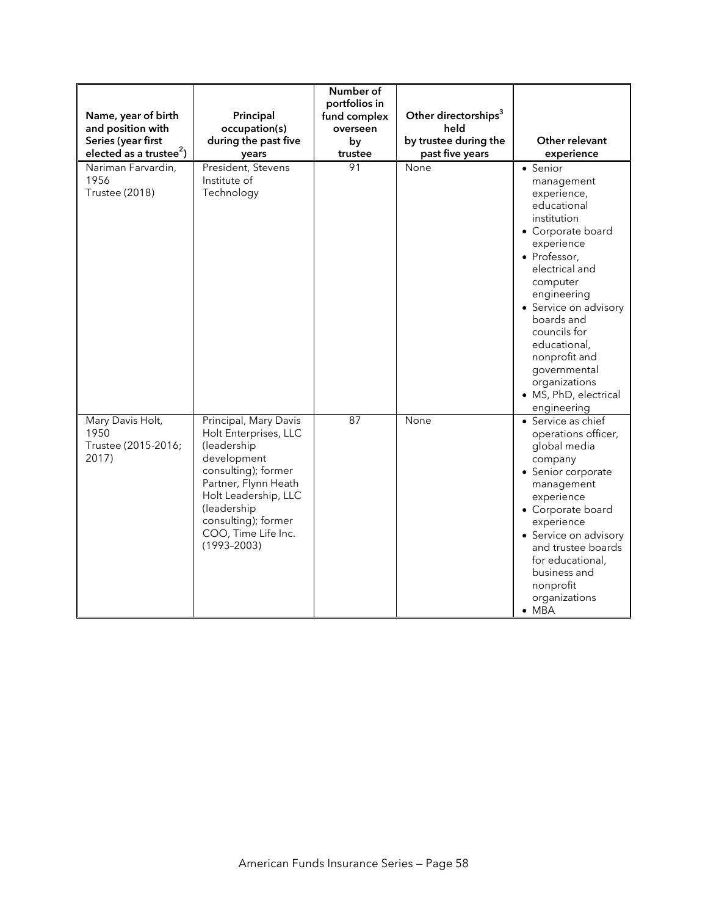| Name, year of birth and position with Series (year first elected as a trustee[2]) | Principal occupation(s) during the past five years | Number of portfolios in fund complex overseen by trustee | Other directorships[3] held by trustee during the past five years | Other relevant experience |
|---|---|---|---|---|
| Nariman Farvardin, 1956<br>Trustee (2018) | President, Stevens Institute of Technology | 91 | None | • Senior management experience, educational institution<br>• Corporate board experience<br>• Professor, electrical and computer engineering<br>• Service on advisory boards and councils for educational, nonprofit and governmental organizations<br>• MS, PhD, electrical engineering |
| Mary Davis Holt, 1950<br>Trustee (2015-2016; 2017) | Principal, Mary Davis Holt Enterprises, LLC (leadership development consulting); former Partner, Flynn Heath Holt Leadership, LLC (leadership consulting); former COO, Time Life Inc. (1993–2003) | 87 | None | • Service as chief operations officer, global media company<br>• Senior corporate management experience<br>• Corporate board experience<br>• Service on advisory and trustee boards for educational, business and nonprofit organizations<br>• MBA |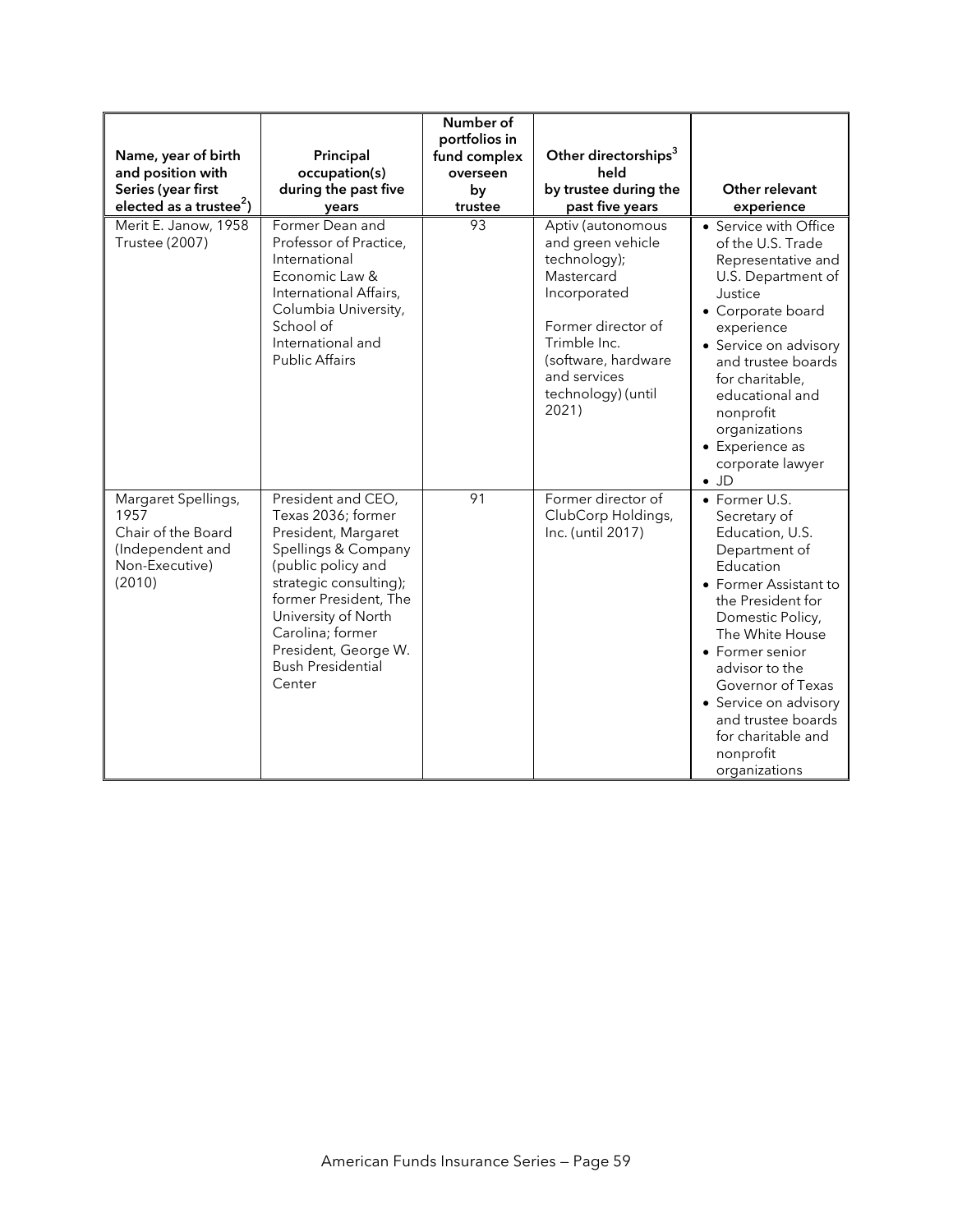| Name, year of birth and position with Series (year first elected as a trustee[2]) | Principal occupation(s) during the past five years | Number of portfolios in fund complex overseen by trustee | Other directorships[3] held by trustee during the past five years | Other relevant experience |
|---|---|---|---|---|
| Merit E. Janow, 1958<br>Trustee (2007) | Former Dean and Professor of Practice, International Economic Law & International Affairs, Columbia University, School of International and Public Affairs | 93 | Aptiv (autonomous and green vehicle technology); Mastercard Incorporated<br><br>Former director of Trimble Inc. (software, hardware and services technology) (until 2021) | • Service with Office of the U.S. Trade Representative and U.S. Department of Justice<br>• Corporate board experience<br>• Service on advisory and trustee boards for charitable, educational and nonprofit organizations<br>• Experience as corporate lawyer<br>• JD |
| Margaret Spellings, 1957<br>Chair of the Board (Independent and Non-Executive) (2010) | President and CEO, Texas 2036; former President, Margaret Spellings & Company (public policy and strategic consulting); former President, The University of North Carolina; former President, George W. Bush Presidential Center | 91 | Former director of ClubCorp Holdings, Inc. (until 2017) | • Former U.S. Secretary of Education, U.S. Department of Education<br>• Former Assistant to the President for Domestic Policy, The White House<br>• Former senior advisor to the Governor of Texas<br>• Service on advisory and trustee boards for charitable and nonprofit organizations |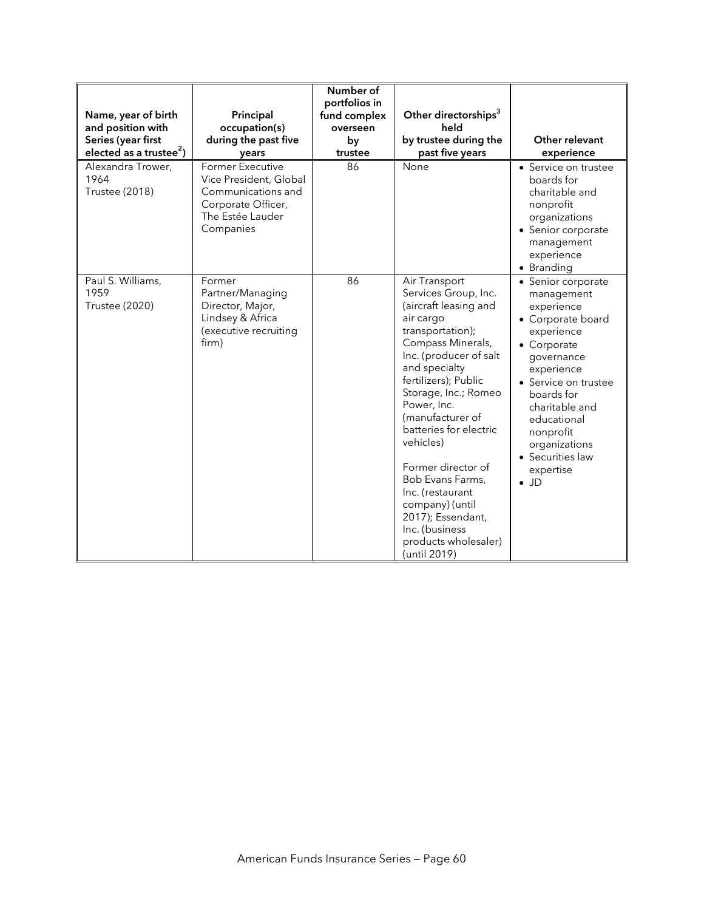| Name, year of birth and position with Series (year first elected as a trustee[2]) | Principal occupation(s) during the past five years | Number of portfolios in fund complex overseen by trustee | Other directorships[3] held by trustee during the past five years | Other relevant experience |
|---|---|---|---|---|
| Alexandra Trower, 1964 Trustee (2018) | Former Executive Vice President, Global Communications and Corporate Officer, The Estée Lauder Companies | 86 | None | • Service on trustee boards for charitable and nonprofit organizations<br>• Senior corporate management experience<br>• Branding |
| Paul S. Williams, 1959 Trustee (2020) | Former Partner/Managing Director, Major, Lindsey & Africa (executive recruiting firm) | 86 | Air Transport Services Group, Inc. (aircraft leasing and air cargo transportation); Compass Minerals, Inc. (producer of salt and specialty fertilizers); Public Storage, Inc.; Romeo Power, Inc. (manufacturer of batteries for electric vehicles)<br><br>Former director of Bob Evans Farms, Inc. (restaurant company) (until 2017); Essendant, Inc. (business products wholesaler) (until 2019) | • Senior corporate management experience<br>• Corporate board experience<br>• Corporate governance experience<br>• Service on trustee boards for charitable and educational nonprofit organizations<br>• Securities law expertise<br>• JD |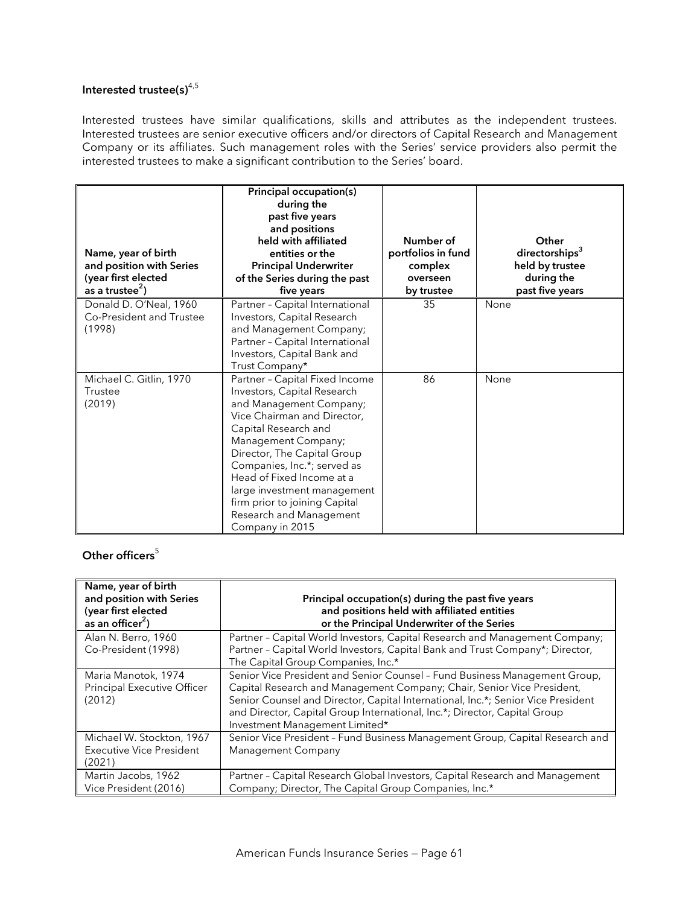### Interested trustee(s)[4,5]

Interested trustees have similar qualifications, skills and attributes as the independent trustees. Interested trustees are senior executive officers and/or directors of Capital Research and Management Company or its affiliates. Such management roles with the Series' service providers also permit the interested trustees to make a significant contribution to the Series' board.

| Name, year of birth and position with Series (year first elected as a trustee[2]) | Principal occupation(s) during the past five years and positions held with affiliated entities or the Principal Underwriter of the Series during the past five years | Number of portfolios in fund complex overseen by trustee | Other directorships[3] held by trustee during the past five years |
|---|---|---|---|
| Donald D. O'Neal, 1960<br>Co-President and Trustee<br>(1998) | Partner – Capital International Investors, Capital Research and Management Company; Partner – Capital International Investors, Capital Bank and Trust Company* | 35 | None |
| Michael C. Gitlin, 1970<br>Trustee<br>(2019) | Partner – Capital Fixed Income Investors, Capital Research and Management Company; Vice Chairman and Director, Capital Research and Management Company; Director, The Capital Group Companies, Inc.*; served as Head of Fixed Income at a large investment management firm prior to joining Capital Research and Management Company in 2015 | 86 | None |

### Other officers[5]

| Name, year of birth and position with Series (year first elected as an officer[2]) | Principal occupation(s) during the past five years and positions held with affiliated entities or the Principal Underwriter of the Series |
|---|---|
| Alan N. Berro, 1960<br>Co-President (1998) | Partner – Capital World Investors, Capital Research and Management Company; Partner – Capital World Investors, Capital Bank and Trust Company*; Director, The Capital Group Companies, Inc.* |
| Maria Manotok, 1974<br>Principal Executive Officer<br>(2012) | Senior Vice President and Senior Counsel – Fund Business Management Group, Capital Research and Management Company; Chair, Senior Vice President, Senior Counsel and Director, Capital International, Inc.*; Senior Vice President and Director, Capital Group International, Inc.*; Director, Capital Group Investment Management Limited* |
| Michael W. Stockton, 1967<br>Executive Vice President<br>(2021) | Senior Vice President – Fund Business Management Group, Capital Research and Management Company |
| Martin Jacobs, 1962<br>Vice President (2016) | Partner – Capital Research Global Investors, Capital Research and Management Company; Director, The Capital Group Companies, Inc.* |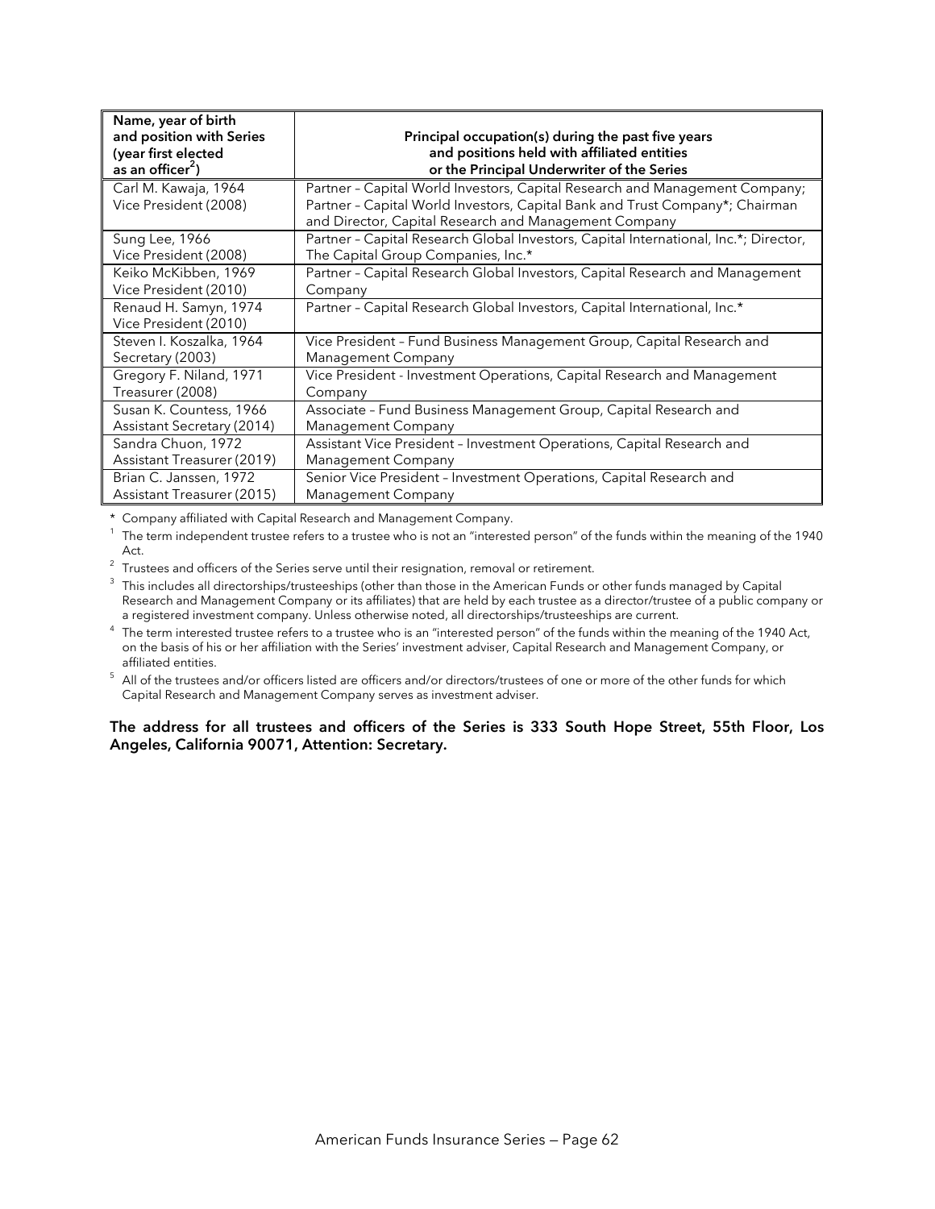| Name, year of birth and position with Series (year first elected as an officer[2]) | Principal occupation(s) during the past five years and positions held with affiliated entities or the Principal Underwriter of the Series |
|---|---|
| Carl M. Kawaja, 1964 Vice President (2008) | Partner – Capital World Investors, Capital Research and Management Company; Partner – Capital World Investors, Capital Bank and Trust Company*; Chairman and Director, Capital Research and Management Company |
| Sung Lee, 1966 Vice President (2008) | Partner – Capital Research Global Investors, Capital International, Inc.*; Director, The Capital Group Companies, Inc.* |
| Keiko McKibben, 1969 Vice President (2010) | Partner – Capital Research Global Investors, Capital Research and Management Company |
| Renaud H. Samyn, 1974 Vice President (2010) | Partner – Capital Research Global Investors, Capital International, Inc.* |
| Steven I. Koszalka, 1964 Secretary (2003) | Vice President – Fund Business Management Group, Capital Research and Management Company |
| Gregory F. Niland, 1971 Treasurer (2008) | Vice President - Investment Operations, Capital Research and Management Company |
| Susan K. Countess, 1966 Assistant Secretary (2014) | Associate – Fund Business Management Group, Capital Research and Management Company |
| Sandra Chuon, 1972 Assistant Treasurer (2019) | Assistant Vice President – Investment Operations, Capital Research and Management Company |
| Brian C. Janssen, 1972 Assistant Treasurer (2015) | Senior Vice President – Investment Operations, Capital Research and Management Company |

\* Company affiliated with Capital Research and Management Company.

[1] The term independent trustee refers to a trustee who is not an "interested person" of the funds within the meaning of the 1940 Act.

[2] Trustees and officers of the Series serve until their resignation, removal or retirement.

[3] This includes all directorships/trusteeships (other than those in the American Funds or other funds managed by Capital Research and Management Company or its affiliates) that are held by each trustee as a director/trustee of a public company or a registered investment company. Unless otherwise noted, all directorships/trusteeships are current.

[4] The term interested trustee refers to a trustee who is an "interested person" of the funds within the meaning of the 1940 Act, on the basis of his or her affiliation with the Series' investment adviser, Capital Research and Management Company, or affiliated entities.

[5] All of the trustees and/or officers listed are officers and/or directors/trustees of one or more of the other funds for which Capital Research and Management Company serves as investment adviser.

**The address for all trustees and officers of the Series is 333 South Hope Street, 55th Floor, Los Angeles, California 90071, Attention: Secretary.**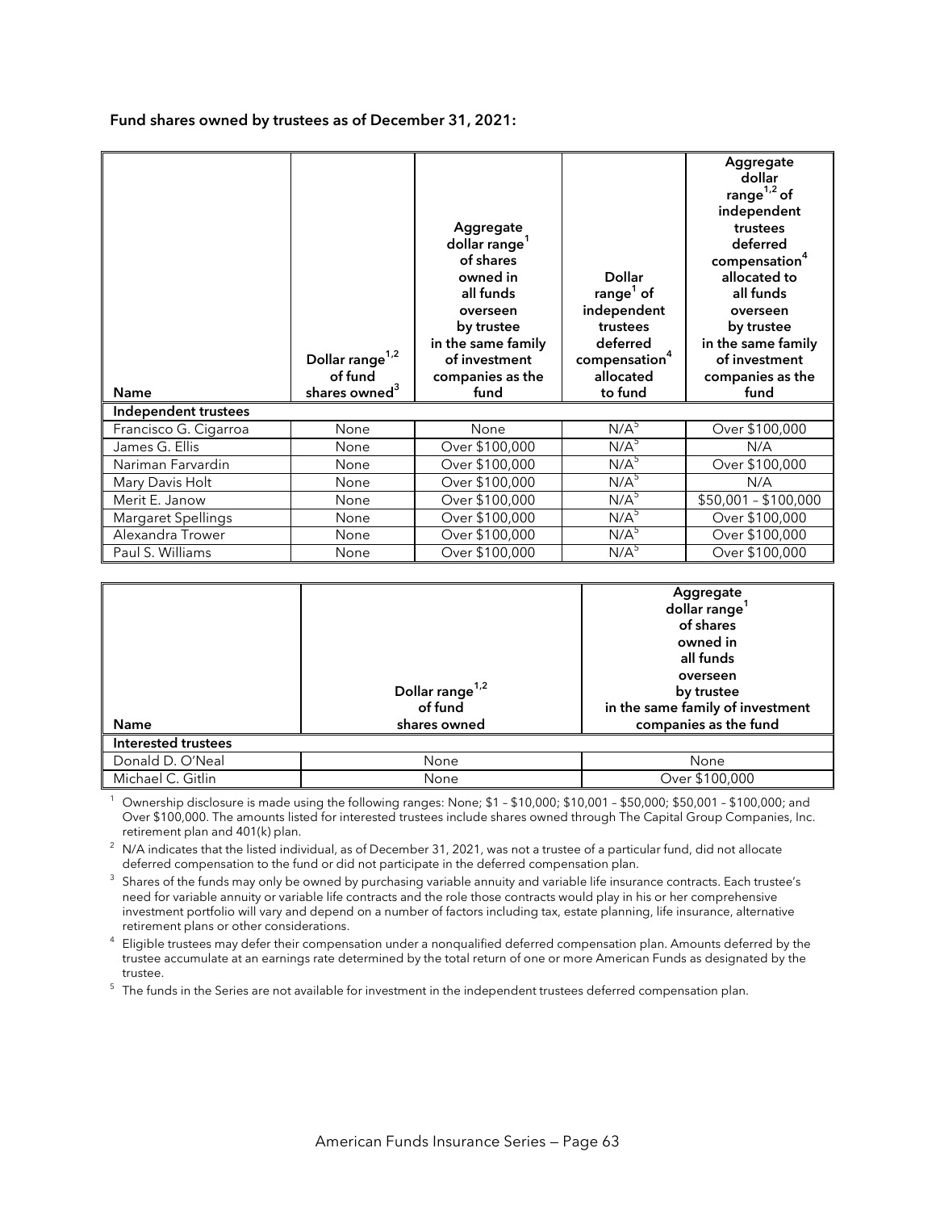**Fund shares owned by trustees as of December 31, 2021:**

| Name | Dollar range[1,2] of fund shares owned[3] | Aggregate dollar range[1] of shares owned in all funds overseen by trustee in the same family of investment companies as the fund | Dollar range[1] of independent trustees deferred compensation[4] allocated to fund | Aggregate dollar range[1,2] of independent trustees deferred compensation[4] allocated to all funds overseen by trustee in the same family of investment companies as the fund |
|---|---|---|---|---|
| **Independent trustees** | | | | |
| Francisco G. Cigarroa | None | None | N/A[5] | Over $100,000 |
| James G. Ellis | None | Over $100,000 | N/A[5] | N/A |
| Nariman Farvardin | None | Over $100,000 | N/A[5] | Over $100,000 |
| Mary Davis Holt | None | Over $100,000 | N/A[5] | N/A |
| Merit E. Janow | None | Over $100,000 | N/A[5] | $50,001 – $100,000 |
| Margaret Spellings | None | Over $100,000 | N/A[5] | Over $100,000 |
| Alexandra Trower | None | Over $100,000 | N/A[5] | Over $100,000 |
| Paul S. Williams | None | Over $100,000 | N/A[5] | Over $100,000 |

| Name | Dollar range[1,2] of fund shares owned | Aggregate dollar range[1] of shares owned in all funds overseen by trustee in the same family of investment companies as the fund |
|---|---|---|
| **Interested trustees** | | |
| Donald D. O'Neal | None | None |
| Michael C. Gitlin | None | Over $100,000 |

[1] Ownership disclosure is made using the following ranges: None; $1 – $10,000; $10,001 – $50,000; $50,001 – $100,000; and Over $100,000. The amounts listed for interested trustees include shares owned through The Capital Group Companies, Inc. retirement plan and 401(k) plan.

[2] N/A indicates that the listed individual, as of December 31, 2021, was not a trustee of a particular fund, did not allocate deferred compensation to the fund or did not participate in the deferred compensation plan.

[3] Shares of the funds may only be owned by purchasing variable annuity and variable life insurance contracts. Each trustee's need for variable annuity or variable life contracts and the role those contracts would play in his or her comprehensive investment portfolio will vary and depend on a number of factors including tax, estate planning, life insurance, alternative retirement plans or other considerations.

[4] Eligible trustees may defer their compensation under a nonqualified deferred compensation plan. Amounts deferred by the trustee accumulate at an earnings rate determined by the total return of one or more American Funds as designated by the trustee.

[5] The funds in the Series are not available for investment in the independent trustees deferred compensation plan.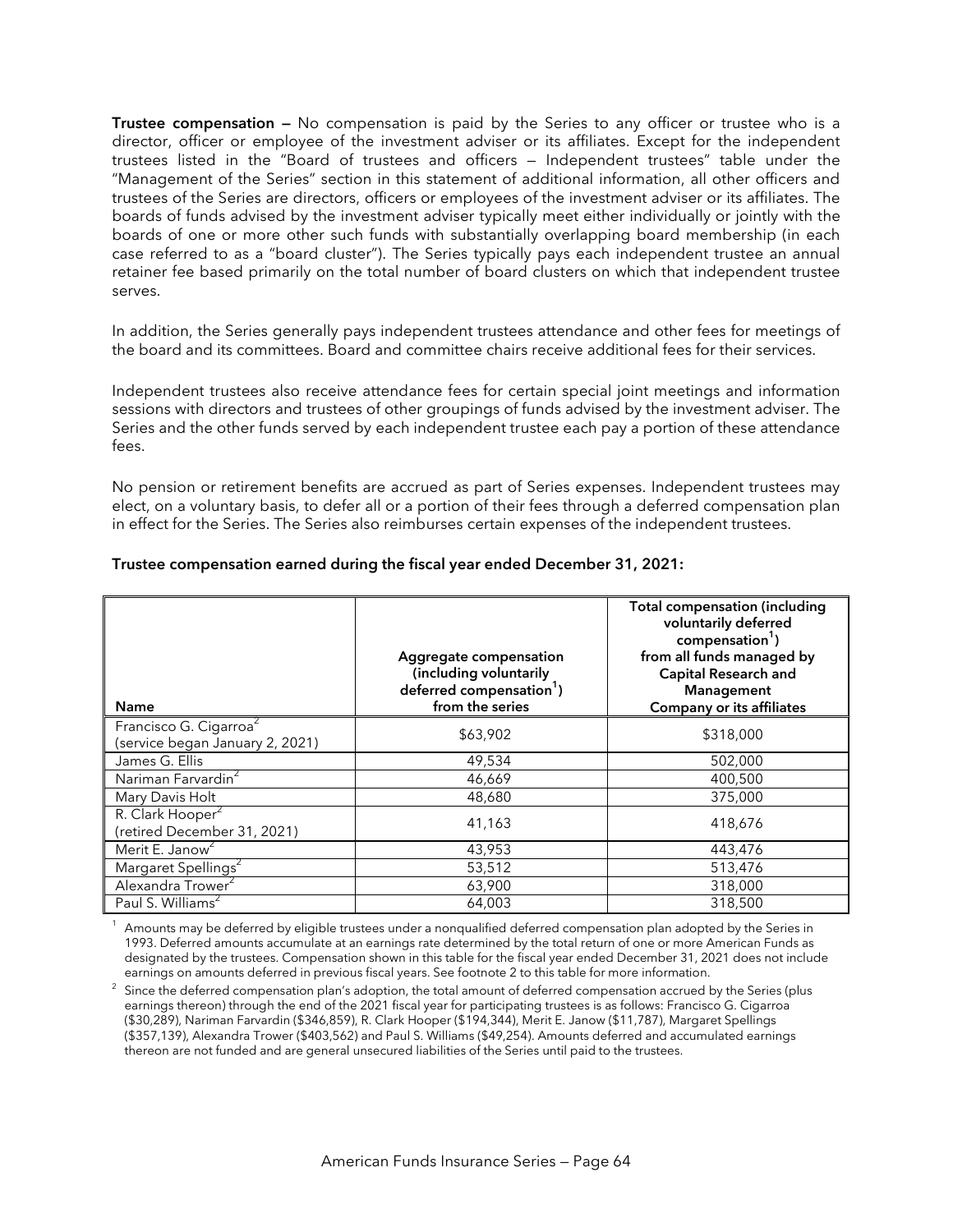**Trustee compensation —** No compensation is paid by the Series to any officer or trustee who is a director, officer or employee of the investment adviser or its affiliates. Except for the independent trustees listed in the "Board of trustees and officers — Independent trustees" table under the "Management of the Series" section in this statement of additional information, all other officers and trustees of the Series are directors, officers or employees of the investment adviser or its affiliates. The boards of funds advised by the investment adviser typically meet either individually or jointly with the boards of one or more other such funds with substantially overlapping board membership (in each case referred to as a "board cluster"). The Series typically pays each independent trustee an annual retainer fee based primarily on the total number of board clusters on which that independent trustee serves.

In addition, the Series generally pays independent trustees attendance and other fees for meetings of the board and its committees. Board and committee chairs receive additional fees for their services.

Independent trustees also receive attendance fees for certain special joint meetings and information sessions with directors and trustees of other groupings of funds advised by the investment adviser. The Series and the other funds served by each independent trustee each pay a portion of these attendance fees.

No pension or retirement benefits are accrued as part of Series expenses. Independent trustees may elect, on a voluntary basis, to defer all or a portion of their fees through a deferred compensation plan in effect for the Series. The Series also reimburses certain expenses of the independent trustees.

**Trustee compensation earned during the fiscal year ended December 31, 2021:**

| Name | Aggregate compensation (including voluntarily deferred compensation[1]) from the series | Total compensation (including voluntarily deferred compensation[1]) from all funds managed by Capital Research and Management Company or its affiliates |
|---|---|---|
| Francisco G. Cigarroa[2] (service began January 2, 2021) | $63,902 | $318,000 |
| James G. Ellis | 49,534 | 502,000 |
| Nariman Farvardin[2] | 46,669 | 400,500 |
| Mary Davis Holt | 48,680 | 375,000 |
| R. Clark Hooper[2] (retired December 31, 2021) | 41,163 | 418,676 |
| Merit E. Janow[2] | 43,953 | 443,476 |
| Margaret Spellings[2] | 53,512 | 513,476 |
| Alexandra Trower[2] | 63,900 | 318,000 |
| Paul S. Williams[2] | 64,003 | 318,500 |

[1] Amounts may be deferred by eligible trustees under a nonqualified deferred compensation plan adopted by the Series in 1993. Deferred amounts accumulate at an earnings rate determined by the total return of one or more American Funds as designated by the trustees. Compensation shown in this table for the fiscal year ended December 31, 2021 does not include earnings on amounts deferred in previous fiscal years. See footnote 2 to this table for more information.

[2] Since the deferred compensation plan's adoption, the total amount of deferred compensation accrued by the Series (plus earnings thereon) through the end of the 2021 fiscal year for participating trustees is as follows: Francisco G. Cigarroa ($30,289), Nariman Farvardin ($346,859), R. Clark Hooper ($194,344), Merit E. Janow ($11,787), Margaret Spellings ($357,139), Alexandra Trower ($403,562) and Paul S. Williams ($49,254). Amounts deferred and accumulated earnings thereon are not funded and are general unsecured liabilities of the Series until paid to the trustees.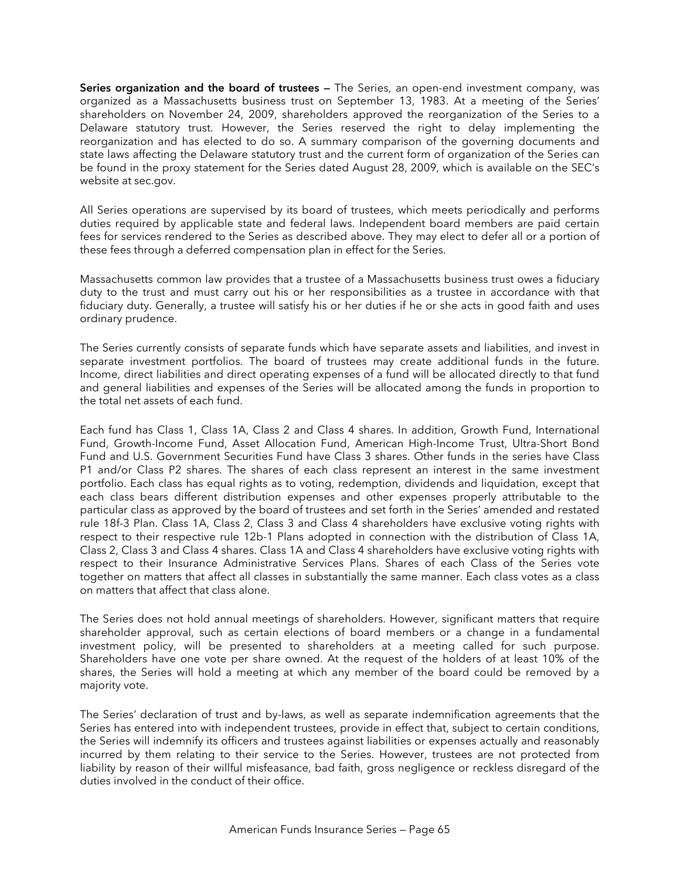**Series organization and the board of trustees —** The Series, an open-end investment company, was organized as a Massachusetts business trust on September 13, 1983. At a meeting of the Series' shareholders on November 24, 2009, shareholders approved the reorganization of the Series to a Delaware statutory trust. However, the Series reserved the right to delay implementing the reorganization and has elected to do so. A summary comparison of the governing documents and state laws affecting the Delaware statutory trust and the current form of organization of the Series can be found in the proxy statement for the Series dated August 28, 2009, which is available on the SEC's website at sec.gov.

All Series operations are supervised by its board of trustees, which meets periodically and performs duties required by applicable state and federal laws. Independent board members are paid certain fees for services rendered to the Series as described above. They may elect to defer all or a portion of these fees through a deferred compensation plan in effect for the Series.

Massachusetts common law provides that a trustee of a Massachusetts business trust owes a fiduciary duty to the trust and must carry out his or her responsibilities as a trustee in accordance with that fiduciary duty. Generally, a trustee will satisfy his or her duties if he or she acts in good faith and uses ordinary prudence.

The Series currently consists of separate funds which have separate assets and liabilities, and invest in separate investment portfolios. The board of trustees may create additional funds in the future. Income, direct liabilities and direct operating expenses of a fund will be allocated directly to that fund and general liabilities and expenses of the Series will be allocated among the funds in proportion to the total net assets of each fund.

Each fund has Class 1, Class 1A, Class 2 and Class 4 shares. In addition, Growth Fund, International Fund, Growth-Income Fund, Asset Allocation Fund, American High-Income Trust, Ultra-Short Bond Fund and U.S. Government Securities Fund have Class 3 shares. Other funds in the series have Class P1 and/or Class P2 shares. The shares of each class represent an interest in the same investment portfolio. Each class has equal rights as to voting, redemption, dividends and liquidation, except that each class bears different distribution expenses and other expenses properly attributable to the particular class as approved by the board of trustees and set forth in the Series' amended and restated rule 18f-3 Plan. Class 1A, Class 2, Class 3 and Class 4 shareholders have exclusive voting rights with respect to their respective rule 12b-1 Plans adopted in connection with the distribution of Class 1A, Class 2, Class 3 and Class 4 shares. Class 1A and Class 4 shareholders have exclusive voting rights with respect to their Insurance Administrative Services Plans. Shares of each Class of the Series vote together on matters that affect all classes in substantially the same manner. Each class votes as a class on matters that affect that class alone.

The Series does not hold annual meetings of shareholders. However, significant matters that require shareholder approval, such as certain elections of board members or a change in a fundamental investment policy, will be presented to shareholders at a meeting called for such purpose. Shareholders have one vote per share owned. At the request of the holders of at least 10% of the shares, the Series will hold a meeting at which any member of the board could be removed by a majority vote.

The Series' declaration of trust and by-laws, as well as separate indemnification agreements that the Series has entered into with independent trustees, provide in effect that, subject to certain conditions, the Series will indemnify its officers and trustees against liabilities or expenses actually and reasonably incurred by them relating to their service to the Series. However, trustees are not protected from liability by reason of their willful misfeasance, bad faith, gross negligence or reckless disregard of the duties involved in the conduct of their office.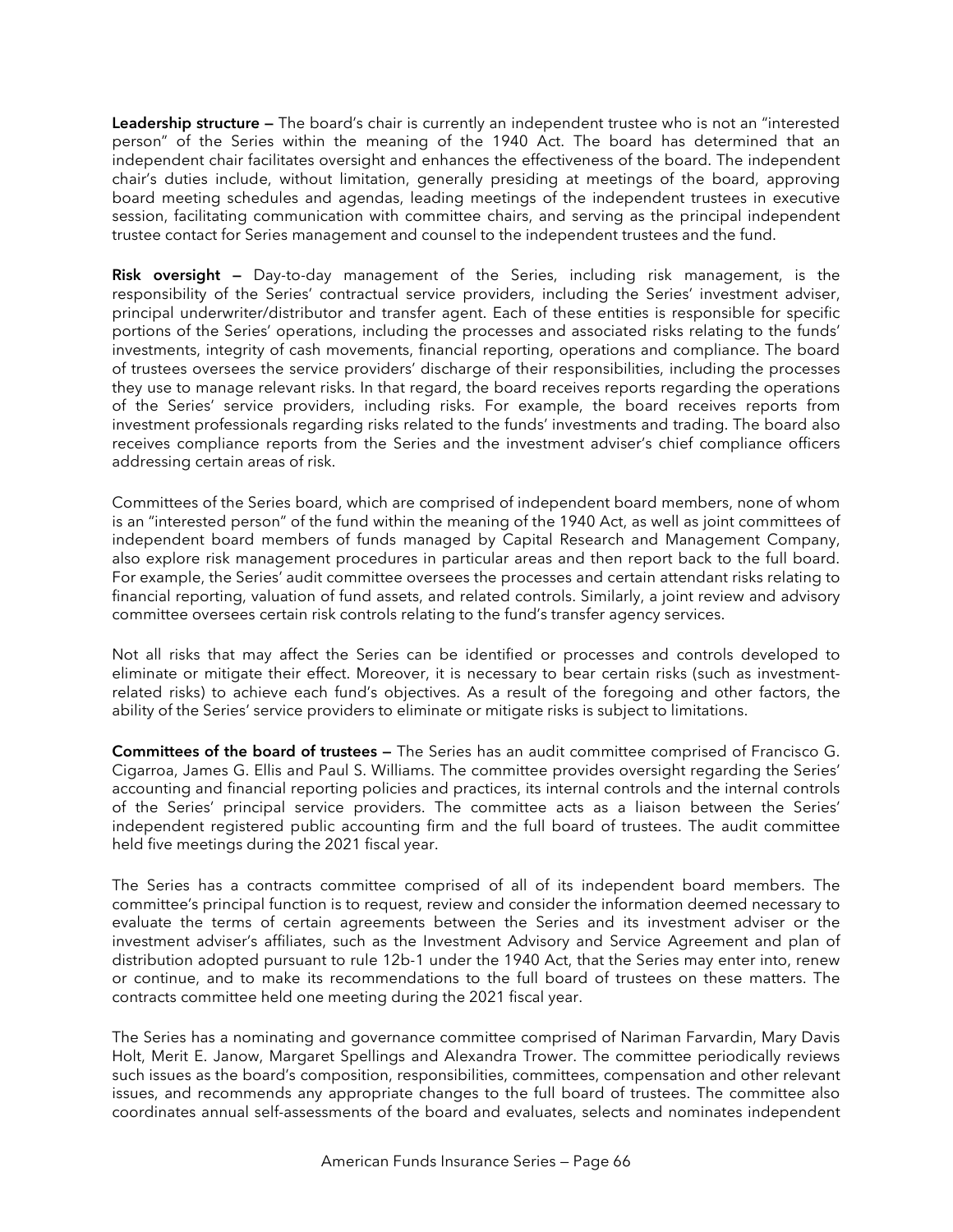**Leadership structure —** The board's chair is currently an independent trustee who is not an "interested person" of the Series within the meaning of the 1940 Act. The board has determined that an independent chair facilitates oversight and enhances the effectiveness of the board. The independent chair's duties include, without limitation, generally presiding at meetings of the board, approving board meeting schedules and agendas, leading meetings of the independent trustees in executive session, facilitating communication with committee chairs, and serving as the principal independent trustee contact for Series management and counsel to the independent trustees and the fund.

**Risk oversight —** Day-to-day management of the Series, including risk management, is the responsibility of the Series' contractual service providers, including the Series' investment adviser, principal underwriter/distributor and transfer agent. Each of these entities is responsible for specific portions of the Series' operations, including the processes and associated risks relating to the funds' investments, integrity of cash movements, financial reporting, operations and compliance. The board of trustees oversees the service providers' discharge of their responsibilities, including the processes they use to manage relevant risks. In that regard, the board receives reports regarding the operations of the Series' service providers, including risks. For example, the board receives reports from investment professionals regarding risks related to the funds' investments and trading. The board also receives compliance reports from the Series and the investment adviser's chief compliance officers addressing certain areas of risk.

Committees of the Series board, which are comprised of independent board members, none of whom is an "interested person" of the fund within the meaning of the 1940 Act, as well as joint committees of independent board members of funds managed by Capital Research and Management Company, also explore risk management procedures in particular areas and then report back to the full board. For example, the Series' audit committee oversees the processes and certain attendant risks relating to financial reporting, valuation of fund assets, and related controls. Similarly, a joint review and advisory committee oversees certain risk controls relating to the fund's transfer agency services.

Not all risks that may affect the Series can be identified or processes and controls developed to eliminate or mitigate their effect. Moreover, it is necessary to bear certain risks (such as investment-related risks) to achieve each fund's objectives. As a result of the foregoing and other factors, the ability of the Series' service providers to eliminate or mitigate risks is subject to limitations.

**Committees of the board of trustees —** The Series has an audit committee comprised of Francisco G. Cigarroa, James G. Ellis and Paul S. Williams. The committee provides oversight regarding the Series' accounting and financial reporting policies and practices, its internal controls and the internal controls of the Series' principal service providers. The committee acts as a liaison between the Series' independent registered public accounting firm and the full board of trustees. The audit committee held five meetings during the 2021 fiscal year.

The Series has a contracts committee comprised of all of its independent board members. The committee's principal function is to request, review and consider the information deemed necessary to evaluate the terms of certain agreements between the Series and its investment adviser or the investment adviser's affiliates, such as the Investment Advisory and Service Agreement and plan of distribution adopted pursuant to rule 12b-1 under the 1940 Act, that the Series may enter into, renew or continue, and to make its recommendations to the full board of trustees on these matters. The contracts committee held one meeting during the 2021 fiscal year.

The Series has a nominating and governance committee comprised of Nariman Farvardin, Mary Davis Holt, Merit E. Janow, Margaret Spellings and Alexandra Trower. The committee periodically reviews such issues as the board's composition, responsibilities, committees, compensation and other relevant issues, and recommends any appropriate changes to the full board of trustees. The committee also coordinates annual self-assessments of the board and evaluates, selects and nominates independent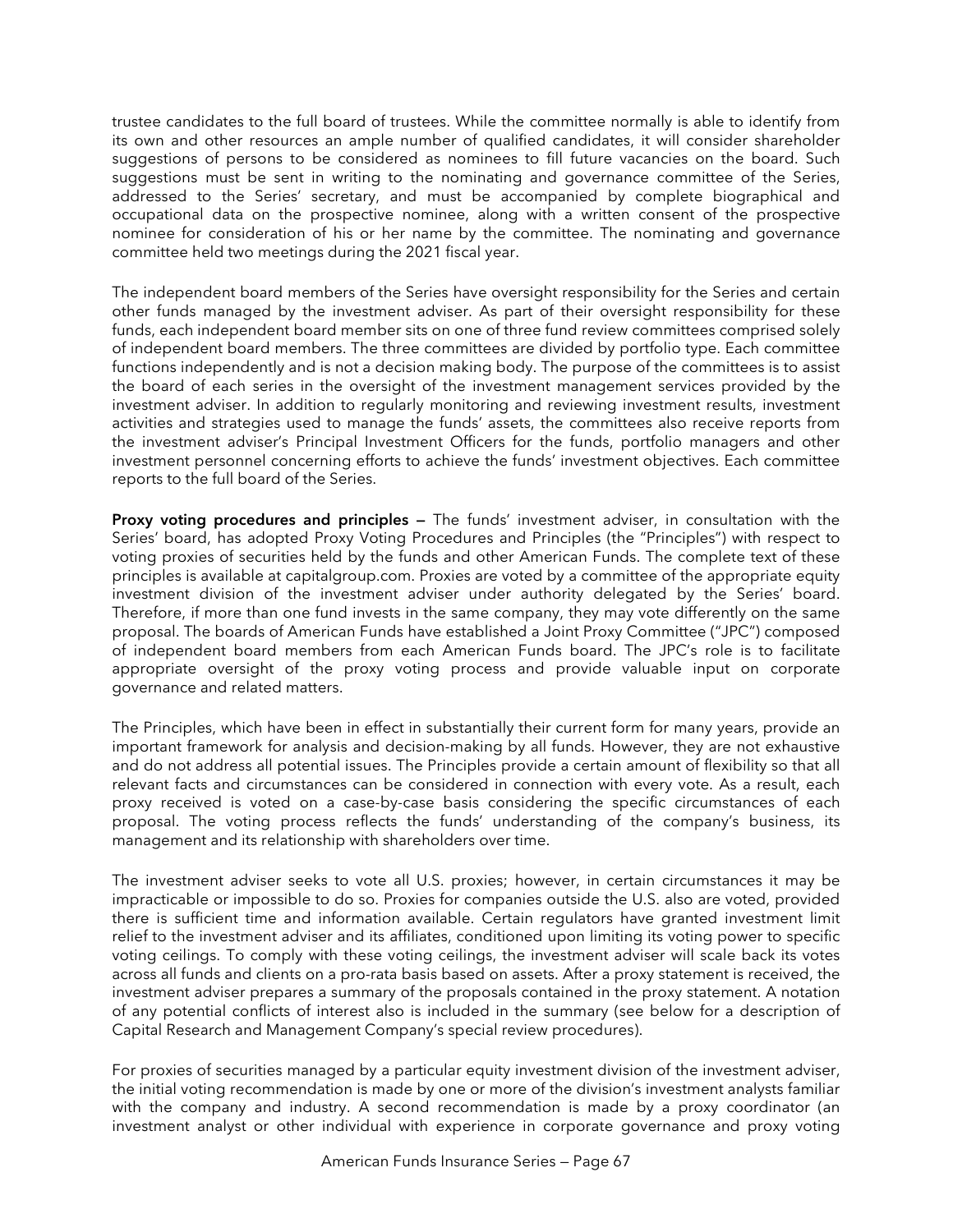trustee candidates to the full board of trustees. While the committee normally is able to identify from its own and other resources an ample number of qualified candidates, it will consider shareholder suggestions of persons to be considered as nominees to fill future vacancies on the board. Such suggestions must be sent in writing to the nominating and governance committee of the Series, addressed to the Series' secretary, and must be accompanied by complete biographical and occupational data on the prospective nominee, along with a written consent of the prospective nominee for consideration of his or her name by the committee. The nominating and governance committee held two meetings during the 2021 fiscal year.

The independent board members of the Series have oversight responsibility for the Series and certain other funds managed by the investment adviser. As part of their oversight responsibility for these funds, each independent board member sits on one of three fund review committees comprised solely of independent board members. The three committees are divided by portfolio type. Each committee functions independently and is not a decision making body. The purpose of the committees is to assist the board of each series in the oversight of the investment management services provided by the investment adviser. In addition to regularly monitoring and reviewing investment results, investment activities and strategies used to manage the funds' assets, the committees also receive reports from the investment adviser's Principal Investment Officers for the funds, portfolio managers and other investment personnel concerning efforts to achieve the funds' investment objectives. Each committee reports to the full board of the Series.

**Proxy voting procedures and principles —** The funds' investment adviser, in consultation with the Series' board, has adopted Proxy Voting Procedures and Principles (the "Principles") with respect to voting proxies of securities held by the funds and other American Funds. The complete text of these principles is available at capitalgroup.com. Proxies are voted by a committee of the appropriate equity investment division of the investment adviser under authority delegated by the Series' board. Therefore, if more than one fund invests in the same company, they may vote differently on the same proposal. The boards of American Funds have established a Joint Proxy Committee ("JPC") composed of independent board members from each American Funds board. The JPC's role is to facilitate appropriate oversight of the proxy voting process and provide valuable input on corporate governance and related matters.

The Principles, which have been in effect in substantially their current form for many years, provide an important framework for analysis and decision-making by all funds. However, they are not exhaustive and do not address all potential issues. The Principles provide a certain amount of flexibility so that all relevant facts and circumstances can be considered in connection with every vote. As a result, each proxy received is voted on a case-by-case basis considering the specific circumstances of each proposal. The voting process reflects the funds' understanding of the company's business, its management and its relationship with shareholders over time.

The investment adviser seeks to vote all U.S. proxies; however, in certain circumstances it may be impracticable or impossible to do so. Proxies for companies outside the U.S. also are voted, provided there is sufficient time and information available. Certain regulators have granted investment limit relief to the investment adviser and its affiliates, conditioned upon limiting its voting power to specific voting ceilings. To comply with these voting ceilings, the investment adviser will scale back its votes across all funds and clients on a pro-rata basis based on assets. After a proxy statement is received, the investment adviser prepares a summary of the proposals contained in the proxy statement. A notation of any potential conflicts of interest also is included in the summary (see below for a description of Capital Research and Management Company's special review procedures).

For proxies of securities managed by a particular equity investment division of the investment adviser, the initial voting recommendation is made by one or more of the division's investment analysts familiar with the company and industry. A second recommendation is made by a proxy coordinator (an investment analyst or other individual with experience in corporate governance and proxy voting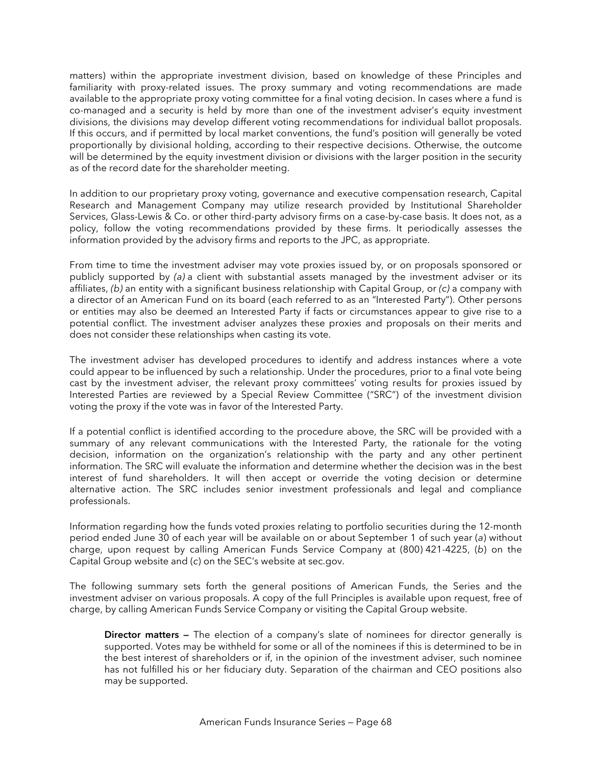matters) within the appropriate investment division, based on knowledge of these Principles and familiarity with proxy-related issues. The proxy summary and voting recommendations are made available to the appropriate proxy voting committee for a final voting decision. In cases where a fund is co-managed and a security is held by more than one of the investment adviser's equity investment divisions, the divisions may develop different voting recommendations for individual ballot proposals. If this occurs, and if permitted by local market conventions, the fund's position will generally be voted proportionally by divisional holding, according to their respective decisions. Otherwise, the outcome will be determined by the equity investment division or divisions with the larger position in the security as of the record date for the shareholder meeting.

In addition to our proprietary proxy voting, governance and executive compensation research, Capital Research and Management Company may utilize research provided by Institutional Shareholder Services, Glass-Lewis & Co. or other third-party advisory firms on a case-by-case basis. It does not, as a policy, follow the voting recommendations provided by these firms. It periodically assesses the information provided by the advisory firms and reports to the JPC, as appropriate.

From time to time the investment adviser may vote proxies issued by, or on proposals sponsored or publicly supported by *(a)* a client with substantial assets managed by the investment adviser or its affiliates, *(b)* an entity with a significant business relationship with Capital Group, or *(c)* a company with a director of an American Fund on its board (each referred to as an "Interested Party"). Other persons or entities may also be deemed an Interested Party if facts or circumstances appear to give rise to a potential conflict. The investment adviser analyzes these proxies and proposals on their merits and does not consider these relationships when casting its vote.

The investment adviser has developed procedures to identify and address instances where a vote could appear to be influenced by such a relationship. Under the procedures, prior to a final vote being cast by the investment adviser, the relevant proxy committees' voting results for proxies issued by Interested Parties are reviewed by a Special Review Committee ("SRC") of the investment division voting the proxy if the vote was in favor of the Interested Party.

If a potential conflict is identified according to the procedure above, the SRC will be provided with a summary of any relevant communications with the Interested Party, the rationale for the voting decision, information on the organization's relationship with the party and any other pertinent information. The SRC will evaluate the information and determine whether the decision was in the best interest of fund shareholders. It will then accept or override the voting decision or determine alternative action. The SRC includes senior investment professionals and legal and compliance professionals.

Information regarding how the funds voted proxies relating to portfolio securities during the 12-month period ended June 30 of each year will be available on or about September 1 of such year (*a*) without charge, upon request by calling American Funds Service Company at (800) 421-4225, (*b*) on the Capital Group website and (*c*) on the SEC's website at sec.gov.

The following summary sets forth the general positions of American Funds, the Series and the investment adviser on various proposals. A copy of the full Principles is available upon request, free of charge, by calling American Funds Service Company or visiting the Capital Group website.

**Director matters —** The election of a company's slate of nominees for director generally is supported. Votes may be withheld for some or all of the nominees if this is determined to be in the best interest of shareholders or if, in the opinion of the investment adviser, such nominee has not fulfilled his or her fiduciary duty. Separation of the chairman and CEO positions also may be supported.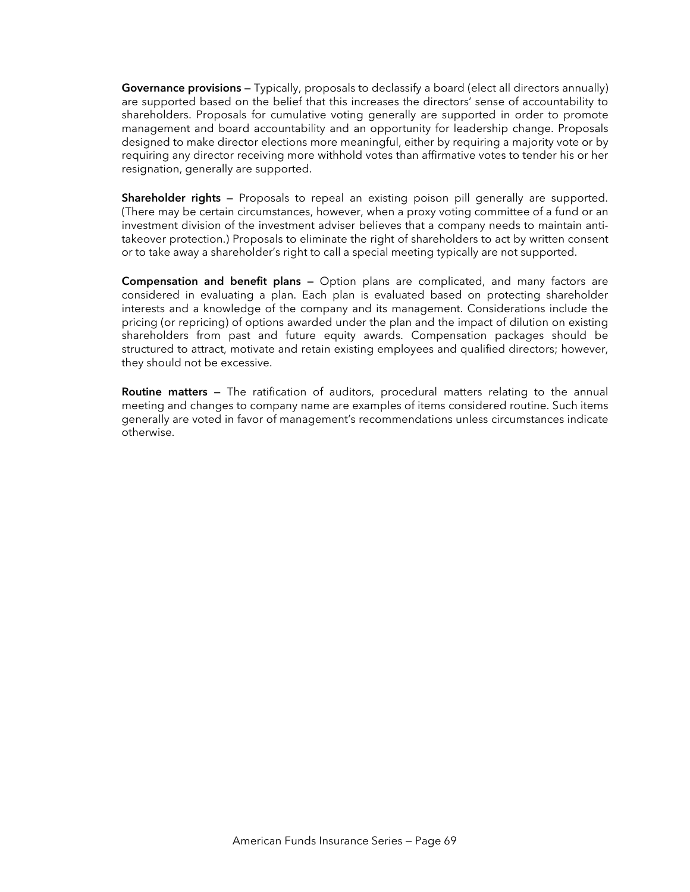**Governance provisions —** Typically, proposals to declassify a board (elect all directors annually) are supported based on the belief that this increases the directors' sense of accountability to shareholders. Proposals for cumulative voting generally are supported in order to promote management and board accountability and an opportunity for leadership change. Proposals designed to make director elections more meaningful, either by requiring a majority vote or by requiring any director receiving more withhold votes than affirmative votes to tender his or her resignation, generally are supported.

**Shareholder rights —** Proposals to repeal an existing poison pill generally are supported. (There may be certain circumstances, however, when a proxy voting committee of a fund or an investment division of the investment adviser believes that a company needs to maintain anti-takeover protection.) Proposals to eliminate the right of shareholders to act by written consent or to take away a shareholder's right to call a special meeting typically are not supported.

**Compensation and benefit plans —** Option plans are complicated, and many factors are considered in evaluating a plan. Each plan is evaluated based on protecting shareholder interests and a knowledge of the company and its management. Considerations include the pricing (or repricing) of options awarded under the plan and the impact of dilution on existing shareholders from past and future equity awards. Compensation packages should be structured to attract, motivate and retain existing employees and qualified directors; however, they should not be excessive.

**Routine matters —** The ratification of auditors, procedural matters relating to the annual meeting and changes to company name are examples of items considered routine. Such items generally are voted in favor of management's recommendations unless circumstances indicate otherwise.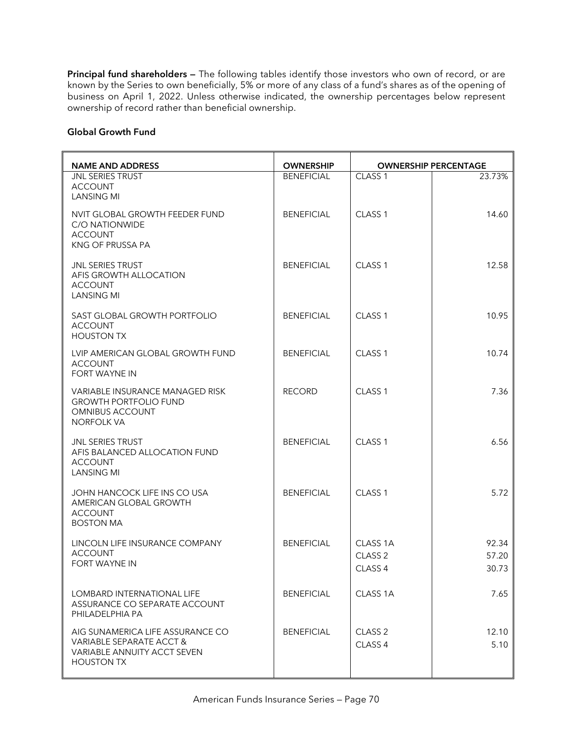**Principal fund shareholders —** The following tables identify those investors who own of record, or are known by the Series to own beneficially, 5% or more of any class of a fund's shares as of the opening of business on April 1, 2022. Unless otherwise indicated, the ownership percentages below represent ownership of record rather than beneficial ownership.

**Global Growth Fund**

| NAME AND ADDRESS | OWNERSHIP | OWNERSHIP PERCENTAGE | |
|---|---|---|---|
| JNL SERIES TRUST<br>ACCOUNT<br>LANSING MI | BENEFICIAL | CLASS 1 | 23.73% |
| NVIT GLOBAL GROWTH FEEDER FUND<br>C/O NATIONWIDE<br>ACCOUNT<br>KNG OF PRUSSA PA | BENEFICIAL | CLASS 1 | 14.60 |
| JNL SERIES TRUST<br>AFIS GROWTH ALLOCATION<br>ACCOUNT<br>LANSING MI | BENEFICIAL | CLASS 1 | 12.58 |
| SAST GLOBAL GROWTH PORTFOLIO<br>ACCOUNT<br>HOUSTON TX | BENEFICIAL | CLASS 1 | 10.95 |
| LVIP AMERICAN GLOBAL GROWTH FUND<br>ACCOUNT<br>FORT WAYNE IN | BENEFICIAL | CLASS 1 | 10.74 |
| VARIABLE INSURANCE MANAGED RISK<br>GROWTH PORTFOLIO FUND<br>OMNIBUS ACCOUNT<br>NORFOLK VA | RECORD | CLASS 1 | 7.36 |
| JNL SERIES TRUST<br>AFIS BALANCED ALLOCATION FUND<br>ACCOUNT<br>LANSING MI | BENEFICIAL | CLASS 1 | 6.56 |
| JOHN HANCOCK LIFE INS CO USA<br>AMERICAN GLOBAL GROWTH<br>ACCOUNT<br>BOSTON MA | BENEFICIAL | CLASS 1 | 5.72 |
| LINCOLN LIFE INSURANCE COMPANY<br>ACCOUNT<br>FORT WAYNE IN | BENEFICIAL | CLASS 1A<br>CLASS 2<br>CLASS 4 | 92.34<br>57.20<br>30.73 |
| LOMBARD INTERNATIONAL LIFE<br>ASSURANCE CO SEPARATE ACCOUNT<br>PHILADELPHIA PA | BENEFICIAL | CLASS 1A | 7.65 |
| AIG SUNAMERICA LIFE ASSURANCE CO<br>VARIABLE SEPARATE ACCT &<br>VARIABLE ANNUITY ACCT SEVEN<br>HOUSTON TX | BENEFICIAL | CLASS 2<br>CLASS 4 | 12.10<br>5.10 |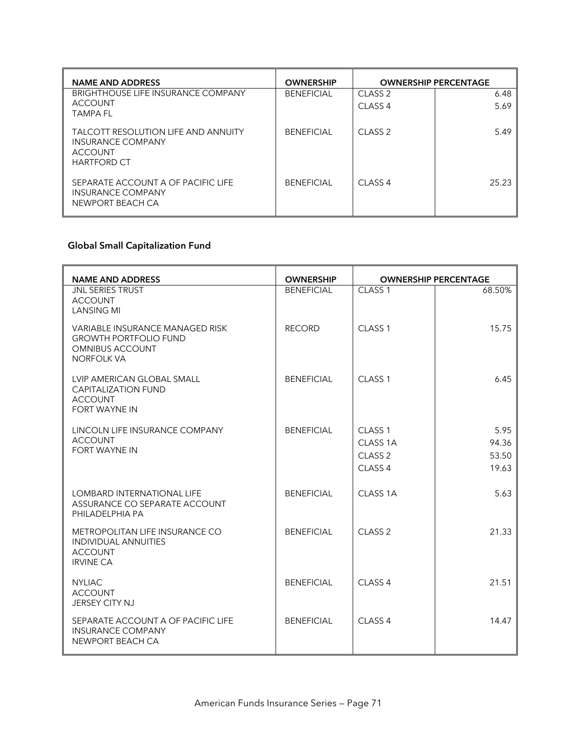| NAME AND ADDRESS | OWNERSHIP | OWNERSHIP PERCENTAGE | |
|---|---|---|---|
| BRIGHTHOUSE LIFE INSURANCE COMPANY<br>ACCOUNT<br>TAMPA FL | BENEFICIAL | CLASS 2<br>CLASS 4 | 6.48<br>5.69 |
| TALCOTT RESOLUTION LIFE AND ANNUITY INSURANCE COMPANY<br>ACCOUNT<br>HARTFORD CT | BENEFICIAL | CLASS 2 | 5.49 |
| SEPARATE ACCOUNT A OF PACIFIC LIFE INSURANCE COMPANY<br>NEWPORT BEACH CA | BENEFICIAL | CLASS 4 | 25.23 |

### Global Small Capitalization Fund

| NAME AND ADDRESS | OWNERSHIP | OWNERSHIP PERCENTAGE | |
|---|---|---|---|
| JNL SERIES TRUST<br>ACCOUNT<br>LANSING MI | BENEFICIAL | CLASS 1 | 68.50% |
| VARIABLE INSURANCE MANAGED RISK GROWTH PORTFOLIO FUND<br>OMNIBUS ACCOUNT<br>NORFOLK VA | RECORD | CLASS 1 | 15.75 |
| LVIP AMERICAN GLOBAL SMALL CAPITALIZATION FUND<br>ACCOUNT<br>FORT WAYNE IN | BENEFICIAL | CLASS 1 | 6.45 |
| LINCOLN LIFE INSURANCE COMPANY<br>ACCOUNT<br>FORT WAYNE IN | BENEFICIAL | CLASS 1<br>CLASS 1A<br>CLASS 2<br>CLASS 4 | 5.95<br>94.36<br>53.50<br>19.63 |
| LOMBARD INTERNATIONAL LIFE ASSURANCE CO SEPARATE ACCOUNT<br>PHILADELPHIA PA | BENEFICIAL | CLASS 1A | 5.63 |
| METROPOLITAN LIFE INSURANCE CO<br>INDIVIDUAL ANNUITIES<br>ACCOUNT<br>IRVINE CA | BENEFICIAL | CLASS 2 | 21.33 |
| NYLIAC<br>ACCOUNT<br>JERSEY CITY NJ | BENEFICIAL | CLASS 4 | 21.51 |
| SEPARATE ACCOUNT A OF PACIFIC LIFE INSURANCE COMPANY<br>NEWPORT BEACH CA | BENEFICIAL | CLASS 4 | 14.47 |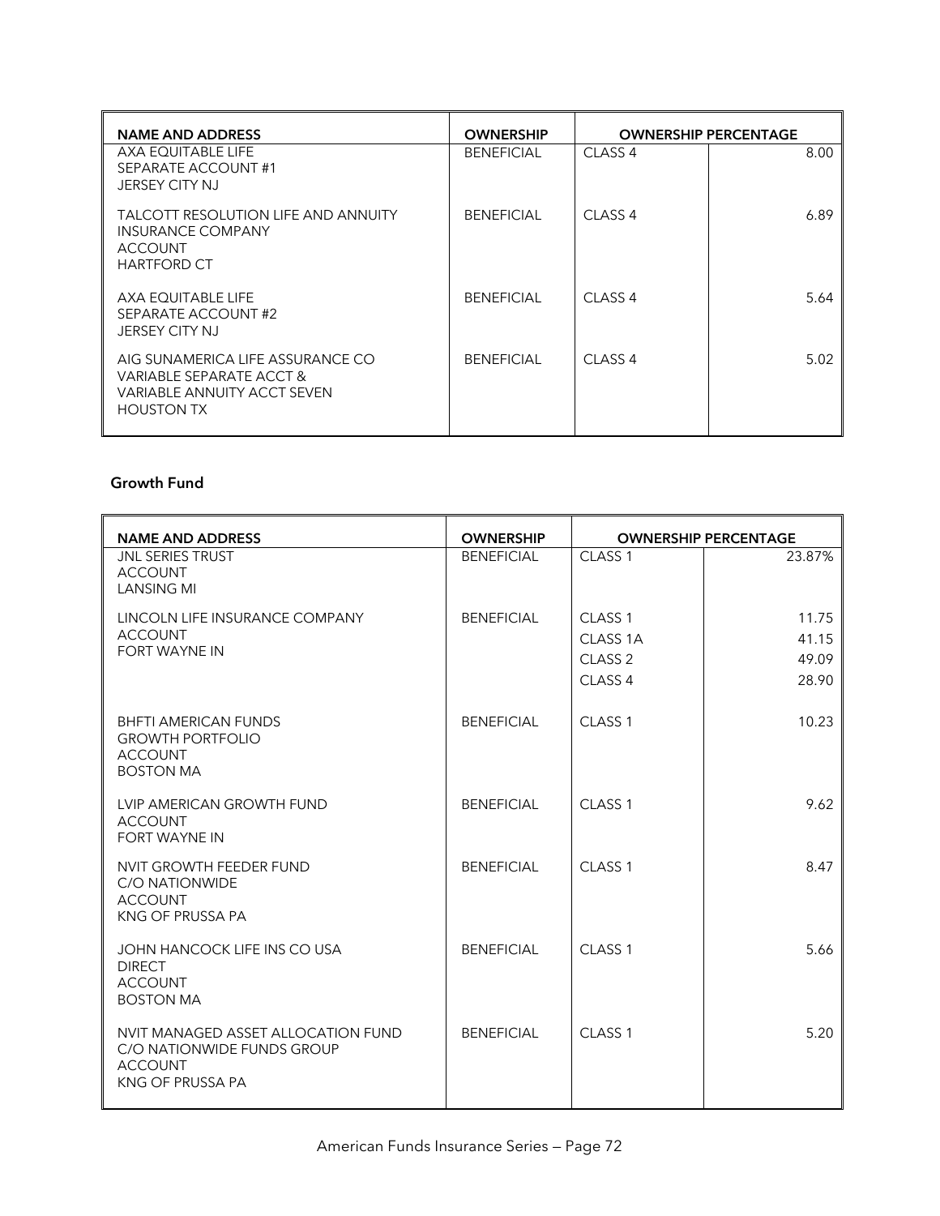| NAME AND ADDRESS | OWNERSHIP | OWNERSHIP PERCENTAGE | |
|---|---|---|---|
| AXA EQUITABLE LIFE<br>SEPARATE ACCOUNT #1<br>JERSEY CITY NJ | BENEFICIAL | CLASS 4 | 8.00 |
| TALCOTT RESOLUTION LIFE AND ANNUITY<br>INSURANCE COMPANY<br>ACCOUNT<br>HARTFORD CT | BENEFICIAL | CLASS 4 | 6.89 |
| AXA EQUITABLE LIFE<br>SEPARATE ACCOUNT #2<br>JERSEY CITY NJ | BENEFICIAL | CLASS 4 | 5.64 |
| AIG SUNAMERICA LIFE ASSURANCE CO<br>VARIABLE SEPARATE ACCT &<br>VARIABLE ANNUITY ACCT SEVEN<br>HOUSTON TX | BENEFICIAL | CLASS 4 | 5.02 |

### Growth Fund

| NAME AND ADDRESS | OWNERSHIP | OWNERSHIP PERCENTAGE | |
|---|---|---|---|
| JNL SERIES TRUST<br>ACCOUNT<br>LANSING MI | BENEFICIAL | CLASS 1 | 23.87% |
| LINCOLN LIFE INSURANCE COMPANY<br>ACCOUNT<br>FORT WAYNE IN | BENEFICIAL | CLASS 1<br>CLASS 1A<br>CLASS 2<br>CLASS 4 | 11.75<br>41.15<br>49.09<br>28.90 |
| BHFTI AMERICAN FUNDS<br>GROWTH PORTFOLIO<br>ACCOUNT<br>BOSTON MA | BENEFICIAL | CLASS 1 | 10.23 |
| LVIP AMERICAN GROWTH FUND<br>ACCOUNT<br>FORT WAYNE IN | BENEFICIAL | CLASS 1 | 9.62 |
| NVIT GROWTH FEEDER FUND<br>C/O NATIONWIDE<br>ACCOUNT<br>KNG OF PRUSSA PA | BENEFICIAL | CLASS 1 | 8.47 |
| JOHN HANCOCK LIFE INS CO USA<br>DIRECT<br>ACCOUNT<br>BOSTON MA | BENEFICIAL | CLASS 1 | 5.66 |
| NVIT MANAGED ASSET ALLOCATION FUND<br>C/O NATIONWIDE FUNDS GROUP<br>ACCOUNT<br>KNG OF PRUSSA PA | BENEFICIAL | CLASS 1 | 5.20 |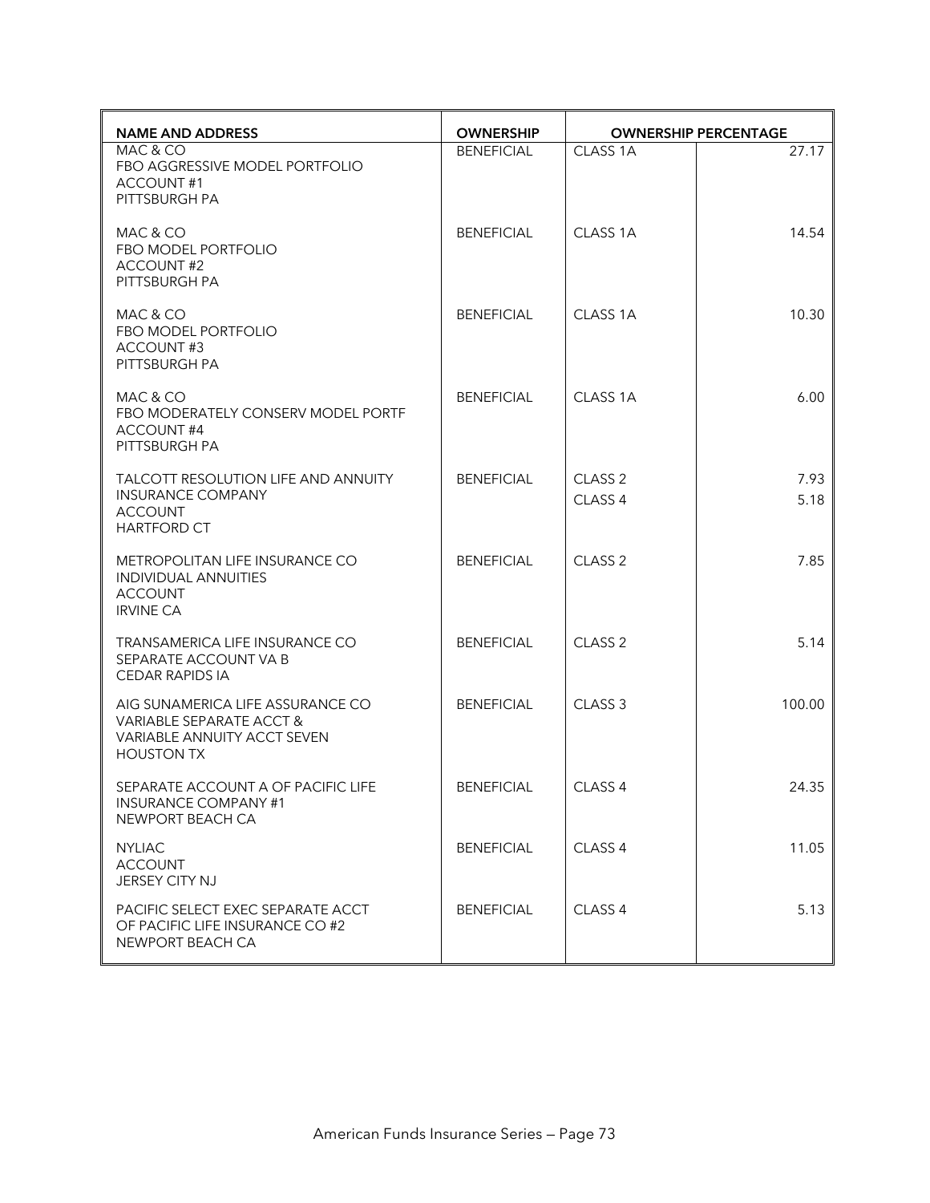| NAME AND ADDRESS | OWNERSHIP | OWNERSHIP PERCENTAGE | |
|---|---|---|---|
| MAC & CO<br>FBO AGGRESSIVE MODEL PORTFOLIO<br>ACCOUNT #1<br>PITTSBURGH PA | BENEFICIAL | CLASS 1A | 27.17 |
| MAC & CO<br>FBO MODEL PORTFOLIO<br>ACCOUNT #2<br>PITTSBURGH PA | BENEFICIAL | CLASS 1A | 14.54 |
| MAC & CO<br>FBO MODEL PORTFOLIO<br>ACCOUNT #3<br>PITTSBURGH PA | BENEFICIAL | CLASS 1A | 10.30 |
| MAC & CO<br>FBO MODERATELY CONSERV MODEL PORTF<br>ACCOUNT #4<br>PITTSBURGH PA | BENEFICIAL | CLASS 1A | 6.00 |
| TALCOTT RESOLUTION LIFE AND ANNUITY<br>INSURANCE COMPANY<br>ACCOUNT<br>HARTFORD CT | BENEFICIAL | CLASS 2<br>CLASS 4 | 7.93<br>5.18 |
| METROPOLITAN LIFE INSURANCE CO<br>INDIVIDUAL ANNUITIES<br>ACCOUNT<br>IRVINE CA | BENEFICIAL | CLASS 2 | 7.85 |
| TRANSAMERICA LIFE INSURANCE CO<br>SEPARATE ACCOUNT VA B<br>CEDAR RAPIDS IA | BENEFICIAL | CLASS 2 | 5.14 |
| AIG SUNAMERICA LIFE ASSURANCE CO<br>VARIABLE SEPARATE ACCT &<br>VARIABLE ANNUITY ACCT SEVEN<br>HOUSTON TX | BENEFICIAL | CLASS 3 | 100.00 |
| SEPARATE ACCOUNT A OF PACIFIC LIFE<br>INSURANCE COMPANY #1<br>NEWPORT BEACH CA | BENEFICIAL | CLASS 4 | 24.35 |
| NYLIAC<br>ACCOUNT<br>JERSEY CITY NJ | BENEFICIAL | CLASS 4 | 11.05 |
| PACIFIC SELECT EXEC SEPARATE ACCT<br>OF PACIFIC LIFE INSURANCE CO #2<br>NEWPORT BEACH CA | BENEFICIAL | CLASS 4 | 5.13 |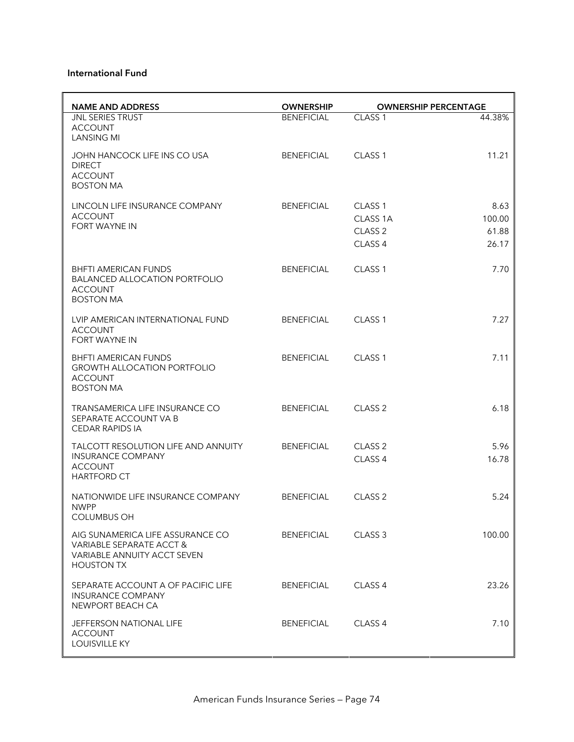**International Fund**

| NAME AND ADDRESS | OWNERSHIP | OWNERSHIP PERCENTAGE | |
|---|---|---|---|
| JNL SERIES TRUST<br>ACCOUNT<br>LANSING MI | BENEFICIAL | CLASS 1 | 44.38% |
| JOHN HANCOCK LIFE INS CO USA<br>DIRECT<br>ACCOUNT<br>BOSTON MA | BENEFICIAL | CLASS 1 | 11.21 |
| LINCOLN LIFE INSURANCE COMPANY<br>ACCOUNT<br>FORT WAYNE IN | BENEFICIAL | CLASS 1<br>CLASS 1A<br>CLASS 2<br>CLASS 4 | 8.63<br>100.00<br>61.88<br>26.17 |
| BHFTI AMERICAN FUNDS<br>BALANCED ALLOCATION PORTFOLIO<br>ACCOUNT<br>BOSTON MA | BENEFICIAL | CLASS 1 | 7.70 |
| LVIP AMERICAN INTERNATIONAL FUND<br>ACCOUNT<br>FORT WAYNE IN | BENEFICIAL | CLASS 1 | 7.27 |
| BHFTI AMERICAN FUNDS<br>GROWTH ALLOCATION PORTFOLIO<br>ACCOUNT<br>BOSTON MA | BENEFICIAL | CLASS 1 | 7.11 |
| TRANSAMERICA LIFE INSURANCE CO<br>SEPARATE ACCOUNT VA B<br>CEDAR RAPIDS IA | BENEFICIAL | CLASS 2 | 6.18 |
| TALCOTT RESOLUTION LIFE AND ANNUITY<br>INSURANCE COMPANY<br>ACCOUNT<br>HARTFORD CT | BENEFICIAL | CLASS 2<br>CLASS 4 | 5.96<br>16.78 |
| NATIONWIDE LIFE INSURANCE COMPANY<br>NWPP<br>COLUMBUS OH | BENEFICIAL | CLASS 2 | 5.24 |
| AIG SUNAMERICA LIFE ASSURANCE CO<br>VARIABLE SEPARATE ACCT &<br>VARIABLE ANNUITY ACCT SEVEN<br>HOUSTON TX | BENEFICIAL | CLASS 3 | 100.00 |
| SEPARATE ACCOUNT A OF PACIFIC LIFE<br>INSURANCE COMPANY<br>NEWPORT BEACH CA | BENEFICIAL | CLASS 4 | 23.26 |
| JEFFERSON NATIONAL LIFE<br>ACCOUNT<br>LOUISVILLE KY | BENEFICIAL | CLASS 4 | 7.10 |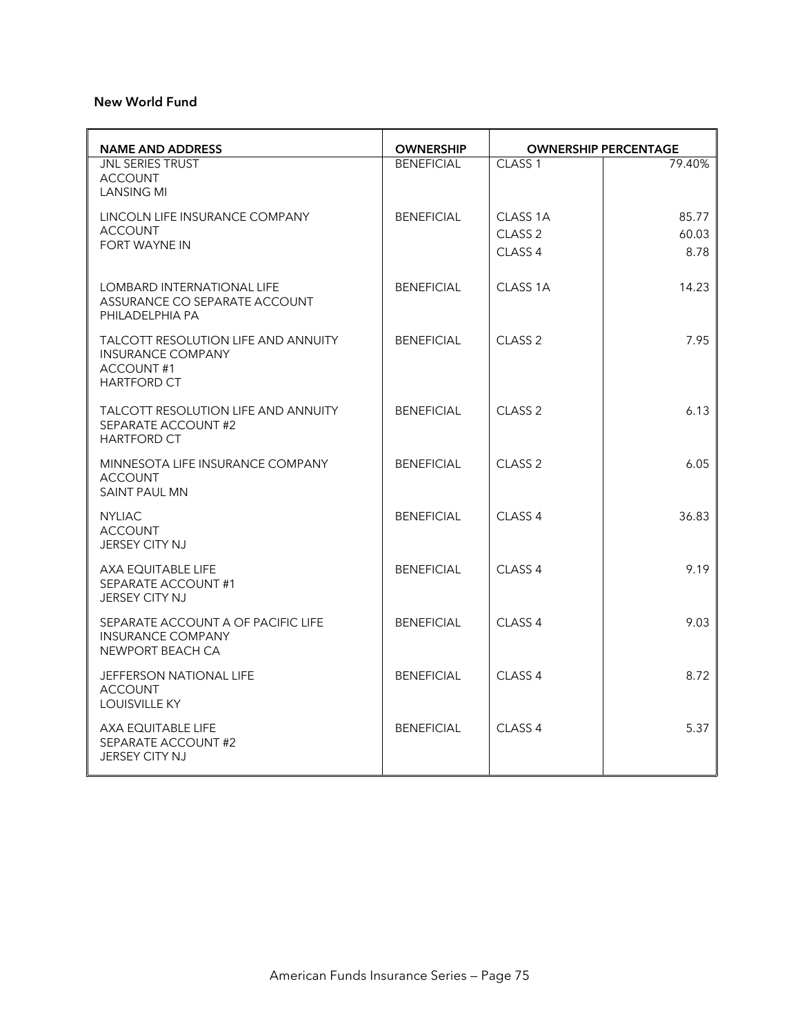**New World Fund**

| NAME AND ADDRESS | OWNERSHIP | OWNERSHIP PERCENTAGE | |
|---|---|---|---|
| JNL SERIES TRUST<br>ACCOUNT<br>LANSING MI | BENEFICIAL | CLASS 1 | 79.40% |
| LINCOLN LIFE INSURANCE COMPANY<br>ACCOUNT<br>FORT WAYNE IN | BENEFICIAL | CLASS 1A<br>CLASS 2<br>CLASS 4 | 85.77<br>60.03<br>8.78 |
| LOMBARD INTERNATIONAL LIFE<br>ASSURANCE CO SEPARATE ACCOUNT<br>PHILADELPHIA PA | BENEFICIAL | CLASS 1A | 14.23 |
| TALCOTT RESOLUTION LIFE AND ANNUITY<br>INSURANCE COMPANY<br>ACCOUNT #1<br>HARTFORD CT | BENEFICIAL | CLASS 2 | 7.95 |
| TALCOTT RESOLUTION LIFE AND ANNUITY<br>SEPARATE ACCOUNT #2<br>HARTFORD CT | BENEFICIAL | CLASS 2 | 6.13 |
| MINNESOTA LIFE INSURANCE COMPANY<br>ACCOUNT<br>SAINT PAUL MN | BENEFICIAL | CLASS 2 | 6.05 |
| NYLIAC<br>ACCOUNT<br>JERSEY CITY NJ | BENEFICIAL | CLASS 4 | 36.83 |
| AXA EQUITABLE LIFE<br>SEPARATE ACCOUNT #1<br>JERSEY CITY NJ | BENEFICIAL | CLASS 4 | 9.19 |
| SEPARATE ACCOUNT A OF PACIFIC LIFE<br>INSURANCE COMPANY<br>NEWPORT BEACH CA | BENEFICIAL | CLASS 4 | 9.03 |
| JEFFERSON NATIONAL LIFE<br>ACCOUNT<br>LOUISVILLE KY | BENEFICIAL | CLASS 4 | 8.72 |
| AXA EQUITABLE LIFE<br>SEPARATE ACCOUNT #2<br>JERSEY CITY NJ | BENEFICIAL | CLASS 4 | 5.37 |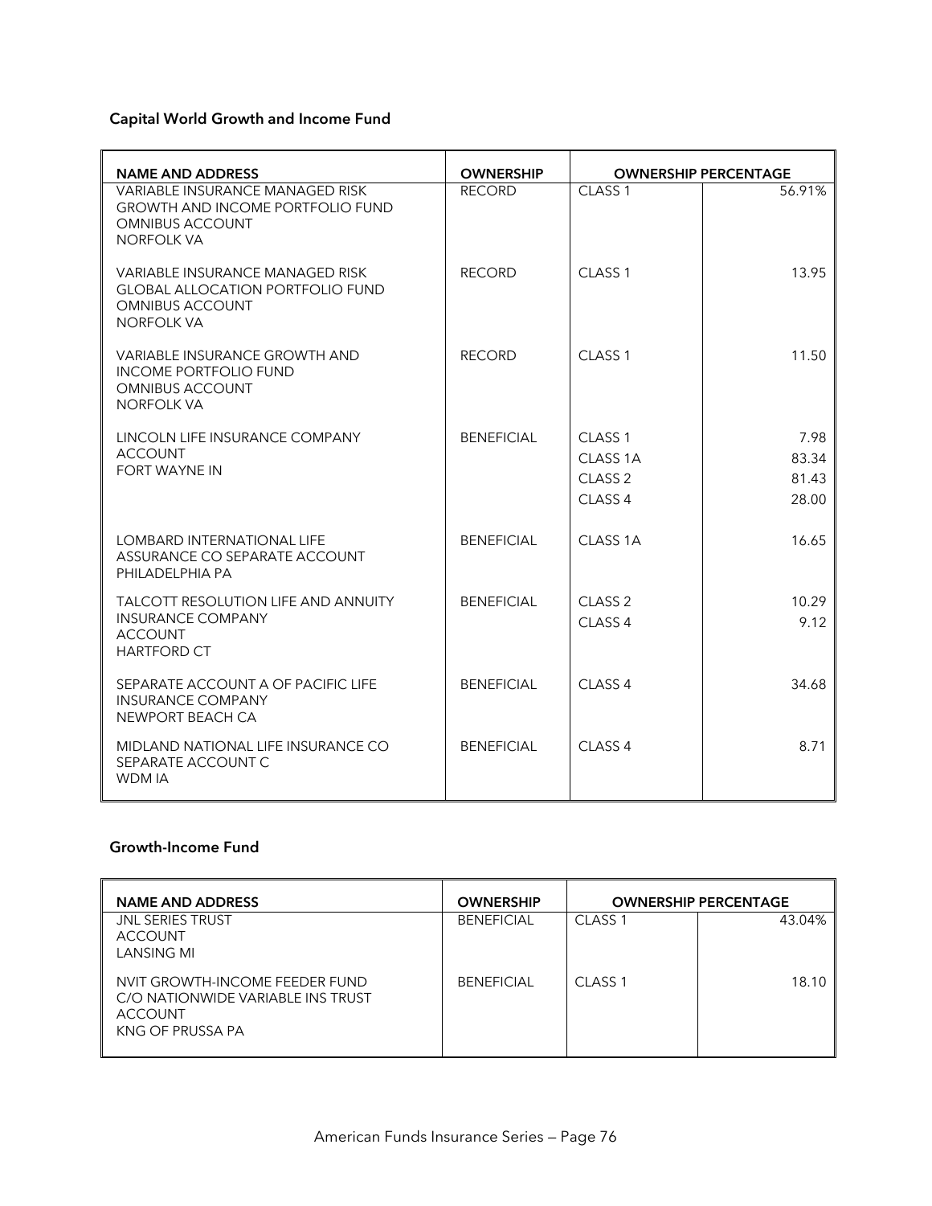### Capital World Growth and Income Fund

| NAME AND ADDRESS | OWNERSHIP | OWNERSHIP PERCENTAGE | |
|---|---|---|---|
| VARIABLE INSURANCE MANAGED RISK GROWTH AND INCOME PORTFOLIO FUND OMNIBUS ACCOUNT NORFOLK VA | RECORD | CLASS 1 | 56.91% |
| VARIABLE INSURANCE MANAGED RISK GLOBAL ALLOCATION PORTFOLIO FUND OMNIBUS ACCOUNT NORFOLK VA | RECORD | CLASS 1 | 13.95 |
| VARIABLE INSURANCE GROWTH AND INCOME PORTFOLIO FUND OMNIBUS ACCOUNT NORFOLK VA | RECORD | CLASS 1 | 11.50 |
| LINCOLN LIFE INSURANCE COMPANY ACCOUNT FORT WAYNE IN | BENEFICIAL | CLASS 1<br>CLASS 1A<br>CLASS 2<br>CLASS 4 | 7.98<br>83.34<br>81.43<br>28.00 |
| LOMBARD INTERNATIONAL LIFE ASSURANCE CO SEPARATE ACCOUNT PHILADELPHIA PA | BENEFICIAL | CLASS 1A | 16.65 |
| TALCOTT RESOLUTION LIFE AND ANNUITY INSURANCE COMPANY ACCOUNT HARTFORD CT | BENEFICIAL | CLASS 2<br>CLASS 4 | 10.29<br>9.12 |
| SEPARATE ACCOUNT A OF PACIFIC LIFE INSURANCE COMPANY NEWPORT BEACH CA | BENEFICIAL | CLASS 4 | 34.68 |
| MIDLAND NATIONAL LIFE INSURANCE CO SEPARATE ACCOUNT C WDM IA | BENEFICIAL | CLASS 4 | 8.71 |

### Growth-Income Fund

| NAME AND ADDRESS | OWNERSHIP | OWNERSHIP PERCENTAGE | |
|---|---|---|---|
| JNL SERIES TRUST ACCOUNT LANSING MI | BENEFICIAL | CLASS 1 | 43.04% |
| NVIT GROWTH-INCOME FEEDER FUND C/O NATIONWIDE VARIABLE INS TRUST ACCOUNT KNG OF PRUSSA PA | BENEFICIAL | CLASS 1 | 18.10 |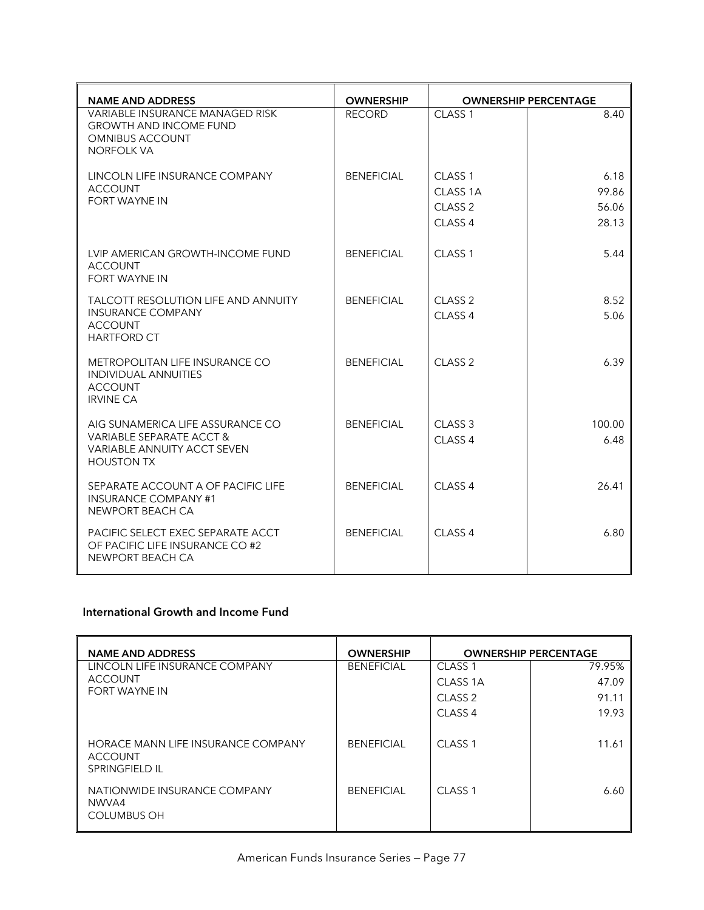| NAME AND ADDRESS | OWNERSHIP | OWNERSHIP PERCENTAGE | |
|---|---|---|---|
| VARIABLE INSURANCE MANAGED RISK GROWTH AND INCOME FUND OMNIBUS ACCOUNT NORFOLK VA | RECORD | CLASS 1 | 8.40 |
| LINCOLN LIFE INSURANCE COMPANY ACCOUNT FORT WAYNE IN | BENEFICIAL | CLASS 1 | 6.18 |
| | | CLASS 1A | 99.86 |
| | | CLASS 2 | 56.06 |
| | | CLASS 4 | 28.13 |
| LVIP AMERICAN GROWTH-INCOME FUND ACCOUNT FORT WAYNE IN | BENEFICIAL | CLASS 1 | 5.44 |
| TALCOTT RESOLUTION LIFE AND ANNUITY INSURANCE COMPANY ACCOUNT HARTFORD CT | BENEFICIAL | CLASS 2 | 8.52 |
| | | CLASS 4 | 5.06 |
| METROPOLITAN LIFE INSURANCE CO INDIVIDUAL ANNUITIES ACCOUNT IRVINE CA | BENEFICIAL | CLASS 2 | 6.39 |
| AIG SUNAMERICA LIFE ASSURANCE CO VARIABLE SEPARATE ACCT & VARIABLE ANNUITY ACCT SEVEN HOUSTON TX | BENEFICIAL | CLASS 3 | 100.00 |
| | | CLASS 4 | 6.48 |
| SEPARATE ACCOUNT A OF PACIFIC LIFE INSURANCE COMPANY #1 NEWPORT BEACH CA | BENEFICIAL | CLASS 4 | 26.41 |
| PACIFIC SELECT EXEC SEPARATE ACCT OF PACIFIC LIFE INSURANCE CO #2 NEWPORT BEACH CA | BENEFICIAL | CLASS 4 | 6.80 |

**International Growth and Income Fund**

| NAME AND ADDRESS | OWNERSHIP | OWNERSHIP PERCENTAGE | |
|---|---|---|---|
| LINCOLN LIFE INSURANCE COMPANY ACCOUNT FORT WAYNE IN | BENEFICIAL | CLASS 1 | 79.95% |
| | | CLASS 1A | 47.09 |
| | | CLASS 2 | 91.11 |
| | | CLASS 4 | 19.93 |
| HORACE MANN LIFE INSURANCE COMPANY ACCOUNT SPRINGFIELD IL | BENEFICIAL | CLASS 1 | 11.61 |
| NATIONWIDE INSURANCE COMPANY NWVA4 COLUMBUS OH | BENEFICIAL | CLASS 1 | 6.60 |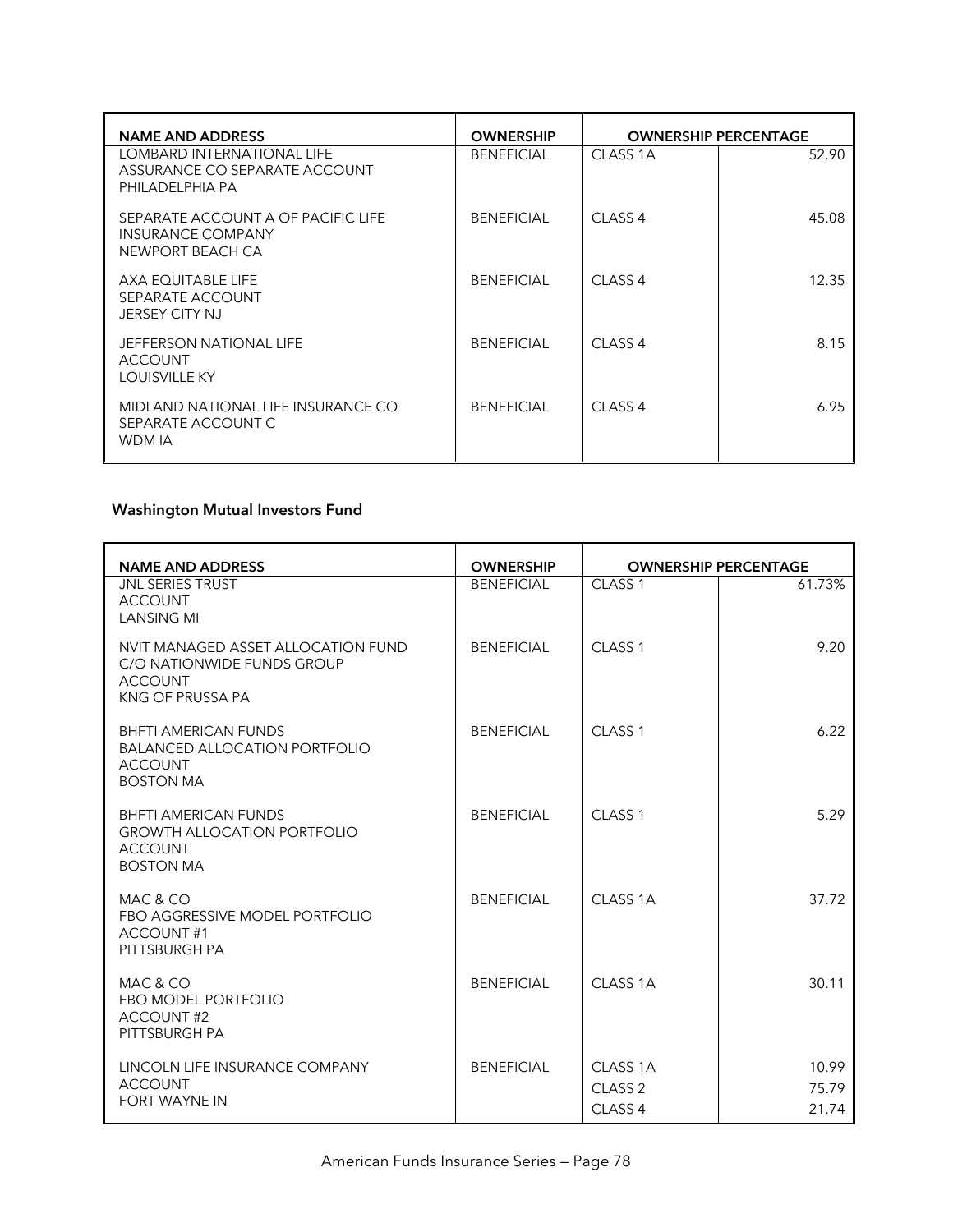| NAME AND ADDRESS | OWNERSHIP | OWNERSHIP PERCENTAGE | |
|---|---|---|---|
| LOMBARD INTERNATIONAL LIFE ASSURANCE CO SEPARATE ACCOUNT PHILADELPHIA PA | BENEFICIAL | CLASS 1A | 52.90 |
| SEPARATE ACCOUNT A OF PACIFIC LIFE INSURANCE COMPANY NEWPORT BEACH CA | BENEFICIAL | CLASS 4 | 45.08 |
| AXA EQUITABLE LIFE SEPARATE ACCOUNT JERSEY CITY NJ | BENEFICIAL | CLASS 4 | 12.35 |
| JEFFERSON NATIONAL LIFE ACCOUNT LOUISVILLE KY | BENEFICIAL | CLASS 4 | 8.15 |
| MIDLAND NATIONAL LIFE INSURANCE CO SEPARATE ACCOUNT C WDM IA | BENEFICIAL | CLASS 4 | 6.95 |

**Washington Mutual Investors Fund**

| NAME AND ADDRESS | OWNERSHIP | OWNERSHIP PERCENTAGE | |
|---|---|---|---|
| JNL SERIES TRUST ACCOUNT LANSING MI | BENEFICIAL | CLASS 1 | 61.73% |
| NVIT MANAGED ASSET ALLOCATION FUND C/O NATIONWIDE FUNDS GROUP ACCOUNT KNG OF PRUSSA PA | BENEFICIAL | CLASS 1 | 9.20 |
| BHFTI AMERICAN FUNDS BALANCED ALLOCATION PORTFOLIO ACCOUNT BOSTON MA | BENEFICIAL | CLASS 1 | 6.22 |
| BHFTI AMERICAN FUNDS GROWTH ALLOCATION PORTFOLIO ACCOUNT BOSTON MA | BENEFICIAL | CLASS 1 | 5.29 |
| MAC & CO FBO AGGRESSIVE MODEL PORTFOLIO ACCOUNT #1 PITTSBURGH PA | BENEFICIAL | CLASS 1A | 37.72 |
| MAC & CO FBO MODEL PORTFOLIO ACCOUNT #2 PITTSBURGH PA | BENEFICIAL | CLASS 1A | 30.11 |
| LINCOLN LIFE INSURANCE COMPANY ACCOUNT FORT WAYNE IN | BENEFICIAL | CLASS 1A<br>CLASS 2<br>CLASS 4 | 10.99<br>75.79<br>21.74 |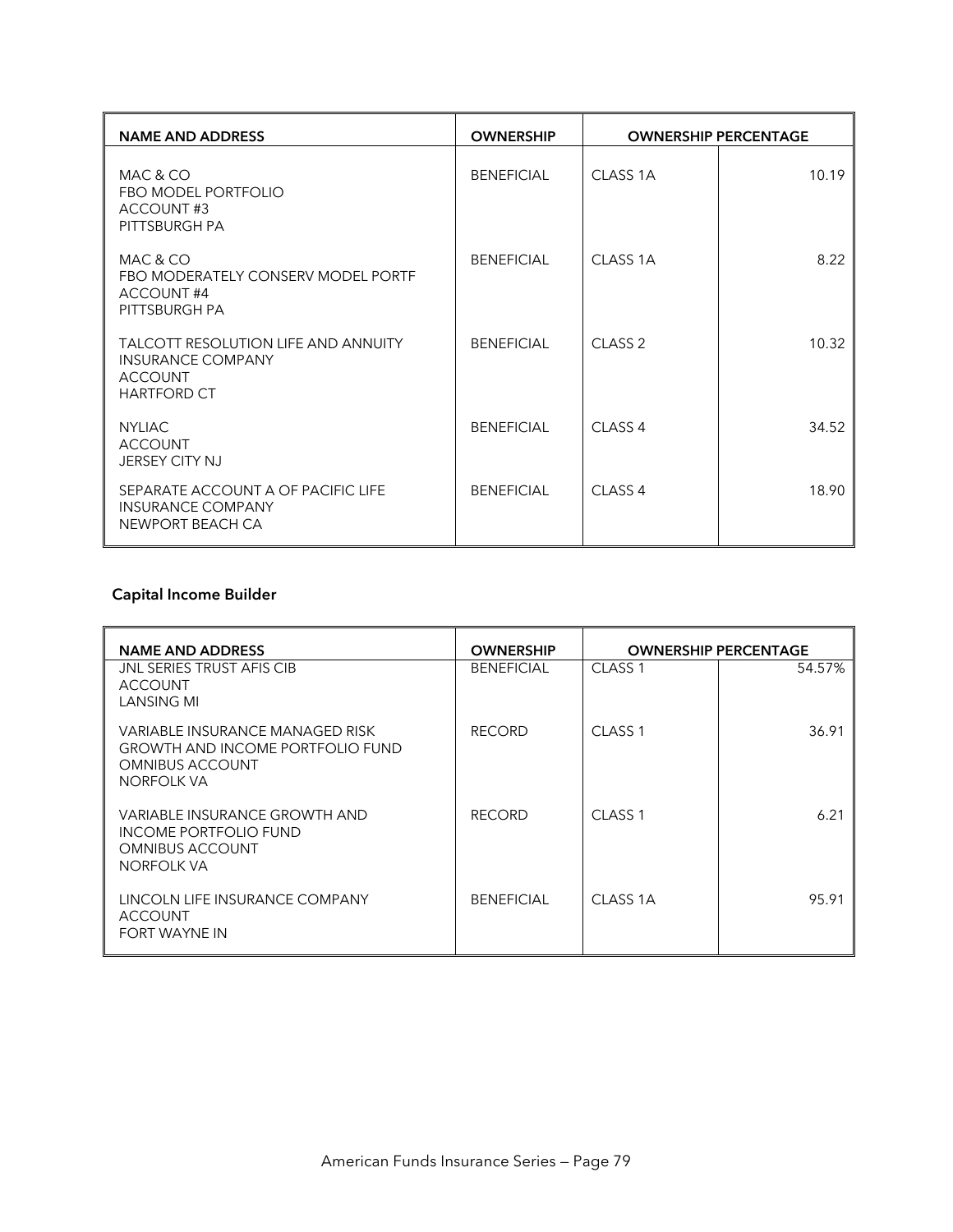| NAME AND ADDRESS | OWNERSHIP | OWNERSHIP PERCENTAGE | |
|---|---|---|---|
| MAC & CO<br>FBO MODEL PORTFOLIO<br>ACCOUNT #3<br>PITTSBURGH PA | BENEFICIAL | CLASS 1A | 10.19 |
| MAC & CO<br>FBO MODERATELY CONSERV MODEL PORTF<br>ACCOUNT #4<br>PITTSBURGH PA | BENEFICIAL | CLASS 1A | 8.22 |
| TALCOTT RESOLUTION LIFE AND ANNUITY<br>INSURANCE COMPANY<br>ACCOUNT<br>HARTFORD CT | BENEFICIAL | CLASS 2 | 10.32 |
| NYLIAC<br>ACCOUNT<br>JERSEY CITY NJ | BENEFICIAL | CLASS 4 | 34.52 |
| SEPARATE ACCOUNT A OF PACIFIC LIFE<br>INSURANCE COMPANY<br>NEWPORT BEACH CA | BENEFICIAL | CLASS 4 | 18.90 |

**Capital Income Builder**

| NAME AND ADDRESS | OWNERSHIP | OWNERSHIP PERCENTAGE | |
|---|---|---|---|
| JNL SERIES TRUST AFIS CIB<br>ACCOUNT<br>LANSING MI | BENEFICIAL | CLASS 1 | 54.57% |
| VARIABLE INSURANCE MANAGED RISK<br>GROWTH AND INCOME PORTFOLIO FUND<br>OMNIBUS ACCOUNT<br>NORFOLK VA | RECORD | CLASS 1 | 36.91 |
| VARIABLE INSURANCE GROWTH AND<br>INCOME PORTFOLIO FUND<br>OMNIBUS ACCOUNT<br>NORFOLK VA | RECORD | CLASS 1 | 6.21 |
| LINCOLN LIFE INSURANCE COMPANY<br>ACCOUNT<br>FORT WAYNE IN | BENEFICIAL | CLASS 1A | 95.91 |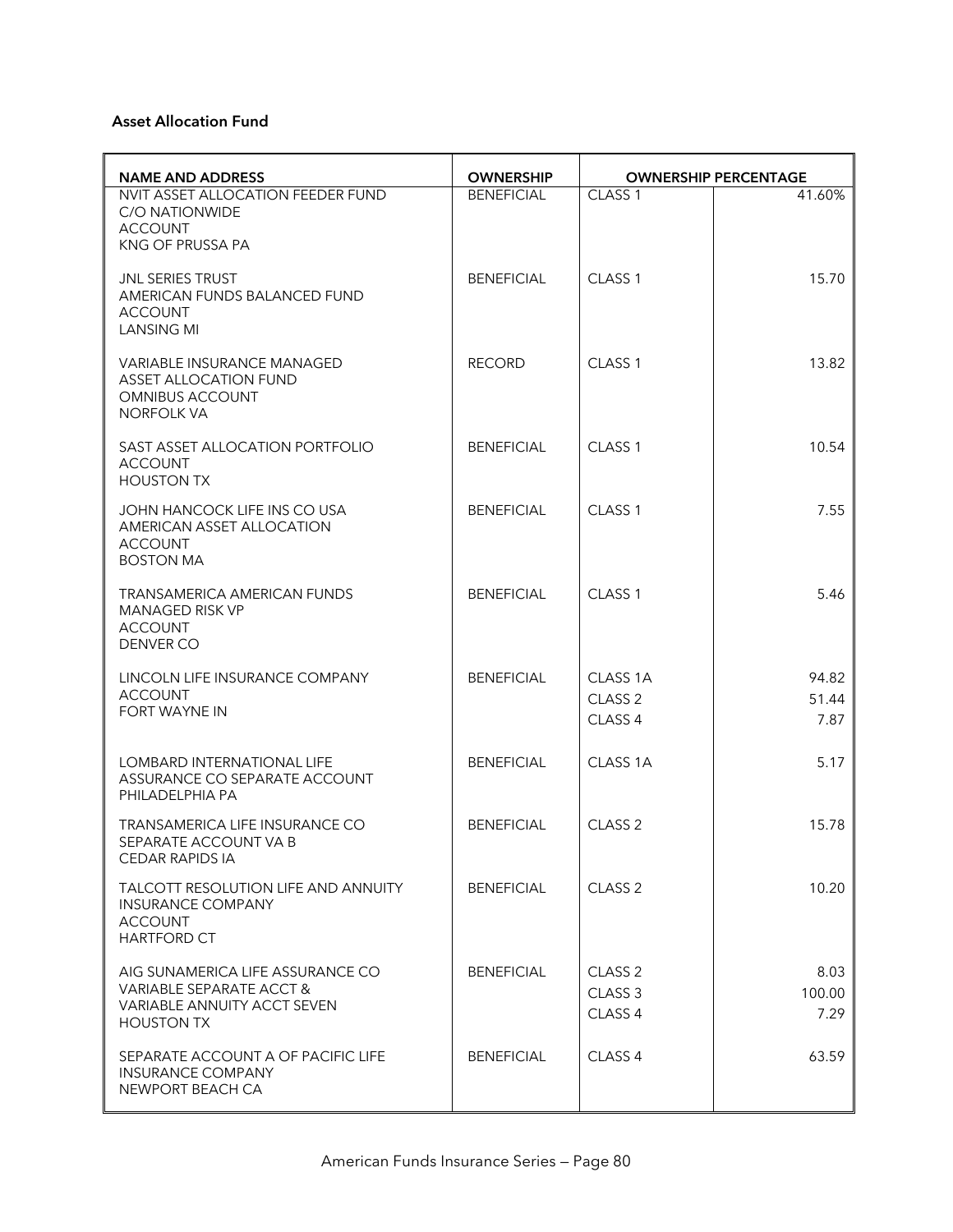**Asset Allocation Fund**

| NAME AND ADDRESS | OWNERSHIP | OWNERSHIP PERCENTAGE | |
|---|---|---|---|
| NVIT ASSET ALLOCATION FEEDER FUND<br>C/O NATIONWIDE<br>ACCOUNT<br>KNG OF PRUSSA PA | BENEFICIAL | CLASS 1 | 41.60% |
| JNL SERIES TRUST<br>AMERICAN FUNDS BALANCED FUND<br>ACCOUNT<br>LANSING MI | BENEFICIAL | CLASS 1 | 15.70 |
| VARIABLE INSURANCE MANAGED<br>ASSET ALLOCATION FUND<br>OMNIBUS ACCOUNT<br>NORFOLK VA | RECORD | CLASS 1 | 13.82 |
| SAST ASSET ALLOCATION PORTFOLIO<br>ACCOUNT<br>HOUSTON TX | BENEFICIAL | CLASS 1 | 10.54 |
| JOHN HANCOCK LIFE INS CO USA<br>AMERICAN ASSET ALLOCATION<br>ACCOUNT<br>BOSTON MA | BENEFICIAL | CLASS 1 | 7.55 |
| TRANSAMERICA AMERICAN FUNDS<br>MANAGED RISK VP<br>ACCOUNT<br>DENVER CO | BENEFICIAL | CLASS 1 | 5.46 |
| LINCOLN LIFE INSURANCE COMPANY<br>ACCOUNT<br>FORT WAYNE IN | BENEFICIAL | CLASS 1A<br>CLASS 2<br>CLASS 4 | 94.82<br>51.44<br>7.87 |
| LOMBARD INTERNATIONAL LIFE<br>ASSURANCE CO SEPARATE ACCOUNT<br>PHILADELPHIA PA | BENEFICIAL | CLASS 1A | 5.17 |
| TRANSAMERICA LIFE INSURANCE CO<br>SEPARATE ACCOUNT VA B<br>CEDAR RAPIDS IA | BENEFICIAL | CLASS 2 | 15.78 |
| TALCOTT RESOLUTION LIFE AND ANNUITY<br>INSURANCE COMPANY<br>ACCOUNT<br>HARTFORD CT | BENEFICIAL | CLASS 2 | 10.20 |
| AIG SUNAMERICA LIFE ASSURANCE CO<br>VARIABLE SEPARATE ACCT &<br>VARIABLE ANNUITY ACCT SEVEN<br>HOUSTON TX | BENEFICIAL | CLASS 2<br>CLASS 3<br>CLASS 4 | 8.03<br>100.00<br>7.29 |
| SEPARATE ACCOUNT A OF PACIFIC LIFE<br>INSURANCE COMPANY<br>NEWPORT BEACH CA | BENEFICIAL | CLASS 4 | 63.59 |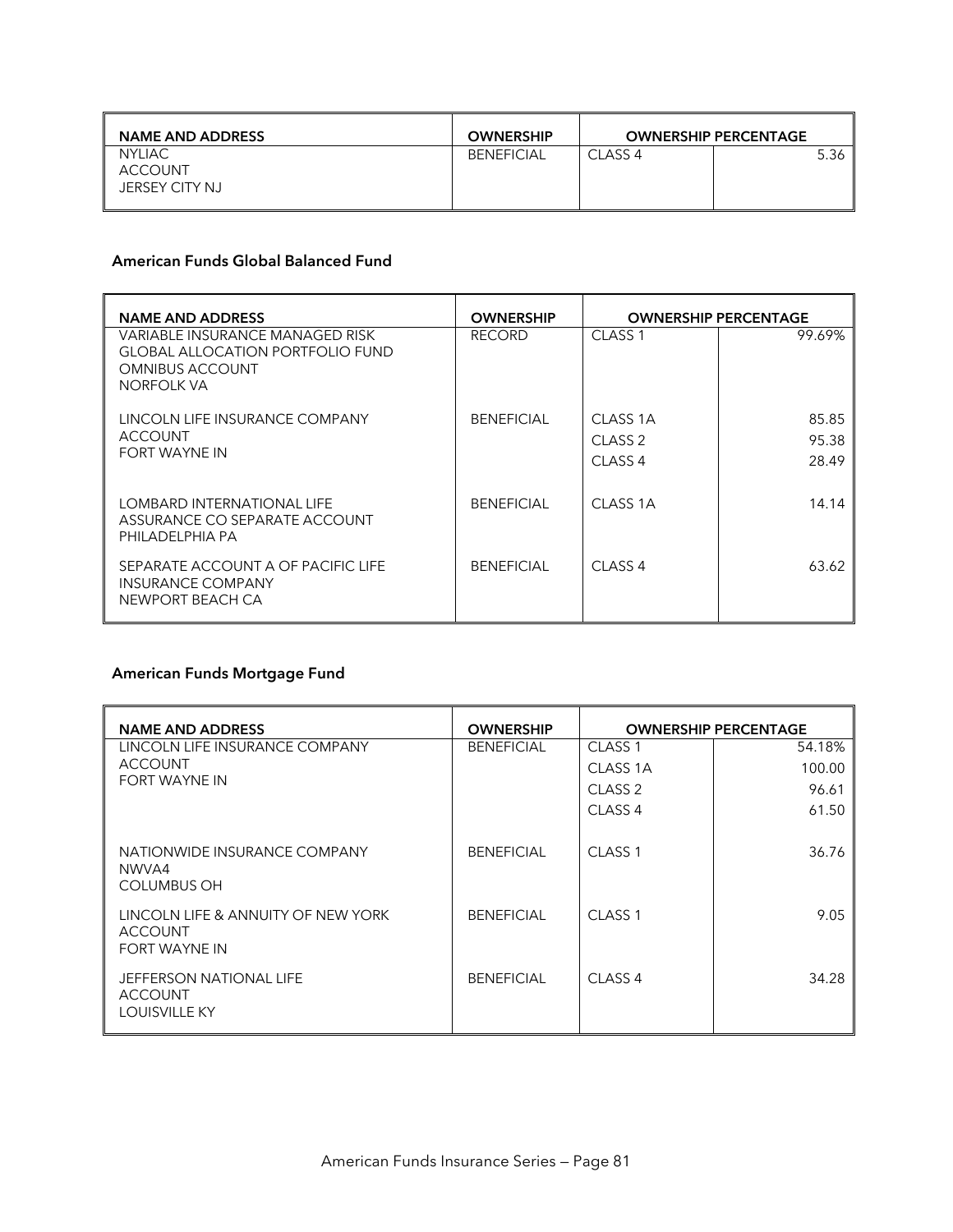| NAME AND ADDRESS | OWNERSHIP | OWNERSHIP PERCENTAGE | |
|---|---|---|---|
| NYLIAC ACCOUNT JERSEY CITY NJ | BENEFICIAL | CLASS 4 | 5.36 |

### American Funds Global Balanced Fund

| NAME AND ADDRESS | OWNERSHIP | OWNERSHIP PERCENTAGE | |
|---|---|---|---|
| VARIABLE INSURANCE MANAGED RISK GLOBAL ALLOCATION PORTFOLIO FUND OMNIBUS ACCOUNT NORFOLK VA | RECORD | CLASS 1 | 99.69% |
| LINCOLN LIFE INSURANCE COMPANY ACCOUNT FORT WAYNE IN | BENEFICIAL | CLASS 1A | 85.85 |
| | | CLASS 2 | 95.38 |
| | | CLASS 4 | 28.49 |
| LOMBARD INTERNATIONAL LIFE ASSURANCE CO SEPARATE ACCOUNT PHILADELPHIA PA | BENEFICIAL | CLASS 1A | 14.14 |
| SEPARATE ACCOUNT A OF PACIFIC LIFE INSURANCE COMPANY NEWPORT BEACH CA | BENEFICIAL | CLASS 4 | 63.62 |

### American Funds Mortgage Fund

| NAME AND ADDRESS | OWNERSHIP | OWNERSHIP PERCENTAGE | |
|---|---|---|---|
| LINCOLN LIFE INSURANCE COMPANY ACCOUNT FORT WAYNE IN | BENEFICIAL | CLASS 1 | 54.18% |
| | | CLASS 1A | 100.00 |
| | | CLASS 2 | 96.61 |
| | | CLASS 4 | 61.50 |
| NATIONWIDE INSURANCE COMPANY NWVA4 COLUMBUS OH | BENEFICIAL | CLASS 1 | 36.76 |
| LINCOLN LIFE & ANNUITY OF NEW YORK ACCOUNT FORT WAYNE IN | BENEFICIAL | CLASS 1 | 9.05 |
| JEFFERSON NATIONAL LIFE ACCOUNT LOUISVILLE KY | BENEFICIAL | CLASS 4 | 34.28 |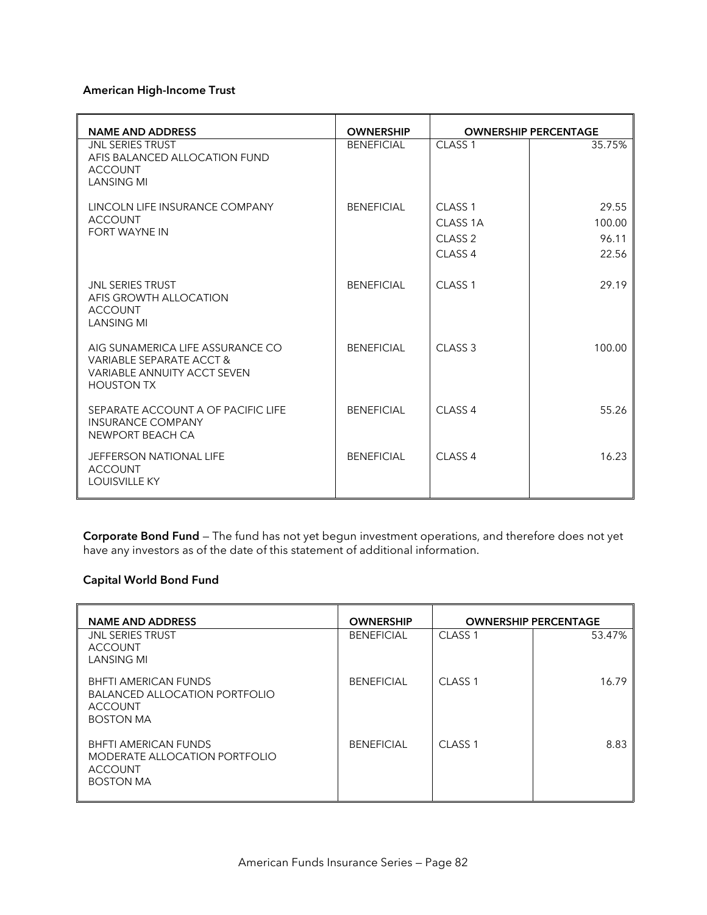**American High-Income Trust**

| NAME AND ADDRESS | OWNERSHIP | OWNERSHIP PERCENTAGE | |
|---|---|---|---|
| JNL SERIES TRUST<br>AFIS BALANCED ALLOCATION FUND<br>ACCOUNT<br>LANSING MI | BENEFICIAL | CLASS 1 | 35.75% |
| LINCOLN LIFE INSURANCE COMPANY<br>ACCOUNT<br>FORT WAYNE IN | BENEFICIAL | CLASS 1<br>CLASS 1A<br>CLASS 2<br>CLASS 4 | 29.55<br>100.00<br>96.11<br>22.56 |
| JNL SERIES TRUST<br>AFIS GROWTH ALLOCATION<br>ACCOUNT<br>LANSING MI | BENEFICIAL | CLASS 1 | 29.19 |
| AIG SUNAMERICA LIFE ASSURANCE CO<br>VARIABLE SEPARATE ACCT &<br>VARIABLE ANNUITY ACCT SEVEN<br>HOUSTON TX | BENEFICIAL | CLASS 3 | 100.00 |
| SEPARATE ACCOUNT A OF PACIFIC LIFE<br>INSURANCE COMPANY<br>NEWPORT BEACH CA | BENEFICIAL | CLASS 4 | 55.26 |
| JEFFERSON NATIONAL LIFE<br>ACCOUNT<br>LOUISVILLE KY | BENEFICIAL | CLASS 4 | 16.23 |

**Corporate Bond Fund** — The fund has not yet begun investment operations, and therefore does not yet have any investors as of the date of this statement of additional information.

**Capital World Bond Fund**

| NAME AND ADDRESS | OWNERSHIP | OWNERSHIP PERCENTAGE | |
|---|---|---|---|
| JNL SERIES TRUST<br>ACCOUNT<br>LANSING MI | BENEFICIAL | CLASS 1 | 53.47% |
| BHFTI AMERICAN FUNDS<br>BALANCED ALLOCATION PORTFOLIO<br>ACCOUNT<br>BOSTON MA | BENEFICIAL | CLASS 1 | 16.79 |
| BHFTI AMERICAN FUNDS<br>MODERATE ALLOCATION PORTFOLIO<br>ACCOUNT<br>BOSTON MA | BENEFICIAL | CLASS 1 | 8.83 |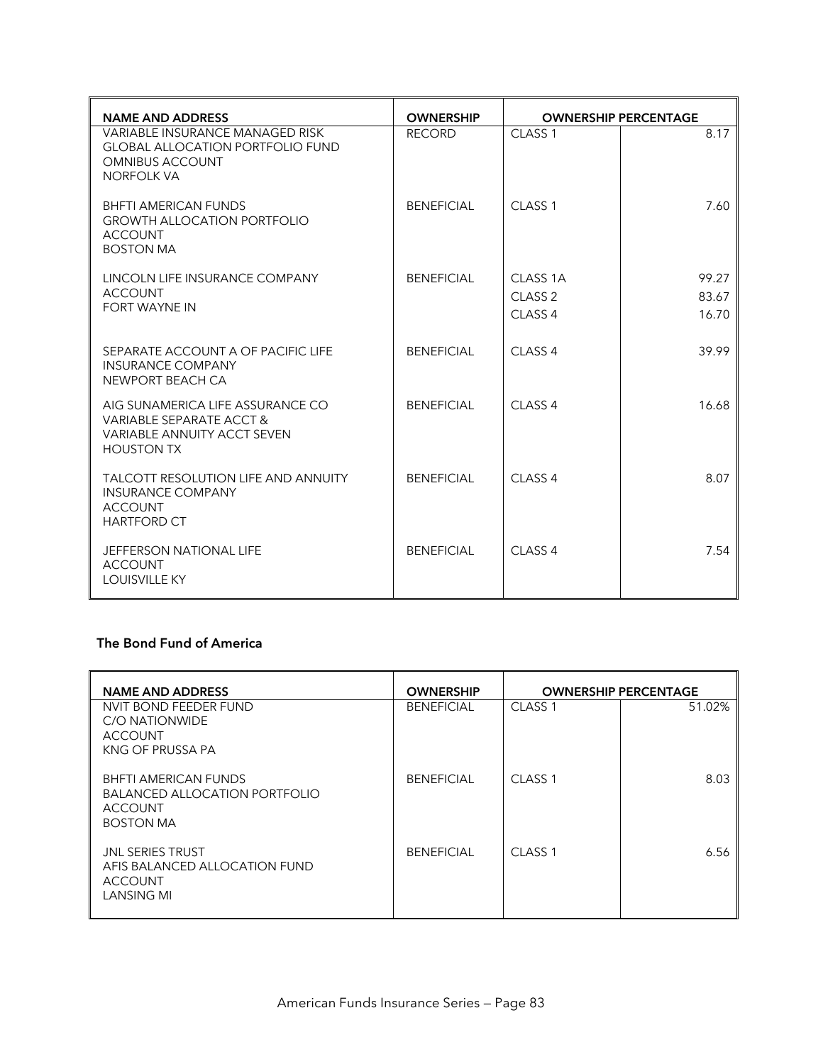| NAME AND ADDRESS | OWNERSHIP | OWNERSHIP PERCENTAGE | |
|---|---|---|---|
| VARIABLE INSURANCE MANAGED RISK GLOBAL ALLOCATION PORTFOLIO FUND OMNIBUS ACCOUNT NORFOLK VA | RECORD | CLASS 1 | 8.17 |
| BHFTI AMERICAN FUNDS GROWTH ALLOCATION PORTFOLIO ACCOUNT BOSTON MA | BENEFICIAL | CLASS 1 | 7.60 |
| LINCOLN LIFE INSURANCE COMPANY ACCOUNT FORT WAYNE IN | BENEFICIAL | CLASS 1A<br>CLASS 2<br>CLASS 4 | 99.27<br>83.67<br>16.70 |
| SEPARATE ACCOUNT A OF PACIFIC LIFE INSURANCE COMPANY NEWPORT BEACH CA | BENEFICIAL | CLASS 4 | 39.99 |
| AIG SUNAMERICA LIFE ASSURANCE CO VARIABLE SEPARATE ACCT & VARIABLE ANNUITY ACCT SEVEN HOUSTON TX | BENEFICIAL | CLASS 4 | 16.68 |
| TALCOTT RESOLUTION LIFE AND ANNUITY INSURANCE COMPANY ACCOUNT HARTFORD CT | BENEFICIAL | CLASS 4 | 8.07 |
| JEFFERSON NATIONAL LIFE ACCOUNT LOUISVILLE KY | BENEFICIAL | CLASS 4 | 7.54 |

### The Bond Fund of America

| NAME AND ADDRESS | OWNERSHIP | OWNERSHIP PERCENTAGE | |
|---|---|---|---|
| NVIT BOND FEEDER FUND C/O NATIONWIDE ACCOUNT KNG OF PRUSSA PA | BENEFICIAL | CLASS 1 | 51.02% |
| BHFTI AMERICAN FUNDS BALANCED ALLOCATION PORTFOLIO ACCOUNT BOSTON MA | BENEFICIAL | CLASS 1 | 8.03 |
| JNL SERIES TRUST AFIS BALANCED ALLOCATION FUND ACCOUNT LANSING MI | BENEFICIAL | CLASS 1 | 6.56 |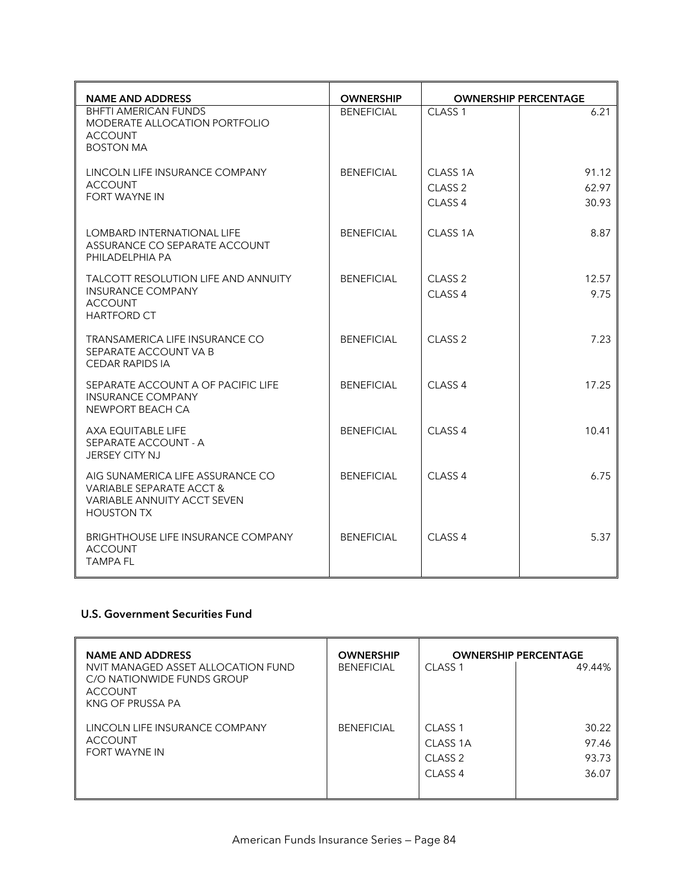| NAME AND ADDRESS | OWNERSHIP | OWNERSHIP PERCENTAGE | |
|---|---|---|---|
| BHFTI AMERICAN FUNDS<br>MODERATE ALLOCATION PORTFOLIO<br>ACCOUNT<br>BOSTON MA | BENEFICIAL | CLASS 1 | 6.21 |
| LINCOLN LIFE INSURANCE COMPANY<br>ACCOUNT<br>FORT WAYNE IN | BENEFICIAL | CLASS 1A<br>CLASS 2<br>CLASS 4 | 91.12<br>62.97<br>30.93 |
| LOMBARD INTERNATIONAL LIFE<br>ASSURANCE CO SEPARATE ACCOUNT<br>PHILADELPHIA PA | BENEFICIAL | CLASS 1A | 8.87 |
| TALCOTT RESOLUTION LIFE AND ANNUITY<br>INSURANCE COMPANY<br>ACCOUNT<br>HARTFORD CT | BENEFICIAL | CLASS 2<br>CLASS 4 | 12.57<br>9.75 |
| TRANSAMERICA LIFE INSURANCE CO<br>SEPARATE ACCOUNT VA B<br>CEDAR RAPIDS IA | BENEFICIAL | CLASS 2 | 7.23 |
| SEPARATE ACCOUNT A OF PACIFIC LIFE<br>INSURANCE COMPANY<br>NEWPORT BEACH CA | BENEFICIAL | CLASS 4 | 17.25 |
| AXA EQUITABLE LIFE<br>SEPARATE ACCOUNT - A<br>JERSEY CITY NJ | BENEFICIAL | CLASS 4 | 10.41 |
| AIG SUNAMERICA LIFE ASSURANCE CO<br>VARIABLE SEPARATE ACCT &<br>VARIABLE ANNUITY ACCT SEVEN<br>HOUSTON TX | BENEFICIAL | CLASS 4 | 6.75 |
| BRIGHTHOUSE LIFE INSURANCE COMPANY<br>ACCOUNT<br>TAMPA FL | BENEFICIAL | CLASS 4 | 5.37 |

### U.S. Government Securities Fund

| NAME AND ADDRESS | OWNERSHIP | OWNERSHIP PERCENTAGE | |
|---|---|---|---|
| NVIT MANAGED ASSET ALLOCATION FUND<br>C/O NATIONWIDE FUNDS GROUP<br>ACCOUNT<br>KNG OF PRUSSA PA | BENEFICIAL | CLASS 1 | 49.44% |
| LINCOLN LIFE INSURANCE COMPANY<br>ACCOUNT<br>FORT WAYNE IN | BENEFICIAL | CLASS 1<br>CLASS 1A<br>CLASS 2<br>CLASS 4 | 30.22<br>97.46<br>93.73<br>36.07 |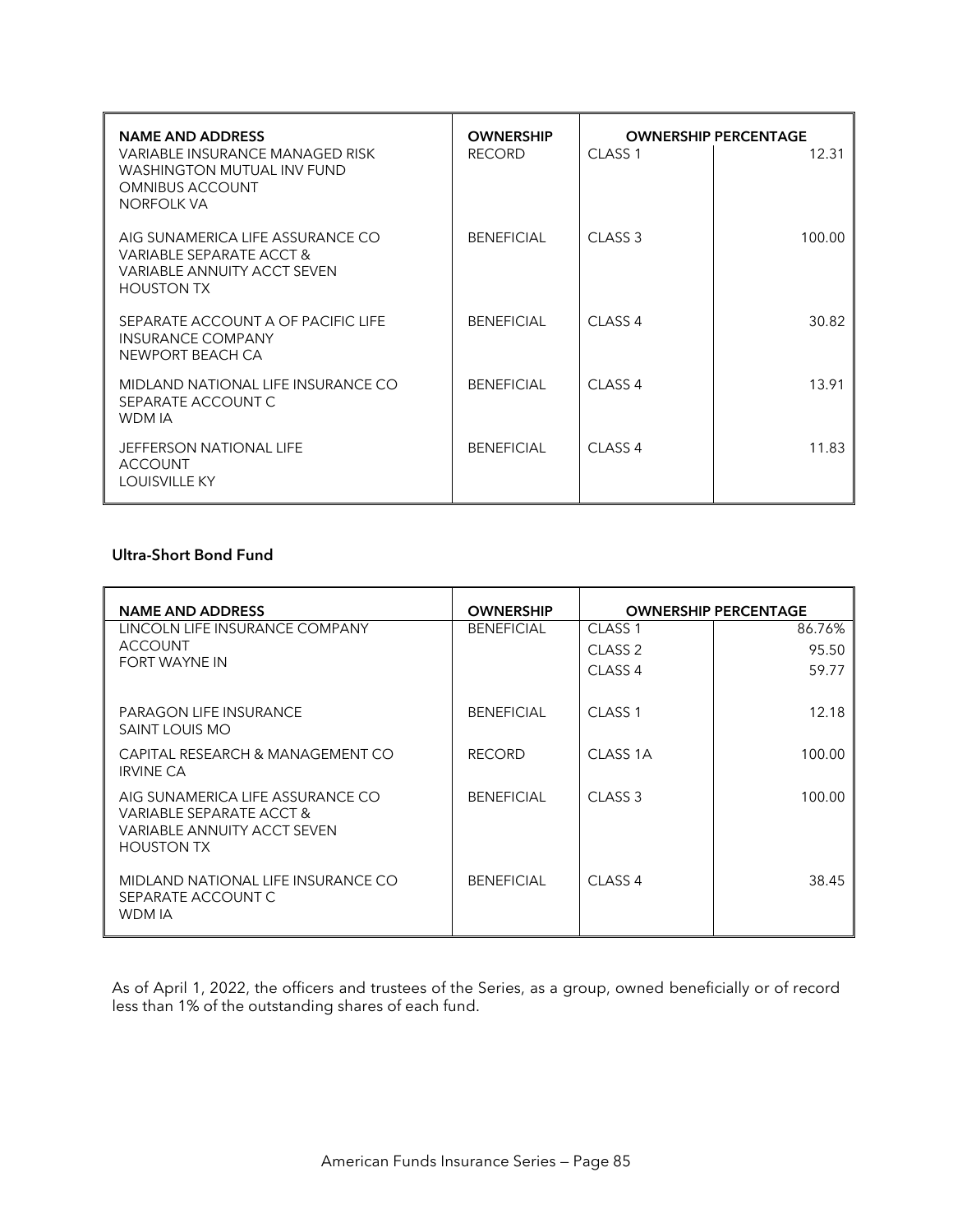| NAME AND ADDRESS | OWNERSHIP | OWNERSHIP PERCENTAGE | |
|---|---|---|---|
| VARIABLE INSURANCE MANAGED RISK<br>WASHINGTON MUTUAL INV FUND<br>OMNIBUS ACCOUNT<br>NORFOLK VA | RECORD | CLASS 1 | 12.31 |
| AIG SUNAMERICA LIFE ASSURANCE CO<br>VARIABLE SEPARATE ACCT &<br>VARIABLE ANNUITY ACCT SEVEN<br>HOUSTON TX | BENEFICIAL | CLASS 3 | 100.00 |
| SEPARATE ACCOUNT A OF PACIFIC LIFE<br>INSURANCE COMPANY<br>NEWPORT BEACH CA | BENEFICIAL | CLASS 4 | 30.82 |
| MIDLAND NATIONAL LIFE INSURANCE CO<br>SEPARATE ACCOUNT C<br>WDM IA | BENEFICIAL | CLASS 4 | 13.91 |
| JEFFERSON NATIONAL LIFE<br>ACCOUNT<br>LOUISVILLE KY | BENEFICIAL | CLASS 4 | 11.83 |

**Ultra-Short Bond Fund**

| NAME AND ADDRESS | OWNERSHIP | OWNERSHIP PERCENTAGE | |
|---|---|---|---|
| LINCOLN LIFE INSURANCE COMPANY<br>ACCOUNT<br>FORT WAYNE IN | BENEFICIAL | CLASS 1<br>CLASS 2<br>CLASS 4 | 86.76%<br>95.50<br>59.77 |
| PARAGON LIFE INSURANCE<br>SAINT LOUIS MO | BENEFICIAL | CLASS 1 | 12.18 |
| CAPITAL RESEARCH & MANAGEMENT CO<br>IRVINE CA | RECORD | CLASS 1A | 100.00 |
| AIG SUNAMERICA LIFE ASSURANCE CO<br>VARIABLE SEPARATE ACCT &<br>VARIABLE ANNUITY ACCT SEVEN<br>HOUSTON TX | BENEFICIAL | CLASS 3 | 100.00 |
| MIDLAND NATIONAL LIFE INSURANCE CO<br>SEPARATE ACCOUNT C<br>WDM IA | BENEFICIAL | CLASS 4 | 38.45 |

As of April 1, 2022, the officers and trustees of the Series, as a group, owned beneficially or of record less than 1% of the outstanding shares of each fund.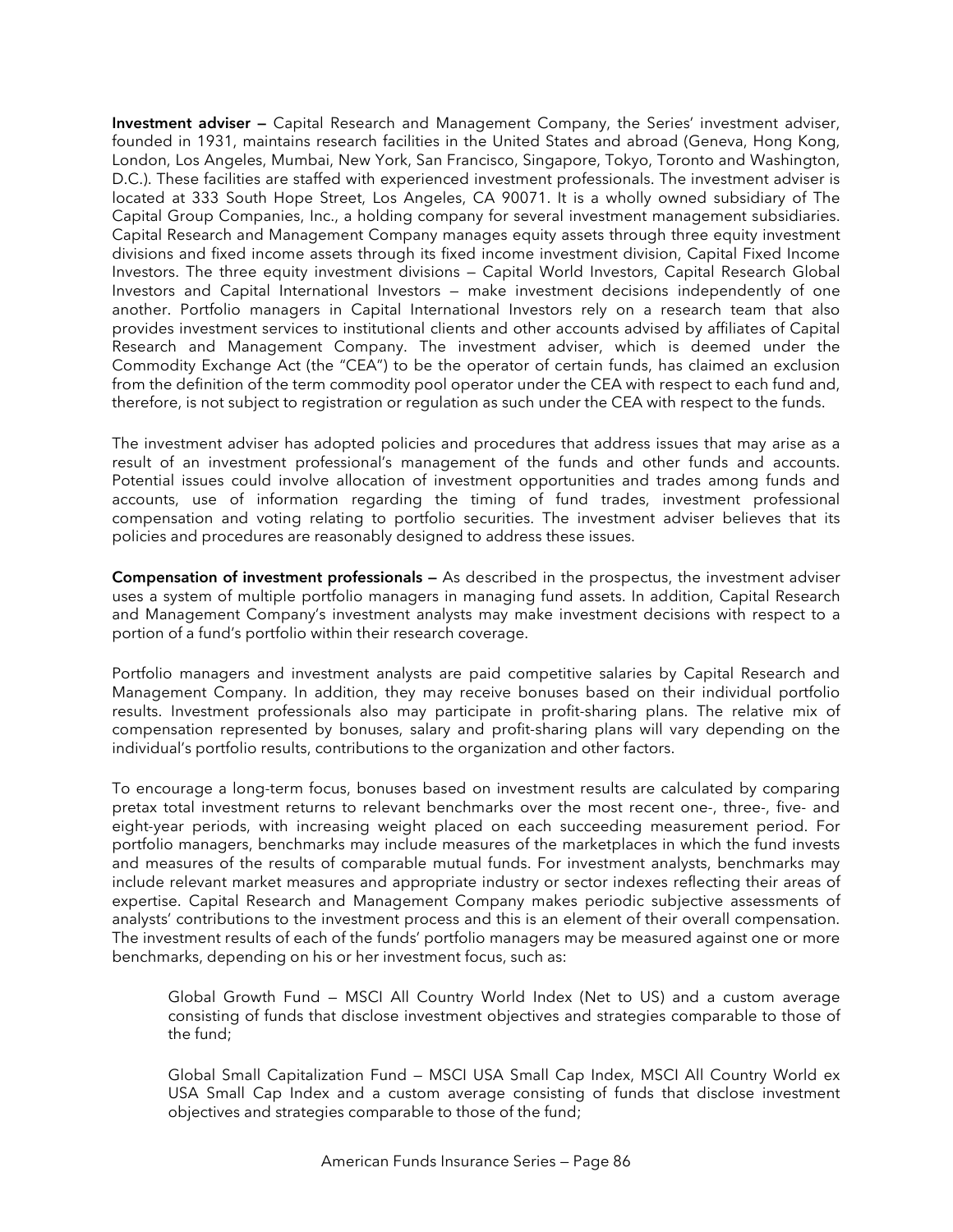**Investment adviser —** Capital Research and Management Company, the Series' investment adviser, founded in 1931, maintains research facilities in the United States and abroad (Geneva, Hong Kong, London, Los Angeles, Mumbai, New York, San Francisco, Singapore, Tokyo, Toronto and Washington, D.C.). These facilities are staffed with experienced investment professionals. The investment adviser is located at 333 South Hope Street, Los Angeles, CA 90071. It is a wholly owned subsidiary of The Capital Group Companies, Inc., a holding company for several investment management subsidiaries. Capital Research and Management Company manages equity assets through three equity investment divisions and fixed income assets through its fixed income investment division, Capital Fixed Income Investors. The three equity investment divisions — Capital World Investors, Capital Research Global Investors and Capital International Investors — make investment decisions independently of one another. Portfolio managers in Capital International Investors rely on a research team that also provides investment services to institutional clients and other accounts advised by affiliates of Capital Research and Management Company. The investment adviser, which is deemed under the Commodity Exchange Act (the "CEA") to be the operator of certain funds, has claimed an exclusion from the definition of the term commodity pool operator under the CEA with respect to each fund and, therefore, is not subject to registration or regulation as such under the CEA with respect to the funds.

The investment adviser has adopted policies and procedures that address issues that may arise as a result of an investment professional's management of the funds and other funds and accounts. Potential issues could involve allocation of investment opportunities and trades among funds and accounts, use of information regarding the timing of fund trades, investment professional compensation and voting relating to portfolio securities. The investment adviser believes that its policies and procedures are reasonably designed to address these issues.

**Compensation of investment professionals —** As described in the prospectus, the investment adviser uses a system of multiple portfolio managers in managing fund assets. In addition, Capital Research and Management Company's investment analysts may make investment decisions with respect to a portion of a fund's portfolio within their research coverage.

Portfolio managers and investment analysts are paid competitive salaries by Capital Research and Management Company. In addition, they may receive bonuses based on their individual portfolio results. Investment professionals also may participate in profit-sharing plans. The relative mix of compensation represented by bonuses, salary and profit-sharing plans will vary depending on the individual's portfolio results, contributions to the organization and other factors.

To encourage a long-term focus, bonuses based on investment results are calculated by comparing pretax total investment returns to relevant benchmarks over the most recent one-, three-, five- and eight-year periods, with increasing weight placed on each succeeding measurement period. For portfolio managers, benchmarks may include measures of the marketplaces in which the fund invests and measures of the results of comparable mutual funds. For investment analysts, benchmarks may include relevant market measures and appropriate industry or sector indexes reflecting their areas of expertise. Capital Research and Management Company makes periodic subjective assessments of analysts' contributions to the investment process and this is an element of their overall compensation. The investment results of each of the funds' portfolio managers may be measured against one or more benchmarks, depending on his or her investment focus, such as:

> Global Growth Fund — MSCI All Country World Index (Net to US) and a custom average consisting of funds that disclose investment objectives and strategies comparable to those of the fund;
>
> Global Small Capitalization Fund — MSCI USA Small Cap Index, MSCI All Country World ex USA Small Cap Index and a custom average consisting of funds that disclose investment objectives and strategies comparable to those of the fund;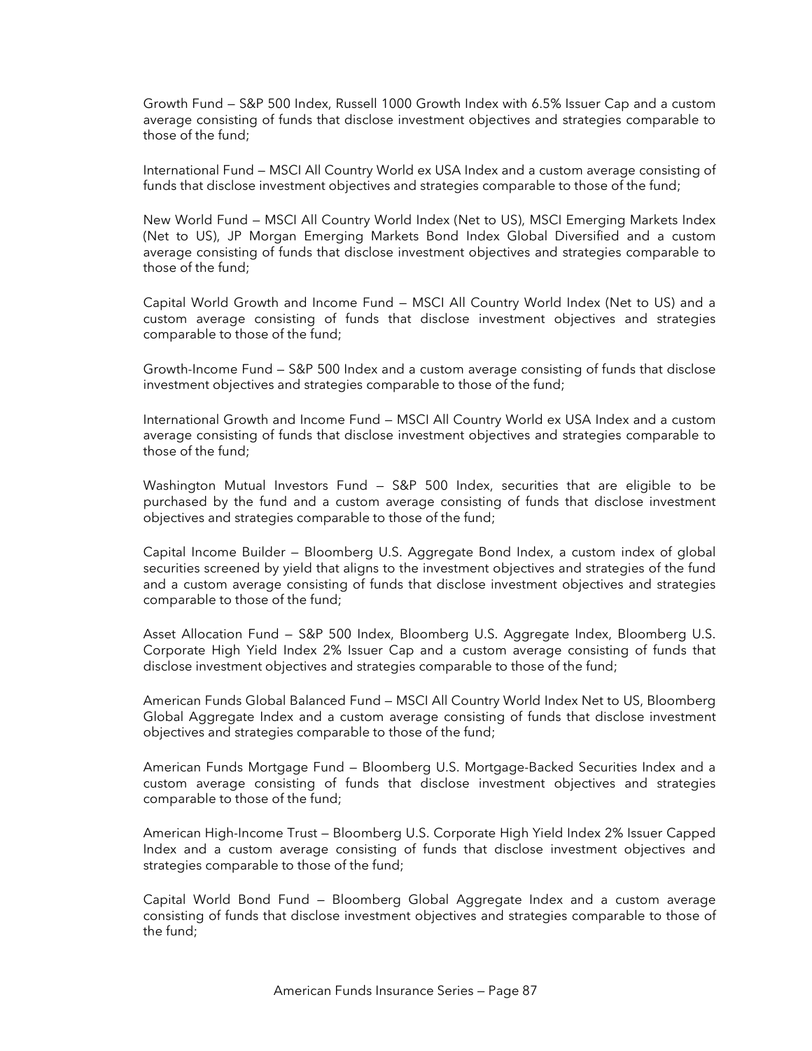Growth Fund — S&P 500 Index, Russell 1000 Growth Index with 6.5% Issuer Cap and a custom average consisting of funds that disclose investment objectives and strategies comparable to those of the fund;

International Fund — MSCI All Country World ex USA Index and a custom average consisting of funds that disclose investment objectives and strategies comparable to those of the fund;

New World Fund — MSCI All Country World Index (Net to US), MSCI Emerging Markets Index (Net to US), JP Morgan Emerging Markets Bond Index Global Diversified and a custom average consisting of funds that disclose investment objectives and strategies comparable to those of the fund;

Capital World Growth and Income Fund — MSCI All Country World Index (Net to US) and a custom average consisting of funds that disclose investment objectives and strategies comparable to those of the fund;

Growth-Income Fund — S&P 500 Index and a custom average consisting of funds that disclose investment objectives and strategies comparable to those of the fund;

International Growth and Income Fund — MSCI All Country World ex USA Index and a custom average consisting of funds that disclose investment objectives and strategies comparable to those of the fund;

Washington Mutual Investors Fund — S&P 500 Index, securities that are eligible to be purchased by the fund and a custom average consisting of funds that disclose investment objectives and strategies comparable to those of the fund;

Capital Income Builder — Bloomberg U.S. Aggregate Bond Index, a custom index of global securities screened by yield that aligns to the investment objectives and strategies of the fund and a custom average consisting of funds that disclose investment objectives and strategies comparable to those of the fund;

Asset Allocation Fund — S&P 500 Index, Bloomberg U.S. Aggregate Index, Bloomberg U.S. Corporate High Yield Index 2% Issuer Cap and a custom average consisting of funds that disclose investment objectives and strategies comparable to those of the fund;

American Funds Global Balanced Fund — MSCI All Country World Index Net to US, Bloomberg Global Aggregate Index and a custom average consisting of funds that disclose investment objectives and strategies comparable to those of the fund;

American Funds Mortgage Fund — Bloomberg U.S. Mortgage-Backed Securities Index and a custom average consisting of funds that disclose investment objectives and strategies comparable to those of the fund;

American High-Income Trust — Bloomberg U.S. Corporate High Yield Index 2% Issuer Capped Index and a custom average consisting of funds that disclose investment objectives and strategies comparable to those of the fund;

Capital World Bond Fund — Bloomberg Global Aggregate Index and a custom average consisting of funds that disclose investment objectives and strategies comparable to those of the fund;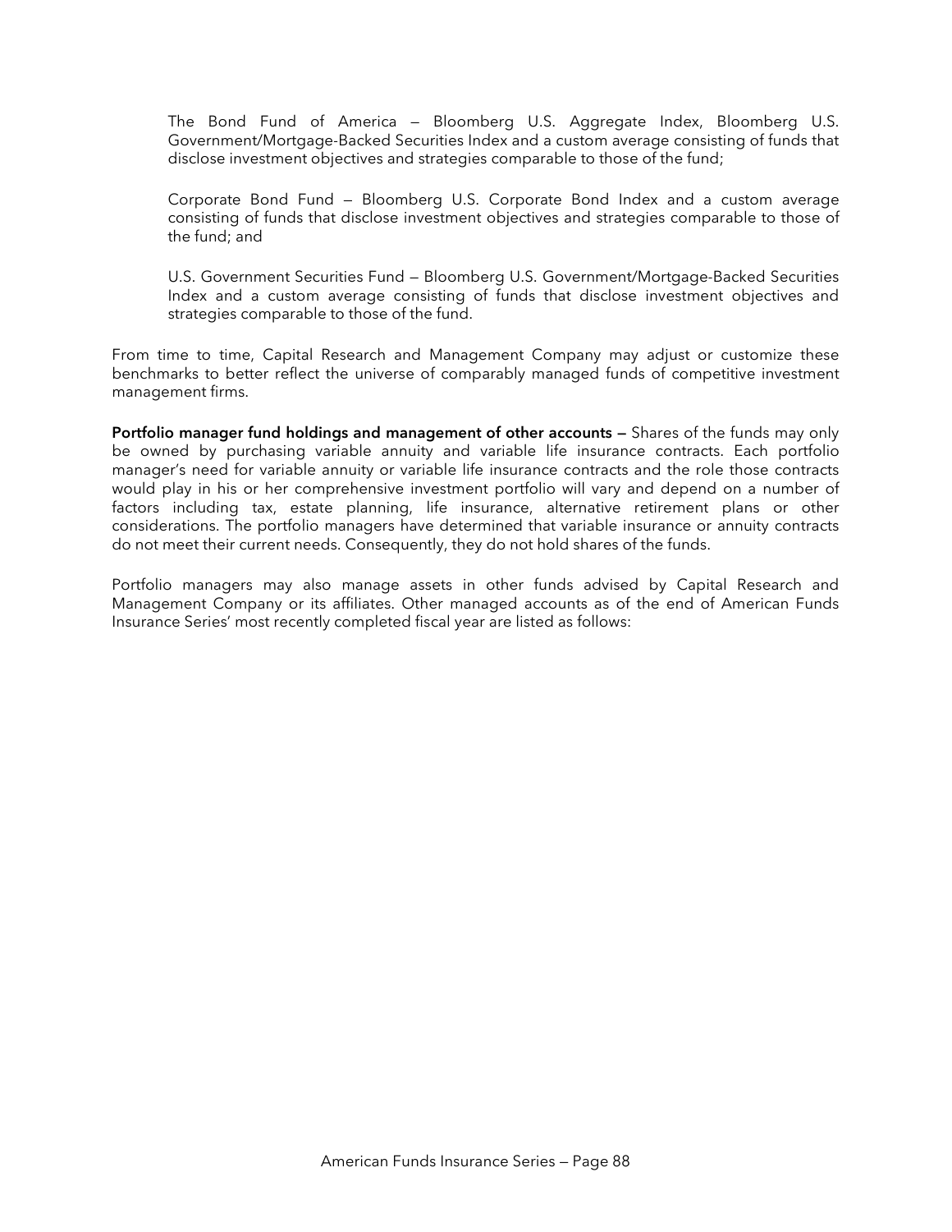The Bond Fund of America — Bloomberg U.S. Aggregate Index, Bloomberg U.S. Government/Mortgage-Backed Securities Index and a custom average consisting of funds that disclose investment objectives and strategies comparable to those of the fund;

Corporate Bond Fund — Bloomberg U.S. Corporate Bond Index and a custom average consisting of funds that disclose investment objectives and strategies comparable to those of the fund; and

U.S. Government Securities Fund — Bloomberg U.S. Government/Mortgage-Backed Securities Index and a custom average consisting of funds that disclose investment objectives and strategies comparable to those of the fund.

From time to time, Capital Research and Management Company may adjust or customize these benchmarks to better reflect the universe of comparably managed funds of competitive investment management firms.

**Portfolio manager fund holdings and management of other accounts —** Shares of the funds may only be owned by purchasing variable annuity and variable life insurance contracts. Each portfolio manager's need for variable annuity or variable life insurance contracts and the role those contracts would play in his or her comprehensive investment portfolio will vary and depend on a number of factors including tax, estate planning, life insurance, alternative retirement plans or other considerations. The portfolio managers have determined that variable insurance or annuity contracts do not meet their current needs. Consequently, they do not hold shares of the funds.

Portfolio managers may also manage assets in other funds advised by Capital Research and Management Company or its affiliates. Other managed accounts as of the end of American Funds Insurance Series' most recently completed fiscal year are listed as follows: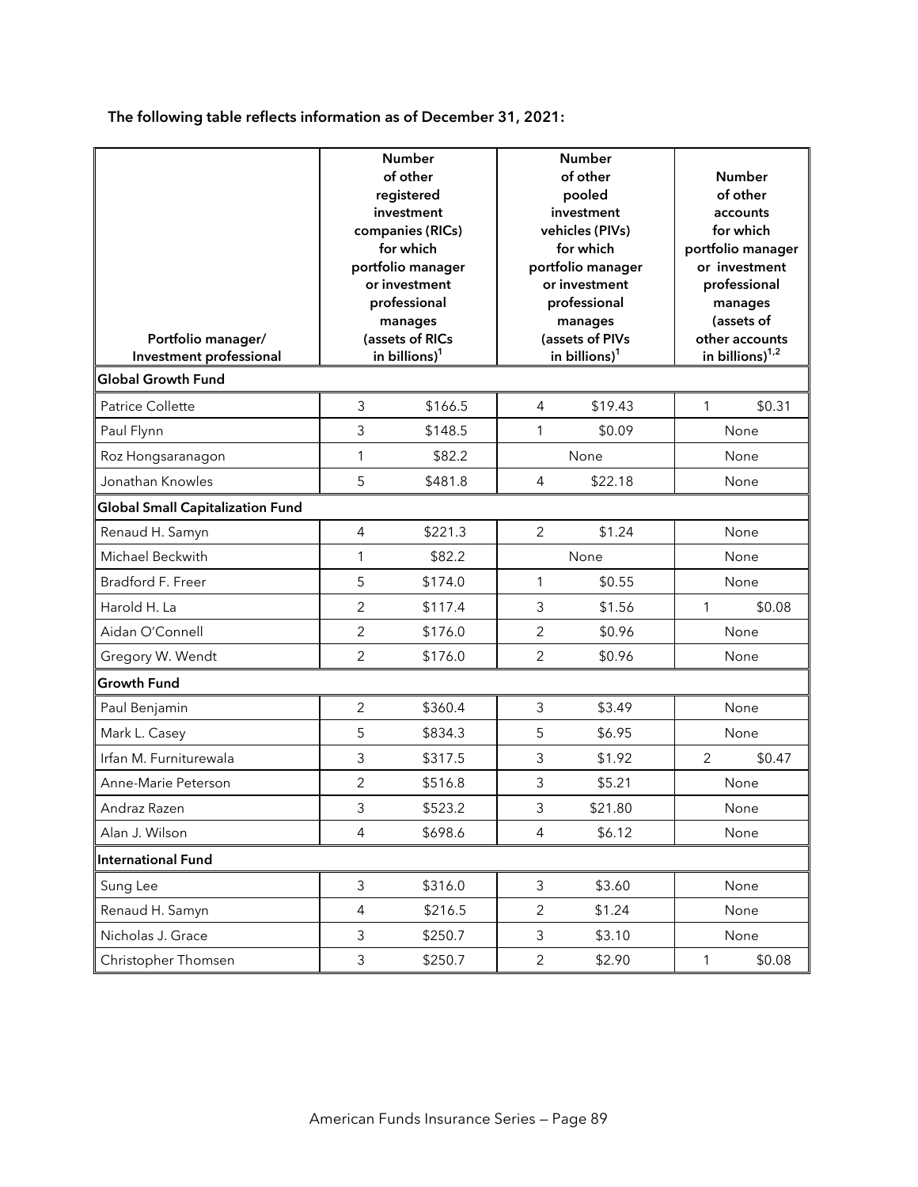**The following table reflects information as of December 31, 2021:**

| Portfolio manager/ Investment professional | Number of other registered investment companies (RICs) for which portfolio manager or investment professional manages (assets of RICs in billions)[1] | | Number of other pooled investment vehicles (PIVs) for which portfolio manager or investment professional manages (assets of PIVs in billions)[1] | | Number of other accounts for which portfolio manager or investment professional manages (assets of other accounts in billions)[1,2] | |
|---|---|---|---|---|---|---|
| **Global Growth Fund** | | | | | | |
| Patrice Collette | 3 | $166.5 | 4 | $19.43 | 1 | $0.31 |
| Paul Flynn | 3 | $148.5 | 1 | $0.09 | None | |
| Roz Hongsaranagon | 1 | $82.2 | None | | None | |
| Jonathan Knowles | 5 | $481.8 | 4 | $22.18 | None | |
| **Global Small Capitalization Fund** | | | | | | |
| Renaud H. Samyn | 4 | $221.3 | 2 | $1.24 | None | |
| Michael Beckwith | 1 | $82.2 | None | | None | |
| Bradford F. Freer | 5 | $174.0 | 1 | $0.55 | None | |
| Harold H. La | 2 | $117.4 | 3 | $1.56 | 1 | $0.08 |
| Aidan O'Connell | 2 | $176.0 | 2 | $0.96 | None | |
| Gregory W. Wendt | 2 | $176.0 | 2 | $0.96 | None | |
| **Growth Fund** | | | | | | |
| Paul Benjamin | 2 | $360.4 | 3 | $3.49 | None | |
| Mark L. Casey | 5 | $834.3 | 5 | $6.95 | None | |
| Irfan M. Furniturewala | 3 | $317.5 | 3 | $1.92 | 2 | $0.47 |
| Anne-Marie Peterson | 2 | $516.8 | 3 | $5.21 | None | |
| Andraz Razen | 3 | $523.2 | 3 | $21.80 | None | |
| Alan J. Wilson | 4 | $698.6 | 4 | $6.12 | None | |
| **International Fund** | | | | | | |
| Sung Lee | 3 | $316.0 | 3 | $3.60 | None | |
| Renaud H. Samyn | 4 | $216.5 | 2 | $1.24 | None | |
| Nicholas J. Grace | 3 | $250.7 | 3 | $3.10 | None | |
| Christopher Thomsen | 3 | $250.7 | 2 | $2.90 | 1 | $0.08 |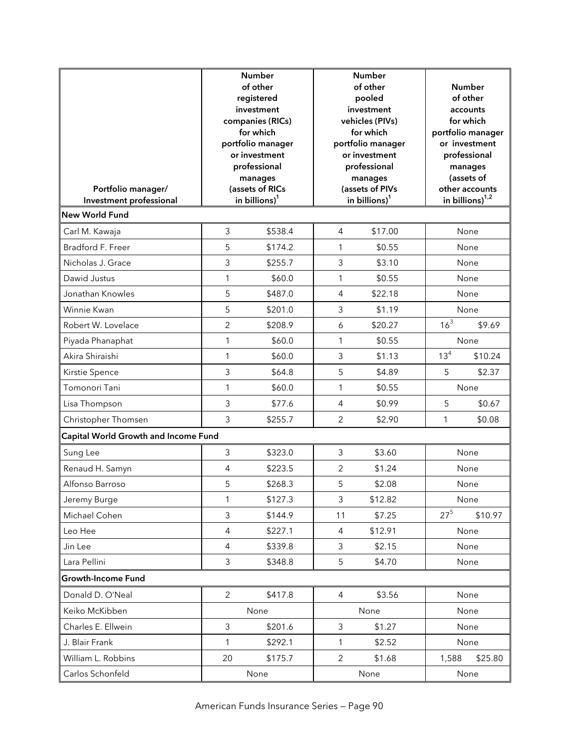| Portfolio manager/ Investment professional | Number of other registered investment companies (RICs) for which portfolio manager or investment professional manages (assets of RICs in billions)[1] | | Number of other pooled investment vehicles (PIVs) for which portfolio manager or investment professional manages (assets of PIVs in billions)[1] | | Number of other accounts for which portfolio manager or investment professional manages (assets of other accounts in billions)[1,2] | |
|---|---|---|---|---|---|---|
| **New World Fund** | | | | | | |
| Carl M. Kawaja | 3 | $538.4 | 4 | $17.00 | None | |
| Bradford F. Freer | 5 | $174.2 | 1 | $0.55 | None | |
| Nicholas J. Grace | 3 | $255.7 | 3 | $3.10 | None | |
| Dawid Justus | 1 | $60.0 | 1 | $0.55 | None | |
| Jonathan Knowles | 5 | $487.0 | 4 | $22.18 | None | |
| Winnie Kwan | 5 | $201.0 | 3 | $1.19 | None | |
| Robert W. Lovelace | 2 | $208.9 | 6 | $20.27 | 16[3] | $9.69 |
| Piyada Phanaphat | 1 | $60.0 | 1 | $0.55 | None | |
| Akira Shiraishi | 1 | $60.0 | 3 | $1.13 | 13[4] | $10.24 |
| Kirstie Spence | 3 | $64.8 | 5 | $4.89 | 5 | $2.37 |
| Tomonori Tani | 1 | $60.0 | 1 | $0.55 | None | |
| Lisa Thompson | 3 | $77.6 | 4 | $0.99 | 5 | $0.67 |
| Christopher Thomsen | 3 | $255.7 | 2 | $2.90 | 1 | $0.08 |
| **Capital World Growth and Income Fund** | | | | | | |
| Sung Lee | 3 | $323.0 | 3 | $3.60 | None | |
| Renaud H. Samyn | 4 | $223.5 | 2 | $1.24 | None | |
| Alfonso Barroso | 5 | $268.3 | 5 | $2.08 | None | |
| Jeremy Burge | 1 | $127.3 | 3 | $12.82 | None | |
| Michael Cohen | 3 | $144.9 | 11 | $7.25 | 27[5] | $10.97 |
| Leo Hee | 4 | $227.1 | 4 | $12.91 | None | |
| Jin Lee | 4 | $339.8 | 3 | $2.15 | None | |
| Lara Pellini | 3 | $348.8 | 5 | $4.70 | None | |
| **Growth-Income Fund** | | | | | | |
| Donald D. O'Neal | 2 | $417.8 | 4 | $3.56 | None | |
| Keiko McKibben | None | | None | | None | |
| Charles E. Ellwein | 3 | $201.6 | 3 | $1.27 | None | |
| J. Blair Frank | 1 | $292.1 | 1 | $2.52 | None | |
| William L. Robbins | 20 | $175.7 | 2 | $1.68 | 1,588 | $25.80 |
| Carlos Schonfeld | None | | None | | None | |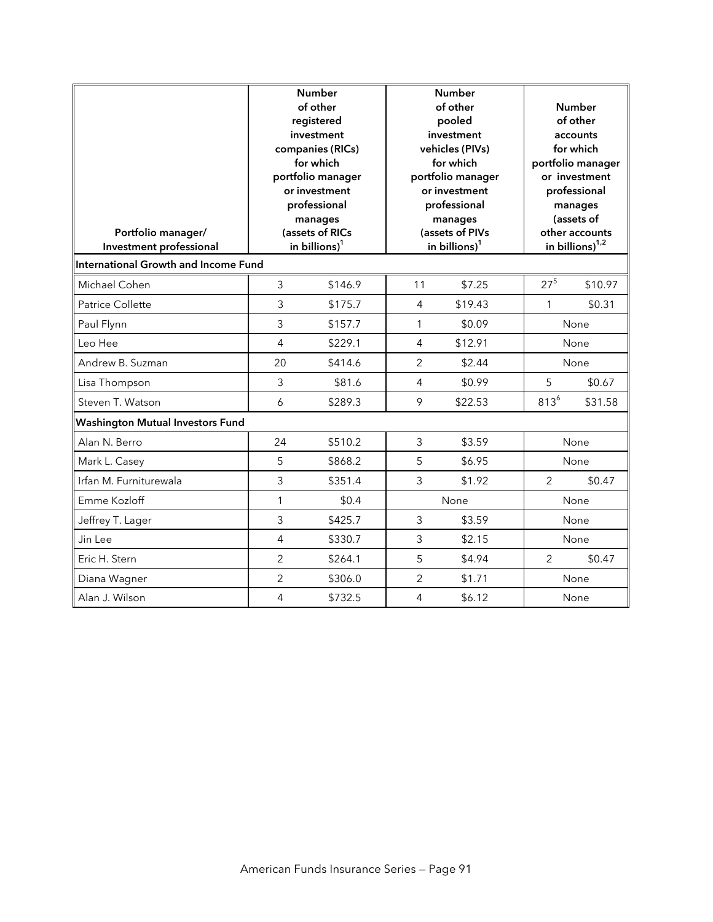| Portfolio manager/ Investment professional | Number of other registered investment companies (RICs) for which portfolio manager or investment professional manages (assets of RICs in billions)[1] | | Number of other pooled investment vehicles (PIVs) for which portfolio manager or investment professional manages (assets of PIVs in billions)[1] | | Number of other accounts for which portfolio manager or investment professional manages (assets of other accounts in billions)[1,2] | |
|---|---|---|---|---|---|---|
| **International Growth and Income Fund** | | | | | | |
| Michael Cohen | 3 | $146.9 | 11 | $7.25 | 27[5] | $10.97 |
| Patrice Collette | 3 | $175.7 | 4 | $19.43 | 1 | $0.31 |
| Paul Flynn | 3 | $157.7 | 1 | $0.09 | None | |
| Leo Hee | 4 | $229.1 | 4 | $12.91 | None | |
| Andrew B. Suzman | 20 | $414.6 | 2 | $2.44 | None | |
| Lisa Thompson | 3 | $81.6 | 4 | $0.99 | 5 | $0.67 |
| Steven T. Watson | 6 | $289.3 | 9 | $22.53 | 813[6] | $31.58 |
| **Washington Mutual Investors Fund** | | | | | | |
| Alan N. Berro | 24 | $510.2 | 3 | $3.59 | None | |
| Mark L. Casey | 5 | $868.2 | 5 | $6.95 | None | |
| Irfan M. Furniturewala | 3 | $351.4 | 3 | $1.92 | 2 | $0.47 |
| Emme Kozloff | 1 | $0.4 | None | | None | |
| Jeffrey T. Lager | 3 | $425.7 | 3 | $3.59 | None | |
| Jin Lee | 4 | $330.7 | 3 | $2.15 | None | |
| Eric H. Stern | 2 | $264.1 | 5 | $4.94 | 2 | $0.47 |
| Diana Wagner | 2 | $306.0 | 2 | $1.71 | None | |
| Alan J. Wilson | 4 | $732.5 | 4 | $6.12 | None | |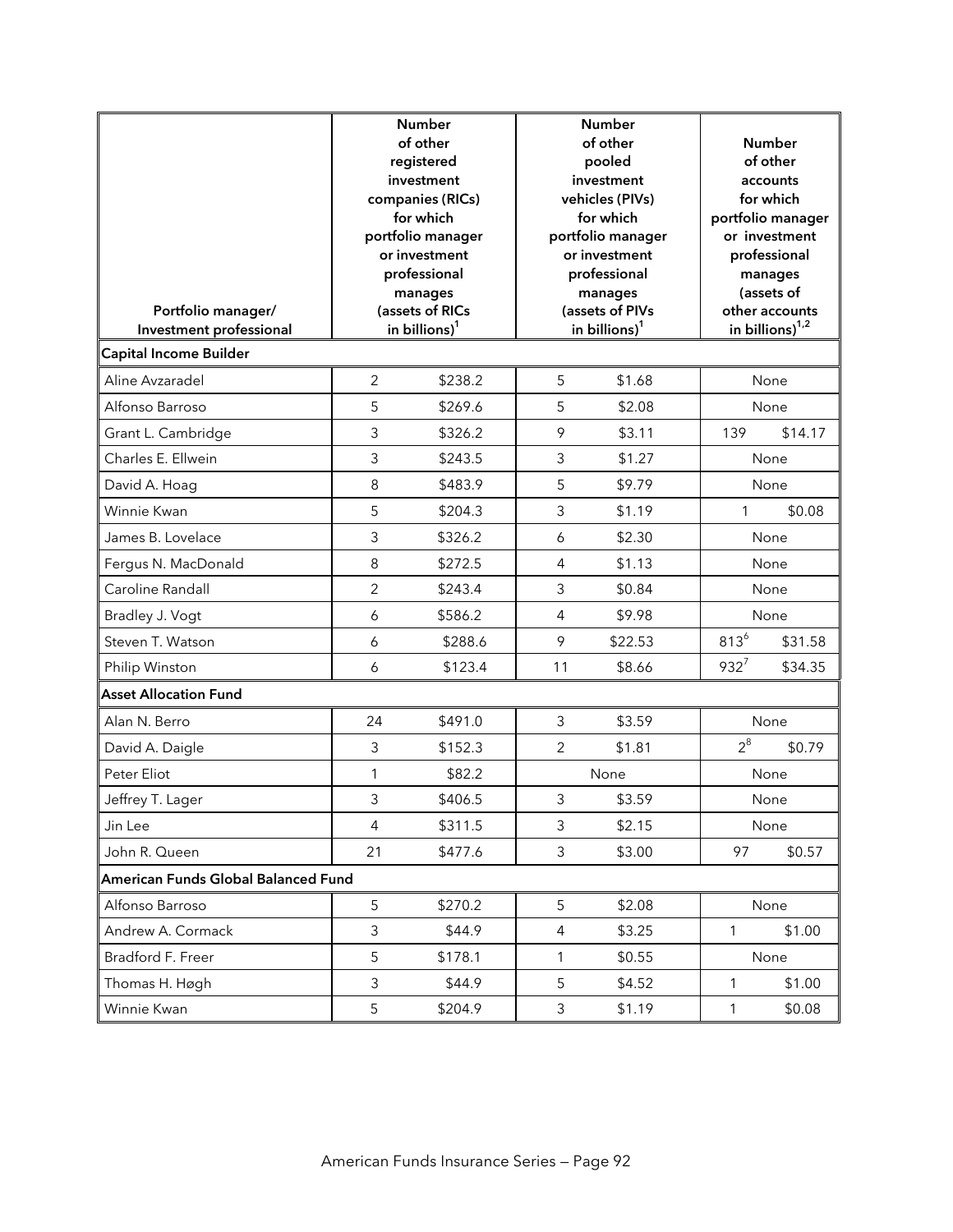| Portfolio manager/ Investment professional | Number of other registered investment companies (RICs) for which portfolio manager or investment professional manages (assets of RICs in billions)[1] | | Number of other pooled investment vehicles (PIVs) for which portfolio manager or investment professional manages (assets of PIVs in billions)[1] | | Number of other accounts for which portfolio manager or investment professional manages (assets of other accounts in billions)[1,2] | |
|---|---|---|---|---|---|---|
| **Capital Income Builder** | | | | | | |
| Aline Avzaradel | 2 | $238.2 | 5 | $1.68 | None | |
| Alfonso Barroso | 5 | $269.6 | 5 | $2.08 | None | |
| Grant L. Cambridge | 3 | $326.2 | 9 | $3.11 | 139 | $14.17 |
| Charles E. Ellwein | 3 | $243.5 | 3 | $1.27 | None | |
| David A. Hoag | 8 | $483.9 | 5 | $9.79 | None | |
| Winnie Kwan | 5 | $204.3 | 3 | $1.19 | 1 | $0.08 |
| James B. Lovelace | 3 | $326.2 | 6 | $2.30 | None | |
| Fergus N. MacDonald | 8 | $272.5 | 4 | $1.13 | None | |
| Caroline Randall | 2 | $243.4 | 3 | $0.84 | None | |
| Bradley J. Vogt | 6 | $586.2 | 4 | $9.98 | None | |
| Steven T. Watson | 6 | $288.6 | 9 | $22.53 | 813[6] | $31.58 |
| Philip Winston | 6 | $123.4 | 11 | $8.66 | 932[7] | $34.35 |
| **Asset Allocation Fund** | | | | | | |
| Alan N. Berro | 24 | $491.0 | 3 | $3.59 | None | |
| David A. Daigle | 3 | $152.3 | 2 | $1.81 | 2[8] | $0.79 |
| Peter Eliot | 1 | $82.2 | None | | None | |
| Jeffrey T. Lager | 3 | $406.5 | 3 | $3.59 | None | |
| Jin Lee | 4 | $311.5 | 3 | $2.15 | None | |
| John R. Queen | 21 | $477.6 | 3 | $3.00 | 97 | $0.57 |
| **American Funds Global Balanced Fund** | | | | | | |
| Alfonso Barroso | 5 | $270.2 | 5 | $2.08 | None | |
| Andrew A. Cormack | 3 | $44.9 | 4 | $3.25 | 1 | $1.00 |
| Bradford F. Freer | 5 | $178.1 | 1 | $0.55 | None | |
| Thomas H. Høgh | 3 | $44.9 | 5 | $4.52 | 1 | $1.00 |
| Winnie Kwan | 5 | $204.9 | 3 | $1.19 | 1 | $0.08 |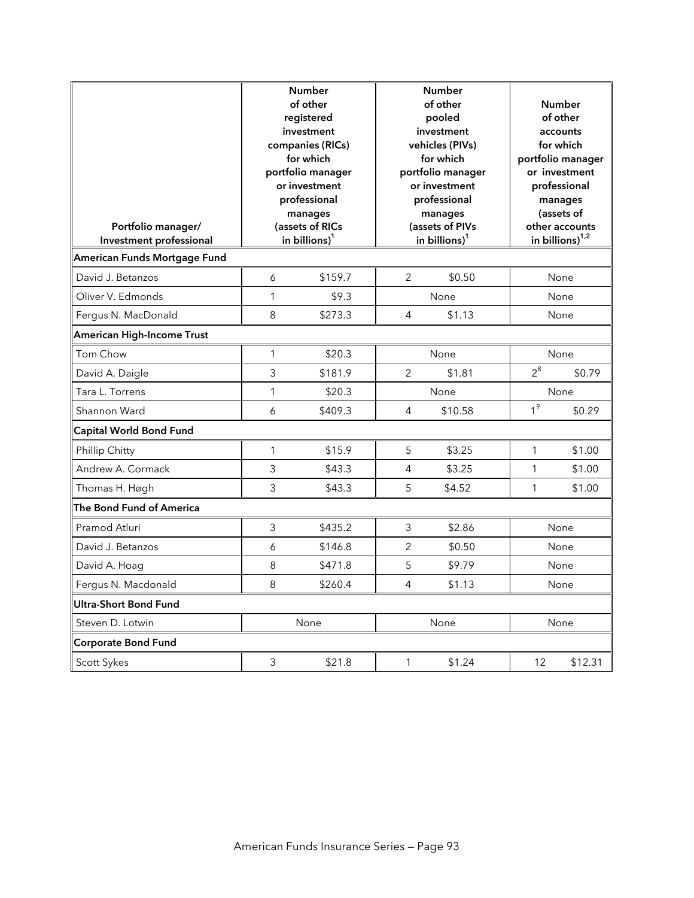| Portfolio manager/ Investment professional | Number of other registered investment companies (RICs) for which portfolio manager or investment professional manages (assets of RICs in billions)[1] | | Number of other pooled investment vehicles (PIVs) for which portfolio manager or investment professional manages (assets of PIVs in billions)[1] | | Number of other accounts for which portfolio manager or investment professional manages (assets of other accounts in billions)[1,2] | |
|---|---|---|---|---|---|---|
| **American Funds Mortgage Fund** | | | | | | |
| David J. Betanzos | 6 | $159.7 | 2 | $0.50 | None | |
| Oliver V. Edmonds | 1 | $9.3 | None | | None | |
| Fergus N. MacDonald | 8 | $273.3 | 4 | $1.13 | None | |
| **American High-Income Trust** | | | | | | |
| Tom Chow | 1 | $20.3 | None | | None | |
| David A. Daigle | 3 | $181.9 | 2 | $1.81 | 2[8] | $0.79 |
| Tara L. Torrens | 1 | $20.3 | None | | None | |
| Shannon Ward | 6 | $409.3 | 4 | $10.58 | 1[9] | $0.29 |
| **Capital World Bond Fund** | | | | | | |
| Phillip Chitty | 1 | $15.9 | 5 | $3.25 | 1 | $1.00 |
| Andrew A. Cormack | 3 | $43.3 | 4 | $3.25 | 1 | $1.00 |
| Thomas H. Høgh | 3 | $43.3 | 5 | $4.52 | 1 | $1.00 |
| **The Bond Fund of America** | | | | | | |
| Pramod Atluri | 3 | $435.2 | 3 | $2.86 | None | |
| David J. Betanzos | 6 | $146.8 | 2 | $0.50 | None | |
| David A. Hoag | 8 | $471.8 | 5 | $9.79 | None | |
| Fergus N. Macdonald | 8 | $260.4 | 4 | $1.13 | None | |
| **Ultra-Short Bond Fund** | | | | | | |
| Steven D. Lotwin | None | | None | | None | |
| **Corporate Bond Fund** | | | | | | |
| Scott Sykes | 3 | $21.8 | 1 | $1.24 | 12 | $12.31 |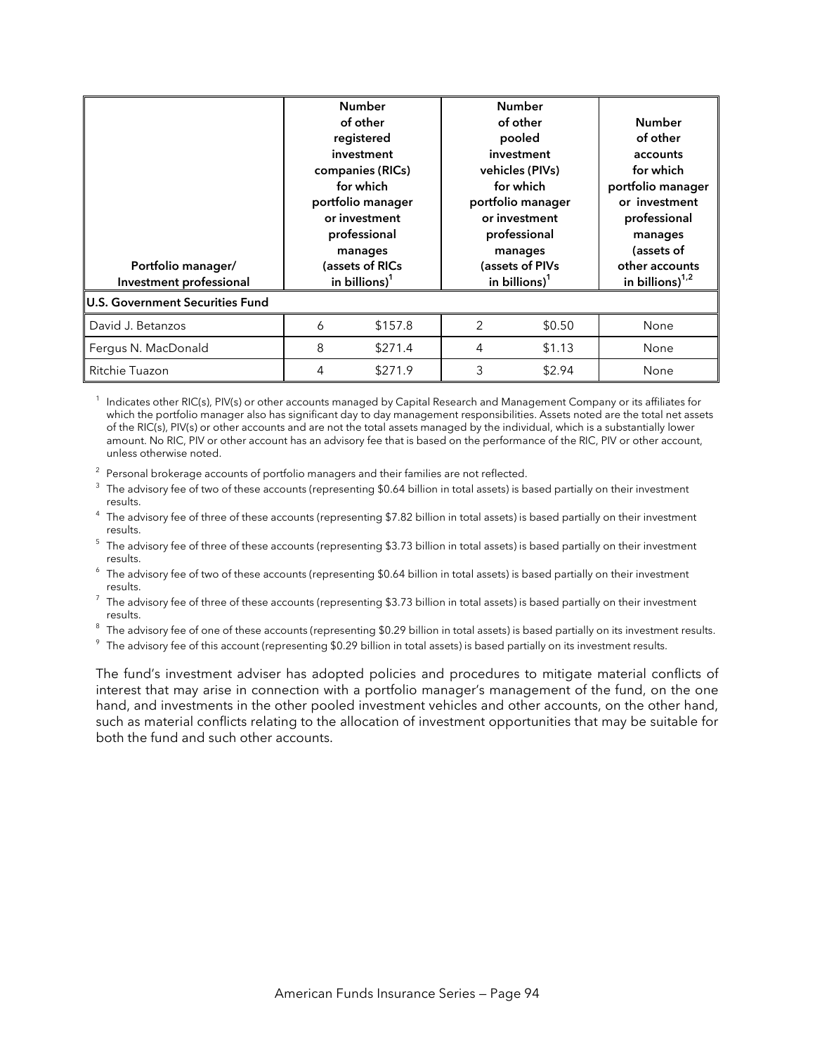| Portfolio manager/ Investment professional | Number of other registered investment companies (RICs) for which portfolio manager or investment professional manages (assets of RICs in billions)[1] | | Number of other pooled investment vehicles (PIVs) for which portfolio manager or investment professional manages (assets of PIVs in billions)[1] | | Number of other accounts for which portfolio manager or investment professional manages (assets of other accounts in billions)[1,2] |
|---|---|---|---|---|---|
| **U.S. Government Securities Fund** | | | | | |
| David J. Betanzos | 6 | $157.8 | 2 | $0.50 | None |
| Fergus N. MacDonald | 8 | $271.4 | 4 | $1.13 | None |
| Ritchie Tuazon | 4 | $271.9 | 3 | $2.94 | None |

[1] Indicates other RIC(s), PIV(s) or other accounts managed by Capital Research and Management Company or its affiliates for which the portfolio manager also has significant day to day management responsibilities. Assets noted are the total net assets of the RIC(s), PIV(s) or other accounts and are not the total assets managed by the individual, which is a substantially lower amount. No RIC, PIV or other account has an advisory fee that is based on the performance of the RIC, PIV or other account, unless otherwise noted.

[2] Personal brokerage accounts of portfolio managers and their families are not reflected.

[3] The advisory fee of two of these accounts (representing $0.64 billion in total assets) is based partially on their investment results.

[4] The advisory fee of three of these accounts (representing $7.82 billion in total assets) is based partially on their investment results.

[5] The advisory fee of three of these accounts (representing $3.73 billion in total assets) is based partially on their investment results.

[6] The advisory fee of two of these accounts (representing $0.64 billion in total assets) is based partially on their investment results.

[7] The advisory fee of three of these accounts (representing $3.73 billion in total assets) is based partially on their investment results.

[8] The advisory fee of one of these accounts (representing $0.29 billion in total assets) is based partially on its investment results.

[9] The advisory fee of this account (representing $0.29 billion in total assets) is based partially on its investment results.

The fund's investment adviser has adopted policies and procedures to mitigate material conflicts of interest that may arise in connection with a portfolio manager's management of the fund, on the one hand, and investments in the other pooled investment vehicles and other accounts, on the other hand, such as material conflicts relating to the allocation of investment opportunities that may be suitable for both the fund and such other accounts.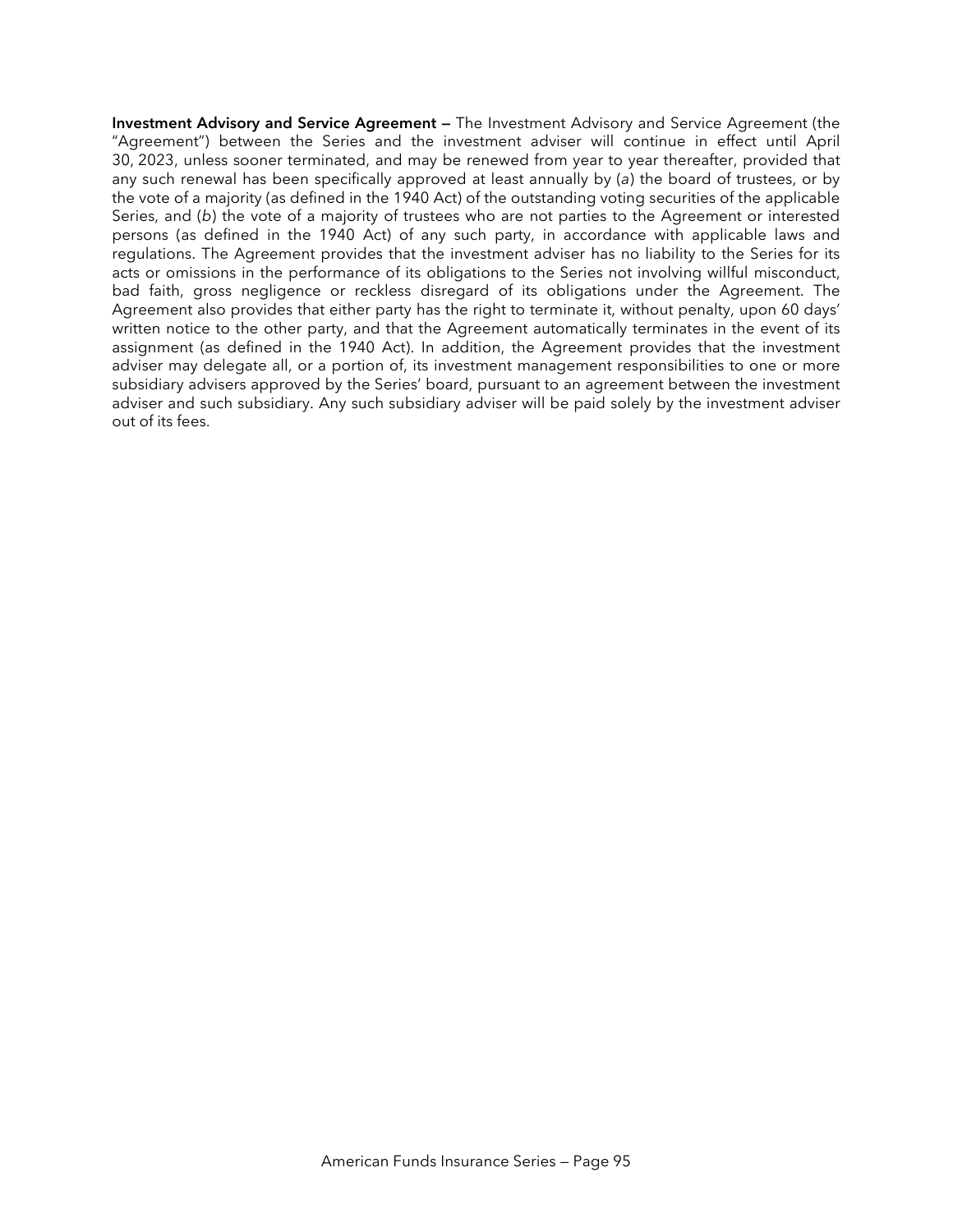**Investment Advisory and Service Agreement —** The Investment Advisory and Service Agreement (the "Agreement") between the Series and the investment adviser will continue in effect until April 30, 2023, unless sooner terminated, and may be renewed from year to year thereafter, provided that any such renewal has been specifically approved at least annually by (*a*) the board of trustees, or by the vote of a majority (as defined in the 1940 Act) of the outstanding voting securities of the applicable Series, and (*b*) the vote of a majority of trustees who are not parties to the Agreement or interested persons (as defined in the 1940 Act) of any such party, in accordance with applicable laws and regulations. The Agreement provides that the investment adviser has no liability to the Series for its acts or omissions in the performance of its obligations to the Series not involving willful misconduct, bad faith, gross negligence or reckless disregard of its obligations under the Agreement. The Agreement also provides that either party has the right to terminate it, without penalty, upon 60 days' written notice to the other party, and that the Agreement automatically terminates in the event of its assignment (as defined in the 1940 Act). In addition, the Agreement provides that the investment adviser may delegate all, or a portion of, its investment management responsibilities to one or more subsidiary advisers approved by the Series' board, pursuant to an agreement between the investment adviser and such subsidiary. Any such subsidiary adviser will be paid solely by the investment adviser out of its fees.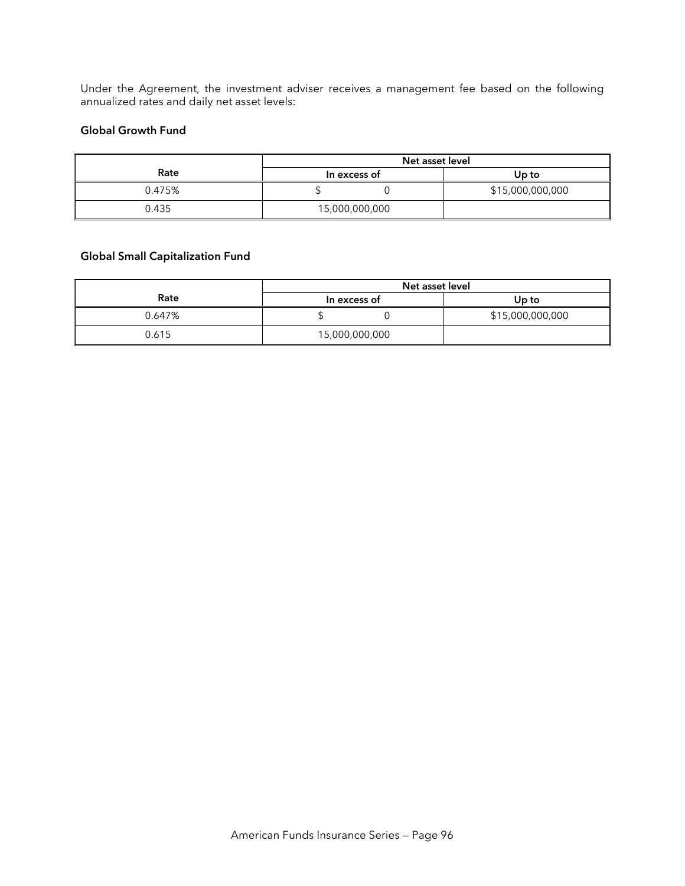Under the Agreement, the investment adviser receives a management fee based on the following annualized rates and daily net asset levels:

**Global Growth Fund**

| | Net asset level | |
|---|---|---|
| **Rate** | **In excess of** | **Up to** |
| 0.475% | $ 0 | $15,000,000,000 |
| 0.435 | 15,000,000,000 | |

**Global Small Capitalization Fund**

| | Net asset level | |
|---|---|---|
| **Rate** | **In excess of** | **Up to** |
| 0.647% | $ 0 | $15,000,000,000 |
| 0.615 | 15,000,000,000 | |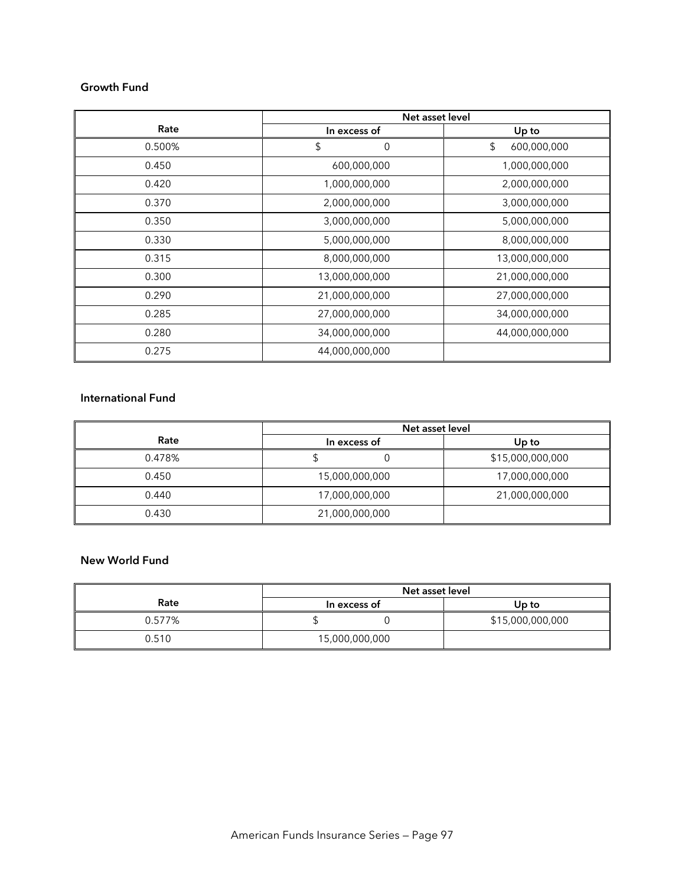### Growth Fund

| Rate | Net asset level | |
|---|---|---|
| | In excess of | Up to |
| 0.500% | $ 0 | $ 600,000,000 |
| 0.450 | 600,000,000 | 1,000,000,000 |
| 0.420 | 1,000,000,000 | 2,000,000,000 |
| 0.370 | 2,000,000,000 | 3,000,000,000 |
| 0.350 | 3,000,000,000 | 5,000,000,000 |
| 0.330 | 5,000,000,000 | 8,000,000,000 |
| 0.315 | 8,000,000,000 | 13,000,000,000 |
| 0.300 | 13,000,000,000 | 21,000,000,000 |
| 0.290 | 21,000,000,000 | 27,000,000,000 |
| 0.285 | 27,000,000,000 | 34,000,000,000 |
| 0.280 | 34,000,000,000 | 44,000,000,000 |
| 0.275 | 44,000,000,000 | |

### International Fund

| Rate | Net asset level | |
|---|---|---|
| | In excess of | Up to |
| 0.478% | $ 0 | $15,000,000,000 |
| 0.450 | 15,000,000,000 | 17,000,000,000 |
| 0.440 | 17,000,000,000 | 21,000,000,000 |
| 0.430 | 21,000,000,000 | |

### New World Fund

| Rate | Net asset level | |
|---|---|---|
| | In excess of | Up to |
| 0.577% | $ 0 | $15,000,000,000 |
| 0.510 | 15,000,000,000 | |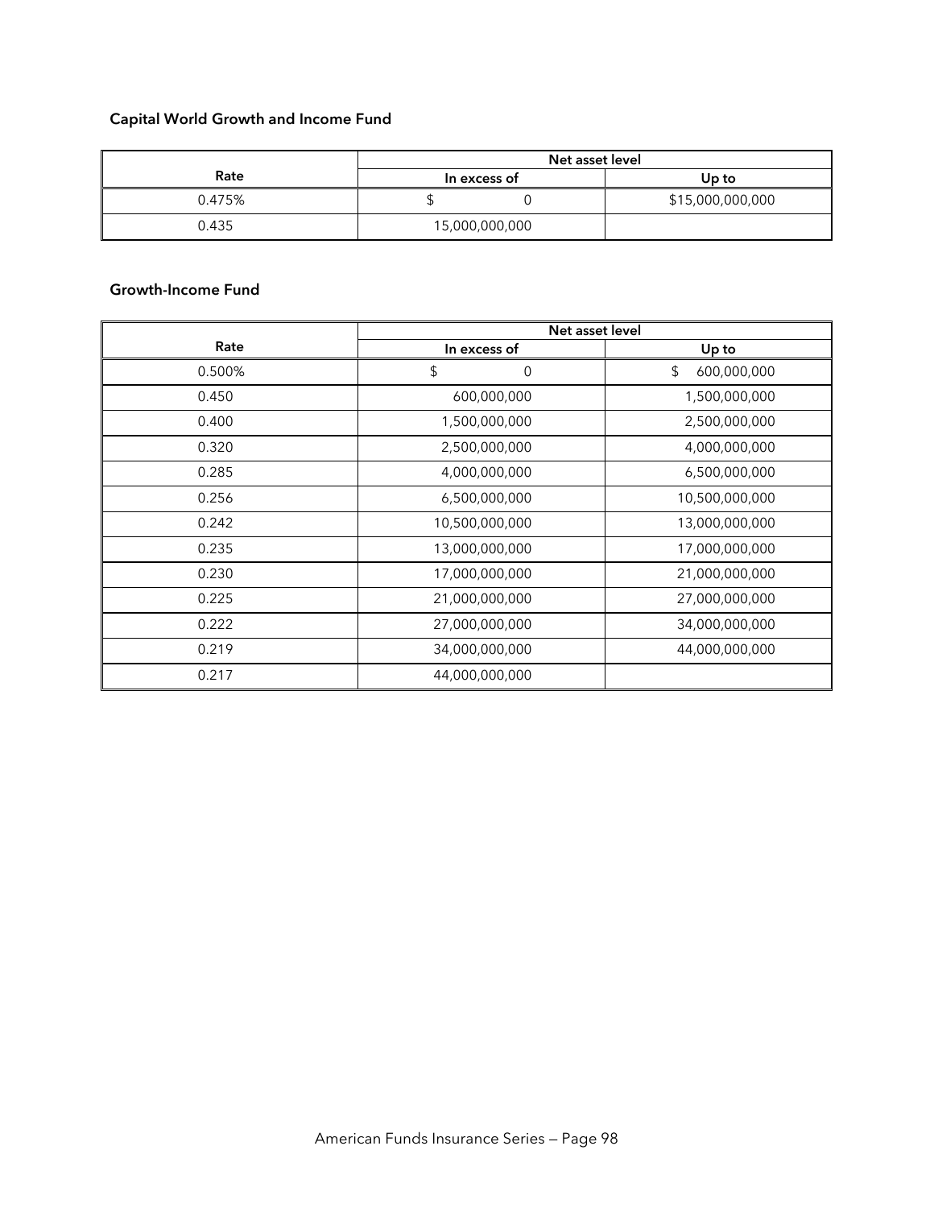**Capital World Growth and Income Fund**

| Rate | Net asset level | |
|---|---|---|
| | In excess of | Up to |
| 0.475% | $ 0 | $15,000,000,000 |
| 0.435 | 15,000,000,000 | |

**Growth-Income Fund**

| Rate | Net asset level | |
|---|---|---|
| | In excess of | Up to |
| 0.500% | $ 0 | $ 600,000,000 |
| 0.450 | 600,000,000 | 1,500,000,000 |
| 0.400 | 1,500,000,000 | 2,500,000,000 |
| 0.320 | 2,500,000,000 | 4,000,000,000 |
| 0.285 | 4,000,000,000 | 6,500,000,000 |
| 0.256 | 6,500,000,000 | 10,500,000,000 |
| 0.242 | 10,500,000,000 | 13,000,000,000 |
| 0.235 | 13,000,000,000 | 17,000,000,000 |
| 0.230 | 17,000,000,000 | 21,000,000,000 |
| 0.225 | 21,000,000,000 | 27,000,000,000 |
| 0.222 | 27,000,000,000 | 34,000,000,000 |
| 0.219 | 34,000,000,000 | 44,000,000,000 |
| 0.217 | 44,000,000,000 | |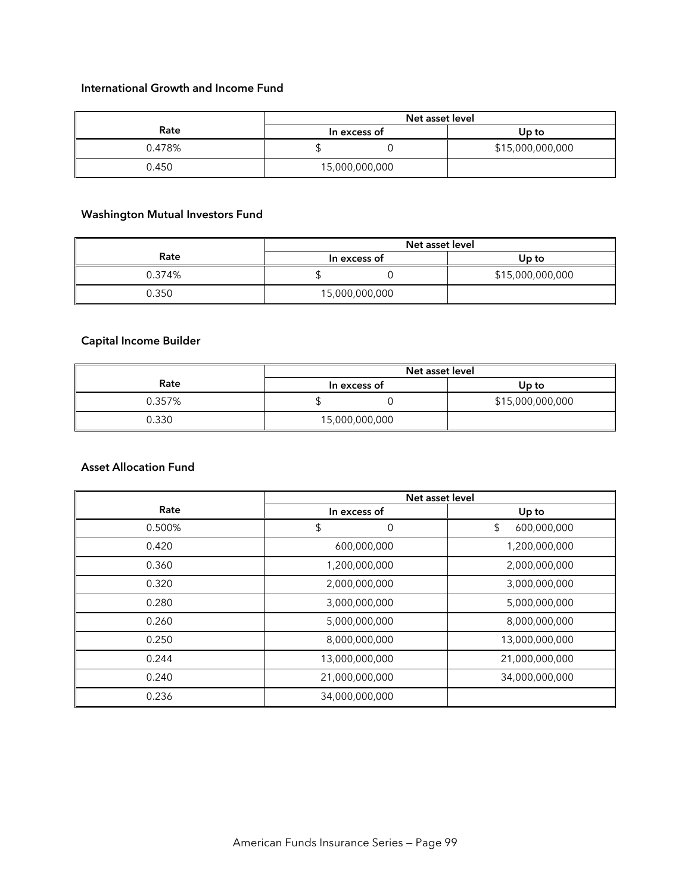**International Growth and Income Fund**

| Rate | Net asset level | |
|---|---|---|
| | In excess of | Up to |
| 0.478% | $ 0 | $15,000,000,000 |
| 0.450 | 15,000,000,000 | |

**Washington Mutual Investors Fund**

| Rate | Net asset level | |
|---|---|---|
| | In excess of | Up to |
| 0.374% | $ 0 | $15,000,000,000 |
| 0.350 | 15,000,000,000 | |

**Capital Income Builder**

| Rate | Net asset level | |
|---|---|---|
| | In excess of | Up to |
| 0.357% | $ 0 | $15,000,000,000 |
| 0.330 | 15,000,000,000 | |

**Asset Allocation Fund**

| Rate | Net asset level | |
|---|---|---|
| | In excess of | Up to |
| 0.500% | $ 0 | $ 600,000,000 |
| 0.420 | 600,000,000 | 1,200,000,000 |
| 0.360 | 1,200,000,000 | 2,000,000,000 |
| 0.320 | 2,000,000,000 | 3,000,000,000 |
| 0.280 | 3,000,000,000 | 5,000,000,000 |
| 0.260 | 5,000,000,000 | 8,000,000,000 |
| 0.250 | 8,000,000,000 | 13,000,000,000 |
| 0.244 | 13,000,000,000 | 21,000,000,000 |
| 0.240 | 21,000,000,000 | 34,000,000,000 |
| 0.236 | 34,000,000,000 | |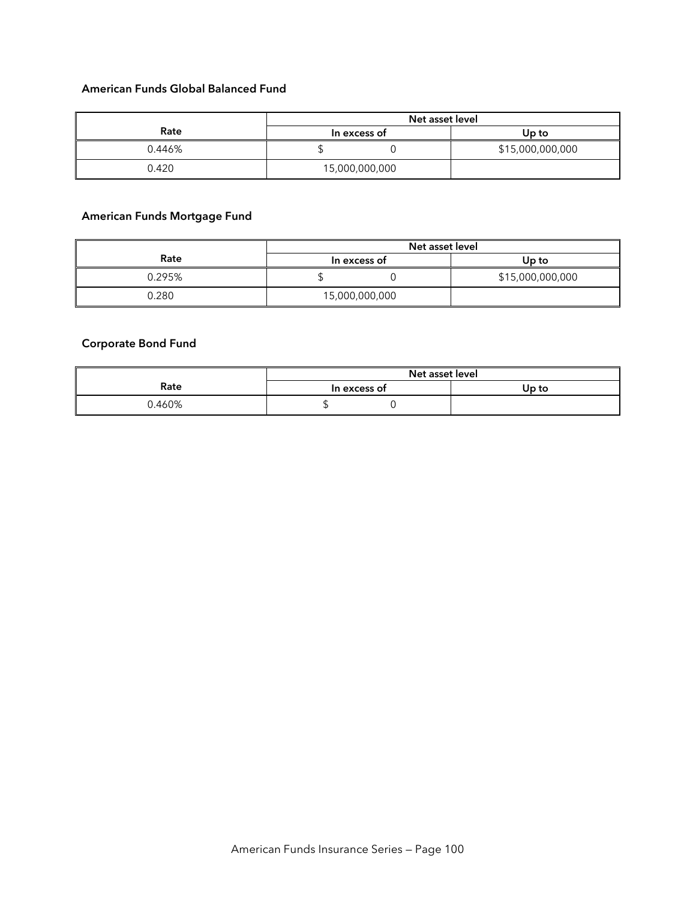### American Funds Global Balanced Fund

| Rate | Net asset level | |
|---|---|---|
| | In excess of | Up to |
| 0.446% | $ 0 | $15,000,000,000 |
| 0.420 | 15,000,000,000 | |

### American Funds Mortgage Fund

| Rate | Net asset level | |
|---|---|---|
| | In excess of | Up to |
| 0.295% | $ 0 | $15,000,000,000 |
| 0.280 | 15,000,000,000 | |

### Corporate Bond Fund

| Rate | Net asset level | |
|---|---|---|
| | In excess of | Up to |
| 0.460% | $ 0 | |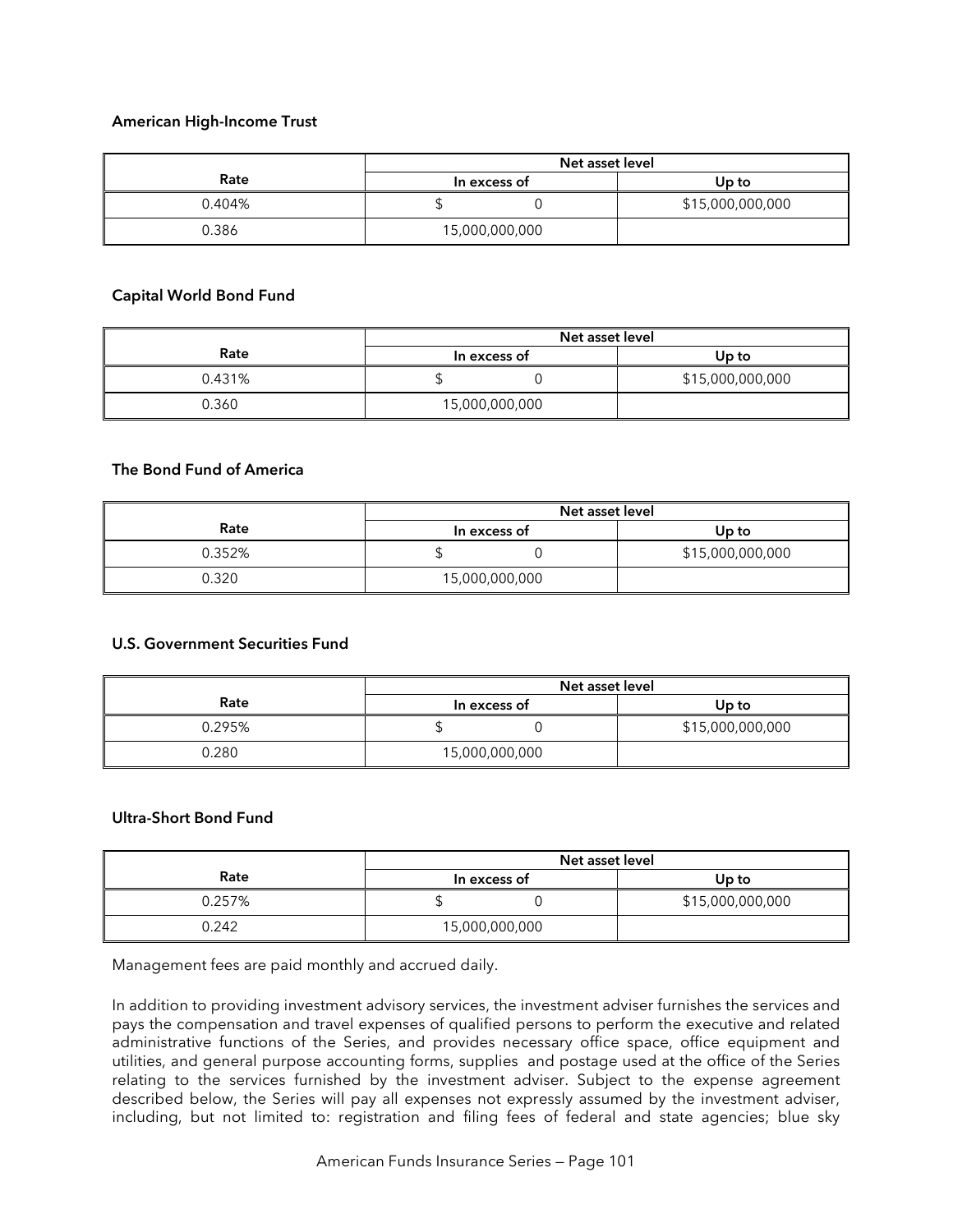**American High-Income Trust**

| Rate | Net asset level | |
|---|---|---|
| | In excess of | Up to |
| 0.404% | $ 0 | $15,000,000,000 |
| 0.386 | 15,000,000,000 | |

**Capital World Bond Fund**

| Rate | Net asset level | |
|---|---|---|
| | In excess of | Up to |
| 0.431% | $ 0 | $15,000,000,000 |
| 0.360 | 15,000,000,000 | |

**The Bond Fund of America**

| Rate | Net asset level | |
|---|---|---|
| | In excess of | Up to |
| 0.352% | $ 0 | $15,000,000,000 |
| 0.320 | 15,000,000,000 | |

**U.S. Government Securities Fund**

| Rate | Net asset level | |
|---|---|---|
| | In excess of | Up to |
| 0.295% | $ 0 | $15,000,000,000 |
| 0.280 | 15,000,000,000 | |

**Ultra-Short Bond Fund**

| Rate | Net asset level | |
|---|---|---|
| | In excess of | Up to |
| 0.257% | $ 0 | $15,000,000,000 |
| 0.242 | 15,000,000,000 | |

Management fees are paid monthly and accrued daily.

In addition to providing investment advisory services, the investment adviser furnishes the services and pays the compensation and travel expenses of qualified persons to perform the executive and related administrative functions of the Series, and provides necessary office space, office equipment and utilities, and general purpose accounting forms, supplies and postage used at the office of the Series relating to the services furnished by the investment adviser. Subject to the expense agreement described below, the Series will pay all expenses not expressly assumed by the investment adviser, including, but not limited to: registration and filing fees of federal and state agencies; blue sky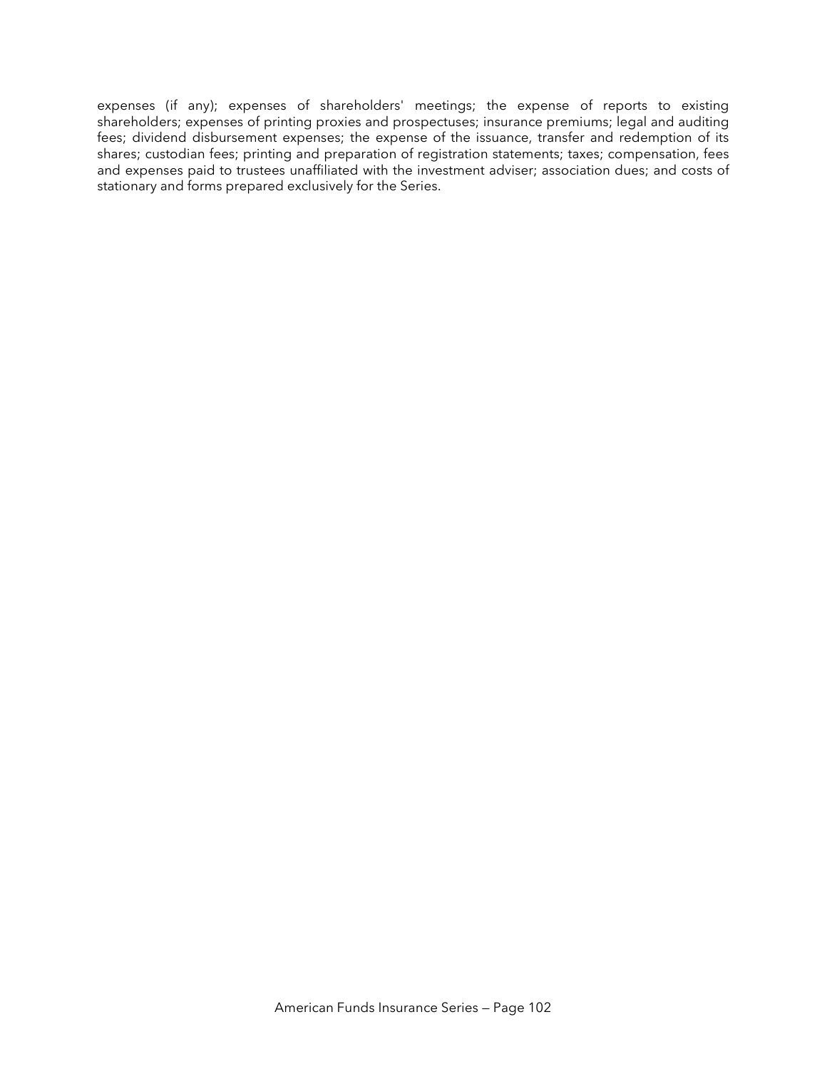expenses (if any); expenses of shareholders' meetings; the expense of reports to existing shareholders; expenses of printing proxies and prospectuses; insurance premiums; legal and auditing fees; dividend disbursement expenses; the expense of the issuance, transfer and redemption of its shares; custodian fees; printing and preparation of registration statements; taxes; compensation, fees and expenses paid to trustees unaffiliated with the investment adviser; association dues; and costs of stationary and forms prepared exclusively for the Series.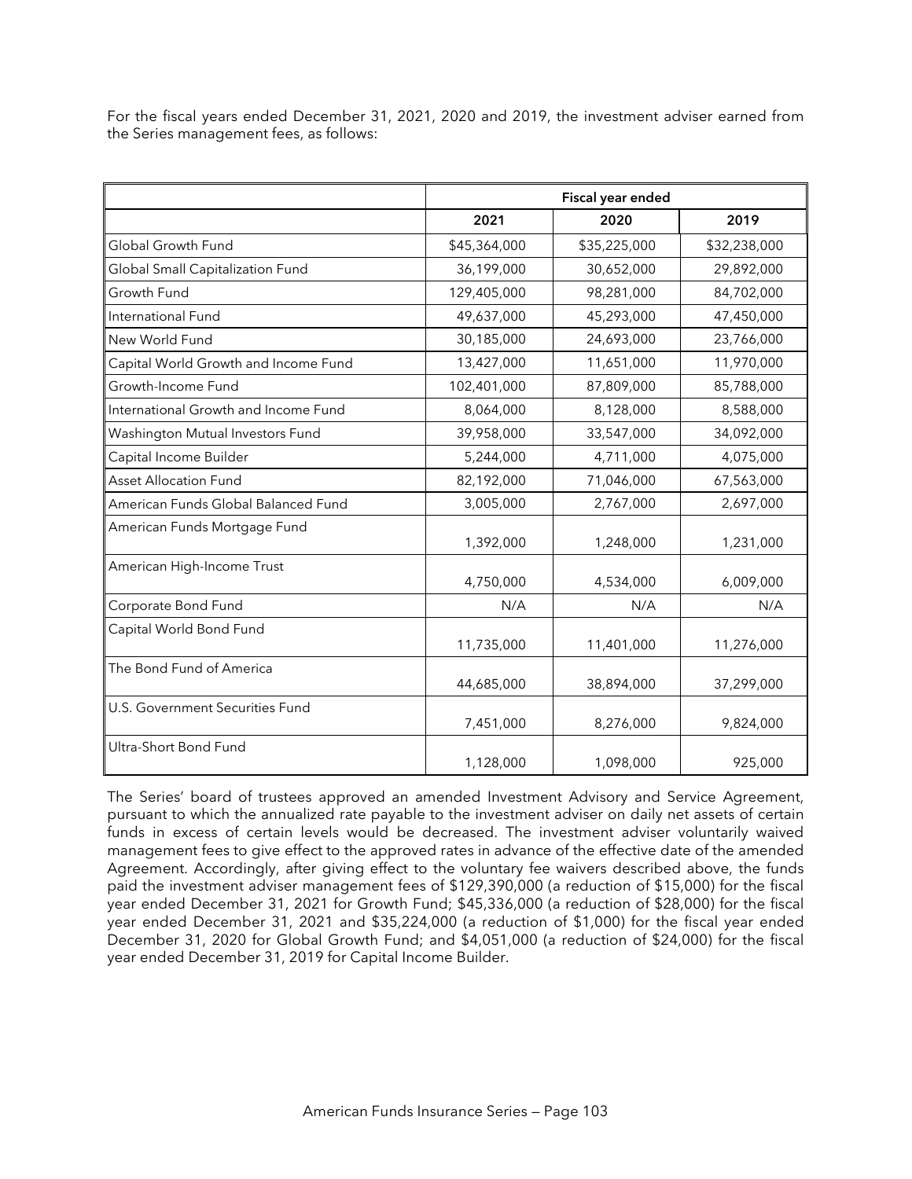For the fiscal years ended December 31, 2021, 2020 and 2019, the investment adviser earned from the Series management fees, as follows:

| | Fiscal year ended | | |
|---|---|---|---|
| | 2021 | 2020 | 2019 |
| Global Growth Fund | $45,364,000 | $35,225,000 | $32,238,000 |
| Global Small Capitalization Fund | 36,199,000 | 30,652,000 | 29,892,000 |
| Growth Fund | 129,405,000 | 98,281,000 | 84,702,000 |
| International Fund | 49,637,000 | 45,293,000 | 47,450,000 |
| New World Fund | 30,185,000 | 24,693,000 | 23,766,000 |
| Capital World Growth and Income Fund | 13,427,000 | 11,651,000 | 11,970,000 |
| Growth-Income Fund | 102,401,000 | 87,809,000 | 85,788,000 |
| International Growth and Income Fund | 8,064,000 | 8,128,000 | 8,588,000 |
| Washington Mutual Investors Fund | 39,958,000 | 33,547,000 | 34,092,000 |
| Capital Income Builder | 5,244,000 | 4,711,000 | 4,075,000 |
| Asset Allocation Fund | 82,192,000 | 71,046,000 | 67,563,000 |
| American Funds Global Balanced Fund | 3,005,000 | 2,767,000 | 2,697,000 |
| American Funds Mortgage Fund | 1,392,000 | 1,248,000 | 1,231,000 |
| American High-Income Trust | 4,750,000 | 4,534,000 | 6,009,000 |
| Corporate Bond Fund | N/A | N/A | N/A |
| Capital World Bond Fund | 11,735,000 | 11,401,000 | 11,276,000 |
| The Bond Fund of America | 44,685,000 | 38,894,000 | 37,299,000 |
| U.S. Government Securities Fund | 7,451,000 | 8,276,000 | 9,824,000 |
| Ultra-Short Bond Fund | 1,128,000 | 1,098,000 | 925,000 |

The Series' board of trustees approved an amended Investment Advisory and Service Agreement, pursuant to which the annualized rate payable to the investment adviser on daily net assets of certain funds in excess of certain levels would be decreased. The investment adviser voluntarily waived management fees to give effect to the approved rates in advance of the effective date of the amended Agreement. Accordingly, after giving effect to the voluntary fee waivers described above, the funds paid the investment adviser management fees of $129,390,000 (a reduction of $15,000) for the fiscal year ended December 31, 2021 for Growth Fund; $45,336,000 (a reduction of $28,000) for the fiscal year ended December 31, 2021 and $35,224,000 (a reduction of $1,000) for the fiscal year ended December 31, 2020 for Global Growth Fund; and $4,051,000 (a reduction of $24,000) for the fiscal year ended December 31, 2019 for Capital Income Builder.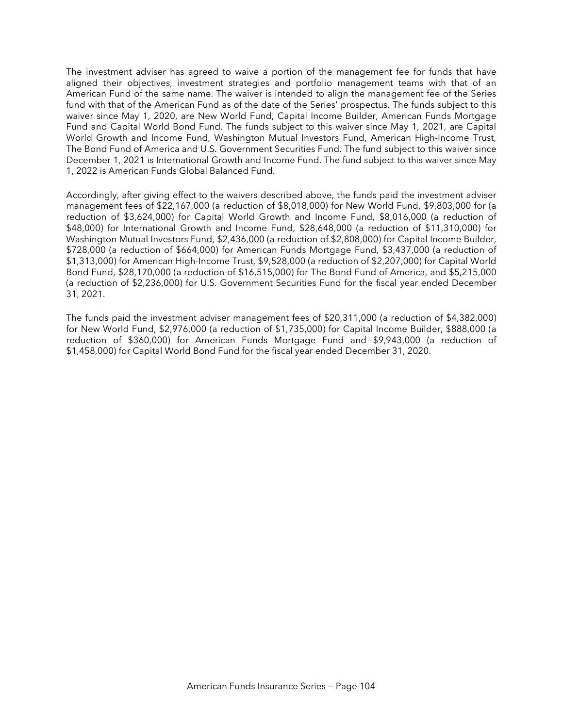The investment adviser has agreed to waive a portion of the management fee for funds that have aligned their objectives, investment strategies and portfolio management teams with that of an American Fund of the same name. The waiver is intended to align the management fee of the Series fund with that of the American Fund as of the date of the Series' prospectus. The funds subject to this waiver since May 1, 2020, are New World Fund, Capital Income Builder, American Funds Mortgage Fund and Capital World Bond Fund. The funds subject to this waiver since May 1, 2021, are Capital World Growth and Income Fund, Washington Mutual Investors Fund, American High-Income Trust, The Bond Fund of America and U.S. Government Securities Fund. The fund subject to this waiver since December 1, 2021 is International Growth and Income Fund. The fund subject to this waiver since May 1, 2022 is American Funds Global Balanced Fund.

Accordingly, after giving effect to the waivers described above, the funds paid the investment adviser management fees of $22,167,000 (a reduction of $8,018,000) for New World Fund, $9,803,000 for (a reduction of $3,624,000) for Capital World Growth and Income Fund, $8,016,000 (a reduction of $48,000) for International Growth and Income Fund, $28,648,000 (a reduction of $11,310,000) for Washington Mutual Investors Fund, $2,436,000 (a reduction of $2,808,000) for Capital Income Builder, $728,000 (a reduction of $664,000) for American Funds Mortgage Fund, $3,437,000 (a reduction of $1,313,000) for American High-Income Trust, $9,528,000 (a reduction of $2,207,000) for Capital World Bond Fund, $28,170,000 (a reduction of $16,515,000) for The Bond Fund of America, and $5,215,000 (a reduction of $2,236,000) for U.S. Government Securities Fund for the fiscal year ended December 31, 2021.

The funds paid the investment adviser management fees of $20,311,000 (a reduction of $4,382,000) for New World Fund, $2,976,000 (a reduction of $1,735,000) for Capital Income Builder, $888,000 (a reduction of $360,000) for American Funds Mortgage Fund and $9,943,000 (a reduction of $1,458,000) for Capital World Bond Fund for the fiscal year ended December 31, 2020.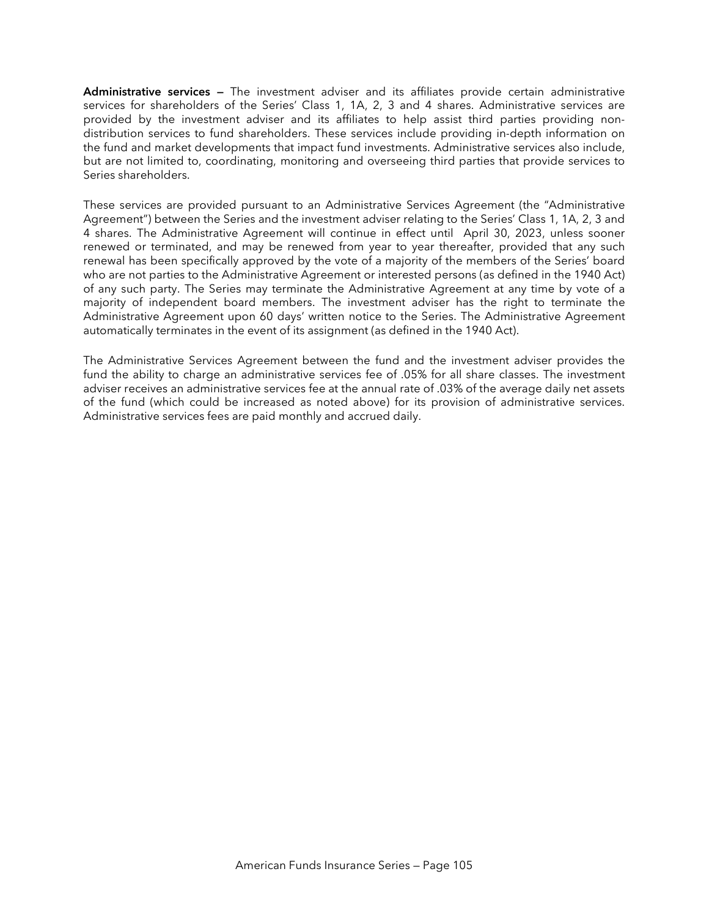**Administrative services —** The investment adviser and its affiliates provide certain administrative services for shareholders of the Series' Class 1, 1A, 2, 3 and 4 shares. Administrative services are provided by the investment adviser and its affiliates to help assist third parties providing non-distribution services to fund shareholders. These services include providing in-depth information on the fund and market developments that impact fund investments. Administrative services also include, but are not limited to, coordinating, monitoring and overseeing third parties that provide services to Series shareholders.

These services are provided pursuant to an Administrative Services Agreement (the "Administrative Agreement") between the Series and the investment adviser relating to the Series' Class 1, 1A, 2, 3 and 4 shares. The Administrative Agreement will continue in effect until April 30, 2023, unless sooner renewed or terminated, and may be renewed from year to year thereafter, provided that any such renewal has been specifically approved by the vote of a majority of the members of the Series' board who are not parties to the Administrative Agreement or interested persons (as defined in the 1940 Act) of any such party. The Series may terminate the Administrative Agreement at any time by vote of a majority of independent board members. The investment adviser has the right to terminate the Administrative Agreement upon 60 days' written notice to the Series. The Administrative Agreement automatically terminates in the event of its assignment (as defined in the 1940 Act).

The Administrative Services Agreement between the fund and the investment adviser provides the fund the ability to charge an administrative services fee of .05% for all share classes. The investment adviser receives an administrative services fee at the annual rate of .03% of the average daily net assets of the fund (which could be increased as noted above) for its provision of administrative services. Administrative services fees are paid monthly and accrued daily.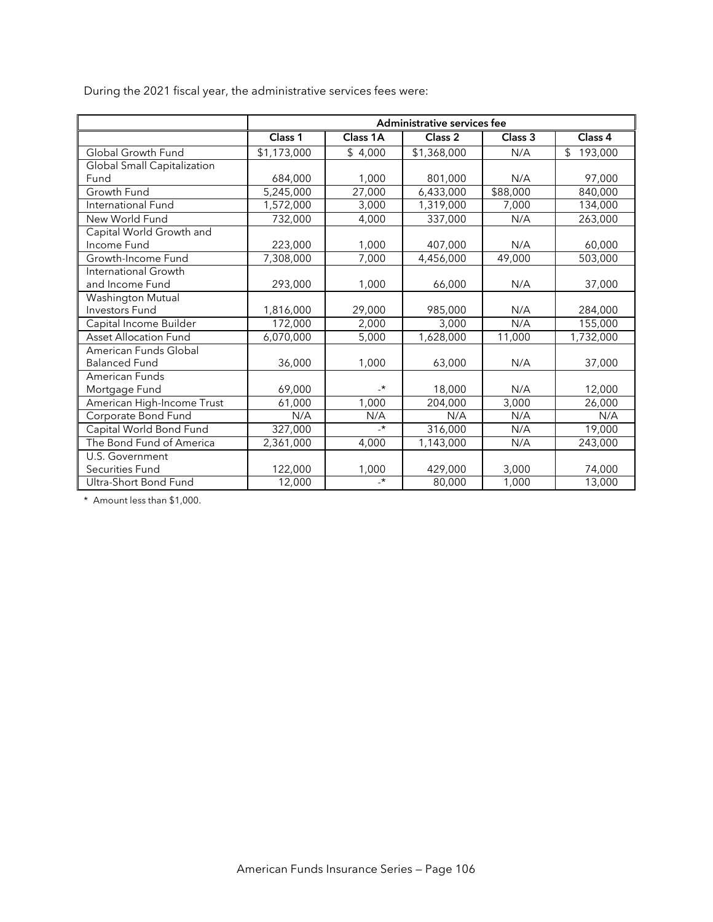During the 2021 fiscal year, the administrative services fees were:

| | Administrative services fee | | | | |
|---|---|---|---|---|---|
| | Class 1 | Class 1A | Class 2 | Class 3 | Class 4 |
| Global Growth Fund | $1,173,000 | $ 4,000 | $1,368,000 | N/A | $ 193,000 |
| Global Small Capitalization Fund | 684,000 | 1,000 | 801,000 | N/A | 97,000 |
| Growth Fund | 5,245,000 | 27,000 | 6,433,000 | $88,000 | 840,000 |
| International Fund | 1,572,000 | 3,000 | 1,319,000 | 7,000 | 134,000 |
| New World Fund | 732,000 | 4,000 | 337,000 | N/A | 263,000 |
| Capital World Growth and Income Fund | 223,000 | 1,000 | 407,000 | N/A | 60,000 |
| Growth-Income Fund | 7,308,000 | 7,000 | 4,456,000 | 49,000 | 503,000 |
| International Growth and Income Fund | 293,000 | 1,000 | 66,000 | N/A | 37,000 |
| Washington Mutual Investors Fund | 1,816,000 | 29,000 | 985,000 | N/A | 284,000 |
| Capital Income Builder | 172,000 | 2,000 | 3,000 | N/A | 155,000 |
| Asset Allocation Fund | 6,070,000 | 5,000 | 1,628,000 | 11,000 | 1,732,000 |
| American Funds Global Balanced Fund | 36,000 | 1,000 | 63,000 | N/A | 37,000 |
| American Funds Mortgage Fund | 69,000 | -* | 18,000 | N/A | 12,000 |
| American High-Income Trust | 61,000 | 1,000 | 204,000 | 3,000 | 26,000 |
| Corporate Bond Fund | N/A | N/A | N/A | N/A | N/A |
| Capital World Bond Fund | 327,000 | -* | 316,000 | N/A | 19,000 |
| The Bond Fund of America | 2,361,000 | 4,000 | 1,143,000 | N/A | 243,000 |
| U.S. Government Securities Fund | 122,000 | 1,000 | 429,000 | 3,000 | 74,000 |
| Ultra-Short Bond Fund | 12,000 | -* | 80,000 | 1,000 | 13,000 |

\* Amount less than $1,000.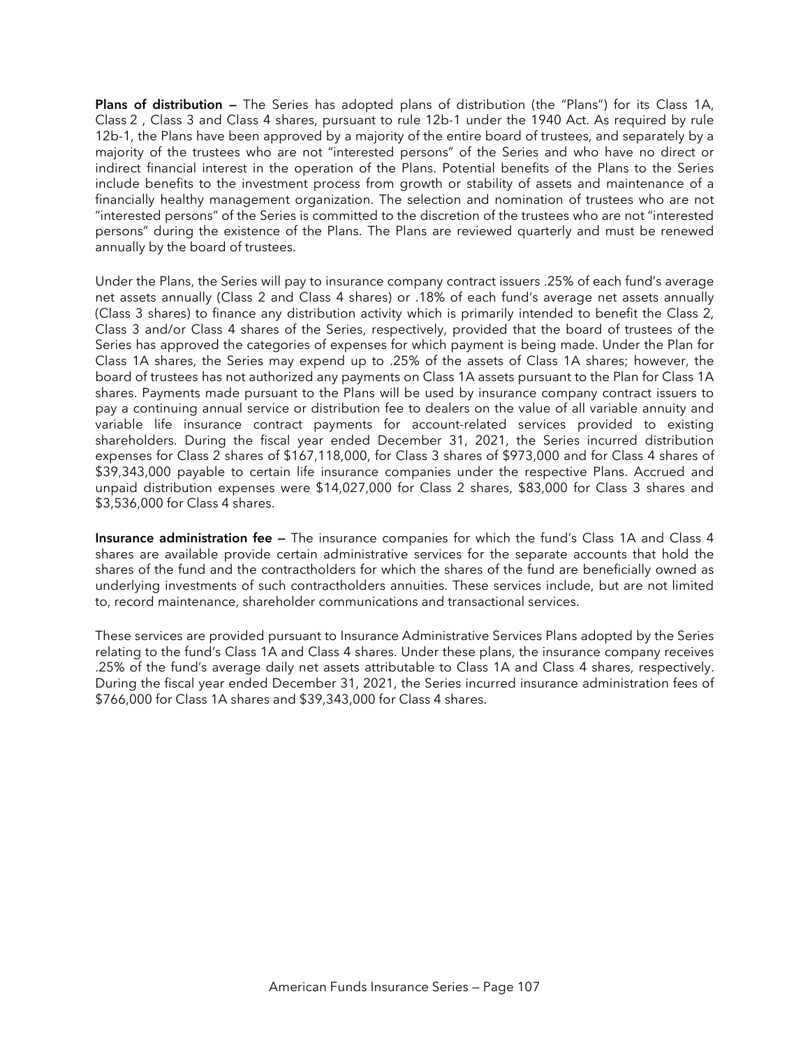**Plans of distribution —** The Series has adopted plans of distribution (the "Plans") for its Class 1A, Class 2 , Class 3 and Class 4 shares, pursuant to rule 12b-1 under the 1940 Act. As required by rule 12b-1, the Plans have been approved by a majority of the entire board of trustees, and separately by a majority of the trustees who are not "interested persons" of the Series and who have no direct or indirect financial interest in the operation of the Plans. Potential benefits of the Plans to the Series include benefits to the investment process from growth or stability of assets and maintenance of a financially healthy management organization. The selection and nomination of trustees who are not "interested persons" of the Series is committed to the discretion of the trustees who are not "interested persons" during the existence of the Plans. The Plans are reviewed quarterly and must be renewed annually by the board of trustees.

Under the Plans, the Series will pay to insurance company contract issuers .25% of each fund's average net assets annually (Class 2 and Class 4 shares) or .18% of each fund's average net assets annually (Class 3 shares) to finance any distribution activity which is primarily intended to benefit the Class 2, Class 3 and/or Class 4 shares of the Series, respectively, provided that the board of trustees of the Series has approved the categories of expenses for which payment is being made. Under the Plan for Class 1A shares, the Series may expend up to .25% of the assets of Class 1A shares; however, the board of trustees has not authorized any payments on Class 1A assets pursuant to the Plan for Class 1A shares. Payments made pursuant to the Plans will be used by insurance company contract issuers to pay a continuing annual service or distribution fee to dealers on the value of all variable annuity and variable life insurance contract payments for account-related services provided to existing shareholders. During the fiscal year ended December 31, 2021, the Series incurred distribution expenses for Class 2 shares of $167,118,000, for Class 3 shares of $973,000 and for Class 4 shares of $39,343,000 payable to certain life insurance companies under the respective Plans. Accrued and unpaid distribution expenses were $14,027,000 for Class 2 shares, $83,000 for Class 3 shares and $3,536,000 for Class 4 shares.

**Insurance administration fee —** The insurance companies for which the fund's Class 1A and Class 4 shares are available provide certain administrative services for the separate accounts that hold the shares of the fund and the contractholders for which the shares of the fund are beneficially owned as underlying investments of such contractholders annuities. These services include, but are not limited to, record maintenance, shareholder communications and transactional services.

These services are provided pursuant to Insurance Administrative Services Plans adopted by the Series relating to the fund's Class 1A and Class 4 shares. Under these plans, the insurance company receives .25% of the fund's average daily net assets attributable to Class 1A and Class 4 shares, respectively. During the fiscal year ended December 31, 2021, the Series incurred insurance administration fees of $766,000 for Class 1A shares and $39,343,000 for Class 4 shares.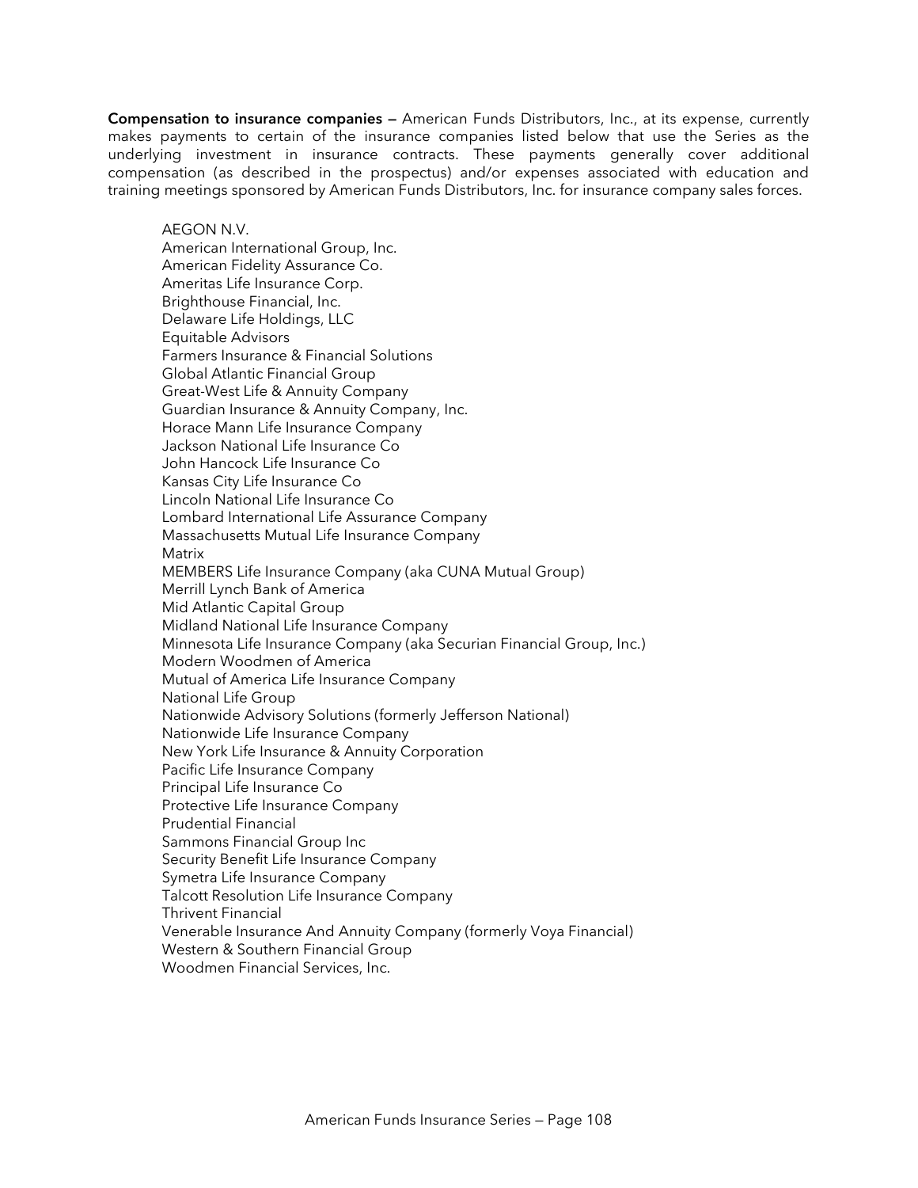**Compensation to insurance companies —** American Funds Distributors, Inc., at its expense, currently makes payments to certain of the insurance companies listed below that use the Series as the underlying investment in insurance contracts. These payments generally cover additional compensation (as described in the prospectus) and/or expenses associated with education and training meetings sponsored by American Funds Distributors, Inc. for insurance company sales forces.

AEGON N.V.
American International Group, Inc.
American Fidelity Assurance Co.
Ameritas Life Insurance Corp.
Brighthouse Financial, Inc.
Delaware Life Holdings, LLC
Equitable Advisors
Farmers Insurance & Financial Solutions
Global Atlantic Financial Group
Great-West Life & Annuity Company
Guardian Insurance & Annuity Company, Inc.
Horace Mann Life Insurance Company
Jackson National Life Insurance Co
John Hancock Life Insurance Co
Kansas City Life Insurance Co
Lincoln National Life Insurance Co
Lombard International Life Assurance Company
Massachusetts Mutual Life Insurance Company
Matrix
MEMBERS Life Insurance Company (aka CUNA Mutual Group)
Merrill Lynch Bank of America
Mid Atlantic Capital Group
Midland National Life Insurance Company
Minnesota Life Insurance Company (aka Securian Financial Group, Inc.)
Modern Woodmen of America
Mutual of America Life Insurance Company
National Life Group
Nationwide Advisory Solutions (formerly Jefferson National)
Nationwide Life Insurance Company
New York Life Insurance & Annuity Corporation
Pacific Life Insurance Company
Principal Life Insurance Co
Protective Life Insurance Company
Prudential Financial
Sammons Financial Group Inc
Security Benefit Life Insurance Company
Symetra Life Insurance Company
Talcott Resolution Life Insurance Company
Thrivent Financial
Venerable Insurance And Annuity Company (formerly Voya Financial)
Western & Southern Financial Group
Woodmen Financial Services, Inc.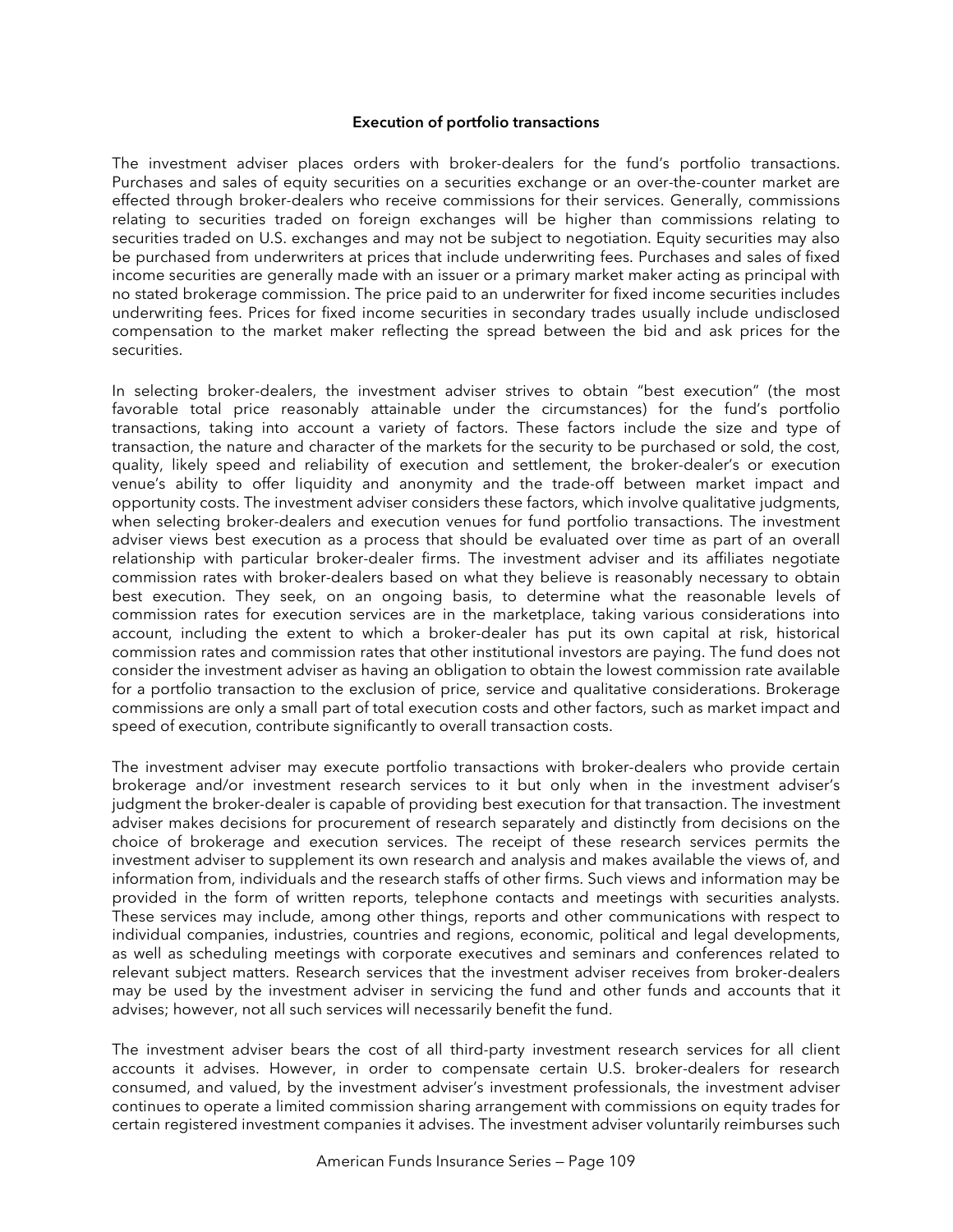**Execution of portfolio transactions**

The investment adviser places orders with broker-dealers for the fund's portfolio transactions. Purchases and sales of equity securities on a securities exchange or an over-the-counter market are effected through broker-dealers who receive commissions for their services. Generally, commissions relating to securities traded on foreign exchanges will be higher than commissions relating to securities traded on U.S. exchanges and may not be subject to negotiation. Equity securities may also be purchased from underwriters at prices that include underwriting fees. Purchases and sales of fixed income securities are generally made with an issuer or a primary market maker acting as principal with no stated brokerage commission. The price paid to an underwriter for fixed income securities includes underwriting fees. Prices for fixed income securities in secondary trades usually include undisclosed compensation to the market maker reflecting the spread between the bid and ask prices for the securities.

In selecting broker-dealers, the investment adviser strives to obtain "best execution" (the most favorable total price reasonably attainable under the circumstances) for the fund's portfolio transactions, taking into account a variety of factors. These factors include the size and type of transaction, the nature and character of the markets for the security to be purchased or sold, the cost, quality, likely speed and reliability of execution and settlement, the broker-dealer's or execution venue's ability to offer liquidity and anonymity and the trade-off between market impact and opportunity costs. The investment adviser considers these factors, which involve qualitative judgments, when selecting broker-dealers and execution venues for fund portfolio transactions. The investment adviser views best execution as a process that should be evaluated over time as part of an overall relationship with particular broker-dealer firms. The investment adviser and its affiliates negotiate commission rates with broker-dealers based on what they believe is reasonably necessary to obtain best execution. They seek, on an ongoing basis, to determine what the reasonable levels of commission rates for execution services are in the marketplace, taking various considerations into account, including the extent to which a broker-dealer has put its own capital at risk, historical commission rates and commission rates that other institutional investors are paying. The fund does not consider the investment adviser as having an obligation to obtain the lowest commission rate available for a portfolio transaction to the exclusion of price, service and qualitative considerations. Brokerage commissions are only a small part of total execution costs and other factors, such as market impact and speed of execution, contribute significantly to overall transaction costs.

The investment adviser may execute portfolio transactions with broker-dealers who provide certain brokerage and/or investment research services to it but only when in the investment adviser's judgment the broker-dealer is capable of providing best execution for that transaction. The investment adviser makes decisions for procurement of research separately and distinctly from decisions on the choice of brokerage and execution services. The receipt of these research services permits the investment adviser to supplement its own research and analysis and makes available the views of, and information from, individuals and the research staffs of other firms. Such views and information may be provided in the form of written reports, telephone contacts and meetings with securities analysts. These services may include, among other things, reports and other communications with respect to individual companies, industries, countries and regions, economic, political and legal developments, as well as scheduling meetings with corporate executives and seminars and conferences related to relevant subject matters. Research services that the investment adviser receives from broker-dealers may be used by the investment adviser in servicing the fund and other funds and accounts that it advises; however, not all such services will necessarily benefit the fund.

The investment adviser bears the cost of all third-party investment research services for all client accounts it advises. However, in order to compensate certain U.S. broker-dealers for research consumed, and valued, by the investment adviser's investment professionals, the investment adviser continues to operate a limited commission sharing arrangement with commissions on equity trades for certain registered investment companies it advises. The investment adviser voluntarily reimburses such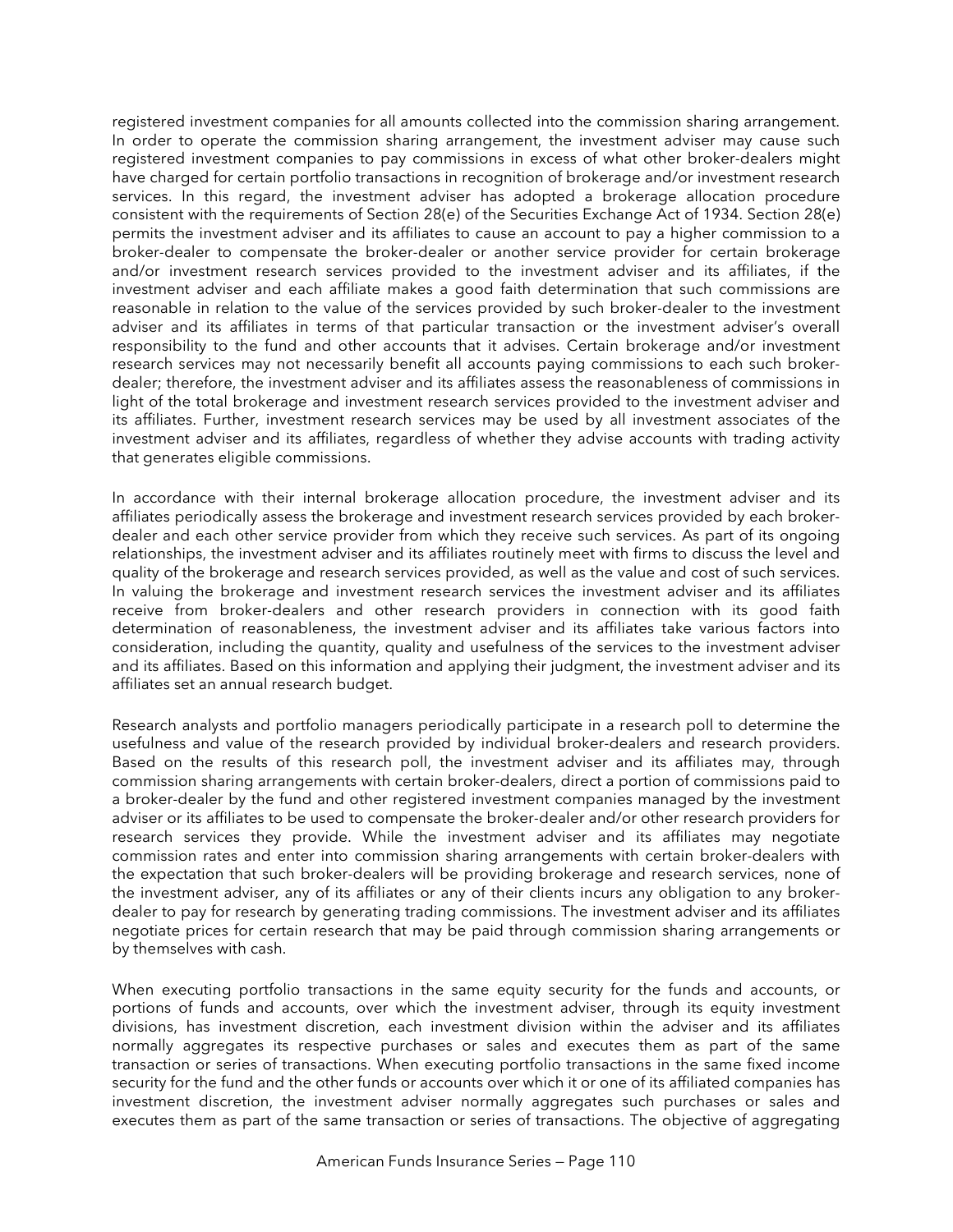registered investment companies for all amounts collected into the commission sharing arrangement. In order to operate the commission sharing arrangement, the investment adviser may cause such registered investment companies to pay commissions in excess of what other broker-dealers might have charged for certain portfolio transactions in recognition of brokerage and/or investment research services. In this regard, the investment adviser has adopted a brokerage allocation procedure consistent with the requirements of Section 28(e) of the Securities Exchange Act of 1934. Section 28(e) permits the investment adviser and its affiliates to cause an account to pay a higher commission to a broker-dealer to compensate the broker-dealer or another service provider for certain brokerage and/or investment research services provided to the investment adviser and its affiliates, if the investment adviser and each affiliate makes a good faith determination that such commissions are reasonable in relation to the value of the services provided by such broker-dealer to the investment adviser and its affiliates in terms of that particular transaction or the investment adviser's overall responsibility to the fund and other accounts that it advises. Certain brokerage and/or investment research services may not necessarily benefit all accounts paying commissions to each such broker-dealer; therefore, the investment adviser and its affiliates assess the reasonableness of commissions in light of the total brokerage and investment research services provided to the investment adviser and its affiliates. Further, investment research services may be used by all investment associates of the investment adviser and its affiliates, regardless of whether they advise accounts with trading activity that generates eligible commissions.

In accordance with their internal brokerage allocation procedure, the investment adviser and its affiliates periodically assess the brokerage and investment research services provided by each broker-dealer and each other service provider from which they receive such services. As part of its ongoing relationships, the investment adviser and its affiliates routinely meet with firms to discuss the level and quality of the brokerage and research services provided, as well as the value and cost of such services. In valuing the brokerage and investment research services the investment adviser and its affiliates receive from broker-dealers and other research providers in connection with its good faith determination of reasonableness, the investment adviser and its affiliates take various factors into consideration, including the quantity, quality and usefulness of the services to the investment adviser and its affiliates. Based on this information and applying their judgment, the investment adviser and its affiliates set an annual research budget.

Research analysts and portfolio managers periodically participate in a research poll to determine the usefulness and value of the research provided by individual broker-dealers and research providers. Based on the results of this research poll, the investment adviser and its affiliates may, through commission sharing arrangements with certain broker-dealers, direct a portion of commissions paid to a broker-dealer by the fund and other registered investment companies managed by the investment adviser or its affiliates to be used to compensate the broker-dealer and/or other research providers for research services they provide. While the investment adviser and its affiliates may negotiate commission rates and enter into commission sharing arrangements with certain broker-dealers with the expectation that such broker-dealers will be providing brokerage and research services, none of the investment adviser, any of its affiliates or any of their clients incurs any obligation to any broker-dealer to pay for research by generating trading commissions. The investment adviser and its affiliates negotiate prices for certain research that may be paid through commission sharing arrangements or by themselves with cash.

When executing portfolio transactions in the same equity security for the funds and accounts, or portions of funds and accounts, over which the investment adviser, through its equity investment divisions, has investment discretion, each investment division within the adviser and its affiliates normally aggregates its respective purchases or sales and executes them as part of the same transaction or series of transactions. When executing portfolio transactions in the same fixed income security for the fund and the other funds or accounts over which it or one of its affiliated companies has investment discretion, the investment adviser normally aggregates such purchases or sales and executes them as part of the same transaction or series of transactions. The objective of aggregating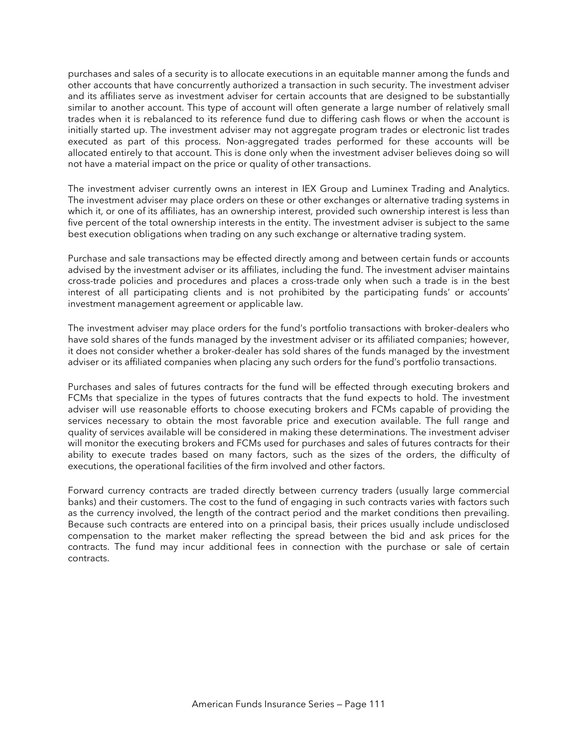purchases and sales of a security is to allocate executions in an equitable manner among the funds and other accounts that have concurrently authorized a transaction in such security. The investment adviser and its affiliates serve as investment adviser for certain accounts that are designed to be substantially similar to another account. This type of account will often generate a large number of relatively small trades when it is rebalanced to its reference fund due to differing cash flows or when the account is initially started up. The investment adviser may not aggregate program trades or electronic list trades executed as part of this process. Non-aggregated trades performed for these accounts will be allocated entirely to that account. This is done only when the investment adviser believes doing so will not have a material impact on the price or quality of other transactions.

The investment adviser currently owns an interest in IEX Group and Luminex Trading and Analytics. The investment adviser may place orders on these or other exchanges or alternative trading systems in which it, or one of its affiliates, has an ownership interest, provided such ownership interest is less than five percent of the total ownership interests in the entity. The investment adviser is subject to the same best execution obligations when trading on any such exchange or alternative trading system.

Purchase and sale transactions may be effected directly among and between certain funds or accounts advised by the investment adviser or its affiliates, including the fund. The investment adviser maintains cross-trade policies and procedures and places a cross-trade only when such a trade is in the best interest of all participating clients and is not prohibited by the participating funds' or accounts' investment management agreement or applicable law.

The investment adviser may place orders for the fund's portfolio transactions with broker-dealers who have sold shares of the funds managed by the investment adviser or its affiliated companies; however, it does not consider whether a broker-dealer has sold shares of the funds managed by the investment adviser or its affiliated companies when placing any such orders for the fund's portfolio transactions.

Purchases and sales of futures contracts for the fund will be effected through executing brokers and FCMs that specialize in the types of futures contracts that the fund expects to hold. The investment adviser will use reasonable efforts to choose executing brokers and FCMs capable of providing the services necessary to obtain the most favorable price and execution available. The full range and quality of services available will be considered in making these determinations. The investment adviser will monitor the executing brokers and FCMs used for purchases and sales of futures contracts for their ability to execute trades based on many factors, such as the sizes of the orders, the difficulty of executions, the operational facilities of the firm involved and other factors.

Forward currency contracts are traded directly between currency traders (usually large commercial banks) and their customers. The cost to the fund of engaging in such contracts varies with factors such as the currency involved, the length of the contract period and the market conditions then prevailing. Because such contracts are entered into on a principal basis, their prices usually include undisclosed compensation to the market maker reflecting the spread between the bid and ask prices for the contracts. The fund may incur additional fees in connection with the purchase or sale of certain contracts.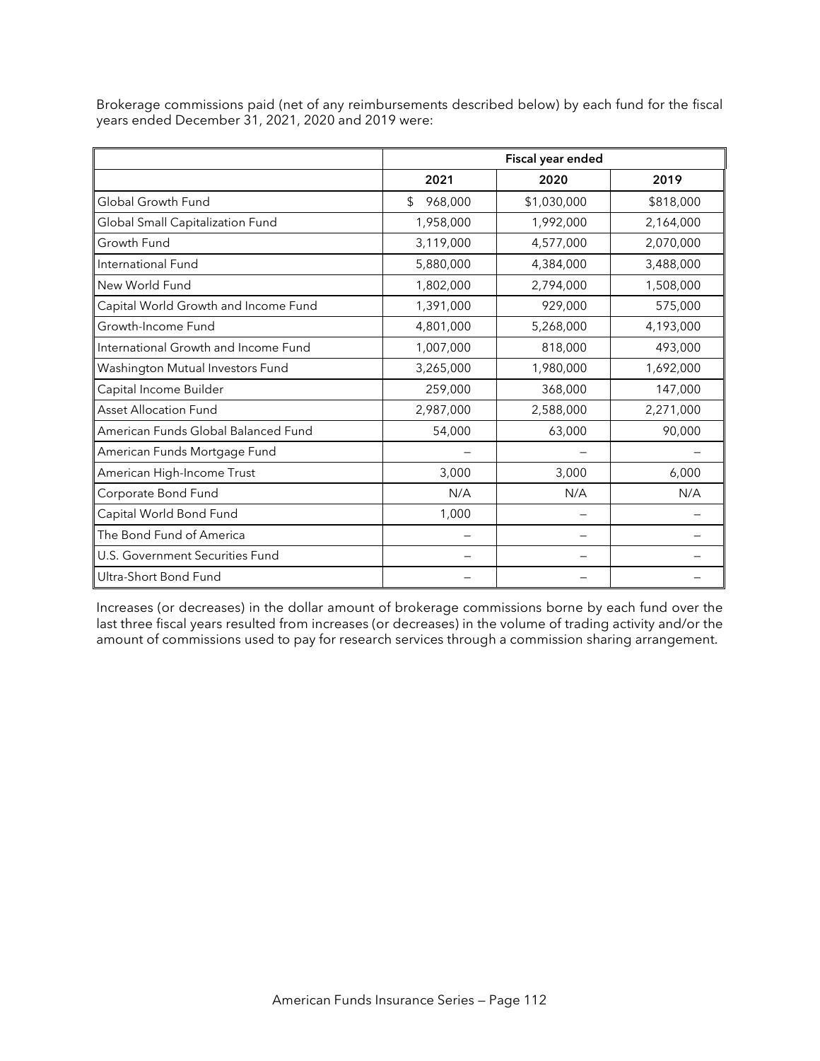Brokerage commissions paid (net of any reimbursements described below) by each fund for the fiscal years ended December 31, 2021, 2020 and 2019 were:

| | Fiscal year ended | | |
|---|---|---|---|
| | 2021 | 2020 | 2019 |
| Global Growth Fund | $ 968,000 | $1,030,000 | $818,000 |
| Global Small Capitalization Fund | 1,958,000 | 1,992,000 | 2,164,000 |
| Growth Fund | 3,119,000 | 4,577,000 | 2,070,000 |
| International Fund | 5,880,000 | 4,384,000 | 3,488,000 |
| New World Fund | 1,802,000 | 2,794,000 | 1,508,000 |
| Capital World Growth and Income Fund | 1,391,000 | 929,000 | 575,000 |
| Growth-Income Fund | 4,801,000 | 5,268,000 | 4,193,000 |
| International Growth and Income Fund | 1,007,000 | 818,000 | 493,000 |
| Washington Mutual Investors Fund | 3,265,000 | 1,980,000 | 1,692,000 |
| Capital Income Builder | 259,000 | 368,000 | 147,000 |
| Asset Allocation Fund | 2,987,000 | 2,588,000 | 2,271,000 |
| American Funds Global Balanced Fund | 54,000 | 63,000 | 90,000 |
| American Funds Mortgage Fund | – | – | – |
| American High-Income Trust | 3,000 | 3,000 | 6,000 |
| Corporate Bond Fund | N/A | N/A | N/A |
| Capital World Bond Fund | 1,000 | – | – |
| The Bond Fund of America | – | – | – |
| U.S. Government Securities Fund | – | – | – |
| Ultra-Short Bond Fund | – | – | – |

Increases (or decreases) in the dollar amount of brokerage commissions borne by each fund over the last three fiscal years resulted from increases (or decreases) in the volume of trading activity and/or the amount of commissions used to pay for research services through a commission sharing arrangement.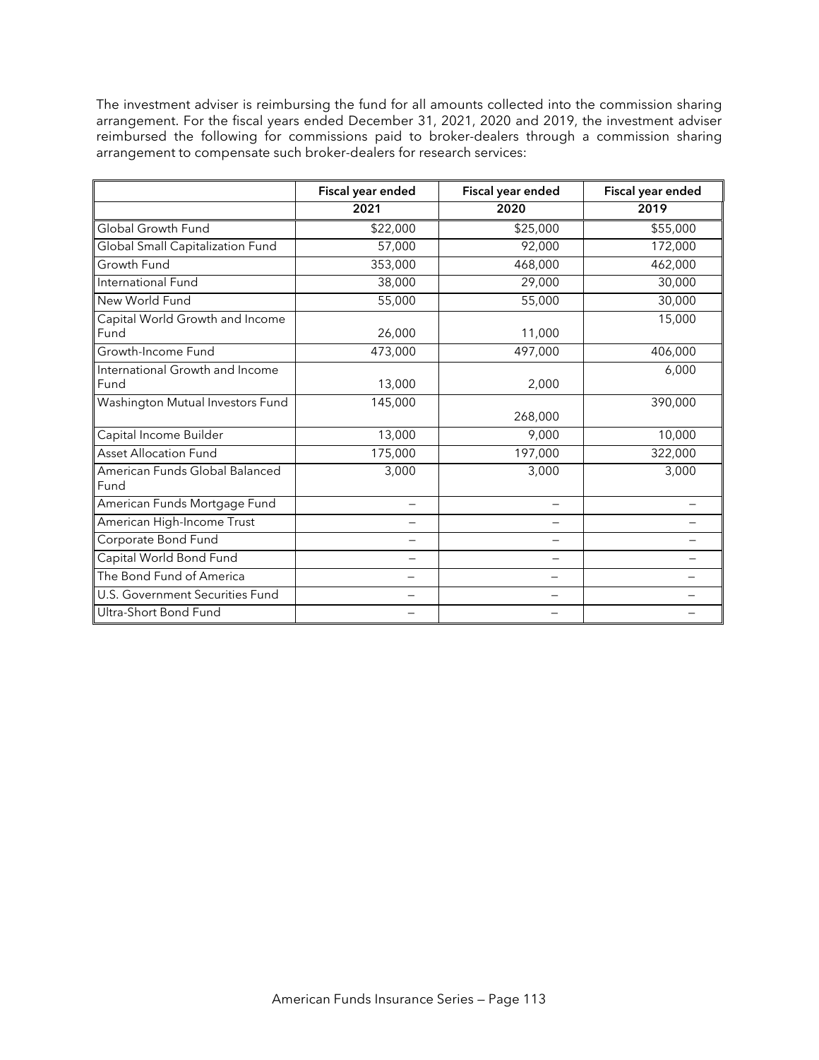The investment adviser is reimbursing the fund for all amounts collected into the commission sharing arrangement. For the fiscal years ended December 31, 2021, 2020 and 2019, the investment adviser reimbursed the following for commissions paid to broker-dealers through a commission sharing arrangement to compensate such broker-dealers for research services:

| | Fiscal year ended 2021 | Fiscal year ended 2020 | Fiscal year ended 2019 |
|---|---|---|---|
| Global Growth Fund | $22,000 | $25,000 | $55,000 |
| Global Small Capitalization Fund | 57,000 | 92,000 | 172,000 |
| Growth Fund | 353,000 | 468,000 | 462,000 |
| International Fund | 38,000 | 29,000 | 30,000 |
| New World Fund | 55,000 | 55,000 | 30,000 |
| Capital World Growth and Income Fund | 26,000 | 11,000 | 15,000 |
| Growth-Income Fund | 473,000 | 497,000 | 406,000 |
| International Growth and Income Fund | 13,000 | 2,000 | 6,000 |
| Washington Mutual Investors Fund | 145,000 | 268,000 | 390,000 |
| Capital Income Builder | 13,000 | 9,000 | 10,000 |
| Asset Allocation Fund | 175,000 | 197,000 | 322,000 |
| American Funds Global Balanced Fund | 3,000 | 3,000 | 3,000 |
| American Funds Mortgage Fund | – | – | – |
| American High-Income Trust | – | – | – |
| Corporate Bond Fund | – | – | – |
| Capital World Bond Fund | – | – | – |
| The Bond Fund of America | – | – | – |
| U.S. Government Securities Fund | – | – | – |
| Ultra-Short Bond Fund | – | – | – |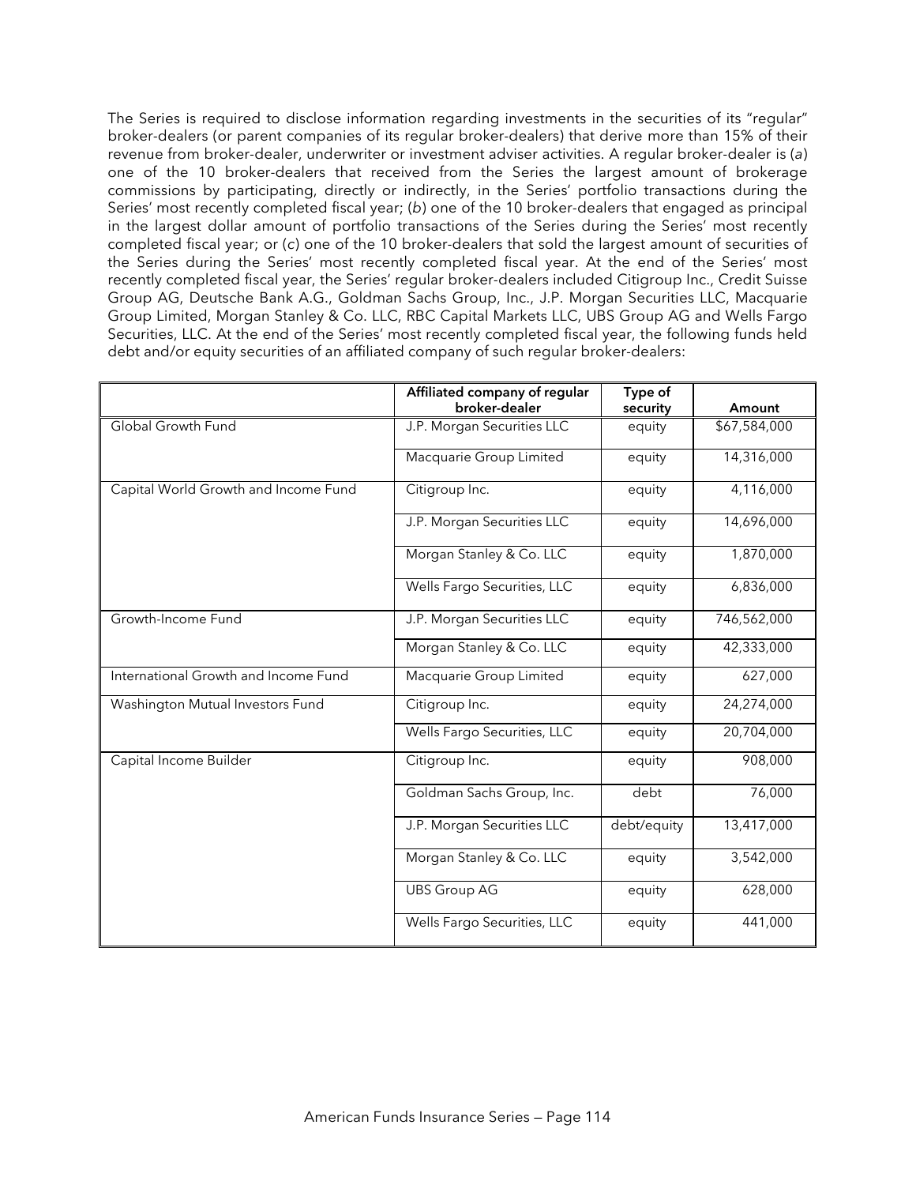The Series is required to disclose information regarding investments in the securities of its "regular" broker-dealers (or parent companies of its regular broker-dealers) that derive more than 15% of their revenue from broker-dealer, underwriter or investment adviser activities. A regular broker-dealer is (*a*) one of the 10 broker-dealers that received from the Series the largest amount of brokerage commissions by participating, directly or indirectly, in the Series' portfolio transactions during the Series' most recently completed fiscal year; (*b*) one of the 10 broker-dealers that engaged as principal in the largest dollar amount of portfolio transactions of the Series during the Series' most recently completed fiscal year; or (*c*) one of the 10 broker-dealers that sold the largest amount of securities of the Series during the Series' most recently completed fiscal year. At the end of the Series' most recently completed fiscal year, the Series' regular broker-dealers included Citigroup Inc., Credit Suisse Group AG, Deutsche Bank A.G., Goldman Sachs Group, Inc., J.P. Morgan Securities LLC, Macquarie Group Limited, Morgan Stanley & Co. LLC, RBC Capital Markets LLC, UBS Group AG and Wells Fargo Securities, LLC. At the end of the Series' most recently completed fiscal year, the following funds held debt and/or equity securities of an affiliated company of such regular broker-dealers:

| | Affiliated company of regular broker-dealer | Type of security | Amount |
|---|---|---|---|
| Global Growth Fund | J.P. Morgan Securities LLC | equity | $67,584,000 |
| | Macquarie Group Limited | equity | 14,316,000 |
| Capital World Growth and Income Fund | Citigroup Inc. | equity | 4,116,000 |
| | J.P. Morgan Securities LLC | equity | 14,696,000 |
| | Morgan Stanley & Co. LLC | equity | 1,870,000 |
| | Wells Fargo Securities, LLC | equity | 6,836,000 |
| Growth-Income Fund | J.P. Morgan Securities LLC | equity | 746,562,000 |
| | Morgan Stanley & Co. LLC | equity | 42,333,000 |
| International Growth and Income Fund | Macquarie Group Limited | equity | 627,000 |
| Washington Mutual Investors Fund | Citigroup Inc. | equity | 24,274,000 |
| | Wells Fargo Securities, LLC | equity | 20,704,000 |
| Capital Income Builder | Citigroup Inc. | equity | 908,000 |
| | Goldman Sachs Group, Inc. | debt | 76,000 |
| | J.P. Morgan Securities LLC | debt/equity | 13,417,000 |
| | Morgan Stanley & Co. LLC | equity | 3,542,000 |
| | UBS Group AG | equity | 628,000 |
| | Wells Fargo Securities, LLC | equity | 441,000 |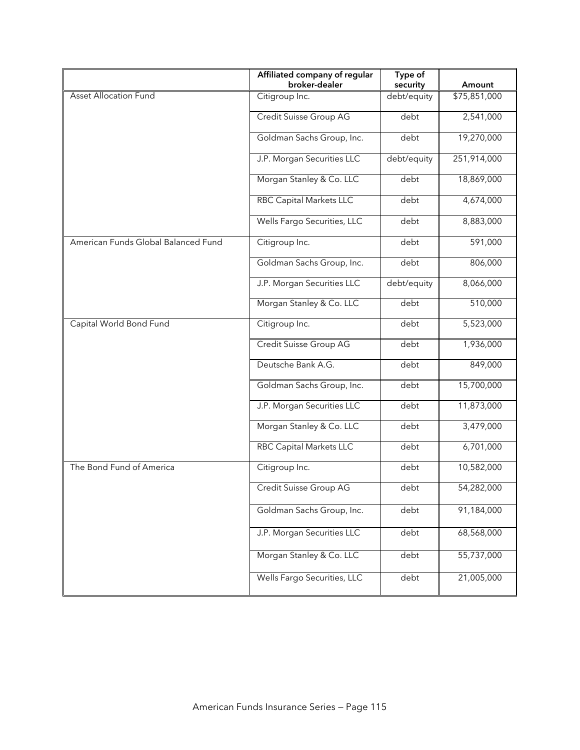| | Affiliated company of regular broker-dealer | Type of security | Amount |
|---|---|---|---|
| Asset Allocation Fund | Citigroup Inc. | debt/equity | $75,851,000 |
| | Credit Suisse Group AG | debt | 2,541,000 |
| | Goldman Sachs Group, Inc. | debt | 19,270,000 |
| | J.P. Morgan Securities LLC | debt/equity | 251,914,000 |
| | Morgan Stanley & Co. LLC | debt | 18,869,000 |
| | RBC Capital Markets LLC | debt | 4,674,000 |
| | Wells Fargo Securities, LLC | debt | 8,883,000 |
| American Funds Global Balanced Fund | Citigroup Inc. | debt | 591,000 |
| | Goldman Sachs Group, Inc. | debt | 806,000 |
| | J.P. Morgan Securities LLC | debt/equity | 8,066,000 |
| | Morgan Stanley & Co. LLC | debt | 510,000 |
| Capital World Bond Fund | Citigroup Inc. | debt | 5,523,000 |
| | Credit Suisse Group AG | debt | 1,936,000 |
| | Deutsche Bank A.G. | debt | 849,000 |
| | Goldman Sachs Group, Inc. | debt | 15,700,000 |
| | J.P. Morgan Securities LLC | debt | 11,873,000 |
| | Morgan Stanley & Co. LLC | debt | 3,479,000 |
| | RBC Capital Markets LLC | debt | 6,701,000 |
| The Bond Fund of America | Citigroup Inc. | debt | 10,582,000 |
| | Credit Suisse Group AG | debt | 54,282,000 |
| | Goldman Sachs Group, Inc. | debt | 91,184,000 |
| | J.P. Morgan Securities LLC | debt | 68,568,000 |
| | Morgan Stanley & Co. LLC | debt | 55,737,000 |
| | Wells Fargo Securities, LLC | debt | 21,005,000 |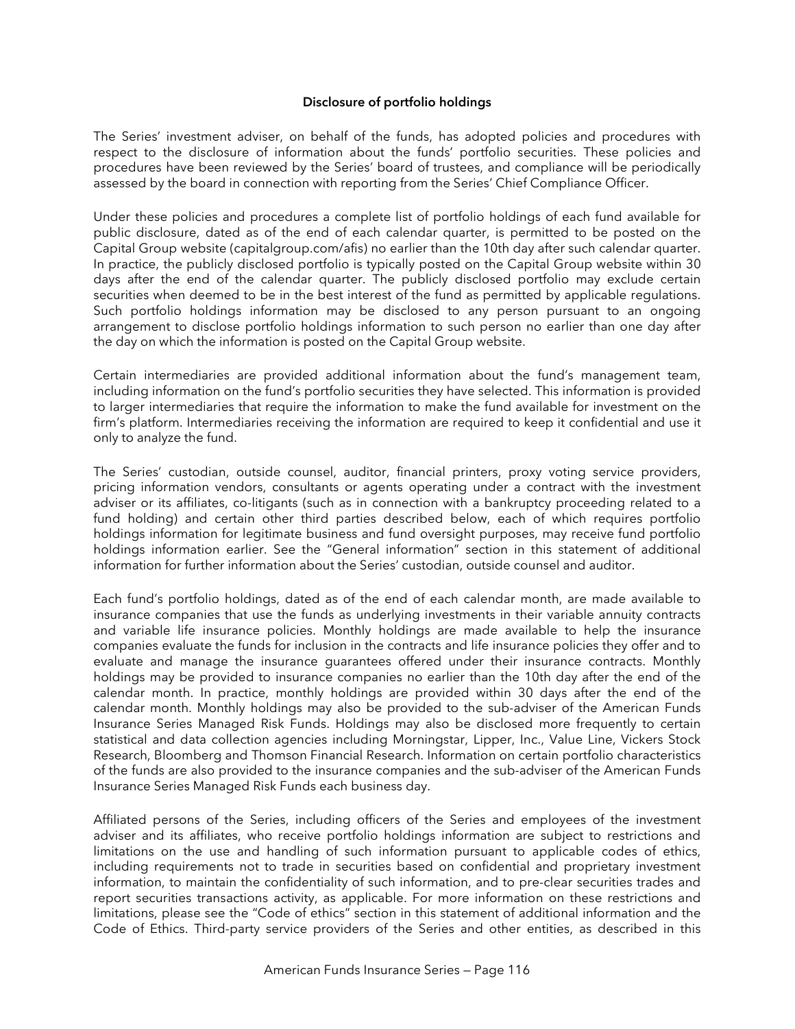## Disclosure of portfolio holdings

The Series' investment adviser, on behalf of the funds, has adopted policies and procedures with respect to the disclosure of information about the funds' portfolio securities. These policies and procedures have been reviewed by the Series' board of trustees, and compliance will be periodically assessed by the board in connection with reporting from the Series' Chief Compliance Officer.

Under these policies and procedures a complete list of portfolio holdings of each fund available for public disclosure, dated as of the end of each calendar quarter, is permitted to be posted on the Capital Group website (capitalgroup.com/afis) no earlier than the 10th day after such calendar quarter. In practice, the publicly disclosed portfolio is typically posted on the Capital Group website within 30 days after the end of the calendar quarter. The publicly disclosed portfolio may exclude certain securities when deemed to be in the best interest of the fund as permitted by applicable regulations. Such portfolio holdings information may be disclosed to any person pursuant to an ongoing arrangement to disclose portfolio holdings information to such person no earlier than one day after the day on which the information is posted on the Capital Group website.

Certain intermediaries are provided additional information about the fund's management team, including information on the fund's portfolio securities they have selected. This information is provided to larger intermediaries that require the information to make the fund available for investment on the firm's platform. Intermediaries receiving the information are required to keep it confidential and use it only to analyze the fund.

The Series' custodian, outside counsel, auditor, financial printers, proxy voting service providers, pricing information vendors, consultants or agents operating under a contract with the investment adviser or its affiliates, co-litigants (such as in connection with a bankruptcy proceeding related to a fund holding) and certain other third parties described below, each of which requires portfolio holdings information for legitimate business and fund oversight purposes, may receive fund portfolio holdings information earlier. See the "General information" section in this statement of additional information for further information about the Series' custodian, outside counsel and auditor.

Each fund's portfolio holdings, dated as of the end of each calendar month, are made available to insurance companies that use the funds as underlying investments in their variable annuity contracts and variable life insurance policies. Monthly holdings are made available to help the insurance companies evaluate the funds for inclusion in the contracts and life insurance policies they offer and to evaluate and manage the insurance guarantees offered under their insurance contracts. Monthly holdings may be provided to insurance companies no earlier than the 10th day after the end of the calendar month. In practice, monthly holdings are provided within 30 days after the end of the calendar month. Monthly holdings may also be provided to the sub-adviser of the American Funds Insurance Series Managed Risk Funds. Holdings may also be disclosed more frequently to certain statistical and data collection agencies including Morningstar, Lipper, Inc., Value Line, Vickers Stock Research, Bloomberg and Thomson Financial Research. Information on certain portfolio characteristics of the funds are also provided to the insurance companies and the sub-adviser of the American Funds Insurance Series Managed Risk Funds each business day.

Affiliated persons of the Series, including officers of the Series and employees of the investment adviser and its affiliates, who receive portfolio holdings information are subject to restrictions and limitations on the use and handling of such information pursuant to applicable codes of ethics, including requirements not to trade in securities based on confidential and proprietary investment information, to maintain the confidentiality of such information, and to pre-clear securities trades and report securities transactions activity, as applicable. For more information on these restrictions and limitations, please see the "Code of ethics" section in this statement of additional information and the Code of Ethics. Third-party service providers of the Series and other entities, as described in this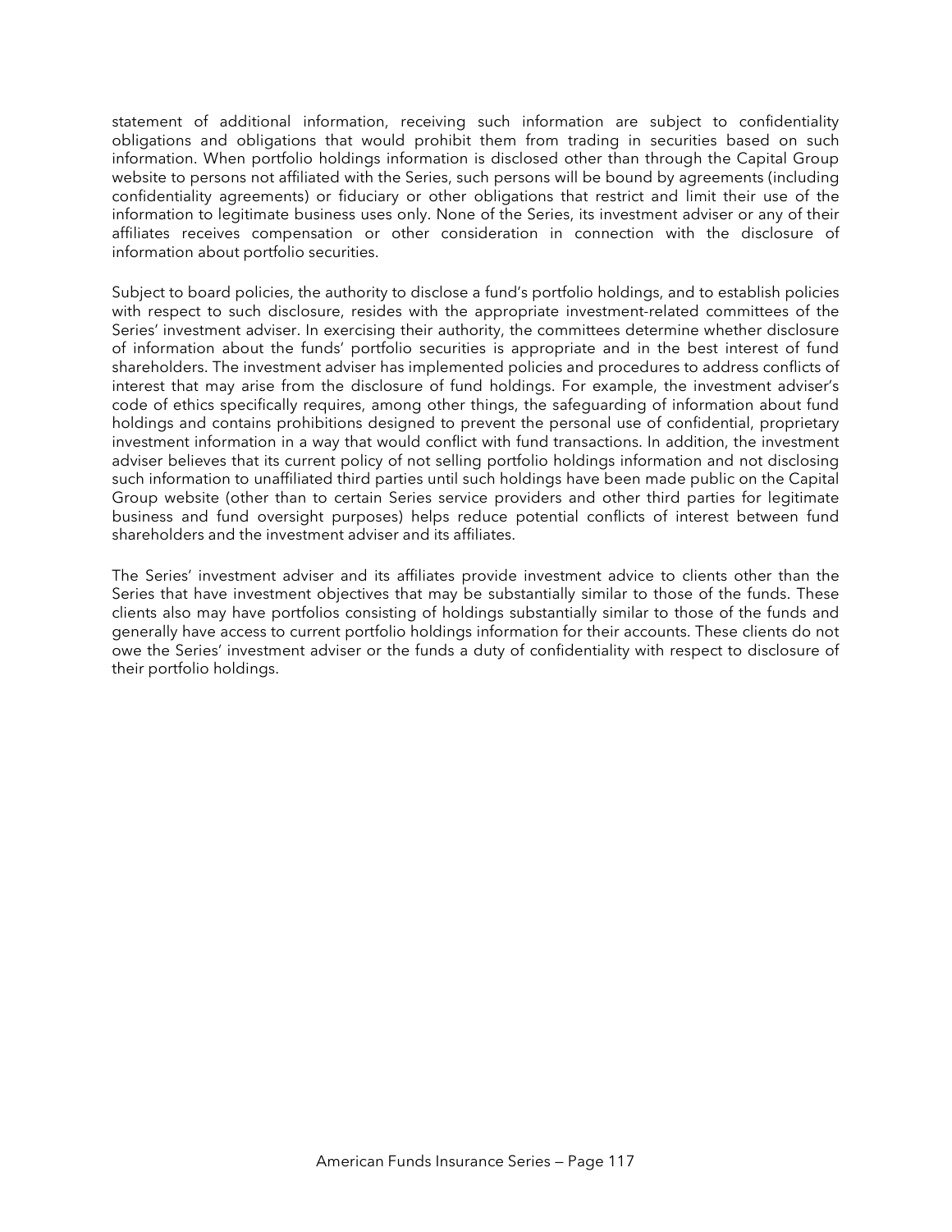statement of additional information, receiving such information are subject to confidentiality obligations and obligations that would prohibit them from trading in securities based on such information. When portfolio holdings information is disclosed other than through the Capital Group website to persons not affiliated with the Series, such persons will be bound by agreements (including confidentiality agreements) or fiduciary or other obligations that restrict and limit their use of the information to legitimate business uses only. None of the Series, its investment adviser or any of their affiliates receives compensation or other consideration in connection with the disclosure of information about portfolio securities.

Subject to board policies, the authority to disclose a fund's portfolio holdings, and to establish policies with respect to such disclosure, resides with the appropriate investment-related committees of the Series' investment adviser. In exercising their authority, the committees determine whether disclosure of information about the funds' portfolio securities is appropriate and in the best interest of fund shareholders. The investment adviser has implemented policies and procedures to address conflicts of interest that may arise from the disclosure of fund holdings. For example, the investment adviser's code of ethics specifically requires, among other things, the safeguarding of information about fund holdings and contains prohibitions designed to prevent the personal use of confidential, proprietary investment information in a way that would conflict with fund transactions. In addition, the investment adviser believes that its current policy of not selling portfolio holdings information and not disclosing such information to unaffiliated third parties until such holdings have been made public on the Capital Group website (other than to certain Series service providers and other third parties for legitimate business and fund oversight purposes) helps reduce potential conflicts of interest between fund shareholders and the investment adviser and its affiliates.

The Series' investment adviser and its affiliates provide investment advice to clients other than the Series that have investment objectives that may be substantially similar to those of the funds. These clients also may have portfolios consisting of holdings substantially similar to those of the funds and generally have access to current portfolio holdings information for their accounts. These clients do not owe the Series' investment adviser or the funds a duty of confidentiality with respect to disclosure of their portfolio holdings.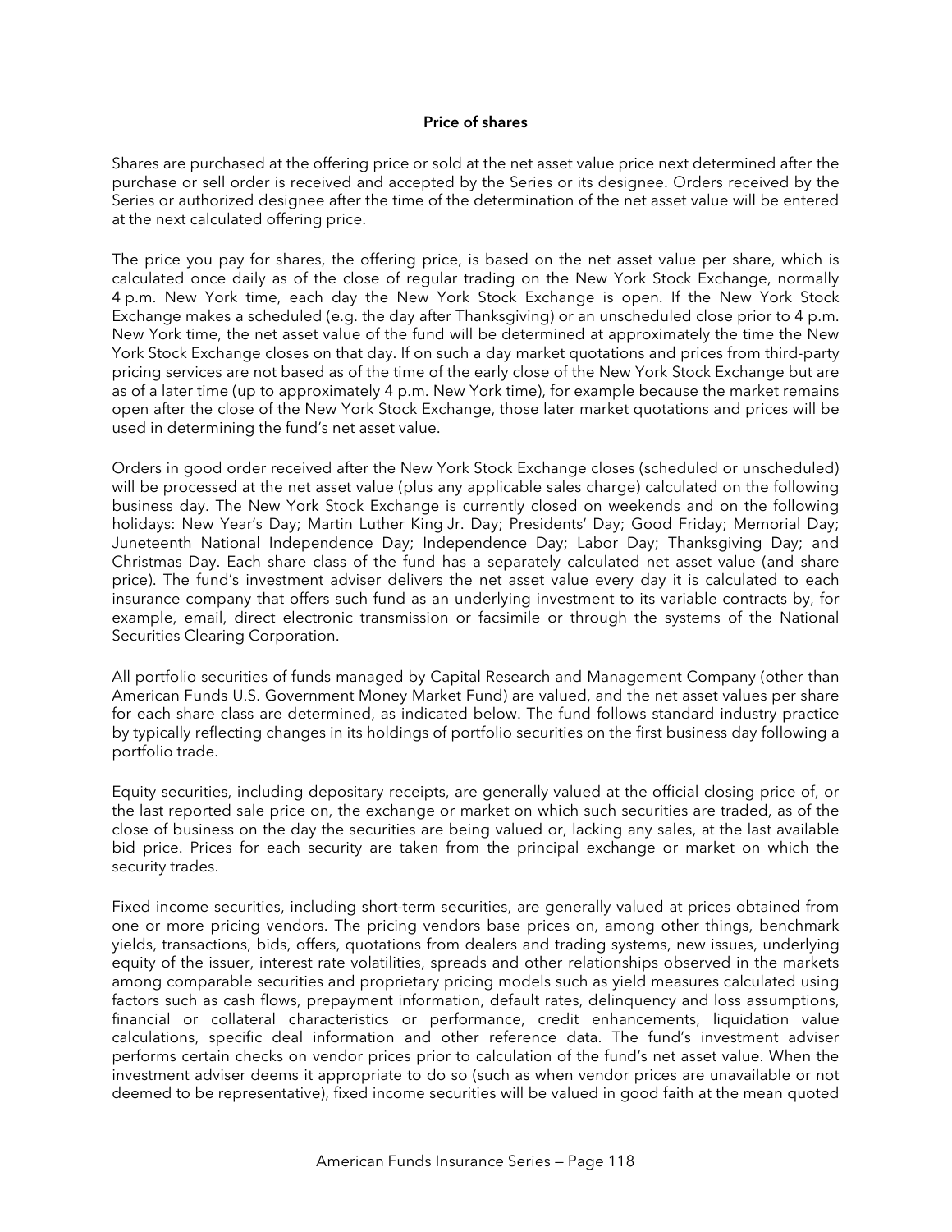**Price of shares**

Shares are purchased at the offering price or sold at the net asset value price next determined after the purchase or sell order is received and accepted by the Series or its designee. Orders received by the Series or authorized designee after the time of the determination of the net asset value will be entered at the next calculated offering price.

The price you pay for shares, the offering price, is based on the net asset value per share, which is calculated once daily as of the close of regular trading on the New York Stock Exchange, normally 4 p.m. New York time, each day the New York Stock Exchange is open. If the New York Stock Exchange makes a scheduled (e.g. the day after Thanksgiving) or an unscheduled close prior to 4 p.m. New York time, the net asset value of the fund will be determined at approximately the time the New York Stock Exchange closes on that day. If on such a day market quotations and prices from third-party pricing services are not based as of the time of the early close of the New York Stock Exchange but are as of a later time (up to approximately 4 p.m. New York time), for example because the market remains open after the close of the New York Stock Exchange, those later market quotations and prices will be used in determining the fund's net asset value.

Orders in good order received after the New York Stock Exchange closes (scheduled or unscheduled) will be processed at the net asset value (plus any applicable sales charge) calculated on the following business day. The New York Stock Exchange is currently closed on weekends and on the following holidays: New Year's Day; Martin Luther King Jr. Day; Presidents' Day; Good Friday; Memorial Day; Juneteenth National Independence Day; Independence Day; Labor Day; Thanksgiving Day; and Christmas Day. Each share class of the fund has a separately calculated net asset value (and share price). The fund's investment adviser delivers the net asset value every day it is calculated to each insurance company that offers such fund as an underlying investment to its variable contracts by, for example, email, direct electronic transmission or facsimile or through the systems of the National Securities Clearing Corporation.

All portfolio securities of funds managed by Capital Research and Management Company (other than American Funds U.S. Government Money Market Fund) are valued, and the net asset values per share for each share class are determined, as indicated below. The fund follows standard industry practice by typically reflecting changes in its holdings of portfolio securities on the first business day following a portfolio trade.

Equity securities, including depositary receipts, are generally valued at the official closing price of, or the last reported sale price on, the exchange or market on which such securities are traded, as of the close of business on the day the securities are being valued or, lacking any sales, at the last available bid price. Prices for each security are taken from the principal exchange or market on which the security trades.

Fixed income securities, including short-term securities, are generally valued at prices obtained from one or more pricing vendors. The pricing vendors base prices on, among other things, benchmark yields, transactions, bids, offers, quotations from dealers and trading systems, new issues, underlying equity of the issuer, interest rate volatilities, spreads and other relationships observed in the markets among comparable securities and proprietary pricing models such as yield measures calculated using factors such as cash flows, prepayment information, default rates, delinquency and loss assumptions, financial or collateral characteristics or performance, credit enhancements, liquidation value calculations, specific deal information and other reference data. The fund's investment adviser performs certain checks on vendor prices prior to calculation of the fund's net asset value. When the investment adviser deems it appropriate to do so (such as when vendor prices are unavailable or not deemed to be representative), fixed income securities will be valued in good faith at the mean quoted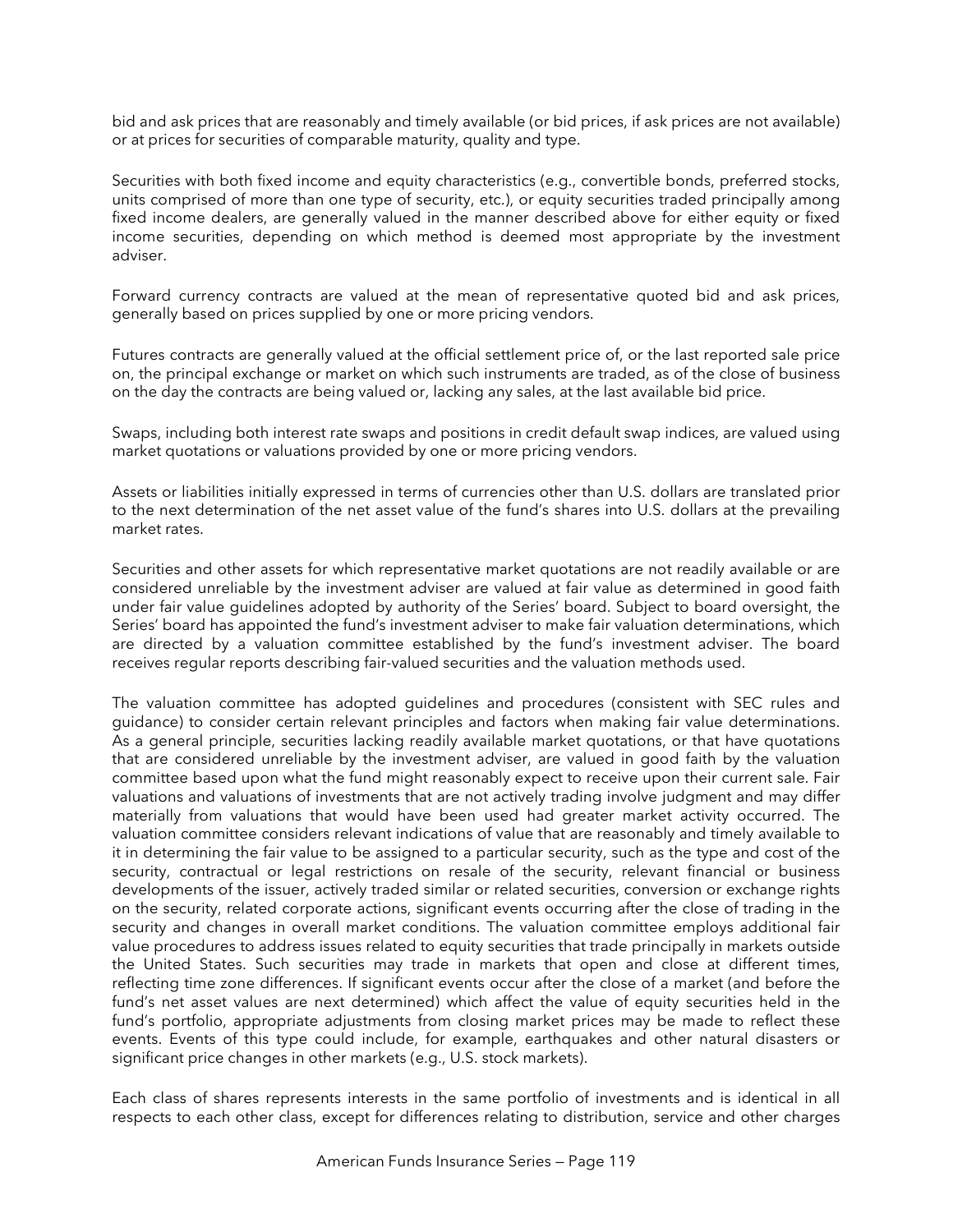bid and ask prices that are reasonably and timely available (or bid prices, if ask prices are not available) or at prices for securities of comparable maturity, quality and type.

Securities with both fixed income and equity characteristics (e.g., convertible bonds, preferred stocks, units comprised of more than one type of security, etc.), or equity securities traded principally among fixed income dealers, are generally valued in the manner described above for either equity or fixed income securities, depending on which method is deemed most appropriate by the investment adviser.

Forward currency contracts are valued at the mean of representative quoted bid and ask prices, generally based on prices supplied by one or more pricing vendors.

Futures contracts are generally valued at the official settlement price of, or the last reported sale price on, the principal exchange or market on which such instruments are traded, as of the close of business on the day the contracts are being valued or, lacking any sales, at the last available bid price.

Swaps, including both interest rate swaps and positions in credit default swap indices, are valued using market quotations or valuations provided by one or more pricing vendors.

Assets or liabilities initially expressed in terms of currencies other than U.S. dollars are translated prior to the next determination of the net asset value of the fund's shares into U.S. dollars at the prevailing market rates.

Securities and other assets for which representative market quotations are not readily available or are considered unreliable by the investment adviser are valued at fair value as determined in good faith under fair value guidelines adopted by authority of the Series' board. Subject to board oversight, the Series' board has appointed the fund's investment adviser to make fair valuation determinations, which are directed by a valuation committee established by the fund's investment adviser. The board receives regular reports describing fair-valued securities and the valuation methods used.

The valuation committee has adopted guidelines and procedures (consistent with SEC rules and guidance) to consider certain relevant principles and factors when making fair value determinations. As a general principle, securities lacking readily available market quotations, or that have quotations that are considered unreliable by the investment adviser, are valued in good faith by the valuation committee based upon what the fund might reasonably expect to receive upon their current sale. Fair valuations and valuations of investments that are not actively trading involve judgment and may differ materially from valuations that would have been used had greater market activity occurred. The valuation committee considers relevant indications of value that are reasonably and timely available to it in determining the fair value to be assigned to a particular security, such as the type and cost of the security, contractual or legal restrictions on resale of the security, relevant financial or business developments of the issuer, actively traded similar or related securities, conversion or exchange rights on the security, related corporate actions, significant events occurring after the close of trading in the security and changes in overall market conditions. The valuation committee employs additional fair value procedures to address issues related to equity securities that trade principally in markets outside the United States. Such securities may trade in markets that open and close at different times, reflecting time zone differences. If significant events occur after the close of a market (and before the fund's net asset values are next determined) which affect the value of equity securities held in the fund's portfolio, appropriate adjustments from closing market prices may be made to reflect these events. Events of this type could include, for example, earthquakes and other natural disasters or significant price changes in other markets (e.g., U.S. stock markets).

Each class of shares represents interests in the same portfolio of investments and is identical in all respects to each other class, except for differences relating to distribution, service and other charges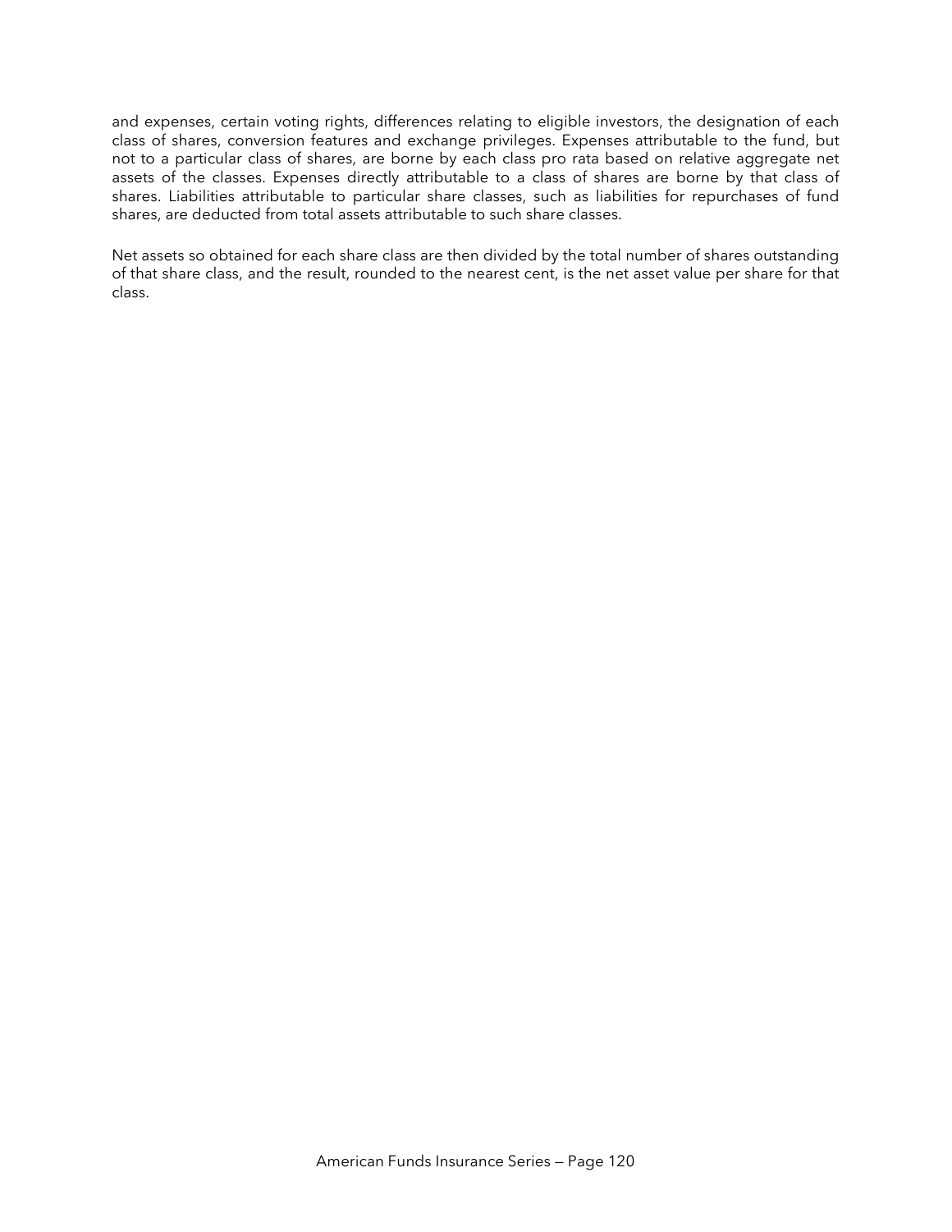and expenses, certain voting rights, differences relating to eligible investors, the designation of each class of shares, conversion features and exchange privileges. Expenses attributable to the fund, but not to a particular class of shares, are borne by each class pro rata based on relative aggregate net assets of the classes. Expenses directly attributable to a class of shares are borne by that class of shares. Liabilities attributable to particular share classes, such as liabilities for repurchases of fund shares, are deducted from total assets attributable to such share classes.

Net assets so obtained for each share class are then divided by the total number of shares outstanding of that share class, and the result, rounded to the nearest cent, is the net asset value per share for that class.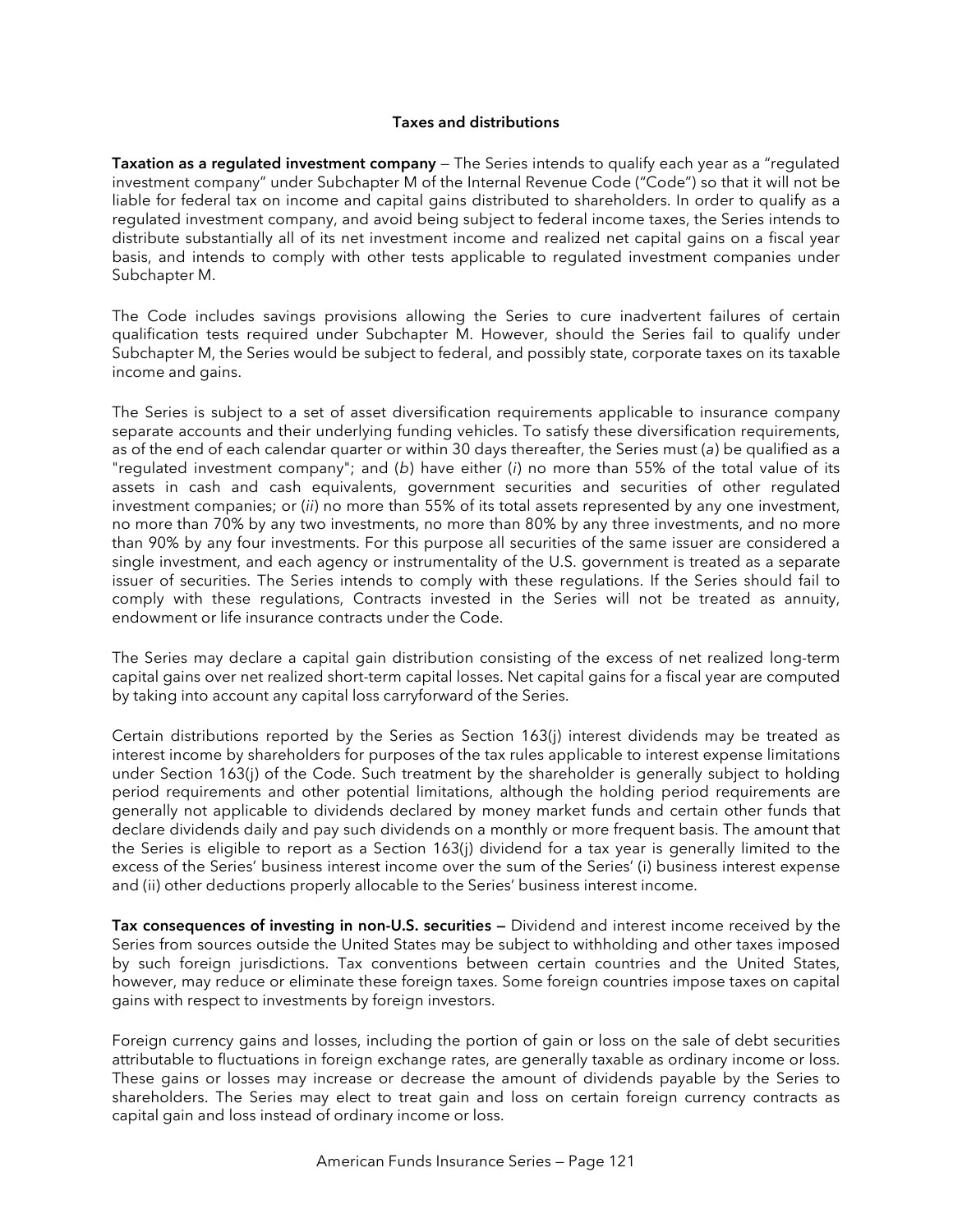## Taxes and distributions

**Taxation as a regulated investment company** — The Series intends to qualify each year as a "regulated investment company" under Subchapter M of the Internal Revenue Code ("Code") so that it will not be liable for federal tax on income and capital gains distributed to shareholders. In order to qualify as a regulated investment company, and avoid being subject to federal income taxes, the Series intends to distribute substantially all of its net investment income and realized net capital gains on a fiscal year basis, and intends to comply with other tests applicable to regulated investment companies under Subchapter M.

The Code includes savings provisions allowing the Series to cure inadvertent failures of certain qualification tests required under Subchapter M. However, should the Series fail to qualify under Subchapter M, the Series would be subject to federal, and possibly state, corporate taxes on its taxable income and gains.

The Series is subject to a set of asset diversification requirements applicable to insurance company separate accounts and their underlying funding vehicles. To satisfy these diversification requirements, as of the end of each calendar quarter or within 30 days thereafter, the Series must (*a*) be qualified as a "regulated investment company"; and (*b*) have either (*i*) no more than 55% of the total value of its assets in cash and cash equivalents, government securities and securities of other regulated investment companies; or (*ii*) no more than 55% of its total assets represented by any one investment, no more than 70% by any two investments, no more than 80% by any three investments, and no more than 90% by any four investments. For this purpose all securities of the same issuer are considered a single investment, and each agency or instrumentality of the U.S. government is treated as a separate issuer of securities. The Series intends to comply with these regulations. If the Series should fail to comply with these regulations, Contracts invested in the Series will not be treated as annuity, endowment or life insurance contracts under the Code.

The Series may declare a capital gain distribution consisting of the excess of net realized long-term capital gains over net realized short-term capital losses. Net capital gains for a fiscal year are computed by taking into account any capital loss carryforward of the Series.

Certain distributions reported by the Series as Section 163(j) interest dividends may be treated as interest income by shareholders for purposes of the tax rules applicable to interest expense limitations under Section 163(j) of the Code. Such treatment by the shareholder is generally subject to holding period requirements and other potential limitations, although the holding period requirements are generally not applicable to dividends declared by money market funds and certain other funds that declare dividends daily and pay such dividends on a monthly or more frequent basis. The amount that the Series is eligible to report as a Section 163(j) dividend for a tax year is generally limited to the excess of the Series' business interest income over the sum of the Series' (i) business interest expense and (ii) other deductions properly allocable to the Series' business interest income.

**Tax consequences of investing in non-U.S. securities —** Dividend and interest income received by the Series from sources outside the United States may be subject to withholding and other taxes imposed by such foreign jurisdictions. Tax conventions between certain countries and the United States, however, may reduce or eliminate these foreign taxes. Some foreign countries impose taxes on capital gains with respect to investments by foreign investors.

Foreign currency gains and losses, including the portion of gain or loss on the sale of debt securities attributable to fluctuations in foreign exchange rates, are generally taxable as ordinary income or loss. These gains or losses may increase or decrease the amount of dividends payable by the Series to shareholders. The Series may elect to treat gain and loss on certain foreign currency contracts as capital gain and loss instead of ordinary income or loss.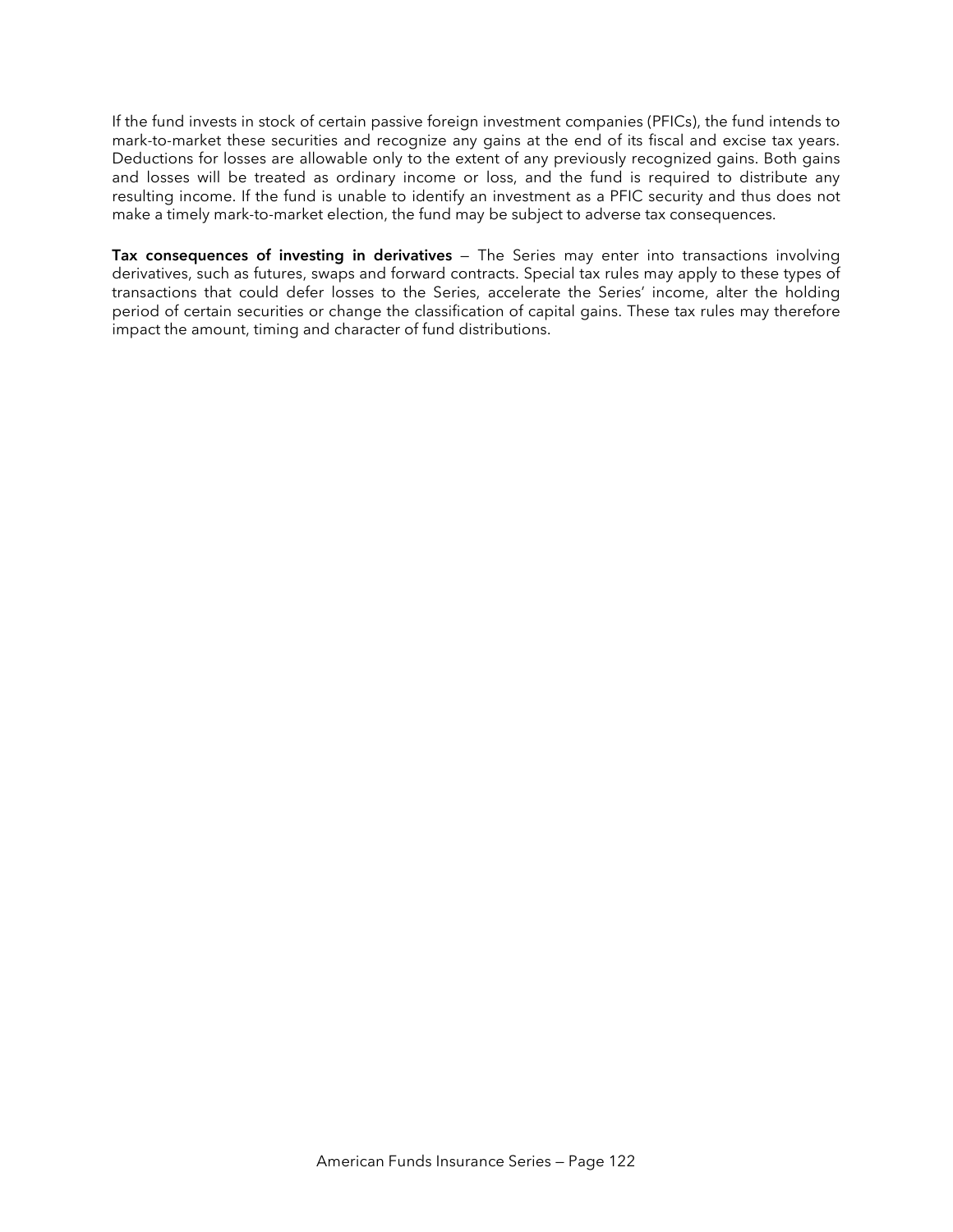If the fund invests in stock of certain passive foreign investment companies (PFICs), the fund intends to mark-to-market these securities and recognize any gains at the end of its fiscal and excise tax years. Deductions for losses are allowable only to the extent of any previously recognized gains. Both gains and losses will be treated as ordinary income or loss, and the fund is required to distribute any resulting income. If the fund is unable to identify an investment as a PFIC security and thus does not make a timely mark-to-market election, the fund may be subject to adverse tax consequences.

**Tax consequences of investing in derivatives** — The Series may enter into transactions involving derivatives, such as futures, swaps and forward contracts. Special tax rules may apply to these types of transactions that could defer losses to the Series, accelerate the Series' income, alter the holding period of certain securities or change the classification of capital gains. These tax rules may therefore impact the amount, timing and character of fund distributions.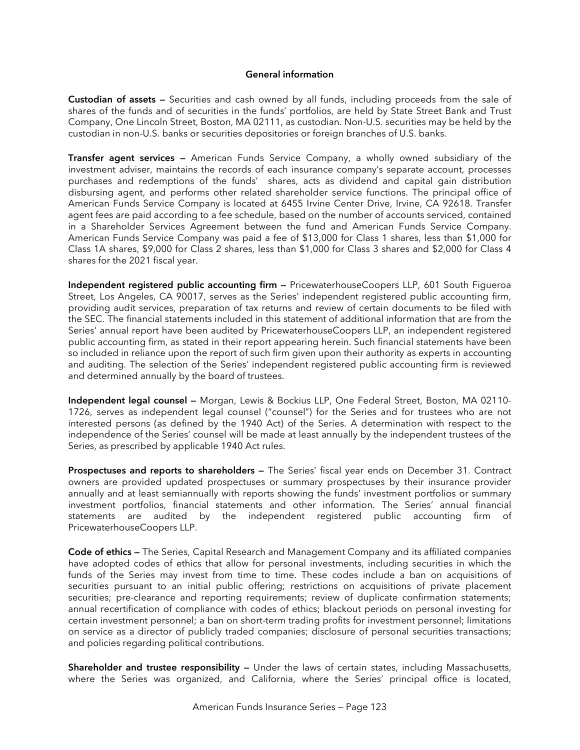## General information

**Custodian of assets —** Securities and cash owned by all funds, including proceeds from the sale of shares of the funds and of securities in the funds' portfolios, are held by State Street Bank and Trust Company, One Lincoln Street, Boston, MA 02111, as custodian. Non-U.S. securities may be held by the custodian in non-U.S. banks or securities depositories or foreign branches of U.S. banks.

**Transfer agent services —** American Funds Service Company, a wholly owned subsidiary of the investment adviser, maintains the records of each insurance company's separate account, processes purchases and redemptions of the funds' shares, acts as dividend and capital gain distribution disbursing agent, and performs other related shareholder service functions. The principal office of American Funds Service Company is located at 6455 Irvine Center Drive, Irvine, CA 92618. Transfer agent fees are paid according to a fee schedule, based on the number of accounts serviced, contained in a Shareholder Services Agreement between the fund and American Funds Service Company. American Funds Service Company was paid a fee of $13,000 for Class 1 shares, less than $1,000 for Class 1A shares, $9,000 for Class 2 shares, less than $1,000 for Class 3 shares and $2,000 for Class 4 shares for the 2021 fiscal year.

**Independent registered public accounting firm —** PricewaterhouseCoopers LLP, 601 South Figueroa Street, Los Angeles, CA 90017, serves as the Series' independent registered public accounting firm, providing audit services, preparation of tax returns and review of certain documents to be filed with the SEC. The financial statements included in this statement of additional information that are from the Series' annual report have been audited by PricewaterhouseCoopers LLP, an independent registered public accounting firm, as stated in their report appearing herein. Such financial statements have been so included in reliance upon the report of such firm given upon their authority as experts in accounting and auditing. The selection of the Series' independent registered public accounting firm is reviewed and determined annually by the board of trustees.

**Independent legal counsel —** Morgan, Lewis & Bockius LLP, One Federal Street, Boston, MA 02110-1726, serves as independent legal counsel ("counsel") for the Series and for trustees who are not interested persons (as defined by the 1940 Act) of the Series. A determination with respect to the independence of the Series' counsel will be made at least annually by the independent trustees of the Series, as prescribed by applicable 1940 Act rules.

**Prospectuses and reports to shareholders —** The Series' fiscal year ends on December 31. Contract owners are provided updated prospectuses or summary prospectuses by their insurance provider annually and at least semiannually with reports showing the funds' investment portfolios or summary investment portfolios, financial statements and other information. The Series' annual financial statements are audited by the independent registered public accounting firm of PricewaterhouseCoopers LLP.

**Code of ethics —** The Series, Capital Research and Management Company and its affiliated companies have adopted codes of ethics that allow for personal investments, including securities in which the funds of the Series may invest from time to time. These codes include a ban on acquisitions of securities pursuant to an initial public offering; restrictions on acquisitions of private placement securities; pre-clearance and reporting requirements; review of duplicate confirmation statements; annual recertification of compliance with codes of ethics; blackout periods on personal investing for certain investment personnel; a ban on short-term trading profits for investment personnel; limitations on service as a director of publicly traded companies; disclosure of personal securities transactions; and policies regarding political contributions.

**Shareholder and trustee responsibility —** Under the laws of certain states, including Massachusetts, where the Series was organized, and California, where the Series' principal office is located,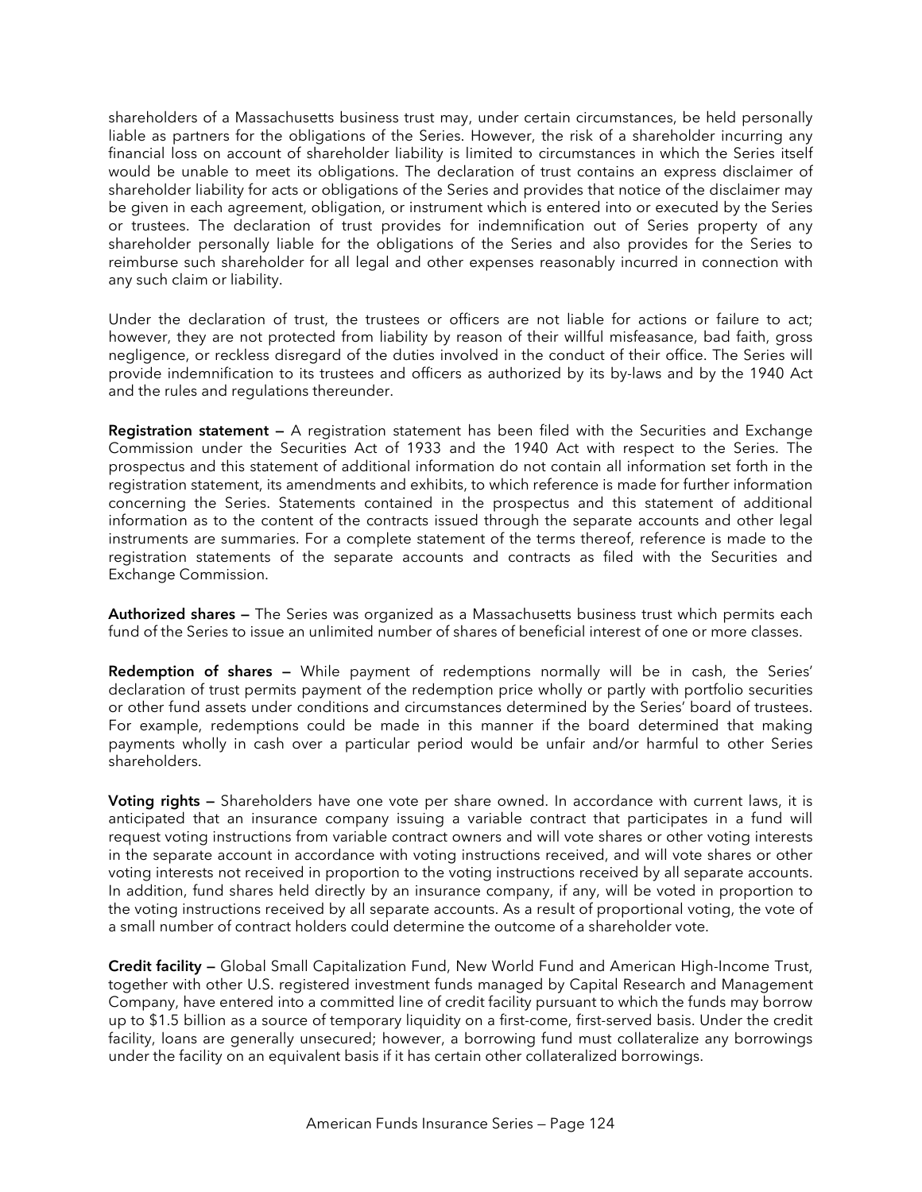shareholders of a Massachusetts business trust may, under certain circumstances, be held personally liable as partners for the obligations of the Series. However, the risk of a shareholder incurring any financial loss on account of shareholder liability is limited to circumstances in which the Series itself would be unable to meet its obligations. The declaration of trust contains an express disclaimer of shareholder liability for acts or obligations of the Series and provides that notice of the disclaimer may be given in each agreement, obligation, or instrument which is entered into or executed by the Series or trustees. The declaration of trust provides for indemnification out of Series property of any shareholder personally liable for the obligations of the Series and also provides for the Series to reimburse such shareholder for all legal and other expenses reasonably incurred in connection with any such claim or liability.

Under the declaration of trust, the trustees or officers are not liable for actions or failure to act; however, they are not protected from liability by reason of their willful misfeasance, bad faith, gross negligence, or reckless disregard of the duties involved in the conduct of their office. The Series will provide indemnification to its trustees and officers as authorized by its by-laws and by the 1940 Act and the rules and regulations thereunder.

**Registration statement —** A registration statement has been filed with the Securities and Exchange Commission under the Securities Act of 1933 and the 1940 Act with respect to the Series. The prospectus and this statement of additional information do not contain all information set forth in the registration statement, its amendments and exhibits, to which reference is made for further information concerning the Series. Statements contained in the prospectus and this statement of additional information as to the content of the contracts issued through the separate accounts and other legal instruments are summaries. For a complete statement of the terms thereof, reference is made to the registration statements of the separate accounts and contracts as filed with the Securities and Exchange Commission.

**Authorized shares —** The Series was organized as a Massachusetts business trust which permits each fund of the Series to issue an unlimited number of shares of beneficial interest of one or more classes.

**Redemption of shares —** While payment of redemptions normally will be in cash, the Series' declaration of trust permits payment of the redemption price wholly or partly with portfolio securities or other fund assets under conditions and circumstances determined by the Series' board of trustees. For example, redemptions could be made in this manner if the board determined that making payments wholly in cash over a particular period would be unfair and/or harmful to other Series shareholders.

**Voting rights —** Shareholders have one vote per share owned. In accordance with current laws, it is anticipated that an insurance company issuing a variable contract that participates in a fund will request voting instructions from variable contract owners and will vote shares or other voting interests in the separate account in accordance with voting instructions received, and will vote shares or other voting interests not received in proportion to the voting instructions received by all separate accounts. In addition, fund shares held directly by an insurance company, if any, will be voted in proportion to the voting instructions received by all separate accounts. As a result of proportional voting, the vote of a small number of contract holders could determine the outcome of a shareholder vote.

**Credit facility —** Global Small Capitalization Fund, New World Fund and American High-Income Trust, together with other U.S. registered investment funds managed by Capital Research and Management Company, have entered into a committed line of credit facility pursuant to which the funds may borrow up to $1.5 billion as a source of temporary liquidity on a first-come, first-served basis. Under the credit facility, loans are generally unsecured; however, a borrowing fund must collateralize any borrowings under the facility on an equivalent basis if it has certain other collateralized borrowings.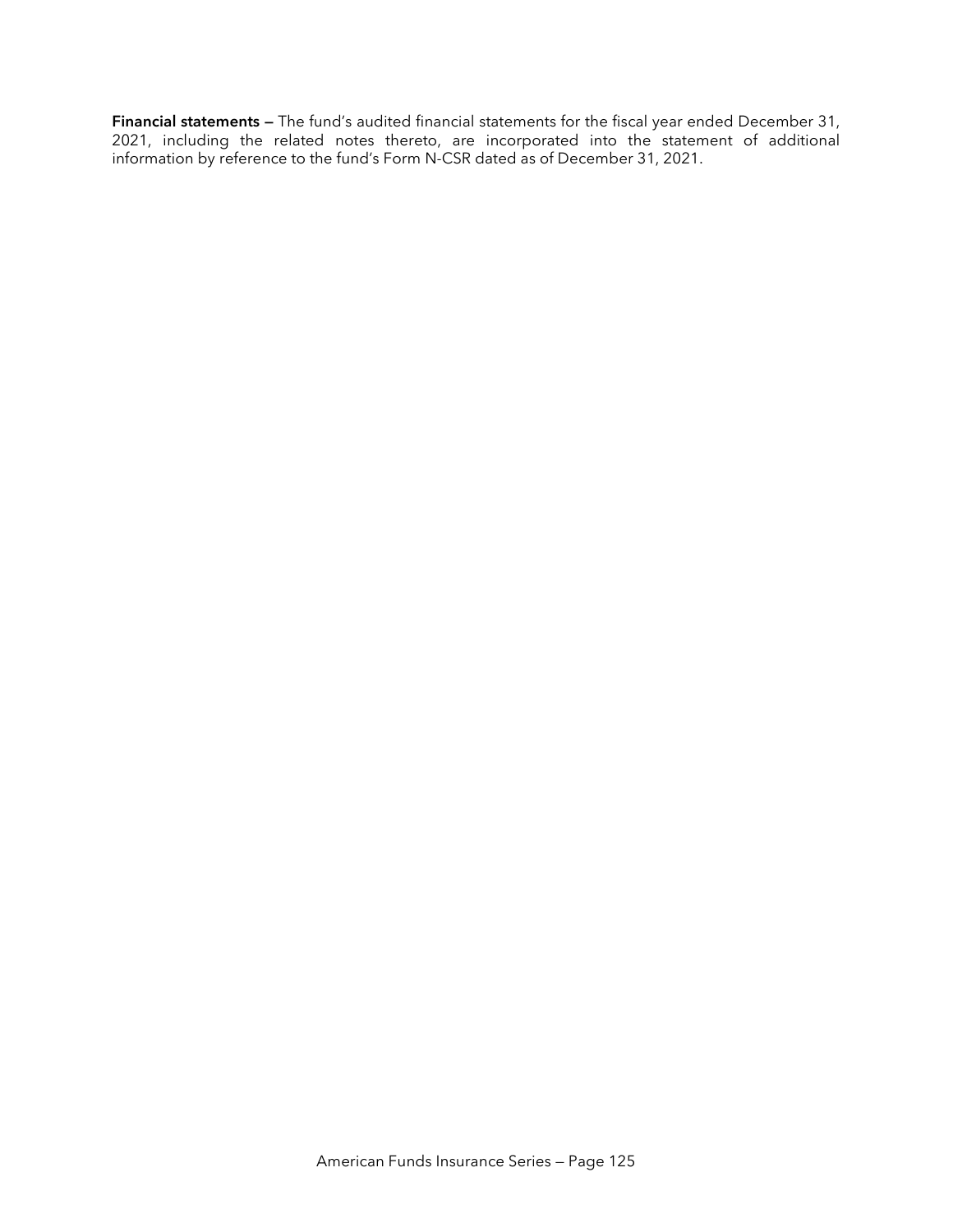**Financial statements —** The fund's audited financial statements for the fiscal year ended December 31, 2021, including the related notes thereto, are incorporated into the statement of additional information by reference to the fund's Form N-CSR dated as of December 31, 2021.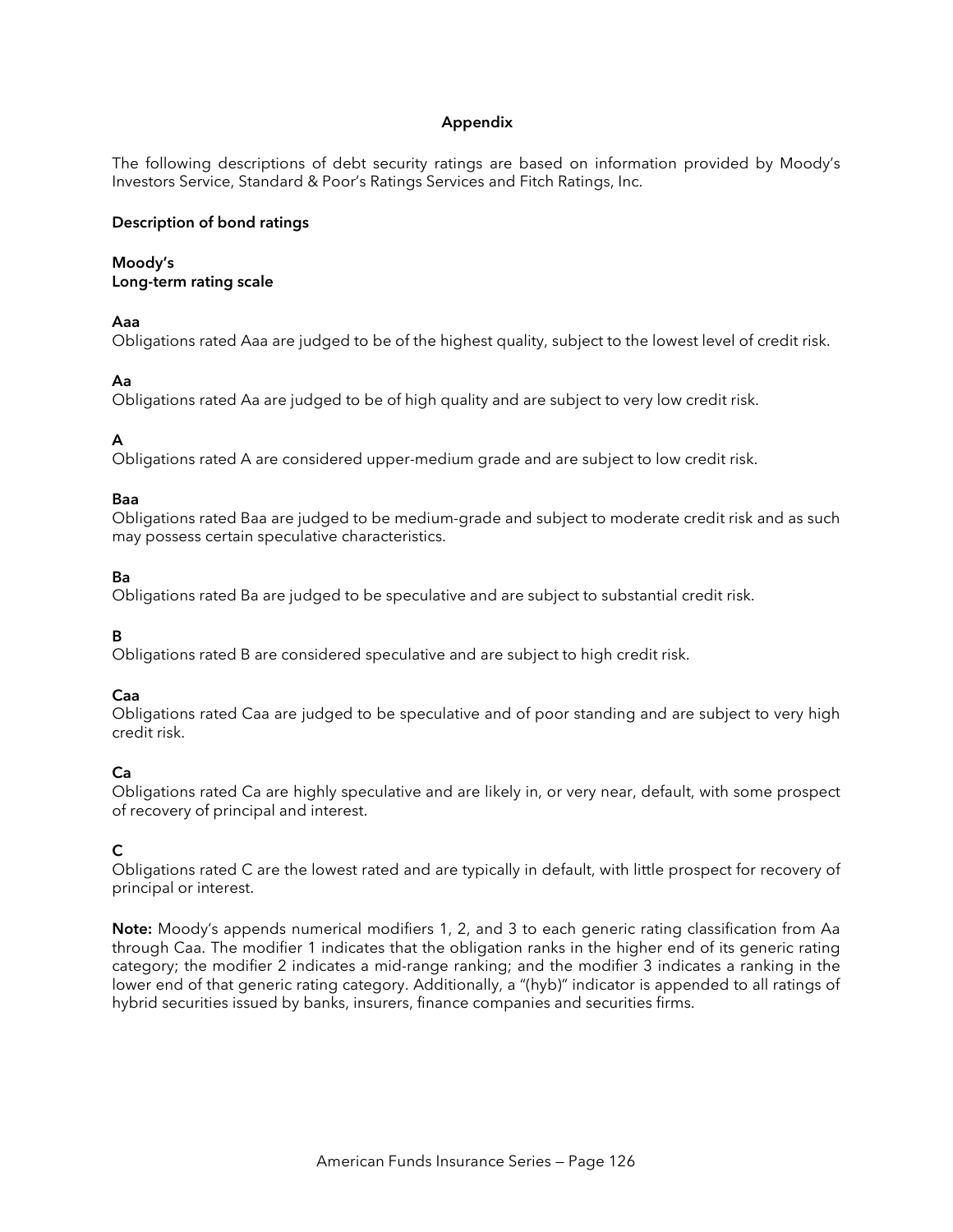## Appendix

The following descriptions of debt security ratings are based on information provided by Moody's Investors Service, Standard & Poor's Ratings Services and Fitch Ratings, Inc.

### Description of bond ratings

**Moody's**
**Long-term rating scale**

**Aaa**
Obligations rated Aaa are judged to be of the highest quality, subject to the lowest level of credit risk.

**Aa**
Obligations rated Aa are judged to be of high quality and are subject to very low credit risk.

**A**
Obligations rated A are considered upper-medium grade and are subject to low credit risk.

**Baa**
Obligations rated Baa are judged to be medium-grade and subject to moderate credit risk and as such may possess certain speculative characteristics.

**Ba**
Obligations rated Ba are judged to be speculative and are subject to substantial credit risk.

**B**
Obligations rated B are considered speculative and are subject to high credit risk.

**Caa**
Obligations rated Caa are judged to be speculative and of poor standing and are subject to very high credit risk.

**Ca**
Obligations rated Ca are highly speculative and are likely in, or very near, default, with some prospect of recovery of principal and interest.

**C**
Obligations rated C are the lowest rated and are typically in default, with little prospect for recovery of principal or interest.

**Note:** Moody's appends numerical modifiers 1, 2, and 3 to each generic rating classification from Aa through Caa. The modifier 1 indicates that the obligation ranks in the higher end of its generic rating category; the modifier 2 indicates a mid-range ranking; and the modifier 3 indicates a ranking in the lower end of that generic rating category. Additionally, a "(hyb)" indicator is appended to all ratings of hybrid securities issued by banks, insurers, finance companies and securities firms.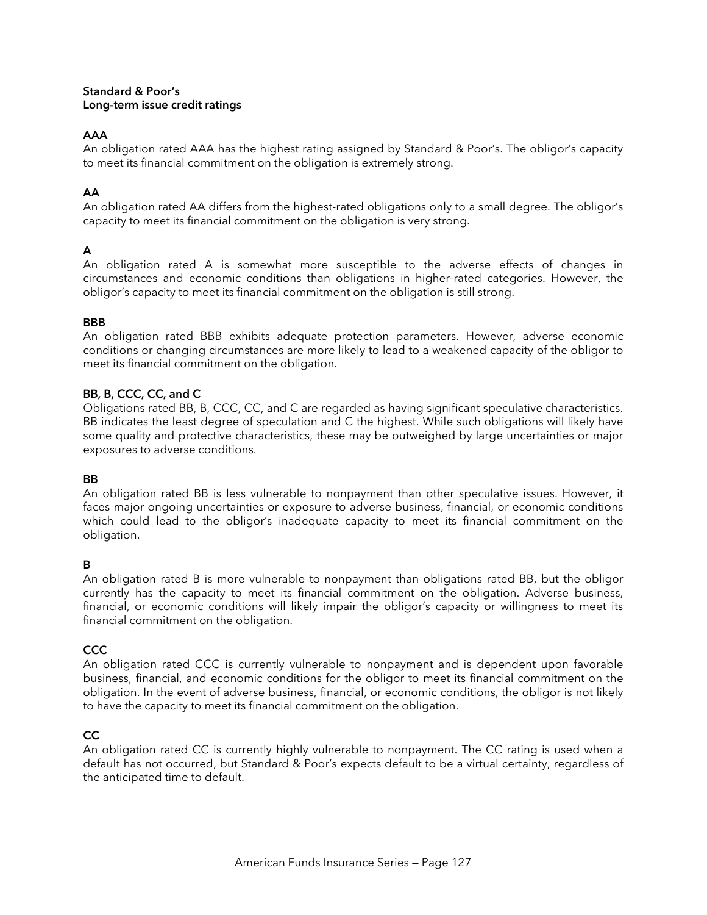**Standard & Poor's**
**Long-term issue credit ratings**

**AAA**
An obligation rated AAA has the highest rating assigned by Standard & Poor's. The obligor's capacity to meet its financial commitment on the obligation is extremely strong.

**AA**
An obligation rated AA differs from the highest-rated obligations only to a small degree. The obligor's capacity to meet its financial commitment on the obligation is very strong.

**A**
An obligation rated A is somewhat more susceptible to the adverse effects of changes in circumstances and economic conditions than obligations in higher-rated categories. However, the obligor's capacity to meet its financial commitment on the obligation is still strong.

**BBB**
An obligation rated BBB exhibits adequate protection parameters. However, adverse economic conditions or changing circumstances are more likely to lead to a weakened capacity of the obligor to meet its financial commitment on the obligation.

**BB, B, CCC, CC, and C**
Obligations rated BB, B, CCC, CC, and C are regarded as having significant speculative characteristics. BB indicates the least degree of speculation and C the highest. While such obligations will likely have some quality and protective characteristics, these may be outweighed by large uncertainties or major exposures to adverse conditions.

**BB**
An obligation rated BB is less vulnerable to nonpayment than other speculative issues. However, it faces major ongoing uncertainties or exposure to adverse business, financial, or economic conditions which could lead to the obligor's inadequate capacity to meet its financial commitment on the obligation.

**B**
An obligation rated B is more vulnerable to nonpayment than obligations rated BB, but the obligor currently has the capacity to meet its financial commitment on the obligation. Adverse business, financial, or economic conditions will likely impair the obligor's capacity or willingness to meet its financial commitment on the obligation.

**CCC**
An obligation rated CCC is currently vulnerable to nonpayment and is dependent upon favorable business, financial, and economic conditions for the obligor to meet its financial commitment on the obligation. In the event of adverse business, financial, or economic conditions, the obligor is not likely to have the capacity to meet its financial commitment on the obligation.

**CC**
An obligation rated CC is currently highly vulnerable to nonpayment. The CC rating is used when a default has not occurred, but Standard & Poor's expects default to be a virtual certainty, regardless of the anticipated time to default.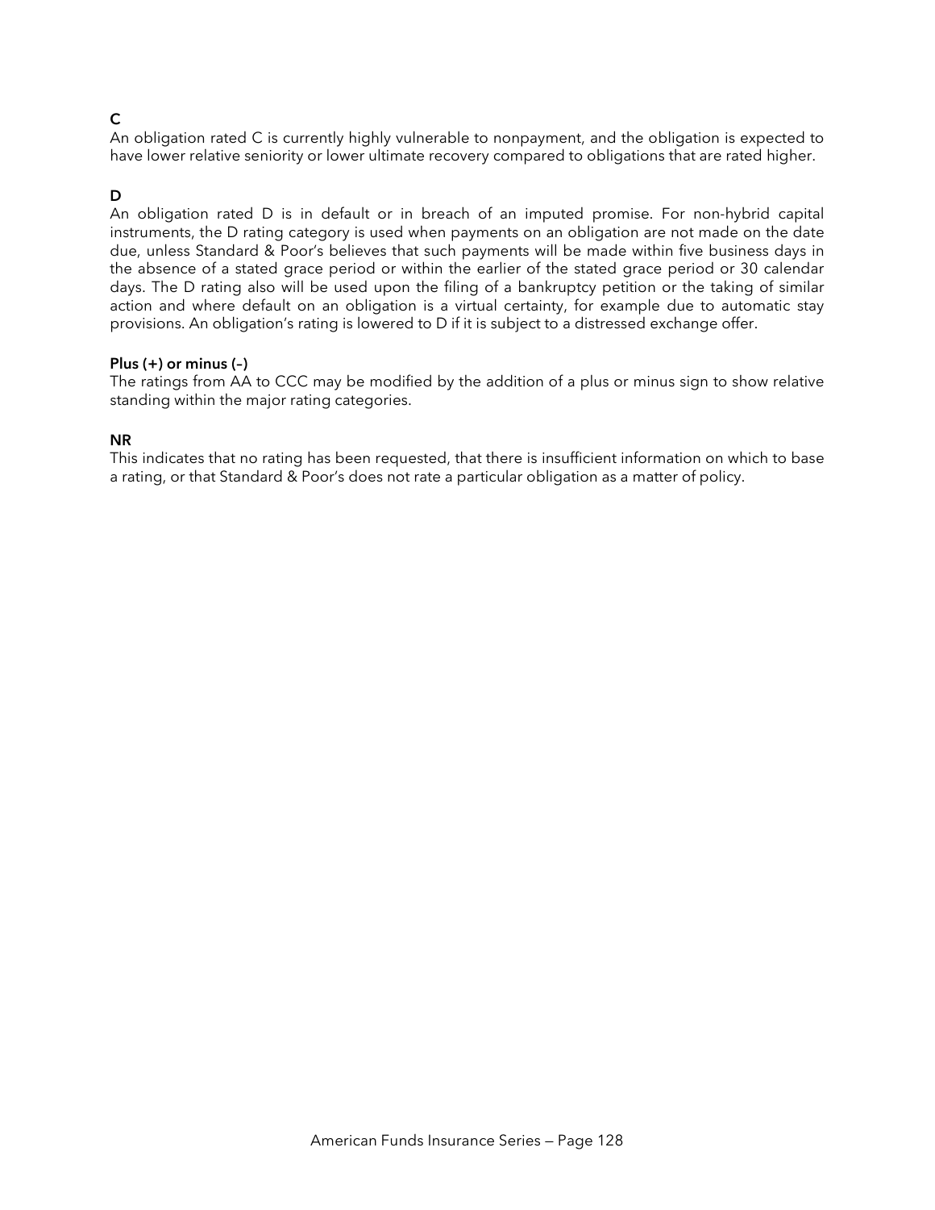**C**
An obligation rated C is currently highly vulnerable to nonpayment, and the obligation is expected to have lower relative seniority or lower ultimate recovery compared to obligations that are rated higher.

**D**
An obligation rated D is in default or in breach of an imputed promise. For non-hybrid capital instruments, the D rating category is used when payments on an obligation are not made on the date due, unless Standard & Poor's believes that such payments will be made within five business days in the absence of a stated grace period or within the earlier of the stated grace period or 30 calendar days. The D rating also will be used upon the filing of a bankruptcy petition or the taking of similar action and where default on an obligation is a virtual certainty, for example due to automatic stay provisions. An obligation's rating is lowered to D if it is subject to a distressed exchange offer.

**Plus (+) or minus (–)**
The ratings from AA to CCC may be modified by the addition of a plus or minus sign to show relative standing within the major rating categories.

**NR**
This indicates that no rating has been requested, that there is insufficient information on which to base a rating, or that Standard & Poor's does not rate a particular obligation as a matter of policy.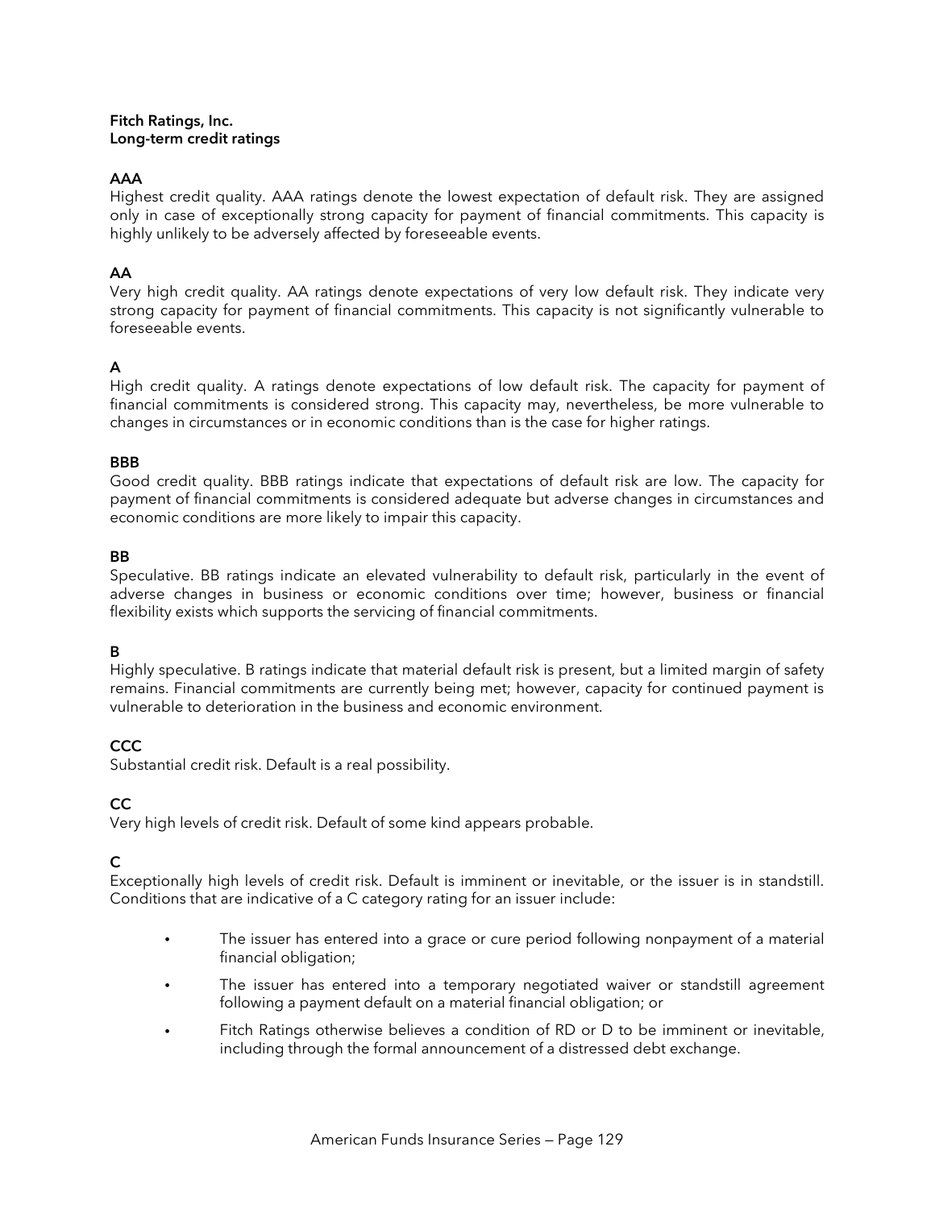**Fitch Ratings, Inc.**
**Long-term credit ratings**

**AAA**
Highest credit quality. AAA ratings denote the lowest expectation of default risk. They are assigned only in case of exceptionally strong capacity for payment of financial commitments. This capacity is highly unlikely to be adversely affected by foreseeable events.

**AA**
Very high credit quality. AA ratings denote expectations of very low default risk. They indicate very strong capacity for payment of financial commitments. This capacity is not significantly vulnerable to foreseeable events.

**A**
High credit quality. A ratings denote expectations of low default risk. The capacity for payment of financial commitments is considered strong. This capacity may, nevertheless, be more vulnerable to changes in circumstances or in economic conditions than is the case for higher ratings.

**BBB**
Good credit quality. BBB ratings indicate that expectations of default risk are low. The capacity for payment of financial commitments is considered adequate but adverse changes in circumstances and economic conditions are more likely to impair this capacity.

**BB**
Speculative. BB ratings indicate an elevated vulnerability to default risk, particularly in the event of adverse changes in business or economic conditions over time; however, business or financial flexibility exists which supports the servicing of financial commitments.

**B**
Highly speculative. B ratings indicate that material default risk is present, but a limited margin of safety remains. Financial commitments are currently being met; however, capacity for continued payment is vulnerable to deterioration in the business and economic environment.

**CCC**
Substantial credit risk. Default is a real possibility.

**CC**
Very high levels of credit risk. Default of some kind appears probable.

**C**
Exceptionally high levels of credit risk. Default is imminent or inevitable, or the issuer is in standstill. Conditions that are indicative of a C category rating for an issuer include:

- The issuer has entered into a grace or cure period following nonpayment of a material financial obligation;
- The issuer has entered into a temporary negotiated waiver or standstill agreement following a payment default on a material financial obligation; or
- Fitch Ratings otherwise believes a condition of RD or D to be imminent or inevitable, including through the formal announcement of a distressed debt exchange.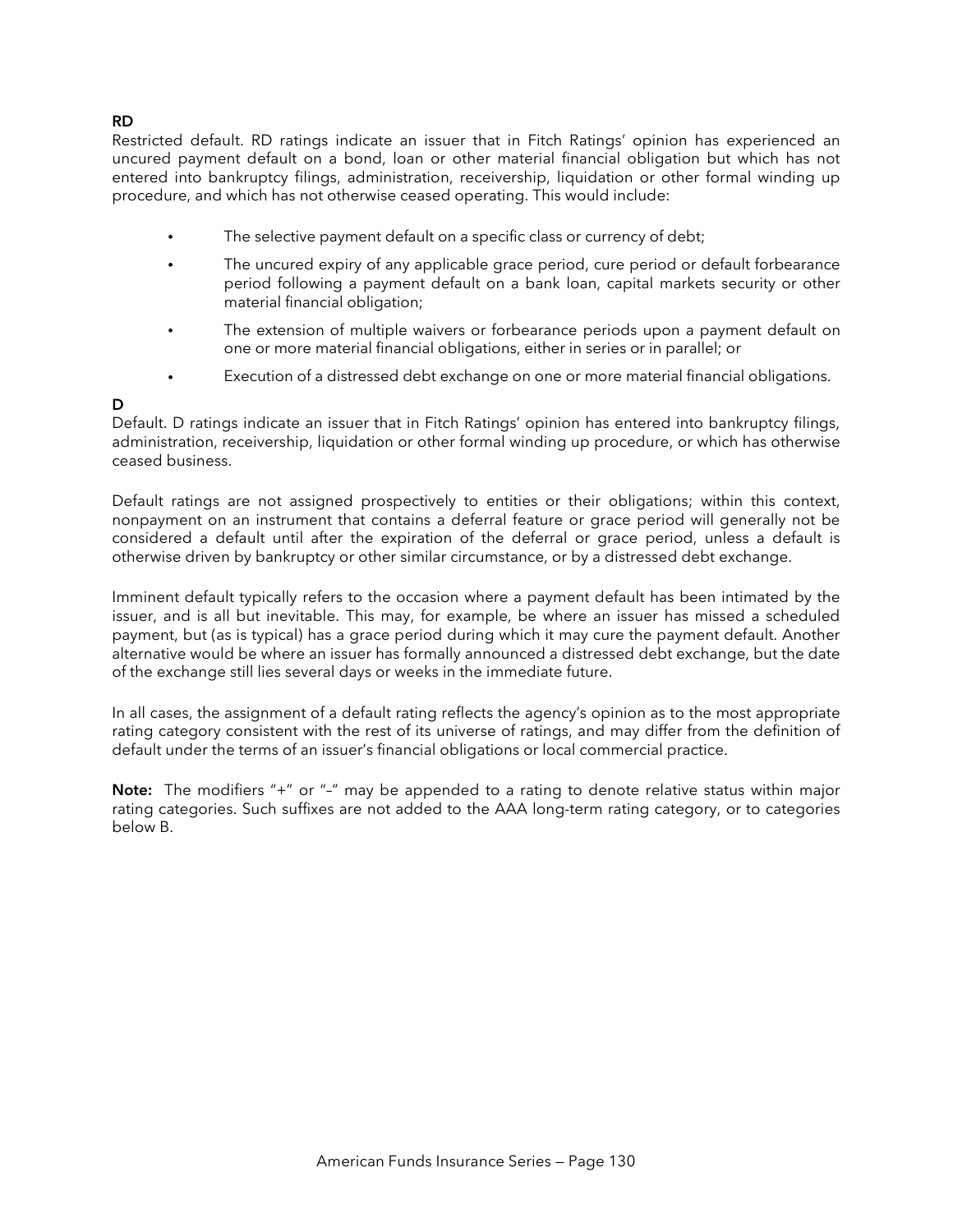**RD**

Restricted default. RD ratings indicate an issuer that in Fitch Ratings' opinion has experienced an uncured payment default on a bond, loan or other material financial obligation but which has not entered into bankruptcy filings, administration, receivership, liquidation or other formal winding up procedure, and which has not otherwise ceased operating. This would include:

- The selective payment default on a specific class or currency of debt;
- The uncured expiry of any applicable grace period, cure period or default forbearance period following a payment default on a bank loan, capital markets security or other material financial obligation;
- The extension of multiple waivers or forbearance periods upon a payment default on one or more material financial obligations, either in series or in parallel; or
- Execution of a distressed debt exchange on one or more material financial obligations.

**D**

Default. D ratings indicate an issuer that in Fitch Ratings' opinion has entered into bankruptcy filings, administration, receivership, liquidation or other formal winding up procedure, or which has otherwise ceased business.

Default ratings are not assigned prospectively to entities or their obligations; within this context, nonpayment on an instrument that contains a deferral feature or grace period will generally not be considered a default until after the expiration of the deferral or grace period, unless a default is otherwise driven by bankruptcy or other similar circumstance, or by a distressed debt exchange.

Imminent default typically refers to the occasion where a payment default has been intimated by the issuer, and is all but inevitable. This may, for example, be where an issuer has missed a scheduled payment, but (as is typical) has a grace period during which it may cure the payment default. Another alternative would be where an issuer has formally announced a distressed debt exchange, but the date of the exchange still lies several days or weeks in the immediate future.

In all cases, the assignment of a default rating reflects the agency's opinion as to the most appropriate rating category consistent with the rest of its universe of ratings, and may differ from the definition of default under the terms of an issuer's financial obligations or local commercial practice.

**Note:** The modifiers "+" or "–" may be appended to a rating to denote relative status within major rating categories. Such suffixes are not added to the AAA long-term rating category, or to categories below B.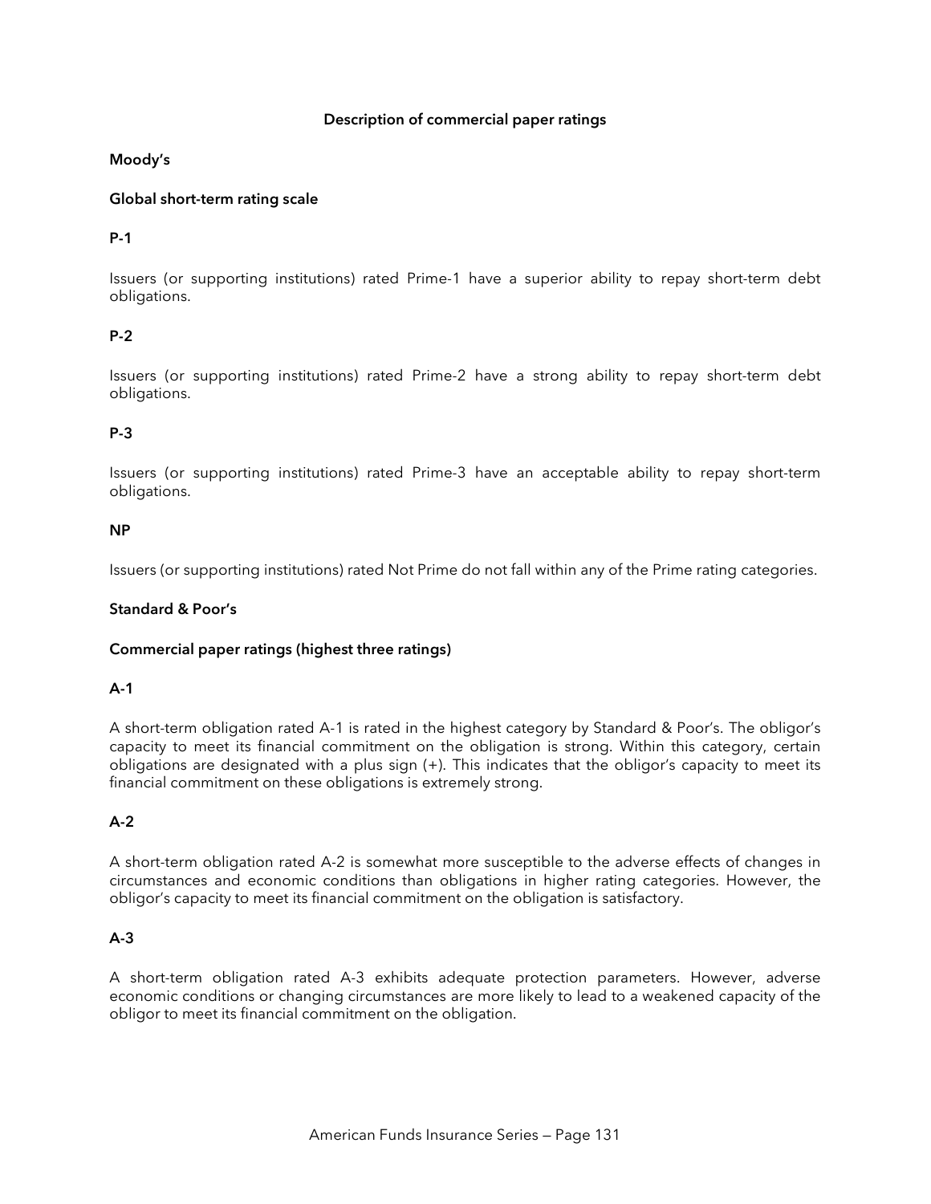## Description of commercial paper ratings

### Moody's

#### Global short-term rating scale

**P-1**

Issuers (or supporting institutions) rated Prime-1 have a superior ability to repay short-term debt obligations.

**P-2**

Issuers (or supporting institutions) rated Prime-2 have a strong ability to repay short-term debt obligations.

**P-3**

Issuers (or supporting institutions) rated Prime-3 have an acceptable ability to repay short-term obligations.

**NP**

Issuers (or supporting institutions) rated Not Prime do not fall within any of the Prime rating categories.

### Standard & Poor's

#### Commercial paper ratings (highest three ratings)

**A-1**

A short-term obligation rated A-1 is rated in the highest category by Standard & Poor's. The obligor's capacity to meet its financial commitment on the obligation is strong. Within this category, certain obligations are designated with a plus sign (+). This indicates that the obligor's capacity to meet its financial commitment on these obligations is extremely strong.

**A-2**

A short-term obligation rated A-2 is somewhat more susceptible to the adverse effects of changes in circumstances and economic conditions than obligations in higher rating categories. However, the obligor's capacity to meet its financial commitment on the obligation is satisfactory.

**A-3**

A short-term obligation rated A-3 exhibits adequate protection parameters. However, adverse economic conditions or changing circumstances are more likely to lead to a weakened capacity of the obligor to meet its financial commitment on the obligation.